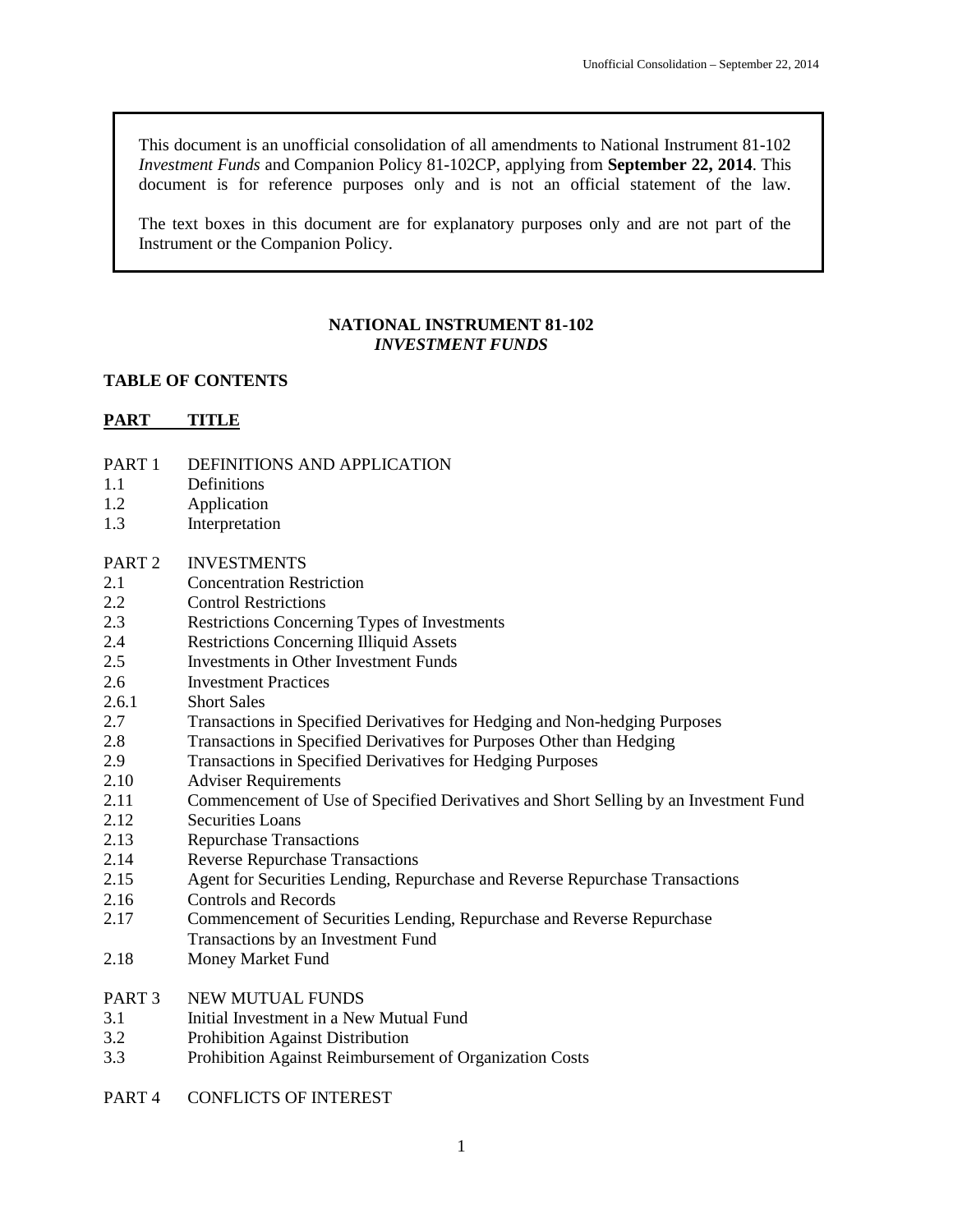This document is an unofficial consolidation of all amendments to National Instrument 81-102 *Investment Funds* and Companion Policy 81-102CP, applying from **September 22, 2014**. This document is for reference purposes only and is not an official statement of the law.

The text boxes in this document are for explanatory purposes only and are not part of the Instrument or the Companion Policy.

# NATIONAL INSTRUMENT 81-102 *INVESTMENT FUNDS*

## TABLE OF CONTENTS

| PART | TITLE |
|---|---|
| PART 1 | DEFINITIONS AND APPLICATION |
| 1.1 | Definitions |
| 1.2 | Application |
| 1.3 | Interpretation |
| PART 2 | INVESTMENTS |
| 2.1 | Concentration Restriction |
| 2.2 | Control Restrictions |
| 2.3 | Restrictions Concerning Types of Investments |
| 2.4 | Restrictions Concerning Illiquid Assets |
| 2.5 | Investments in Other Investment Funds |
| 2.6 | Investment Practices |
| 2.6.1 | Short Sales |
| 2.7 | Transactions in Specified Derivatives for Hedging and Non-hedging Purposes |
| 2.8 | Transactions in Specified Derivatives for Purposes Other than Hedging |
| 2.9 | Transactions in Specified Derivatives for Hedging Purposes |
| 2.10 | Adviser Requirements |
| 2.11 | Commencement of Use of Specified Derivatives and Short Selling by an Investment Fund |
| 2.12 | Securities Loans |
| 2.13 | Repurchase Transactions |
| 2.14 | Reverse Repurchase Transactions |
| 2.15 | Agent for Securities Lending, Repurchase and Reverse Repurchase Transactions |
| 2.16 | Controls and Records |
| 2.17 | Commencement of Securities Lending, Repurchase and Reverse Repurchase Transactions by an Investment Fund |
| 2.18 | Money Market Fund |
| PART 3 | NEW MUTUAL FUNDS |
| 3.1 | Initial Investment in a New Mutual Fund |
| 3.2 | Prohibition Against Distribution |
| 3.3 | Prohibition Against Reimbursement of Organization Costs |
| PART 4 | CONFLICTS OF INTEREST |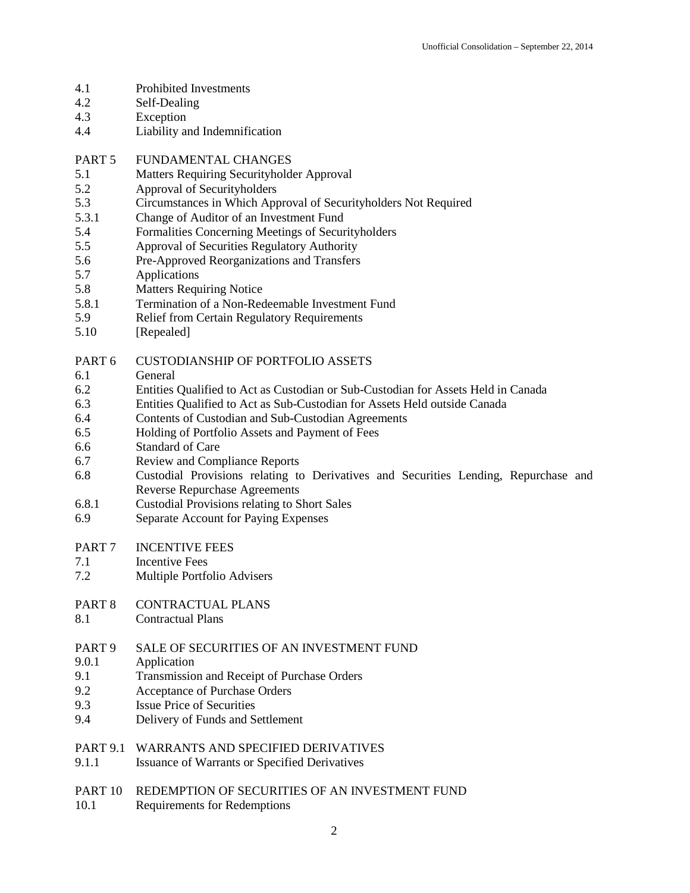4.1 Prohibited Investments
4.2 Self-Dealing
4.3 Exception
4.4 Liability and Indemnification

PART 5 FUNDAMENTAL CHANGES
5.1 Matters Requiring Securityholder Approval
5.2 Approval of Securityholders
5.3 Circumstances in Which Approval of Securityholders Not Required
5.3.1 Change of Auditor of an Investment Fund
5.4 Formalities Concerning Meetings of Securityholders
5.5 Approval of Securities Regulatory Authority
5.6 Pre-Approved Reorganizations and Transfers
5.7 Applications
5.8 Matters Requiring Notice
5.8.1 Termination of a Non-Redeemable Investment Fund
5.9 Relief from Certain Regulatory Requirements
5.10 [Repealed]

PART 6 CUSTODIANSHIP OF PORTFOLIO ASSETS
6.1 General
6.2 Entities Qualified to Act as Custodian or Sub-Custodian for Assets Held in Canada
6.3 Entities Qualified to Act as Sub-Custodian for Assets Held outside Canada
6.4 Contents of Custodian and Sub-Custodian Agreements
6.5 Holding of Portfolio Assets and Payment of Fees
6.6 Standard of Care
6.7 Review and Compliance Reports
6.8 Custodial Provisions relating to Derivatives and Securities Lending, Repurchase and Reverse Repurchase Agreements
6.8.1 Custodial Provisions relating to Short Sales
6.9 Separate Account for Paying Expenses

PART 7 INCENTIVE FEES
7.1 Incentive Fees
7.2 Multiple Portfolio Advisers

PART 8 CONTRACTUAL PLANS
8.1 Contractual Plans

PART 9 SALE OF SECURITIES OF AN INVESTMENT FUND
9.0.1 Application
9.1 Transmission and Receipt of Purchase Orders
9.2 Acceptance of Purchase Orders
9.3 Issue Price of Securities
9.4 Delivery of Funds and Settlement

PART 9.1 WARRANTS AND SPECIFIED DERIVATIVES
9.1.1 Issuance of Warrants or Specified Derivatives

PART 10 REDEMPTION OF SECURITIES OF AN INVESTMENT FUND
10.1 Requirements for Redemptions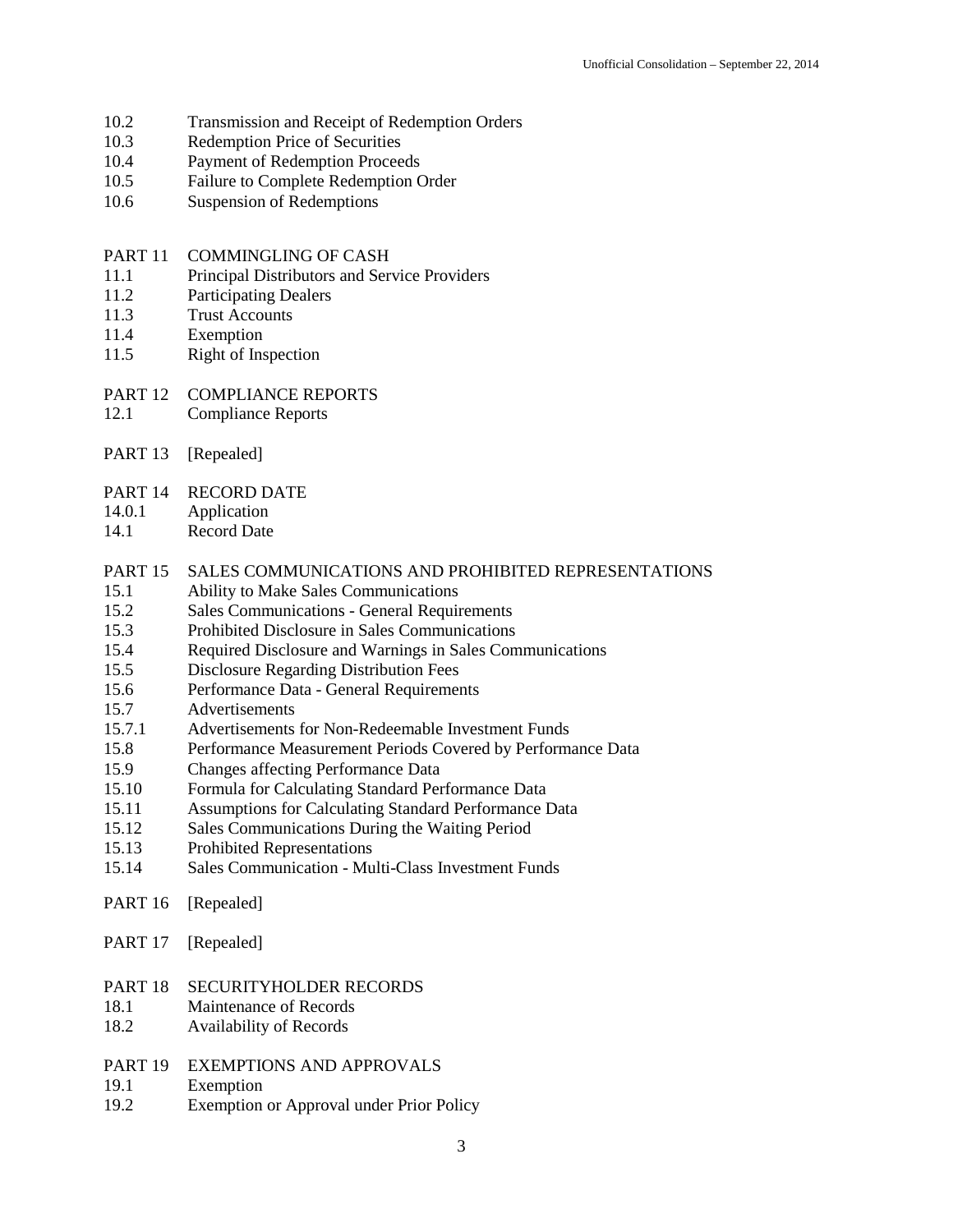10.2 Transmission and Receipt of Redemption Orders
10.3 Redemption Price of Securities
10.4 Payment of Redemption Proceeds
10.5 Failure to Complete Redemption Order
10.6 Suspension of Redemptions

PART 11 COMMINGLING OF CASH
11.1 Principal Distributors and Service Providers
11.2 Participating Dealers
11.3 Trust Accounts
11.4 Exemption
11.5 Right of Inspection

PART 12 COMPLIANCE REPORTS
12.1 Compliance Reports

PART 13 [Repealed]

PART 14 RECORD DATE
14.0.1 Application
14.1 Record Date

PART 15 SALES COMMUNICATIONS AND PROHIBITED REPRESENTATIONS
15.1 Ability to Make Sales Communications
15.2 Sales Communications - General Requirements
15.3 Prohibited Disclosure in Sales Communications
15.4 Required Disclosure and Warnings in Sales Communications
15.5 Disclosure Regarding Distribution Fees
15.6 Performance Data - General Requirements
15.7 Advertisements
15.7.1 Advertisements for Non-Redeemable Investment Funds
15.8 Performance Measurement Periods Covered by Performance Data
15.9 Changes affecting Performance Data
15.10 Formula for Calculating Standard Performance Data
15.11 Assumptions for Calculating Standard Performance Data
15.12 Sales Communications During the Waiting Period
15.13 Prohibited Representations
15.14 Sales Communication - Multi-Class Investment Funds

PART 16 [Repealed]

PART 17 [Repealed]

PART 18 SECURITYHOLDER RECORDS
18.1 Maintenance of Records
18.2 Availability of Records

PART 19 EXEMPTIONS AND APPROVALS
19.1 Exemption
19.2 Exemption or Approval under Prior Policy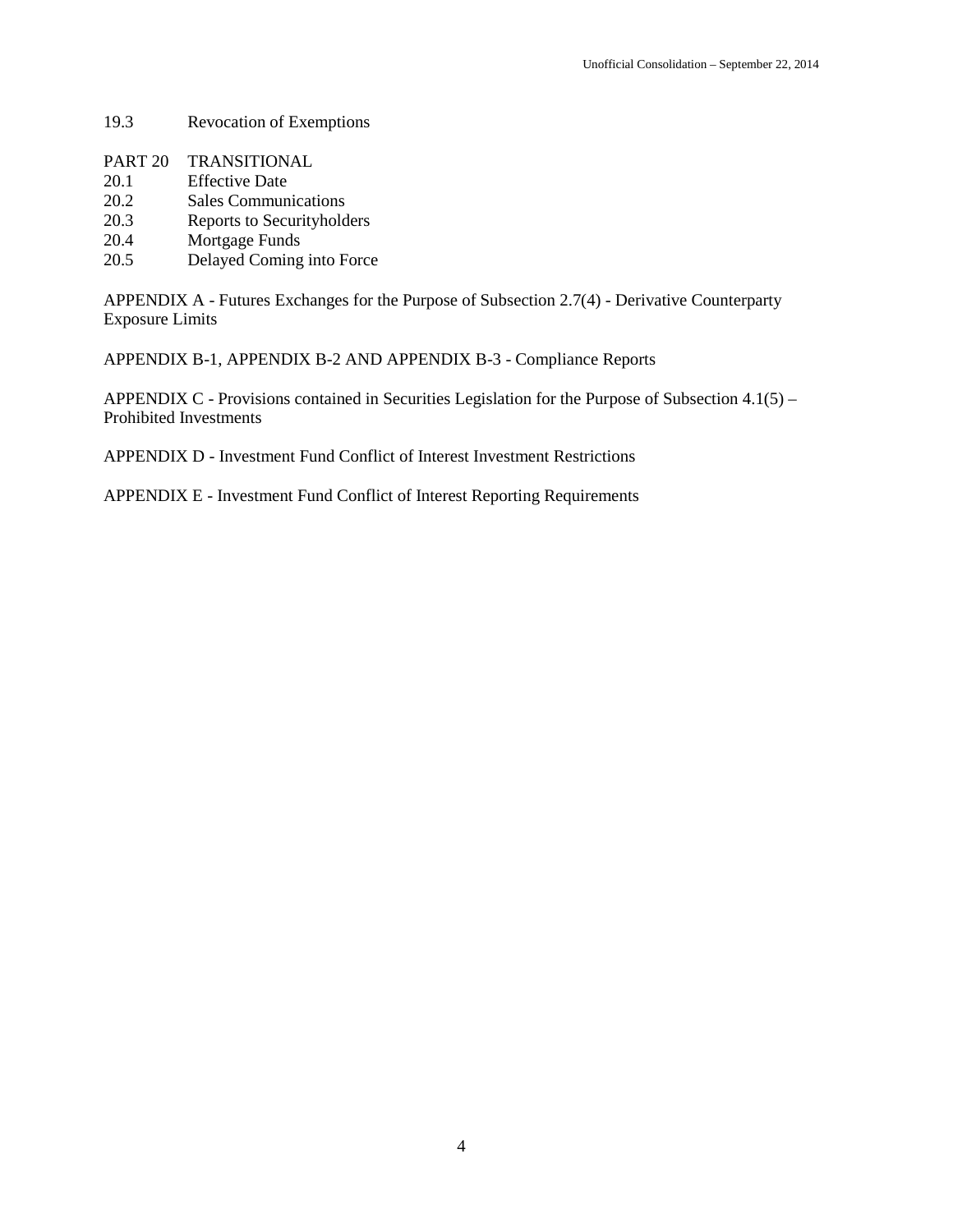19.3 Revocation of Exemptions

PART 20 TRANSITIONAL
20.1 Effective Date
20.2 Sales Communications
20.3 Reports to Securityholders
20.4 Mortgage Funds
20.5 Delayed Coming into Force

APPENDIX A - Futures Exchanges for the Purpose of Subsection 2.7(4) - Derivative Counterparty Exposure Limits

APPENDIX B-1, APPENDIX B-2 AND APPENDIX B-3 - Compliance Reports

APPENDIX C - Provisions contained in Securities Legislation for the Purpose of Subsection 4.1(5) – Prohibited Investments

APPENDIX D - Investment Fund Conflict of Interest Investment Restrictions

APPENDIX E - Investment Fund Conflict of Interest Reporting Requirements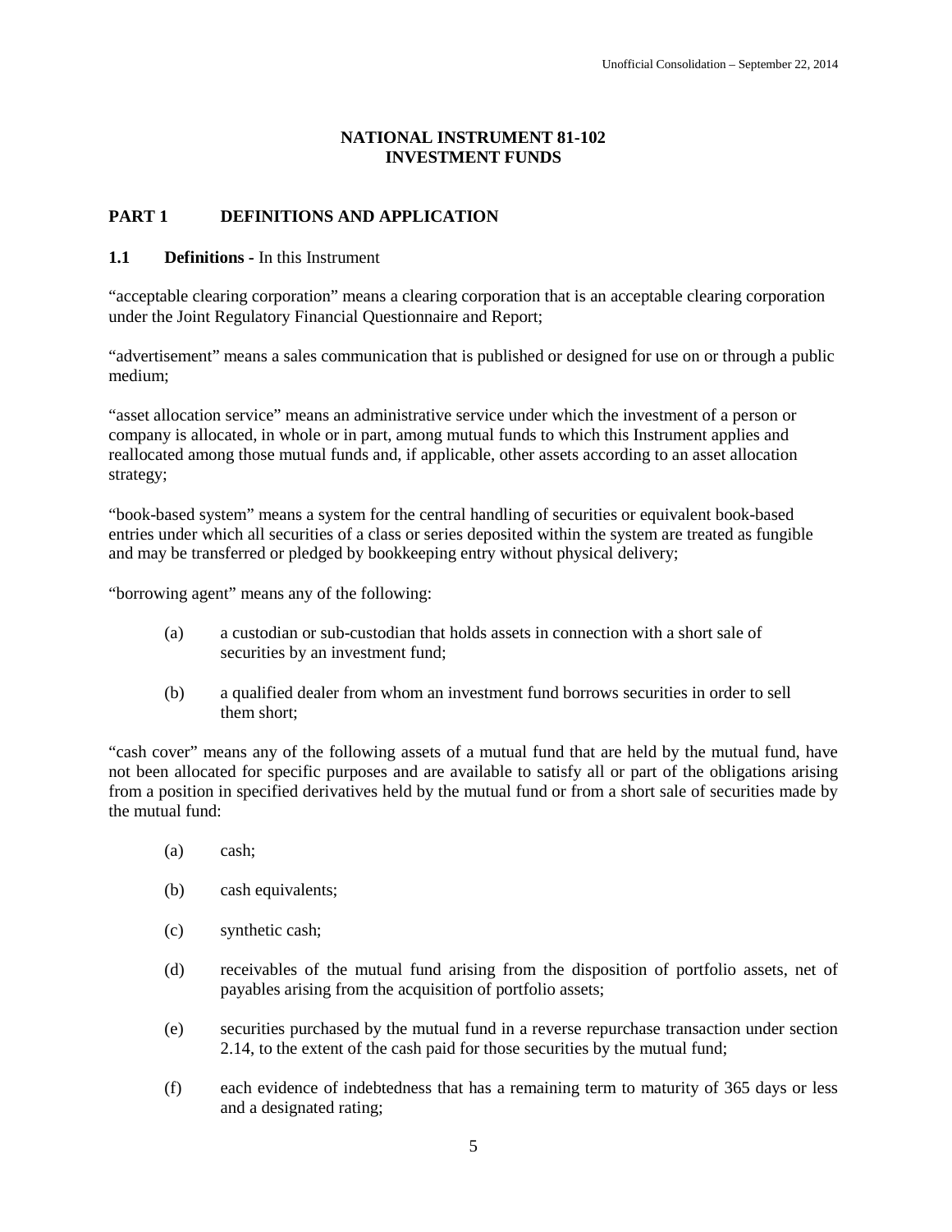# NATIONAL INSTRUMENT 81-102
# INVESTMENT FUNDS

## PART 1 DEFINITIONS AND APPLICATION

**1.1 Definitions** - In this Instrument

"acceptable clearing corporation" means a clearing corporation that is an acceptable clearing corporation under the Joint Regulatory Financial Questionnaire and Report;

"advertisement" means a sales communication that is published or designed for use on or through a public medium;

"asset allocation service" means an administrative service under which the investment of a person or company is allocated, in whole or in part, among mutual funds to which this Instrument applies and reallocated among those mutual funds and, if applicable, other assets according to an asset allocation strategy;

"book-based system" means a system for the central handling of securities or equivalent book-based entries under which all securities of a class or series deposited within the system are treated as fungible and may be transferred or pledged by bookkeeping entry without physical delivery;

"borrowing agent" means any of the following:

(a) a custodian or sub-custodian that holds assets in connection with a short sale of securities by an investment fund;

(b) a qualified dealer from whom an investment fund borrows securities in order to sell them short;

"cash cover" means any of the following assets of a mutual fund that are held by the mutual fund, have not been allocated for specific purposes and are available to satisfy all or part of the obligations arising from a position in specified derivatives held by the mutual fund or from a short sale of securities made by the mutual fund:

(a) cash;

(b) cash equivalents;

(c) synthetic cash;

(d) receivables of the mutual fund arising from the disposition of portfolio assets, net of payables arising from the acquisition of portfolio assets;

(e) securities purchased by the mutual fund in a reverse repurchase transaction under section 2.14, to the extent of the cash paid for those securities by the mutual fund;

(f) each evidence of indebtedness that has a remaining term to maturity of 365 days or less and a designated rating;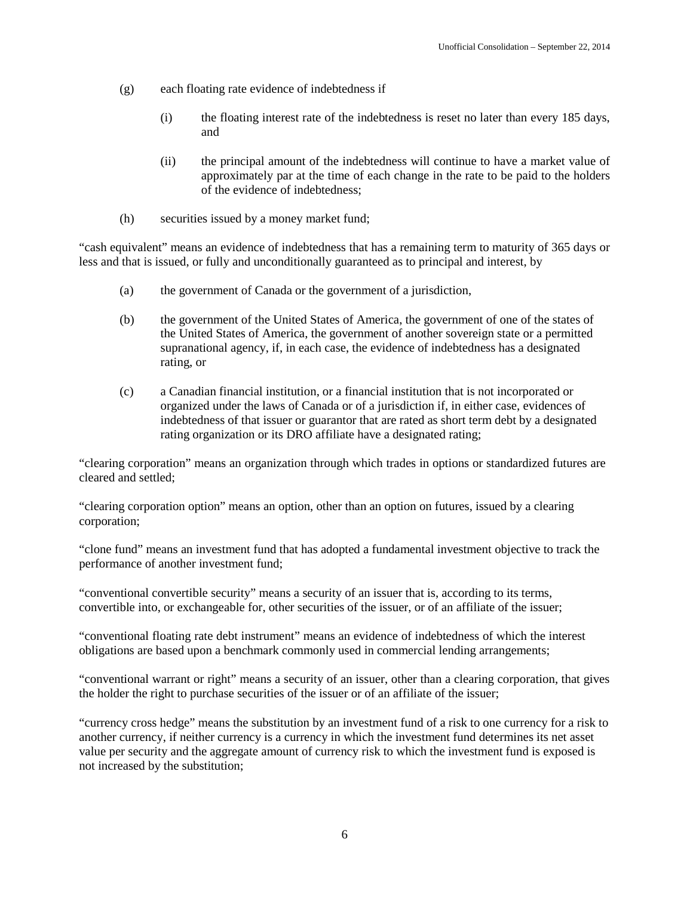(g) each floating rate evidence of indebtedness if

(i) the floating interest rate of the indebtedness is reset no later than every 185 days, and

(ii) the principal amount of the indebtedness will continue to have a market value of approximately par at the time of each change in the rate to be paid to the holders of the evidence of indebtedness;

(h) securities issued by a money market fund;

"cash equivalent" means an evidence of indebtedness that has a remaining term to maturity of 365 days or less and that is issued, or fully and unconditionally guaranteed as to principal and interest, by

(a) the government of Canada or the government of a jurisdiction,

(b) the government of the United States of America, the government of one of the states of the United States of America, the government of another sovereign state or a permitted supranational agency, if, in each case, the evidence of indebtedness has a designated rating, or

(c) a Canadian financial institution, or a financial institution that is not incorporated or organized under the laws of Canada or of a jurisdiction if, in either case, evidences of indebtedness of that issuer or guarantor that are rated as short term debt by a designated rating organization or its DRO affiliate have a designated rating;

"clearing corporation" means an organization through which trades in options or standardized futures are cleared and settled;

"clearing corporation option" means an option, other than an option on futures, issued by a clearing corporation;

"clone fund" means an investment fund that has adopted a fundamental investment objective to track the performance of another investment fund;

"conventional convertible security" means a security of an issuer that is, according to its terms, convertible into, or exchangeable for, other securities of the issuer, or of an affiliate of the issuer;

"conventional floating rate debt instrument" means an evidence of indebtedness of which the interest obligations are based upon a benchmark commonly used in commercial lending arrangements;

"conventional warrant or right" means a security of an issuer, other than a clearing corporation, that gives the holder the right to purchase securities of the issuer or of an affiliate of the issuer;

"currency cross hedge" means the substitution by an investment fund of a risk to one currency for a risk to another currency, if neither currency is a currency in which the investment fund determines its net asset value per security and the aggregate amount of currency risk to which the investment fund is exposed is not increased by the substitution;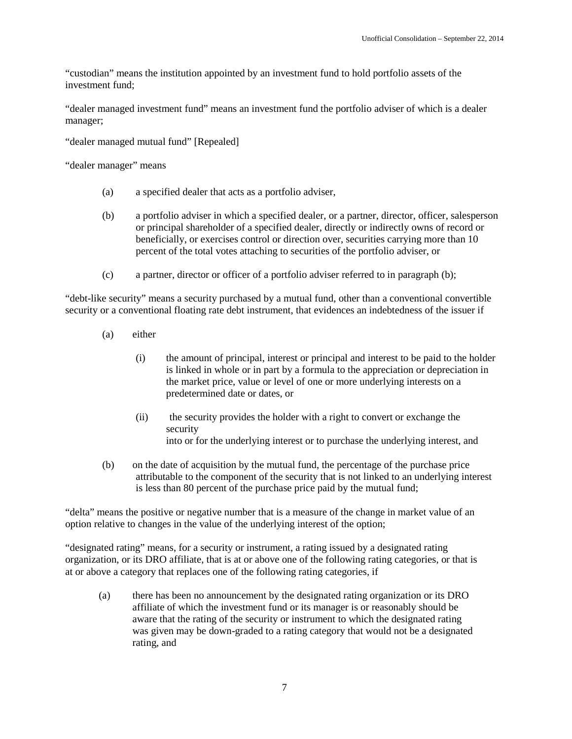"custodian" means the institution appointed by an investment fund to hold portfolio assets of the investment fund;

"dealer managed investment fund" means an investment fund the portfolio adviser of which is a dealer manager;

"dealer managed mutual fund" [Repealed]

"dealer manager" means

(a) a specified dealer that acts as a portfolio adviser,

(b) a portfolio adviser in which a specified dealer, or a partner, director, officer, salesperson or principal shareholder of a specified dealer, directly or indirectly owns of record or beneficially, or exercises control or direction over, securities carrying more than 10 percent of the total votes attaching to securities of the portfolio adviser, or

(c) a partner, director or officer of a portfolio adviser referred to in paragraph (b);

"debt-like security" means a security purchased by a mutual fund, other than a conventional convertible security or a conventional floating rate debt instrument, that evidences an indebtedness of the issuer if

(a) either

(i) the amount of principal, interest or principal and interest to be paid to the holder is linked in whole or in part by a formula to the appreciation or depreciation in the market price, value or level of one or more underlying interests on a predetermined date or dates, or

(ii) the security provides the holder with a right to convert or exchange the security into or for the underlying interest or to purchase the underlying interest, and

(b) on the date of acquisition by the mutual fund, the percentage of the purchase price attributable to the component of the security that is not linked to an underlying interest is less than 80 percent of the purchase price paid by the mutual fund;

"delta" means the positive or negative number that is a measure of the change in market value of an option relative to changes in the value of the underlying interest of the option;

"designated rating" means, for a security or instrument, a rating issued by a designated rating organization, or its DRO affiliate, that is at or above one of the following rating categories, or that is at or above a category that replaces one of the following rating categories, if

(a) there has been no announcement by the designated rating organization or its DRO affiliate of which the investment fund or its manager is or reasonably should be aware that the rating of the security or instrument to which the designated rating was given may be down-graded to a rating category that would not be a designated rating, and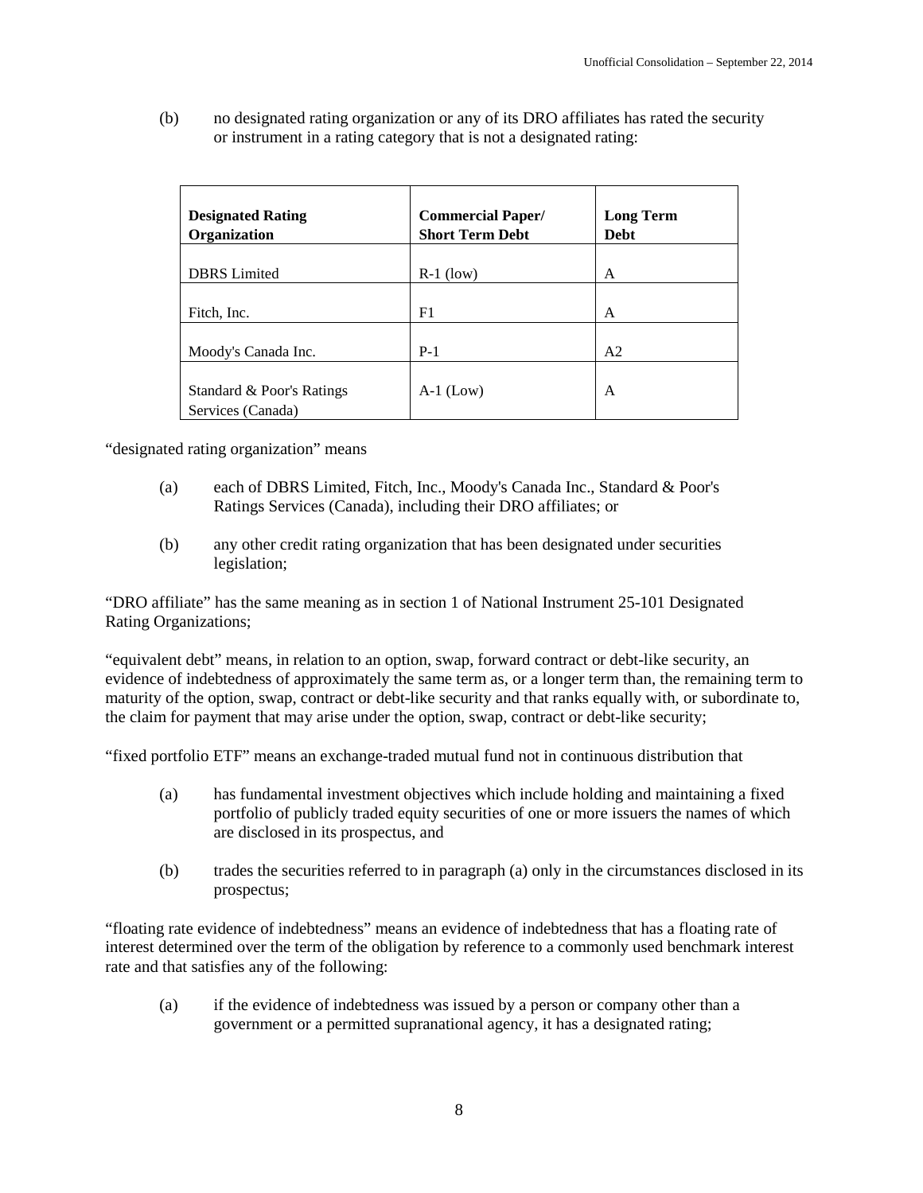(b) no designated rating organization or any of its DRO affiliates has rated the security or instrument in a rating category that is not a designated rating:

| Designated Rating Organization | Commercial Paper/ Short Term Debt | Long Term Debt |
| --- | --- | --- |
| DBRS Limited | R-1 (low) | A |
| Fitch, Inc. | F1 | A |
| Moody's Canada Inc. | P-1 | A2 |
| Standard & Poor's Ratings Services (Canada) | A-1 (Low) | A |

"designated rating organization" means

(a) each of DBRS Limited, Fitch, Inc., Moody's Canada Inc., Standard & Poor's Ratings Services (Canada), including their DRO affiliates; or

(b) any other credit rating organization that has been designated under securities legislation;

"DRO affiliate" has the same meaning as in section 1 of National Instrument 25-101 Designated Rating Organizations;

"equivalent debt" means, in relation to an option, swap, forward contract or debt-like security, an evidence of indebtedness of approximately the same term as, or a longer term than, the remaining term to maturity of the option, swap, contract or debt-like security and that ranks equally with, or subordinate to, the claim for payment that may arise under the option, swap, contract or debt-like security;

"fixed portfolio ETF" means an exchange-traded mutual fund not in continuous distribution that

(a) has fundamental investment objectives which include holding and maintaining a fixed portfolio of publicly traded equity securities of one or more issuers the names of which are disclosed in its prospectus, and

(b) trades the securities referred to in paragraph (a) only in the circumstances disclosed in its prospectus;

"floating rate evidence of indebtedness" means an evidence of indebtedness that has a floating rate of interest determined over the term of the obligation by reference to a commonly used benchmark interest rate and that satisfies any of the following:

(a) if the evidence of indebtedness was issued by a person or company other than a government or a permitted supranational agency, it has a designated rating;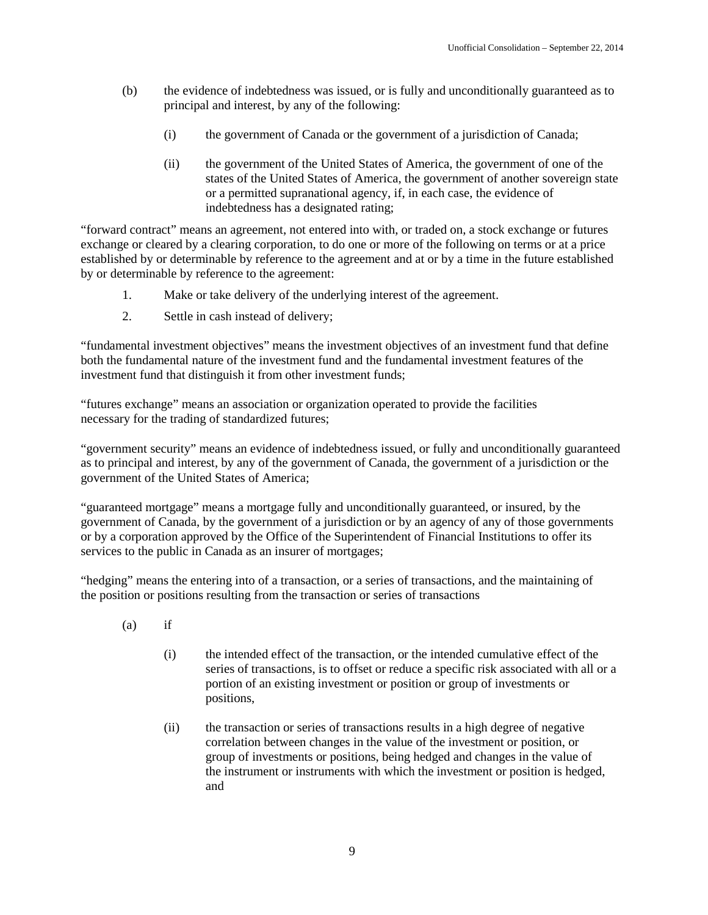(b) the evidence of indebtedness was issued, or is fully and unconditionally guaranteed as to principal and interest, by any of the following:

(i) the government of Canada or the government of a jurisdiction of Canada;

(ii) the government of the United States of America, the government of one of the states of the United States of America, the government of another sovereign state or a permitted supranational agency, if, in each case, the evidence of indebtedness has a designated rating;

"forward contract" means an agreement, not entered into with, or traded on, a stock exchange or futures exchange or cleared by a clearing corporation, to do one or more of the following on terms or at a price established by or determinable by reference to the agreement and at or by a time in the future established by or determinable by reference to the agreement:

1. Make or take delivery of the underlying interest of the agreement.

2. Settle in cash instead of delivery;

"fundamental investment objectives" means the investment objectives of an investment fund that define both the fundamental nature of the investment fund and the fundamental investment features of the investment fund that distinguish it from other investment funds;

"futures exchange" means an association or organization operated to provide the facilities necessary for the trading of standardized futures;

"government security" means an evidence of indebtedness issued, or fully and unconditionally guaranteed as to principal and interest, by any of the government of Canada, the government of a jurisdiction or the government of the United States of America;

"guaranteed mortgage" means a mortgage fully and unconditionally guaranteed, or insured, by the government of Canada, by the government of a jurisdiction or by an agency of any of those governments or by a corporation approved by the Office of the Superintendent of Financial Institutions to offer its services to the public in Canada as an insurer of mortgages;

"hedging" means the entering into of a transaction, or a series of transactions, and the maintaining of the position or positions resulting from the transaction or series of transactions

(a) if

(i) the intended effect of the transaction, or the intended cumulative effect of the series of transactions, is to offset or reduce a specific risk associated with all or a portion of an existing investment or position or group of investments or positions,

(ii) the transaction or series of transactions results in a high degree of negative correlation between changes in the value of the investment or position, or group of investments or positions, being hedged and changes in the value of the instrument or instruments with which the investment or position is hedged, and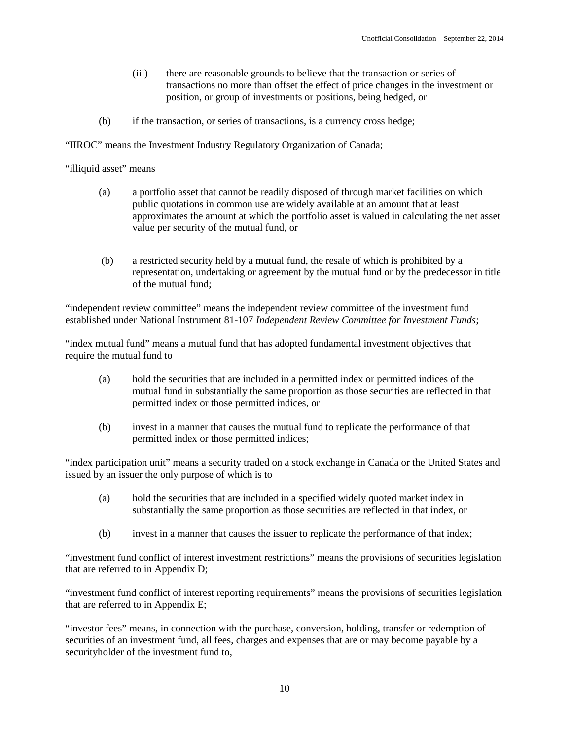(iii) there are reasonable grounds to believe that the transaction or series of transactions no more than offset the effect of price changes in the investment or position, or group of investments or positions, being hedged, or

(b) if the transaction, or series of transactions, is a currency cross hedge;

"IIROC" means the Investment Industry Regulatory Organization of Canada;

"illiquid asset" means

(a) a portfolio asset that cannot be readily disposed of through market facilities on which public quotations in common use are widely available at an amount that at least approximates the amount at which the portfolio asset is valued in calculating the net asset value per security of the mutual fund, or

(b) a restricted security held by a mutual fund, the resale of which is prohibited by a representation, undertaking or agreement by the mutual fund or by the predecessor in title of the mutual fund;

"independent review committee" means the independent review committee of the investment fund established under National Instrument 81-107 *Independent Review Committee for Investment Funds*;

"index mutual fund" means a mutual fund that has adopted fundamental investment objectives that require the mutual fund to

(a) hold the securities that are included in a permitted index or permitted indices of the mutual fund in substantially the same proportion as those securities are reflected in that permitted index or those permitted indices, or

(b) invest in a manner that causes the mutual fund to replicate the performance of that permitted index or those permitted indices;

"index participation unit" means a security traded on a stock exchange in Canada or the United States and issued by an issuer the only purpose of which is to

(a) hold the securities that are included in a specified widely quoted market index in substantially the same proportion as those securities are reflected in that index, or

(b) invest in a manner that causes the issuer to replicate the performance of that index;

"investment fund conflict of interest investment restrictions" means the provisions of securities legislation that are referred to in Appendix D;

"investment fund conflict of interest reporting requirements" means the provisions of securities legislation that are referred to in Appendix E;

"investor fees" means, in connection with the purchase, conversion, holding, transfer or redemption of securities of an investment fund, all fees, charges and expenses that are or may become payable by a securityholder of the investment fund to,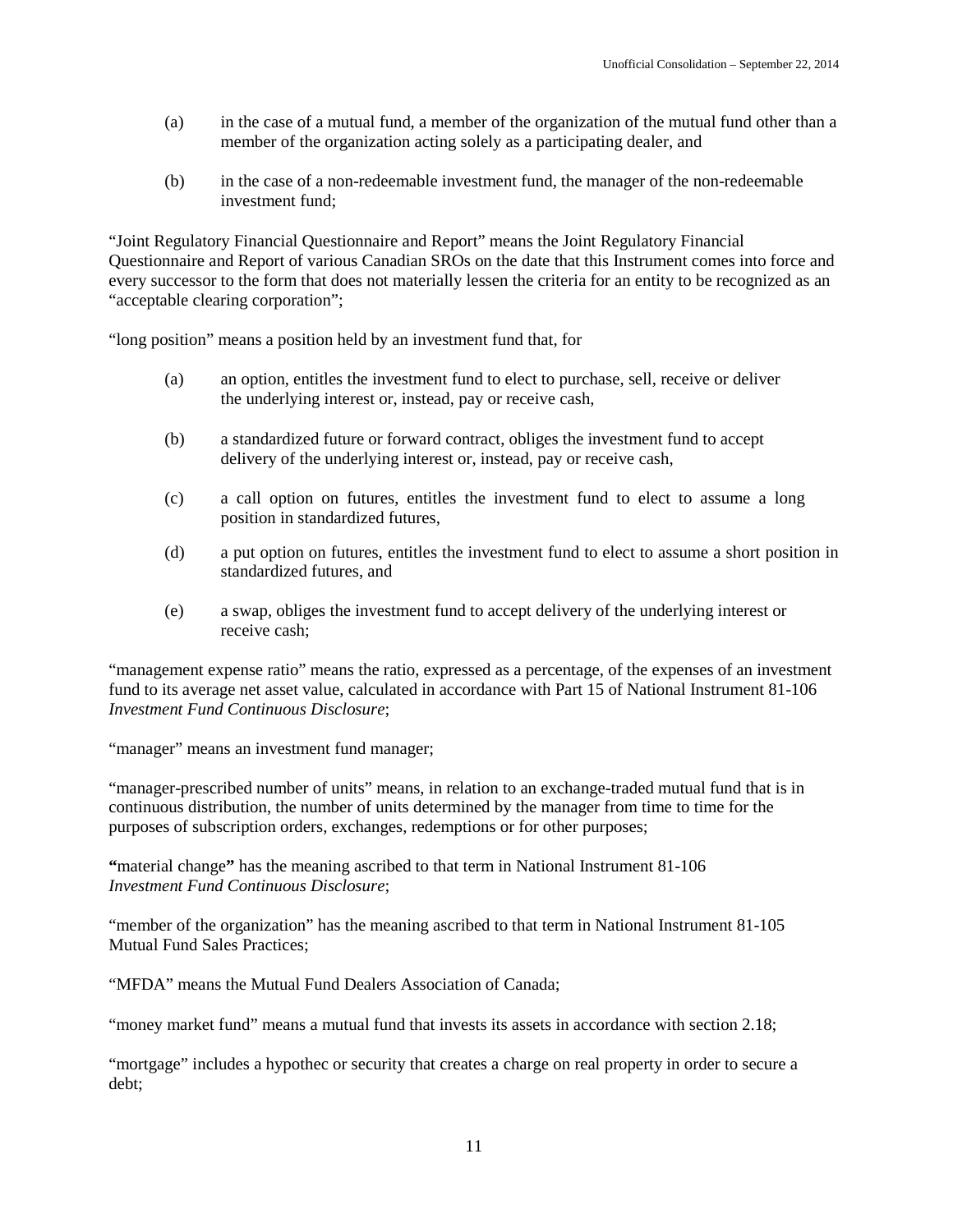(a) in the case of a mutual fund, a member of the organization of the mutual fund other than a member of the organization acting solely as a participating dealer, and

(b) in the case of a non-redeemable investment fund, the manager of the non-redeemable investment fund;

"Joint Regulatory Financial Questionnaire and Report" means the Joint Regulatory Financial Questionnaire and Report of various Canadian SROs on the date that this Instrument comes into force and every successor to the form that does not materially lessen the criteria for an entity to be recognized as an "acceptable clearing corporation";

"long position" means a position held by an investment fund that, for

(a) an option, entitles the investment fund to elect to purchase, sell, receive or deliver the underlying interest or, instead, pay or receive cash,

(b) a standardized future or forward contract, obliges the investment fund to accept delivery of the underlying interest or, instead, pay or receive cash,

(c) a call option on futures, entitles the investment fund to elect to assume a long position in standardized futures,

(d) a put option on futures, entitles the investment fund to elect to assume a short position in standardized futures, and

(e) a swap, obliges the investment fund to accept delivery of the underlying interest or receive cash;

"management expense ratio" means the ratio, expressed as a percentage, of the expenses of an investment fund to its average net asset value, calculated in accordance with Part 15 of National Instrument 81-106 *Investment Fund Continuous Disclosure*;

"manager" means an investment fund manager;

"manager-prescribed number of units" means, in relation to an exchange-traded mutual fund that is in continuous distribution, the number of units determined by the manager from time to time for the purposes of subscription orders, exchanges, redemptions or for other purposes;

"material change" has the meaning ascribed to that term in National Instrument 81-106 *Investment Fund Continuous Disclosure*;

"member of the organization" has the meaning ascribed to that term in National Instrument 81-105 Mutual Fund Sales Practices;

"MFDA" means the Mutual Fund Dealers Association of Canada;

"money market fund" means a mutual fund that invests its assets in accordance with section 2.18;

"mortgage" includes a hypothec or security that creates a charge on real property in order to secure a debt;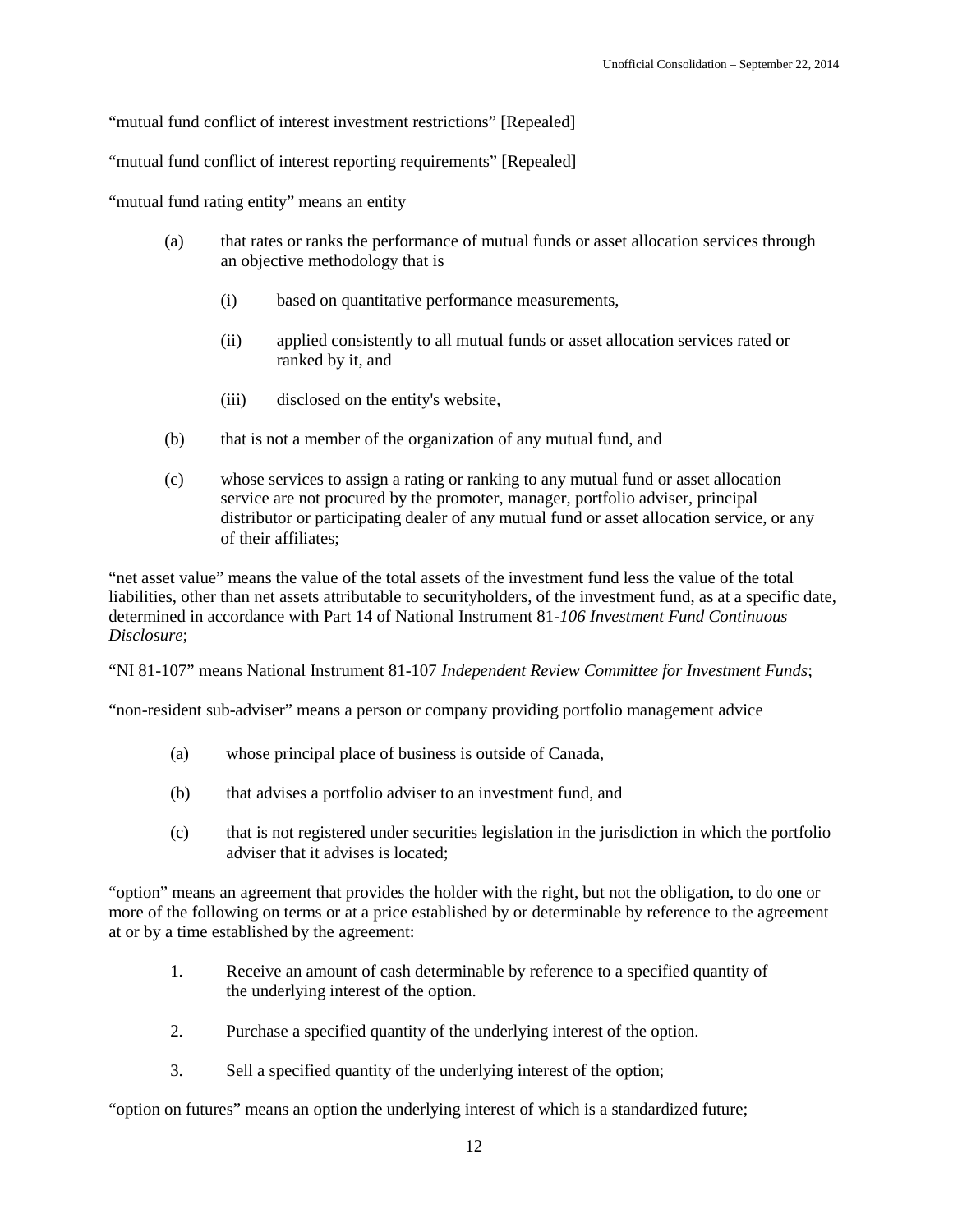"mutual fund conflict of interest investment restrictions" [Repealed]

"mutual fund conflict of interest reporting requirements" [Repealed]

"mutual fund rating entity" means an entity

(a) that rates or ranks the performance of mutual funds or asset allocation services through an objective methodology that is

  (i) based on quantitative performance measurements,

  (ii) applied consistently to all mutual funds or asset allocation services rated or ranked by it, and

  (iii) disclosed on the entity's website,

(b) that is not a member of the organization of any mutual fund, and

(c) whose services to assign a rating or ranking to any mutual fund or asset allocation service are not procured by the promoter, manager, portfolio adviser, principal distributor or participating dealer of any mutual fund or asset allocation service, or any of their affiliates;

"net asset value" means the value of the total assets of the investment fund less the value of the total liabilities, other than net assets attributable to securityholders, of the investment fund, as at a specific date, determined in accordance with Part 14 of National Instrument 81-*106 Investment Fund Continuous Disclosure*;

"NI 81-107" means National Instrument 81-107 *Independent Review Committee for Investment Funds*;

"non-resident sub-adviser" means a person or company providing portfolio management advice

(a) whose principal place of business is outside of Canada,

(b) that advises a portfolio adviser to an investment fund, and

(c) that is not registered under securities legislation in the jurisdiction in which the portfolio adviser that it advises is located;

"option" means an agreement that provides the holder with the right, but not the obligation, to do one or more of the following on terms or at a price established by or determinable by reference to the agreement at or by a time established by the agreement:

1. Receive an amount of cash determinable by reference to a specified quantity of the underlying interest of the option.

2. Purchase a specified quantity of the underlying interest of the option.

3. Sell a specified quantity of the underlying interest of the option;

"option on futures" means an option the underlying interest of which is a standardized future;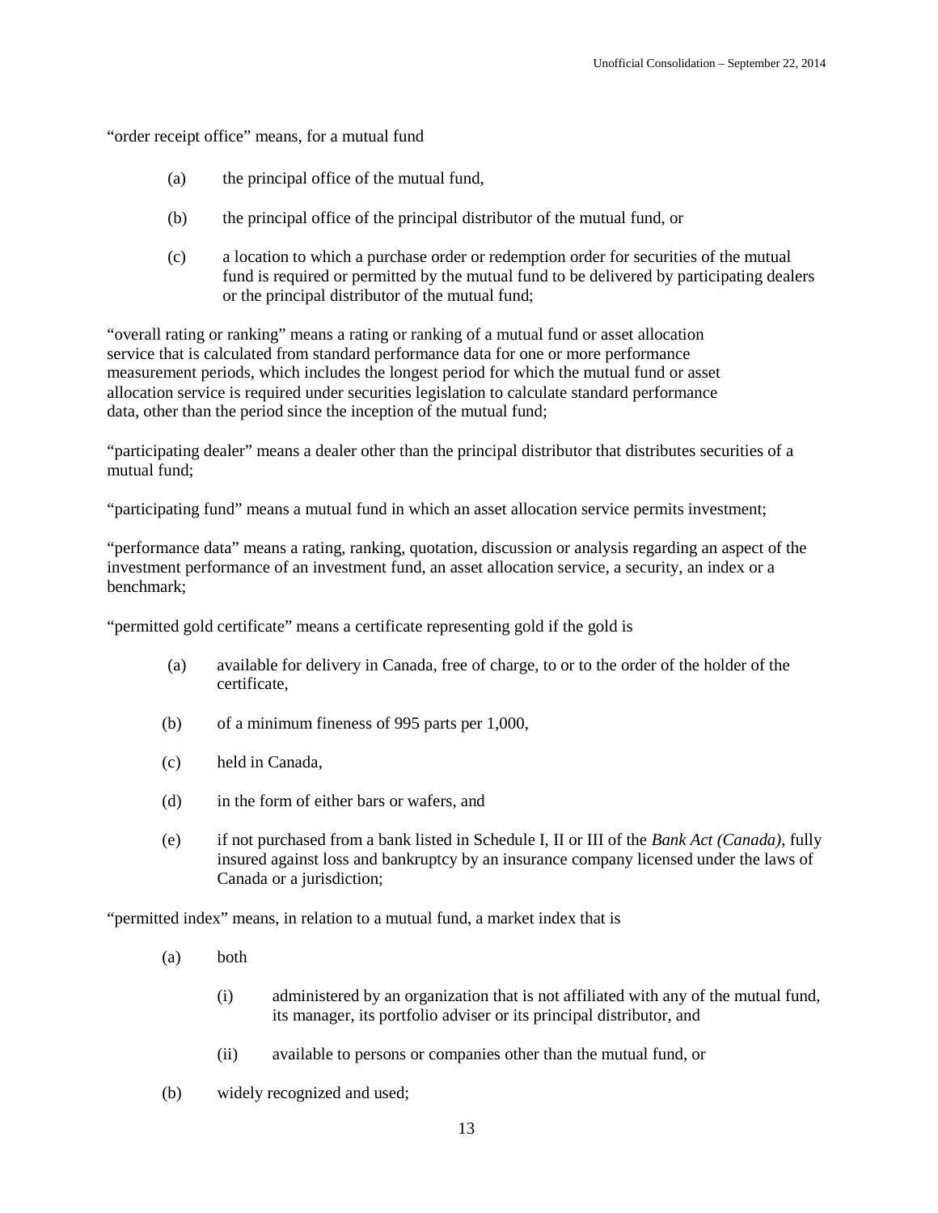"order receipt office" means, for a mutual fund

(a) the principal office of the mutual fund,

(b) the principal office of the principal distributor of the mutual fund, or

(c) a location to which a purchase order or redemption order for securities of the mutual fund is required or permitted by the mutual fund to be delivered by participating dealers or the principal distributor of the mutual fund;

"overall rating or ranking" means a rating or ranking of a mutual fund or asset allocation service that is calculated from standard performance data for one or more performance measurement periods, which includes the longest period for which the mutual fund or asset allocation service is required under securities legislation to calculate standard performance data, other than the period since the inception of the mutual fund;

"participating dealer" means a dealer other than the principal distributor that distributes securities of a mutual fund;

"participating fund" means a mutual fund in which an asset allocation service permits investment;

"performance data" means a rating, ranking, quotation, discussion or analysis regarding an aspect of the investment performance of an investment fund, an asset allocation service, a security, an index or a benchmark;

"permitted gold certificate" means a certificate representing gold if the gold is

(a) available for delivery in Canada, free of charge, to or to the order of the holder of the certificate,

(b) of a minimum fineness of 995 parts per 1,000,

(c) held in Canada,

(d) in the form of either bars or wafers, and

(e) if not purchased from a bank listed in Schedule I, II or III of the *Bank Act (Canada)*, fully insured against loss and bankruptcy by an insurance company licensed under the laws of Canada or a jurisdiction;

"permitted index" means, in relation to a mutual fund, a market index that is

(a) both

(i) administered by an organization that is not affiliated with any of the mutual fund, its manager, its portfolio adviser or its principal distributor, and

(ii) available to persons or companies other than the mutual fund, or

(b) widely recognized and used;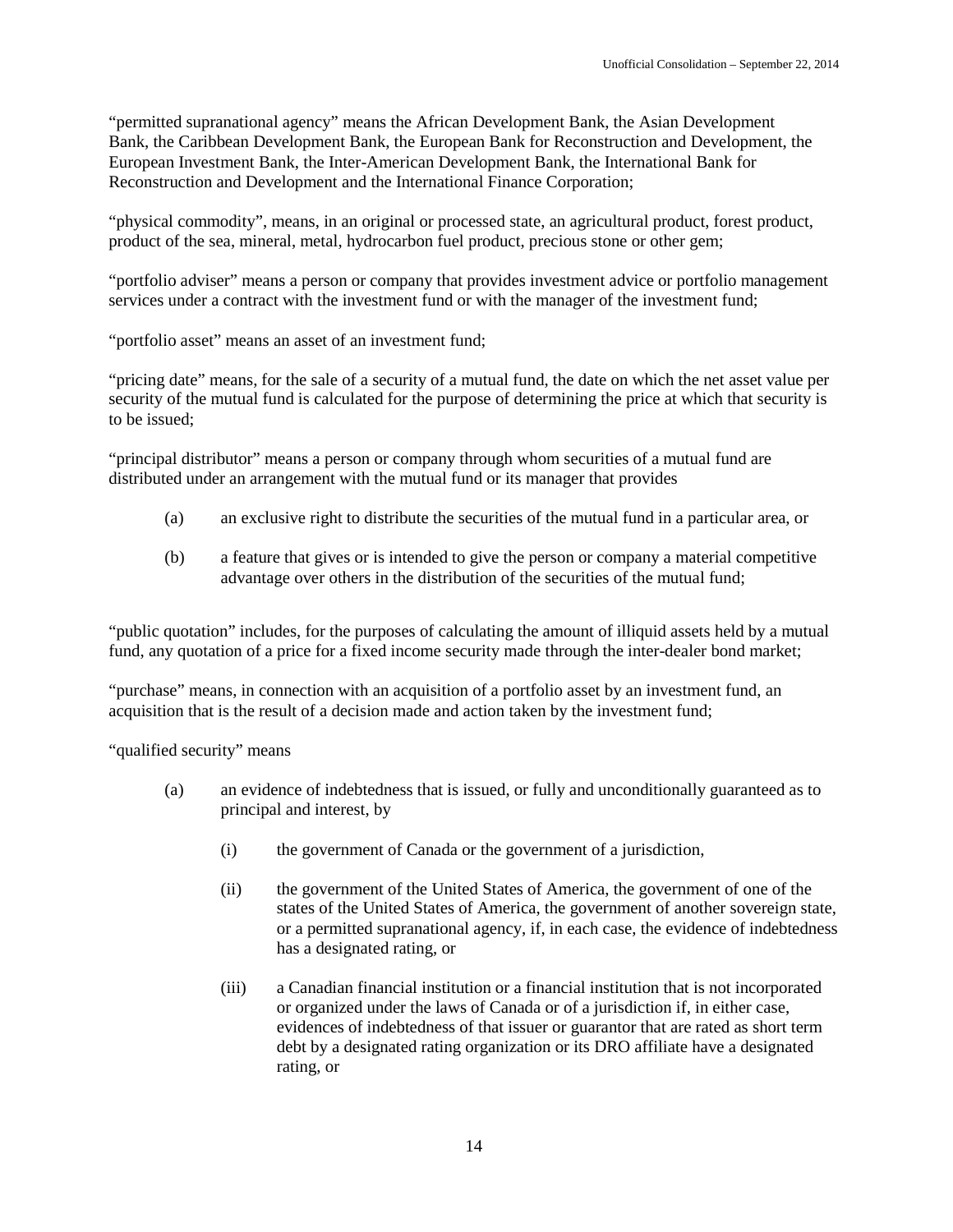"permitted supranational agency" means the African Development Bank, the Asian Development Bank, the Caribbean Development Bank, the European Bank for Reconstruction and Development, the European Investment Bank, the Inter-American Development Bank, the International Bank for Reconstruction and Development and the International Finance Corporation;

"physical commodity", means, in an original or processed state, an agricultural product, forest product, product of the sea, mineral, metal, hydrocarbon fuel product, precious stone or other gem;

"portfolio adviser" means a person or company that provides investment advice or portfolio management services under a contract with the investment fund or with the manager of the investment fund;

"portfolio asset" means an asset of an investment fund;

"pricing date" means, for the sale of a security of a mutual fund, the date on which the net asset value per security of the mutual fund is calculated for the purpose of determining the price at which that security is to be issued;

"principal distributor" means a person or company through whom securities of a mutual fund are distributed under an arrangement with the mutual fund or its manager that provides

(a) an exclusive right to distribute the securities of the mutual fund in a particular area, or

(b) a feature that gives or is intended to give the person or company a material competitive advantage over others in the distribution of the securities of the mutual fund;

"public quotation" includes, for the purposes of calculating the amount of illiquid assets held by a mutual fund, any quotation of a price for a fixed income security made through the inter-dealer bond market;

"purchase" means, in connection with an acquisition of a portfolio asset by an investment fund, an acquisition that is the result of a decision made and action taken by the investment fund;

"qualified security" means

(a) an evidence of indebtedness that is issued, or fully and unconditionally guaranteed as to principal and interest, by

(i) the government of Canada or the government of a jurisdiction,

(ii) the government of the United States of America, the government of one of the states of the United States of America, the government of another sovereign state, or a permitted supranational agency, if, in each case, the evidence of indebtedness has a designated rating, or

(iii) a Canadian financial institution or a financial institution that is not incorporated or organized under the laws of Canada or of a jurisdiction if, in either case, evidences of indebtedness of that issuer or guarantor that are rated as short term debt by a designated rating organization or its DRO affiliate have a designated rating, or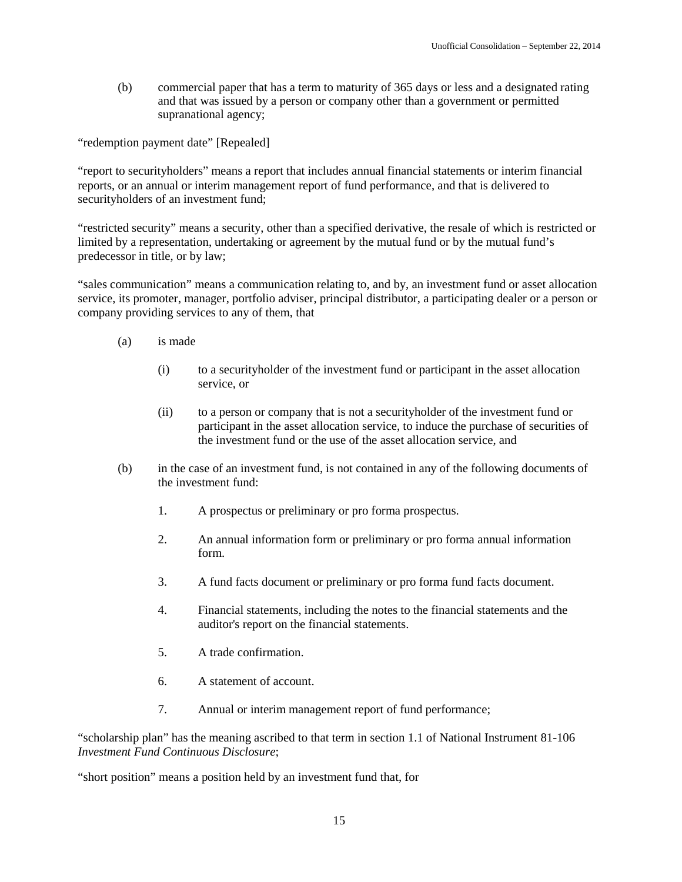(b) commercial paper that has a term to maturity of 365 days or less and a designated rating and that was issued by a person or company other than a government or permitted supranational agency;

"redemption payment date" [Repealed]

"report to securityholders" means a report that includes annual financial statements or interim financial reports, or an annual or interim management report of fund performance, and that is delivered to securityholders of an investment fund;

"restricted security" means a security, other than a specified derivative, the resale of which is restricted or limited by a representation, undertaking or agreement by the mutual fund or by the mutual fund's predecessor in title, or by law;

"sales communication" means a communication relating to, and by, an investment fund or asset allocation service, its promoter, manager, portfolio adviser, principal distributor, a participating dealer or a person or company providing services to any of them, that

(a) is made

(i) to a securityholder of the investment fund or participant in the asset allocation service, or

(ii) to a person or company that is not a securityholder of the investment fund or participant in the asset allocation service, to induce the purchase of securities of the investment fund or the use of the asset allocation service, and

(b) in the case of an investment fund, is not contained in any of the following documents of the investment fund:

1. A prospectus or preliminary or pro forma prospectus.

2. An annual information form or preliminary or pro forma annual information form.

3. A fund facts document or preliminary or pro forma fund facts document.

4. Financial statements, including the notes to the financial statements and the auditor's report on the financial statements.

5. A trade confirmation.

6. A statement of account.

7. Annual or interim management report of fund performance;

"scholarship plan" has the meaning ascribed to that term in section 1.1 of National Instrument 81-106 *Investment Fund Continuous Disclosure*;

"short position" means a position held by an investment fund that, for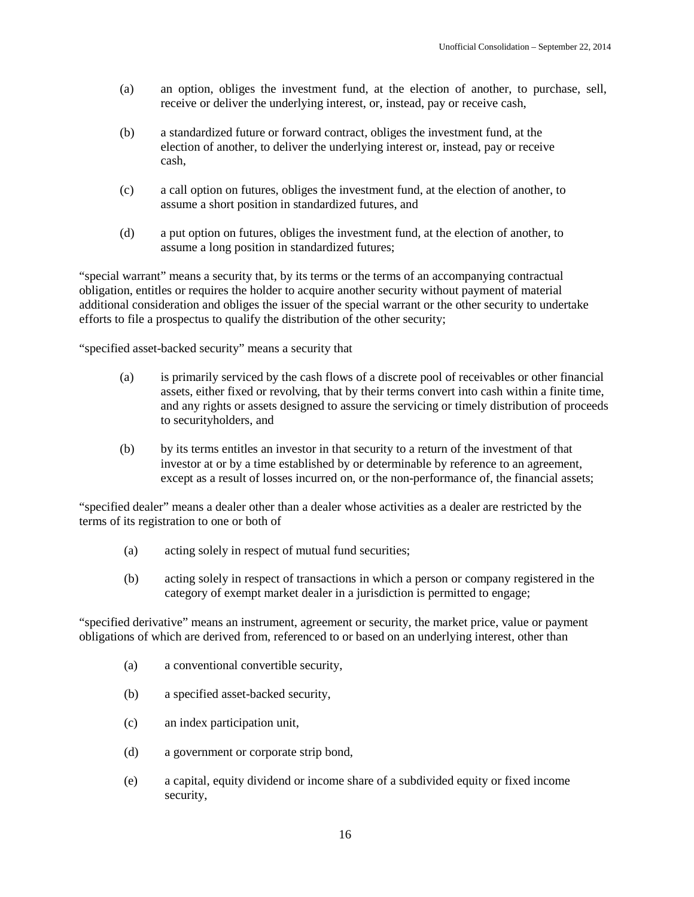(a) an option, obliges the investment fund, at the election of another, to purchase, sell, receive or deliver the underlying interest, or, instead, pay or receive cash,

(b) a standardized future or forward contract, obliges the investment fund, at the election of another, to deliver the underlying interest or, instead, pay or receive cash,

(c) a call option on futures, obliges the investment fund, at the election of another, to assume a short position in standardized futures, and

(d) a put option on futures, obliges the investment fund, at the election of another, to assume a long position in standardized futures;

"special warrant" means a security that, by its terms or the terms of an accompanying contractual obligation, entitles or requires the holder to acquire another security without payment of material additional consideration and obliges the issuer of the special warrant or the other security to undertake efforts to file a prospectus to qualify the distribution of the other security;

"specified asset-backed security" means a security that

(a) is primarily serviced by the cash flows of a discrete pool of receivables or other financial assets, either fixed or revolving, that by their terms convert into cash within a finite time, and any rights or assets designed to assure the servicing or timely distribution of proceeds to securityholders, and

(b) by its terms entitles an investor in that security to a return of the investment of that investor at or by a time established by or determinable by reference to an agreement, except as a result of losses incurred on, or the non-performance of, the financial assets;

"specified dealer" means a dealer other than a dealer whose activities as a dealer are restricted by the terms of its registration to one or both of

(a) acting solely in respect of mutual fund securities;

(b) acting solely in respect of transactions in which a person or company registered in the category of exempt market dealer in a jurisdiction is permitted to engage;

"specified derivative" means an instrument, agreement or security, the market price, value or payment obligations of which are derived from, referenced to or based on an underlying interest, other than

(a) a conventional convertible security,

(b) a specified asset-backed security,

(c) an index participation unit,

(d) a government or corporate strip bond,

(e) a capital, equity dividend or income share of a subdivided equity or fixed income security,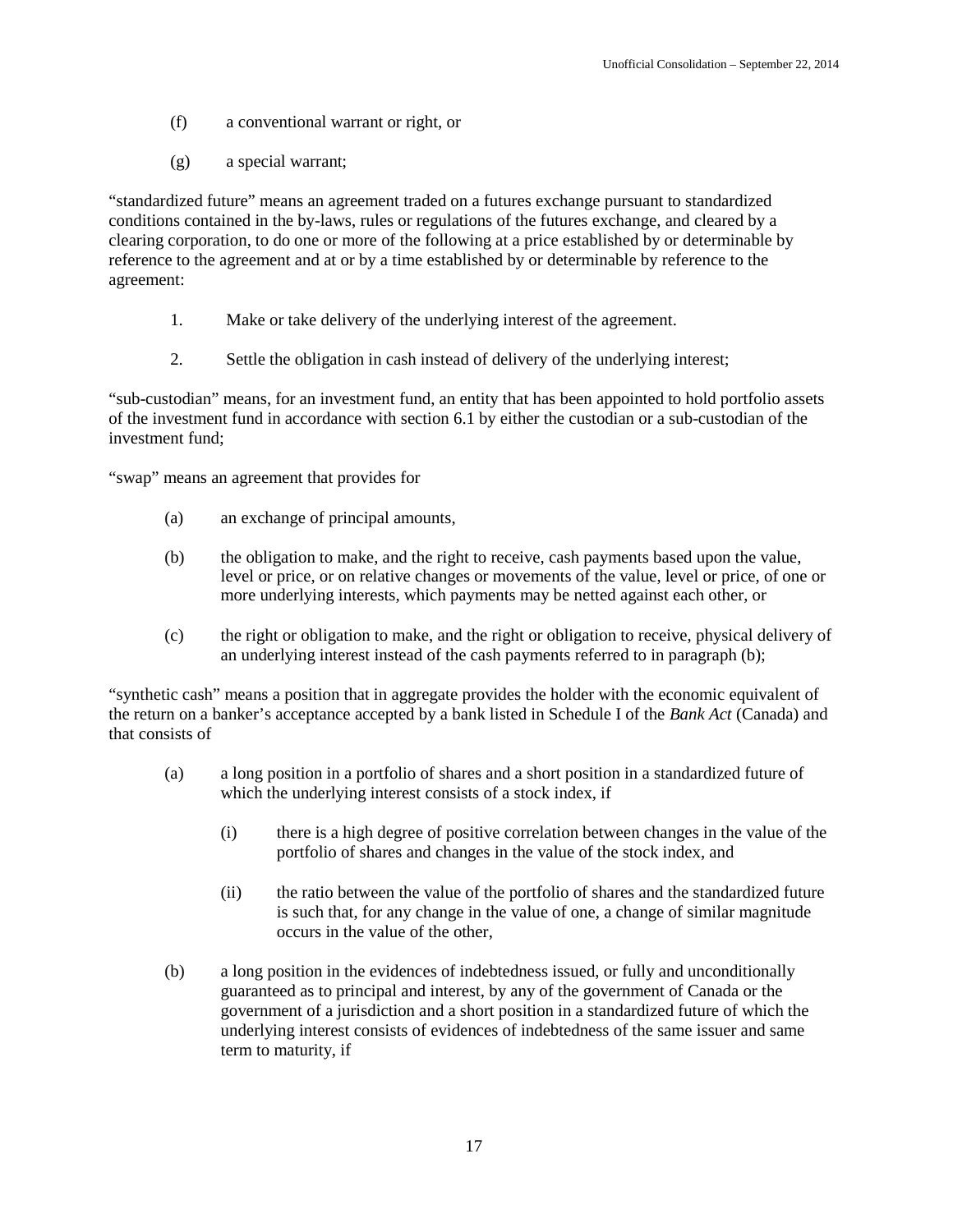(f) a conventional warrant or right, or

(g) a special warrant;

"standardized future" means an agreement traded on a futures exchange pursuant to standardized conditions contained in the by-laws, rules or regulations of the futures exchange, and cleared by a clearing corporation, to do one or more of the following at a price established by or determinable by reference to the agreement and at or by a time established by or determinable by reference to the agreement:

1. Make or take delivery of the underlying interest of the agreement.

2. Settle the obligation in cash instead of delivery of the underlying interest;

"sub-custodian" means, for an investment fund, an entity that has been appointed to hold portfolio assets of the investment fund in accordance with section 6.1 by either the custodian or a sub-custodian of the investment fund;

"swap" means an agreement that provides for

(a) an exchange of principal amounts,

(b) the obligation to make, and the right to receive, cash payments based upon the value, level or price, or on relative changes or movements of the value, level or price, of one or more underlying interests, which payments may be netted against each other, or

(c) the right or obligation to make, and the right or obligation to receive, physical delivery of an underlying interest instead of the cash payments referred to in paragraph (b);

"synthetic cash" means a position that in aggregate provides the holder with the economic equivalent of the return on a banker's acceptance accepted by a bank listed in Schedule I of the *Bank Act* (Canada) and that consists of

(a) a long position in a portfolio of shares and a short position in a standardized future of which the underlying interest consists of a stock index, if

(i) there is a high degree of positive correlation between changes in the value of the portfolio of shares and changes in the value of the stock index, and

(ii) the ratio between the value of the portfolio of shares and the standardized future is such that, for any change in the value of one, a change of similar magnitude occurs in the value of the other,

(b) a long position in the evidences of indebtedness issued, or fully and unconditionally guaranteed as to principal and interest, by any of the government of Canada or the government of a jurisdiction and a short position in a standardized future of which the underlying interest consists of evidences of indebtedness of the same issuer and same term to maturity, if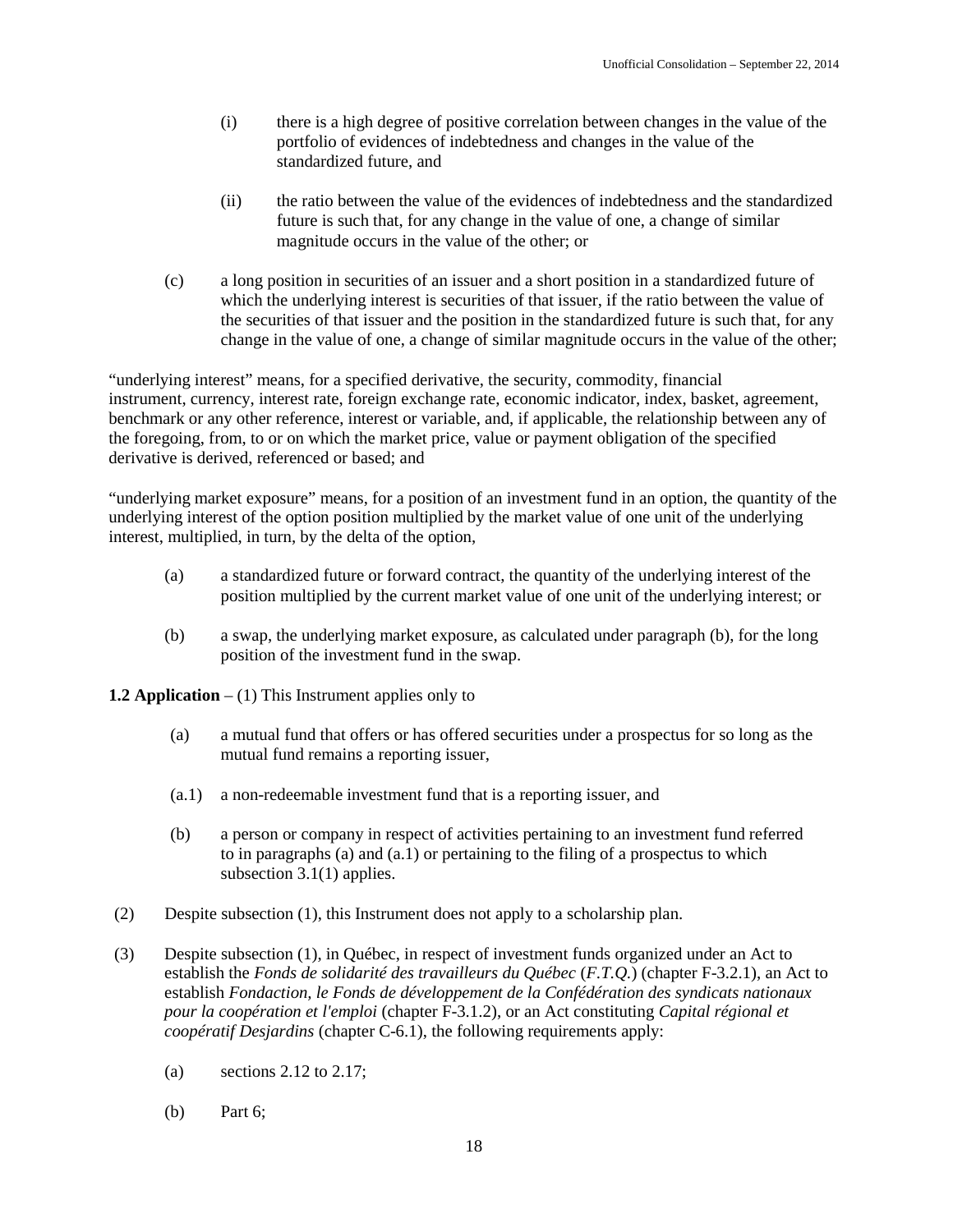(i) there is a high degree of positive correlation between changes in the value of the portfolio of evidences of indebtedness and changes in the value of the standardized future, and

(ii) the ratio between the value of the evidences of indebtedness and the standardized future is such that, for any change in the value of one, a change of similar magnitude occurs in the value of the other; or

(c) a long position in securities of an issuer and a short position in a standardized future of which the underlying interest is securities of that issuer, if the ratio between the value of the securities of that issuer and the position in the standardized future is such that, for any change in the value of one, a change of similar magnitude occurs in the value of the other;

"underlying interest" means, for a specified derivative, the security, commodity, financial instrument, currency, interest rate, foreign exchange rate, economic indicator, index, basket, agreement, benchmark or any other reference, interest or variable, and, if applicable, the relationship between any of the foregoing, from, to or on which the market price, value or payment obligation of the specified derivative is derived, referenced or based; and

"underlying market exposure" means, for a position of an investment fund in an option, the quantity of the underlying interest of the option position multiplied by the market value of one unit of the underlying interest, multiplied, in turn, by the delta of the option,

(a) a standardized future or forward contract, the quantity of the underlying interest of the position multiplied by the current market value of one unit of the underlying interest; or

(b) a swap, the underlying market exposure, as calculated under paragraph (b), for the long position of the investment fund in the swap.

**1.2 Application** – (1) This Instrument applies only to

(a) a mutual fund that offers or has offered securities under a prospectus for so long as the mutual fund remains a reporting issuer,

(a.1) a non-redeemable investment fund that is a reporting issuer, and

(b) a person or company in respect of activities pertaining to an investment fund referred to in paragraphs (a) and (a.1) or pertaining to the filing of a prospectus to which subsection 3.1(1) applies.

(2) Despite subsection (1), this Instrument does not apply to a scholarship plan.

(3) Despite subsection (1), in Québec, in respect of investment funds organized under an Act to establish the *Fonds de solidarité des travailleurs du Québec* (*F.T.Q.*) (chapter F-3.2.1), an Act to establish *Fondaction, le Fonds de développement de la Confédération des syndicats nationaux pour la coopération et l'emploi* (chapter F-3.1.2), or an Act constituting *Capital régional et coopératif Desjardins* (chapter C-6.1), the following requirements apply:

(a) sections 2.12 to 2.17;

(b) Part 6;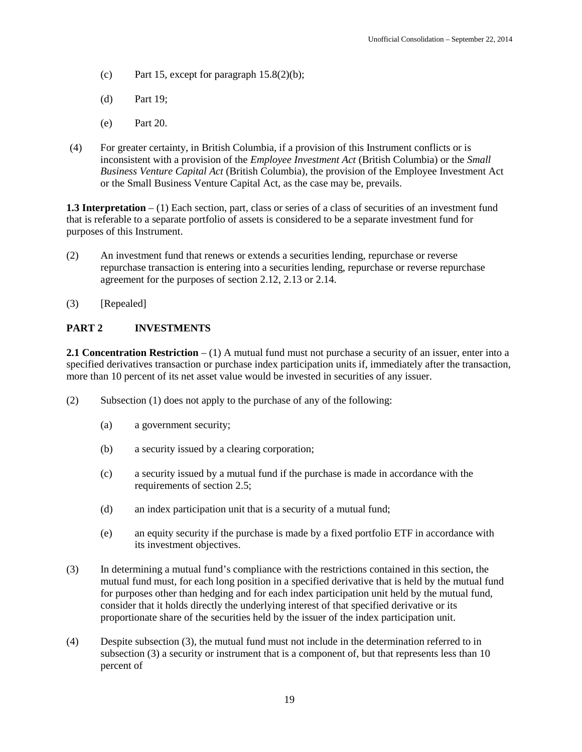(c) Part 15, except for paragraph 15.8(2)(b);

(d) Part 19;

(e) Part 20.

(4) For greater certainty, in British Columbia, if a provision of this Instrument conflicts or is inconsistent with a provision of the *Employee Investment Act* (British Columbia) or the *Small Business Venture Capital Act* (British Columbia), the provision of the Employee Investment Act or the Small Business Venture Capital Act, as the case may be, prevails.

**1.3 Interpretation** – (1) Each section, part, class or series of a class of securities of an investment fund that is referable to a separate portfolio of assets is considered to be a separate investment fund for purposes of this Instrument.

(2) An investment fund that renews or extends a securities lending, repurchase or reverse repurchase transaction is entering into a securities lending, repurchase or reverse repurchase agreement for the purposes of section 2.12, 2.13 or 2.14.

(3) [Repealed]

## PART 2 INVESTMENTS

**2.1 Concentration Restriction** – (1) A mutual fund must not purchase a security of an issuer, enter into a specified derivatives transaction or purchase index participation units if, immediately after the transaction, more than 10 percent of its net asset value would be invested in securities of any issuer.

(2) Subsection (1) does not apply to the purchase of any of the following:

(a) a government security;

(b) a security issued by a clearing corporation;

(c) a security issued by a mutual fund if the purchase is made in accordance with the requirements of section 2.5;

(d) an index participation unit that is a security of a mutual fund;

(e) an equity security if the purchase is made by a fixed portfolio ETF in accordance with its investment objectives.

(3) In determining a mutual fund's compliance with the restrictions contained in this section, the mutual fund must, for each long position in a specified derivative that is held by the mutual fund for purposes other than hedging and for each index participation unit held by the mutual fund, consider that it holds directly the underlying interest of that specified derivative or its proportionate share of the securities held by the issuer of the index participation unit.

(4) Despite subsection (3), the mutual fund must not include in the determination referred to in subsection (3) a security or instrument that is a component of, but that represents less than 10 percent of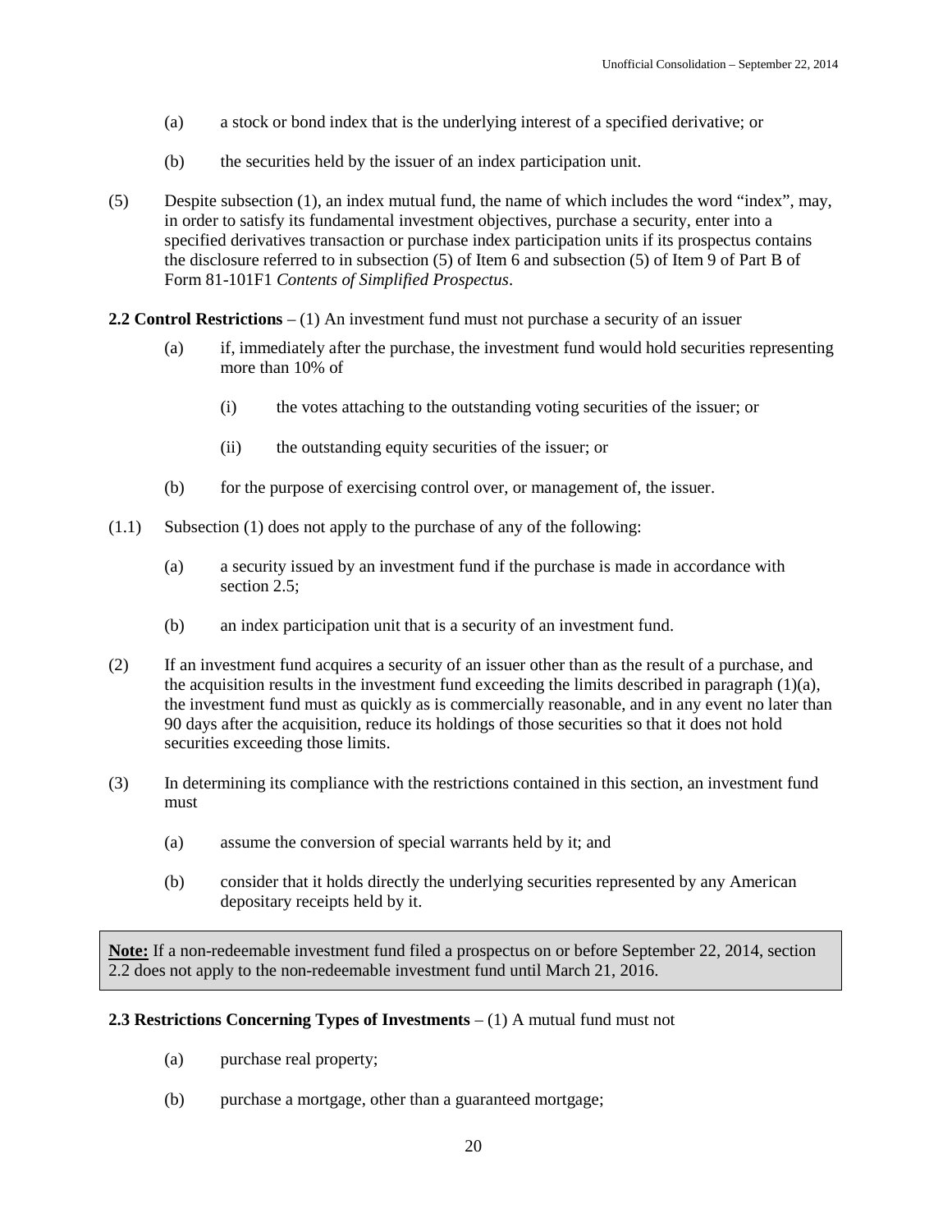(a) a stock or bond index that is the underlying interest of a specified derivative; or

(b) the securities held by the issuer of an index participation unit.

(5) Despite subsection (1), an index mutual fund, the name of which includes the word "index", may, in order to satisfy its fundamental investment objectives, purchase a security, enter into a specified derivatives transaction or purchase index participation units if its prospectus contains the disclosure referred to in subsection (5) of Item 6 and subsection (5) of Item 9 of Part B of Form 81-101F1 *Contents of Simplified Prospectus*.

**2.2 Control Restrictions** – (1) An investment fund must not purchase a security of an issuer

(a) if, immediately after the purchase, the investment fund would hold securities representing more than 10% of

(i) the votes attaching to the outstanding voting securities of the issuer; or

(ii) the outstanding equity securities of the issuer; or

(b) for the purpose of exercising control over, or management of, the issuer.

(1.1) Subsection (1) does not apply to the purchase of any of the following:

(a) a security issued by an investment fund if the purchase is made in accordance with section 2.5;

(b) an index participation unit that is a security of an investment fund.

(2) If an investment fund acquires a security of an issuer other than as the result of a purchase, and the acquisition results in the investment fund exceeding the limits described in paragraph (1)(a), the investment fund must as quickly as is commercially reasonable, and in any event no later than 90 days after the acquisition, reduce its holdings of those securities so that it does not hold securities exceeding those limits.

(3) In determining its compliance with the restrictions contained in this section, an investment fund must

(a) assume the conversion of special warrants held by it; and

(b) consider that it holds directly the underlying securities represented by any American depositary receipts held by it.

> **Note:** If a non-redeemable investment fund filed a prospectus on or before September 22, 2014, section 2.2 does not apply to the non-redeemable investment fund until March 21, 2016.

**2.3 Restrictions Concerning Types of Investments** – (1) A mutual fund must not

(a) purchase real property;

(b) purchase a mortgage, other than a guaranteed mortgage;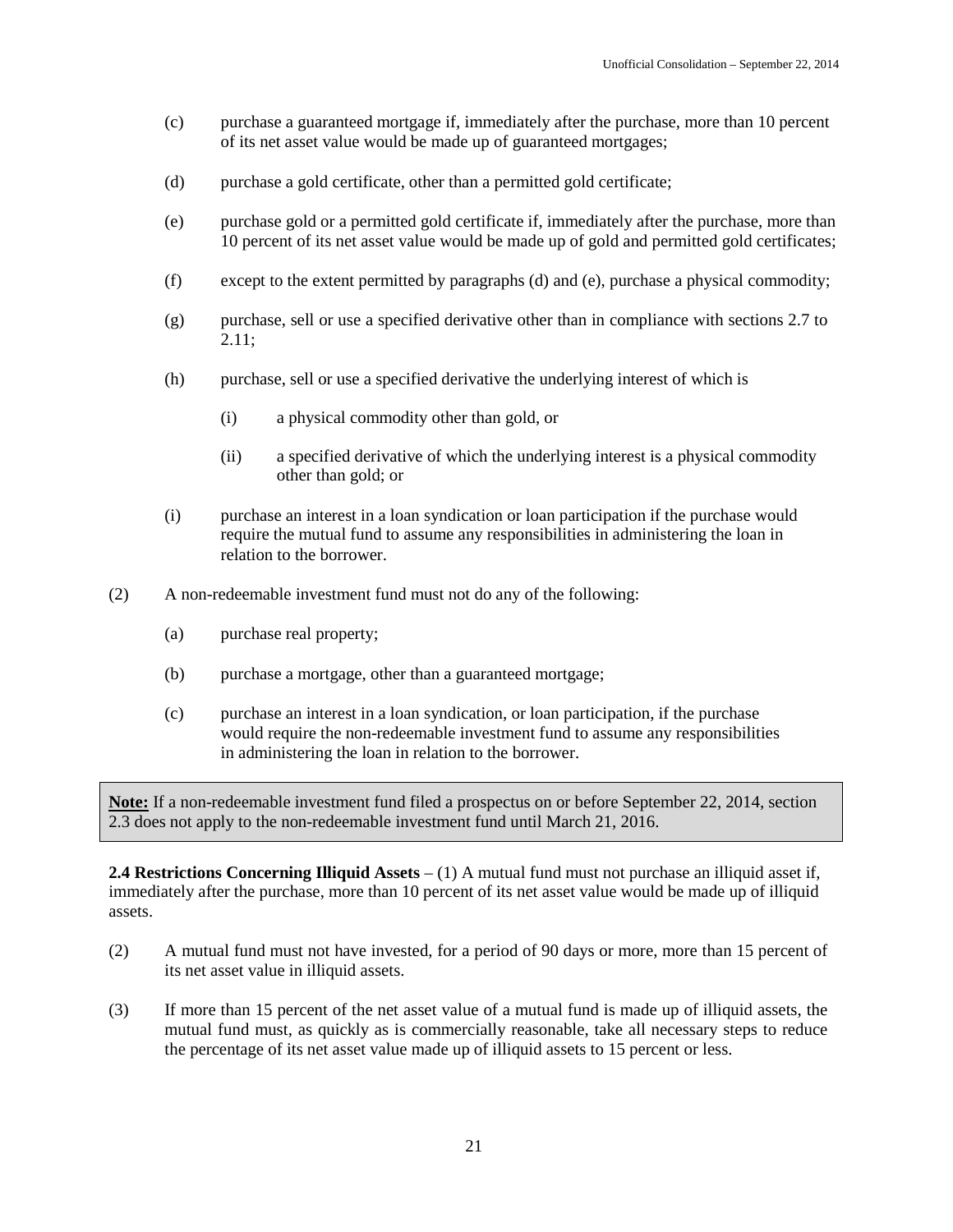(c) purchase a guaranteed mortgage if, immediately after the purchase, more than 10 percent of its net asset value would be made up of guaranteed mortgages;

(d) purchase a gold certificate, other than a permitted gold certificate;

(e) purchase gold or a permitted gold certificate if, immediately after the purchase, more than 10 percent of its net asset value would be made up of gold and permitted gold certificates;

(f) except to the extent permitted by paragraphs (d) and (e), purchase a physical commodity;

(g) purchase, sell or use a specified derivative other than in compliance with sections 2.7 to 2.11;

(h) purchase, sell or use a specified derivative the underlying interest of which is

(i) a physical commodity other than gold, or

(ii) a specified derivative of which the underlying interest is a physical commodity other than gold; or

(i) purchase an interest in a loan syndication or loan participation if the purchase would require the mutual fund to assume any responsibilities in administering the loan in relation to the borrower.

(2) A non-redeemable investment fund must not do any of the following:

(a) purchase real property;

(b) purchase a mortgage, other than a guaranteed mortgage;

(c) purchase an interest in a loan syndication, or loan participation, if the purchase would require the non-redeemable investment fund to assume any responsibilities in administering the loan in relation to the borrower.

**Note:** If a non-redeemable investment fund filed a prospectus on or before September 22, 2014, section 2.3 does not apply to the non-redeemable investment fund until March 21, 2016.

**2.4 Restrictions Concerning Illiquid Assets** – (1) A mutual fund must not purchase an illiquid asset if, immediately after the purchase, more than 10 percent of its net asset value would be made up of illiquid assets.

(2) A mutual fund must not have invested, for a period of 90 days or more, more than 15 percent of its net asset value in illiquid assets.

(3) If more than 15 percent of the net asset value of a mutual fund is made up of illiquid assets, the mutual fund must, as quickly as is commercially reasonable, take all necessary steps to reduce the percentage of its net asset value made up of illiquid assets to 15 percent or less.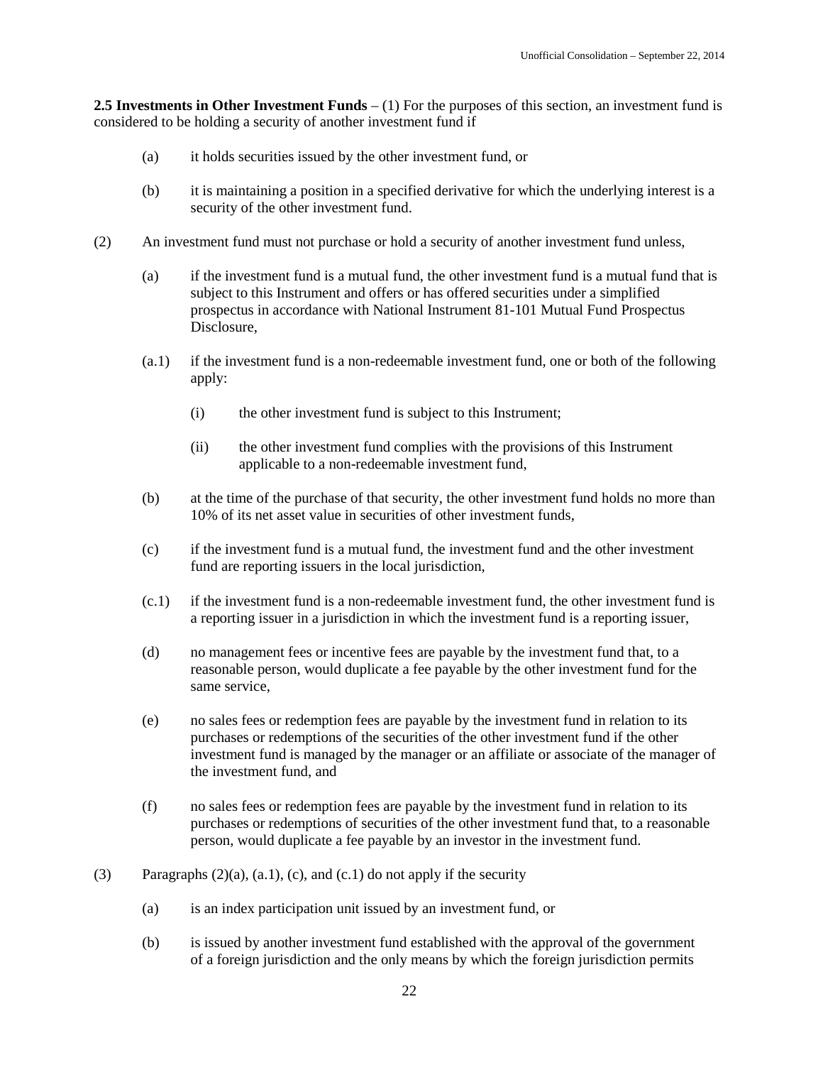**2.5 Investments in Other Investment Funds** – (1) For the purposes of this section, an investment fund is considered to be holding a security of another investment fund if

(a) it holds securities issued by the other investment fund, or

(b) it is maintaining a position in a specified derivative for which the underlying interest is a security of the other investment fund.

(2) An investment fund must not purchase or hold a security of another investment fund unless,

(a) if the investment fund is a mutual fund, the other investment fund is a mutual fund that is subject to this Instrument and offers or has offered securities under a simplified prospectus in accordance with National Instrument 81-101 Mutual Fund Prospectus Disclosure,

(a.1) if the investment fund is a non-redeemable investment fund, one or both of the following apply:

(i) the other investment fund is subject to this Instrument;

(ii) the other investment fund complies with the provisions of this Instrument applicable to a non-redeemable investment fund,

(b) at the time of the purchase of that security, the other investment fund holds no more than 10% of its net asset value in securities of other investment funds,

(c) if the investment fund is a mutual fund, the investment fund and the other investment fund are reporting issuers in the local jurisdiction,

(c.1) if the investment fund is a non-redeemable investment fund, the other investment fund is a reporting issuer in a jurisdiction in which the investment fund is a reporting issuer,

(d) no management fees or incentive fees are payable by the investment fund that, to a reasonable person, would duplicate a fee payable by the other investment fund for the same service,

(e) no sales fees or redemption fees are payable by the investment fund in relation to its purchases or redemptions of the securities of the other investment fund if the other investment fund is managed by the manager or an affiliate or associate of the manager of the investment fund, and

(f) no sales fees or redemption fees are payable by the investment fund in relation to its purchases or redemptions of securities of the other investment fund that, to a reasonable person, would duplicate a fee payable by an investor in the investment fund.

(3) Paragraphs (2)(a), (a.1), (c), and (c.1) do not apply if the security

(a) is an index participation unit issued by an investment fund, or

(b) is issued by another investment fund established with the approval of the government of a foreign jurisdiction and the only means by which the foreign jurisdiction permits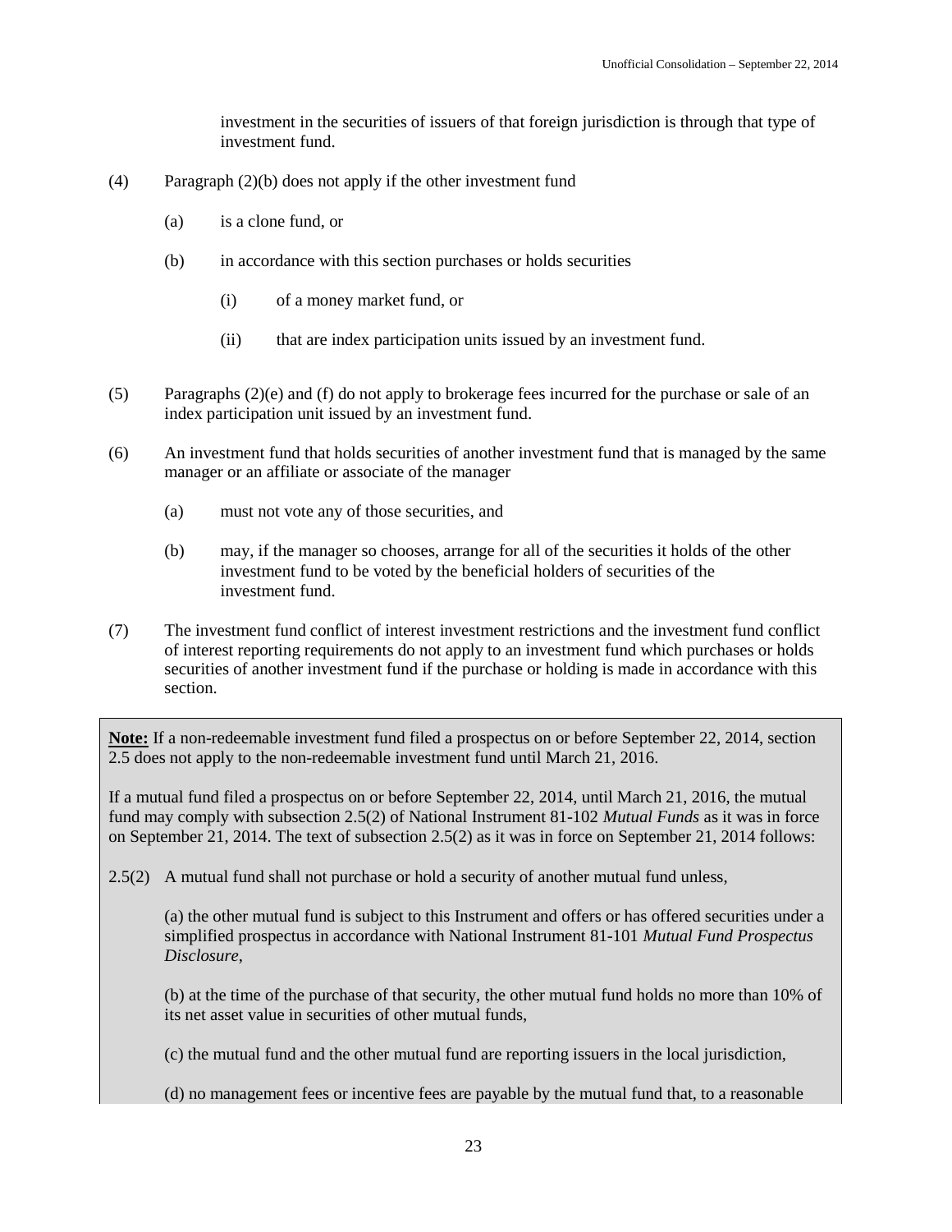investment in the securities of issuers of that foreign jurisdiction is through that type of investment fund.

(4) Paragraph (2)(b) does not apply if the other investment fund

(a) is a clone fund, or

(b) in accordance with this section purchases or holds securities

(i) of a money market fund, or

(ii) that are index participation units issued by an investment fund.

(5) Paragraphs (2)(e) and (f) do not apply to brokerage fees incurred for the purchase or sale of an index participation unit issued by an investment fund.

(6) An investment fund that holds securities of another investment fund that is managed by the same manager or an affiliate or associate of the manager

(a) must not vote any of those securities, and

(b) may, if the manager so chooses, arrange for all of the securities it holds of the other investment fund to be voted by the beneficial holders of securities of the investment fund.

(7) The investment fund conflict of interest investment restrictions and the investment fund conflict of interest reporting requirements do not apply to an investment fund which purchases or holds securities of another investment fund if the purchase or holding is made in accordance with this section.

**Note:** If a non-redeemable investment fund filed a prospectus on or before September 22, 2014, section 2.5 does not apply to the non-redeemable investment fund until March 21, 2016.

If a mutual fund filed a prospectus on or before September 22, 2014, until March 21, 2016, the mutual fund may comply with subsection 2.5(2) of National Instrument 81-102 *Mutual Funds* as it was in force on September 21, 2014. The text of subsection 2.5(2) as it was in force on September 21, 2014 follows:

2.5(2) A mutual fund shall not purchase or hold a security of another mutual fund unless,

(a) the other mutual fund is subject to this Instrument and offers or has offered securities under a simplified prospectus in accordance with National Instrument 81-101 *Mutual Fund Prospectus Disclosure*,

(b) at the time of the purchase of that security, the other mutual fund holds no more than 10% of its net asset value in securities of other mutual funds,

(c) the mutual fund and the other mutual fund are reporting issuers in the local jurisdiction,

(d) no management fees or incentive fees are payable by the mutual fund that, to a reasonable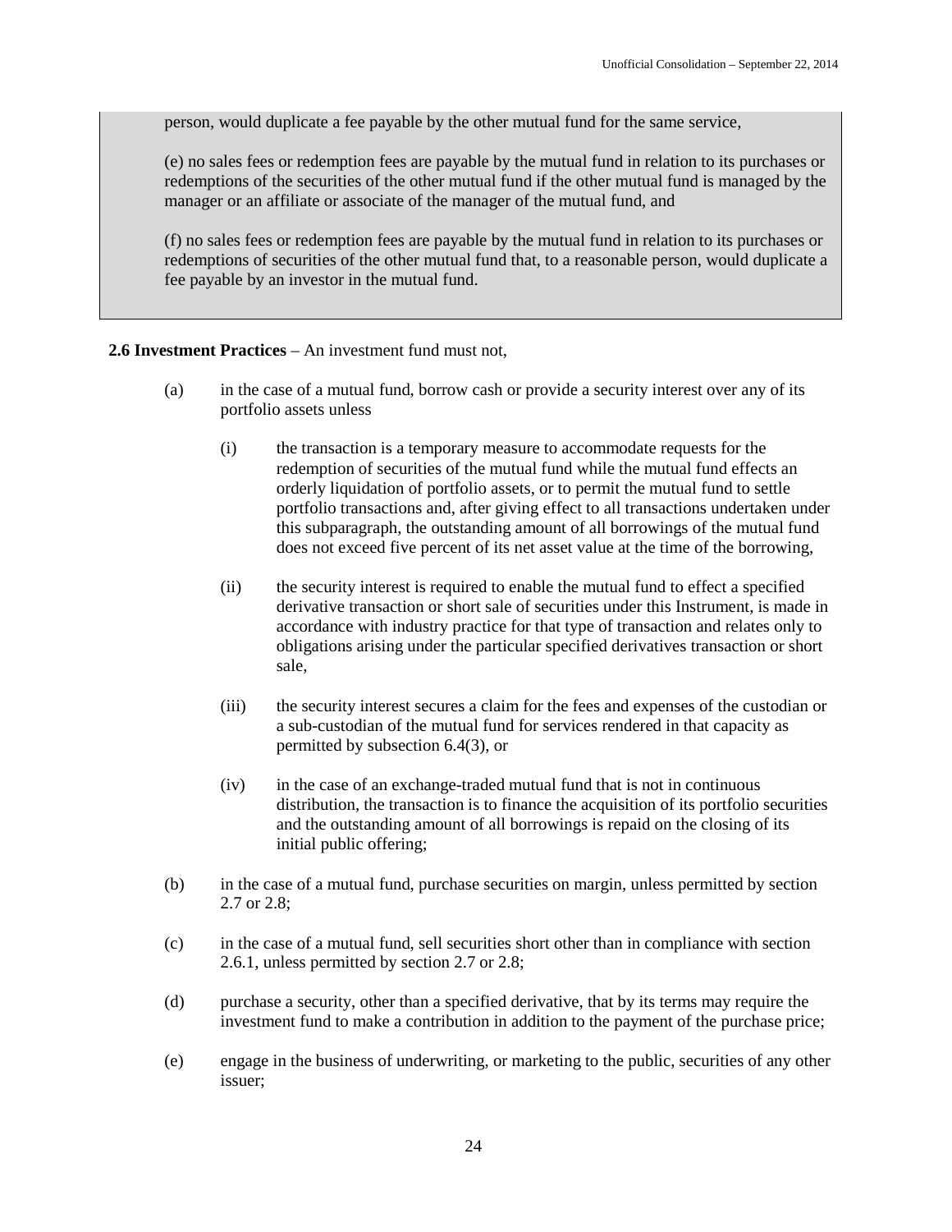person, would duplicate a fee payable by the other mutual fund for the same service,

(e) no sales fees or redemption fees are payable by the mutual fund in relation to its purchases or redemptions of the securities of the other mutual fund if the other mutual fund is managed by the manager or an affiliate or associate of the manager of the mutual fund, and

(f) no sales fees or redemption fees are payable by the mutual fund in relation to its purchases or redemptions of securities of the other mutual fund that, to a reasonable person, would duplicate a fee payable by an investor in the mutual fund.

**2.6 Investment Practices** – An investment fund must not,

(a) in the case of a mutual fund, borrow cash or provide a security interest over any of its portfolio assets unless

(i) the transaction is a temporary measure to accommodate requests for the redemption of securities of the mutual fund while the mutual fund effects an orderly liquidation of portfolio assets, or to permit the mutual fund to settle portfolio transactions and, after giving effect to all transactions undertaken under this subparagraph, the outstanding amount of all borrowings of the mutual fund does not exceed five percent of its net asset value at the time of the borrowing,

(ii) the security interest is required to enable the mutual fund to effect a specified derivative transaction or short sale of securities under this Instrument, is made in accordance with industry practice for that type of transaction and relates only to obligations arising under the particular specified derivatives transaction or short sale,

(iii) the security interest secures a claim for the fees and expenses of the custodian or a sub-custodian of the mutual fund for services rendered in that capacity as permitted by subsection 6.4(3), or

(iv) in the case of an exchange-traded mutual fund that is not in continuous distribution, the transaction is to finance the acquisition of its portfolio securities and the outstanding amount of all borrowings is repaid on the closing of its initial public offering;

(b) in the case of a mutual fund, purchase securities on margin, unless permitted by section 2.7 or 2.8;

(c) in the case of a mutual fund, sell securities short other than in compliance with section 2.6.1, unless permitted by section 2.7 or 2.8;

(d) purchase a security, other than a specified derivative, that by its terms may require the investment fund to make a contribution in addition to the payment of the purchase price;

(e) engage in the business of underwriting, or marketing to the public, securities of any other issuer;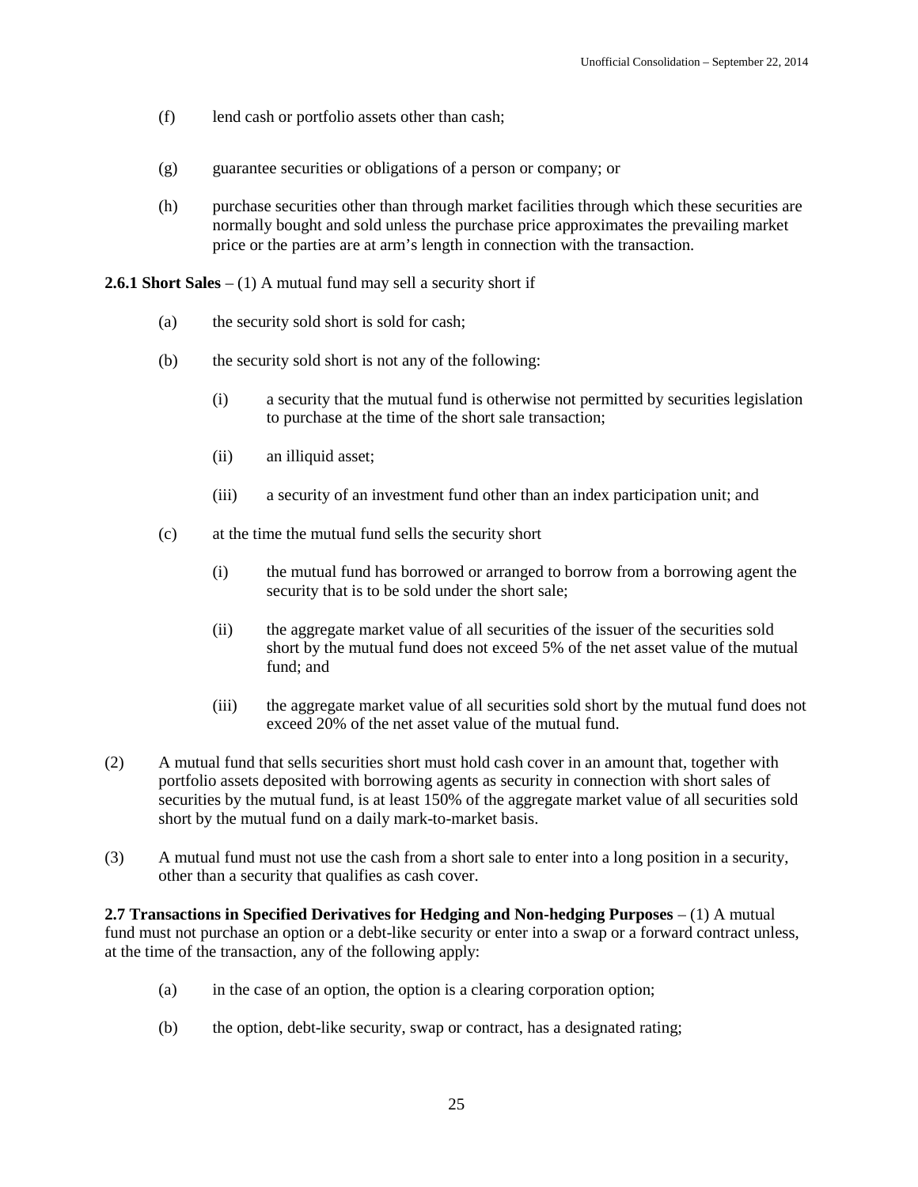(f) lend cash or portfolio assets other than cash;

(g) guarantee securities or obligations of a person or company; or

(h) purchase securities other than through market facilities through which these securities are normally bought and sold unless the purchase price approximates the prevailing market price or the parties are at arm's length in connection with the transaction.

**2.6.1 Short Sales** – (1) A mutual fund may sell a security short if

(a) the security sold short is sold for cash;

(b) the security sold short is not any of the following:

(i) a security that the mutual fund is otherwise not permitted by securities legislation to purchase at the time of the short sale transaction;

(ii) an illiquid asset;

(iii) a security of an investment fund other than an index participation unit; and

(c) at the time the mutual fund sells the security short

(i) the mutual fund has borrowed or arranged to borrow from a borrowing agent the security that is to be sold under the short sale;

(ii) the aggregate market value of all securities of the issuer of the securities sold short by the mutual fund does not exceed 5% of the net asset value of the mutual fund; and

(iii) the aggregate market value of all securities sold short by the mutual fund does not exceed 20% of the net asset value of the mutual fund.

(2) A mutual fund that sells securities short must hold cash cover in an amount that, together with portfolio assets deposited with borrowing agents as security in connection with short sales of securities by the mutual fund, is at least 150% of the aggregate market value of all securities sold short by the mutual fund on a daily mark-to-market basis.

(3) A mutual fund must not use the cash from a short sale to enter into a long position in a security, other than a security that qualifies as cash cover.

**2.7 Transactions in Specified Derivatives for Hedging and Non-hedging Purposes** – (1) A mutual fund must not purchase an option or a debt-like security or enter into a swap or a forward contract unless, at the time of the transaction, any of the following apply:

(a) in the case of an option, the option is a clearing corporation option;

(b) the option, debt-like security, swap or contract, has a designated rating;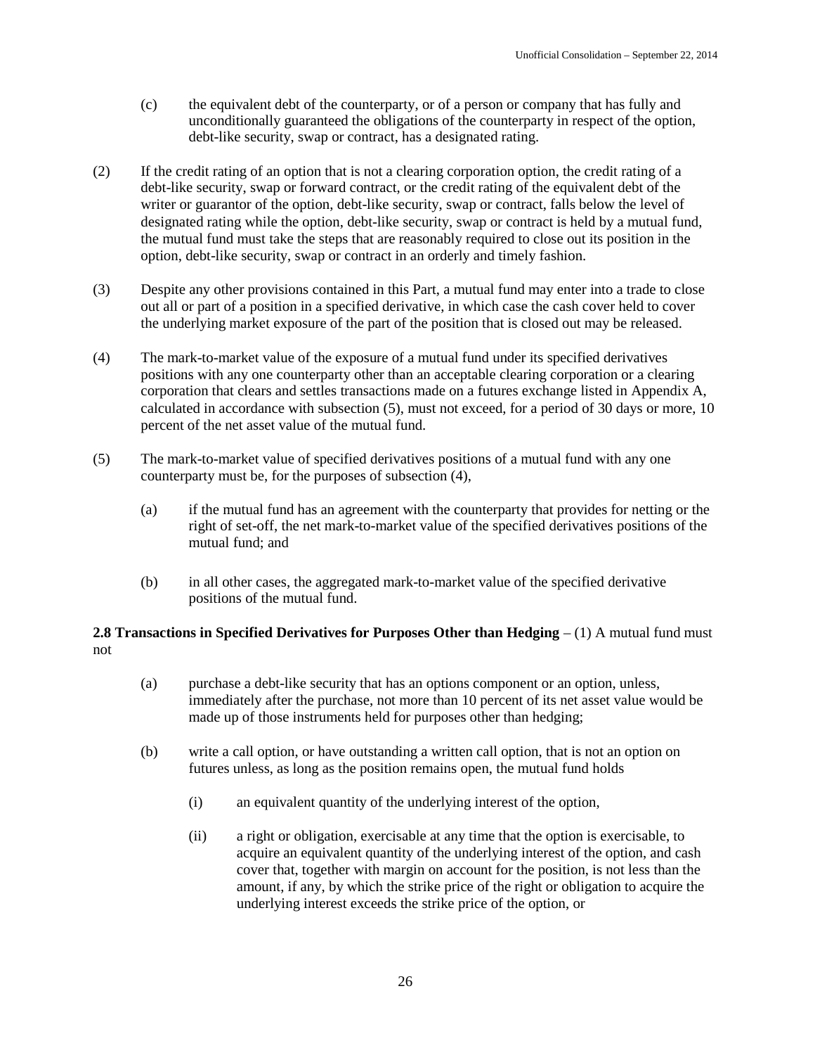(c) the equivalent debt of the counterparty, or of a person or company that has fully and unconditionally guaranteed the obligations of the counterparty in respect of the option, debt-like security, swap or contract, has a designated rating.

(2) If the credit rating of an option that is not a clearing corporation option, the credit rating of a debt-like security, swap or forward contract, or the credit rating of the equivalent debt of the writer or guarantor of the option, debt-like security, swap or contract, falls below the level of designated rating while the option, debt-like security, swap or contract is held by a mutual fund, the mutual fund must take the steps that are reasonably required to close out its position in the option, debt-like security, swap or contract in an orderly and timely fashion.

(3) Despite any other provisions contained in this Part, a mutual fund may enter into a trade to close out all or part of a position in a specified derivative, in which case the cash cover held to cover the underlying market exposure of the part of the position that is closed out may be released.

(4) The mark-to-market value of the exposure of a mutual fund under its specified derivatives positions with any one counterparty other than an acceptable clearing corporation or a clearing corporation that clears and settles transactions made on a futures exchange listed in Appendix A, calculated in accordance with subsection (5), must not exceed, for a period of 30 days or more, 10 percent of the net asset value of the mutual fund.

(5) The mark-to-market value of specified derivatives positions of a mutual fund with any one counterparty must be, for the purposes of subsection (4),

(a) if the mutual fund has an agreement with the counterparty that provides for netting or the right of set-off, the net mark-to-market value of the specified derivatives positions of the mutual fund; and

(b) in all other cases, the aggregated mark-to-market value of the specified derivative positions of the mutual fund.

**2.8 Transactions in Specified Derivatives for Purposes Other than Hedging** – (1) A mutual fund must not

(a) purchase a debt-like security that has an options component or an option, unless, immediately after the purchase, not more than 10 percent of its net asset value would be made up of those instruments held for purposes other than hedging;

(b) write a call option, or have outstanding a written call option, that is not an option on futures unless, as long as the position remains open, the mutual fund holds

(i) an equivalent quantity of the underlying interest of the option,

(ii) a right or obligation, exercisable at any time that the option is exercisable, to acquire an equivalent quantity of the underlying interest of the option, and cash cover that, together with margin on account for the position, is not less than the amount, if any, by which the strike price of the right or obligation to acquire the underlying interest exceeds the strike price of the option, or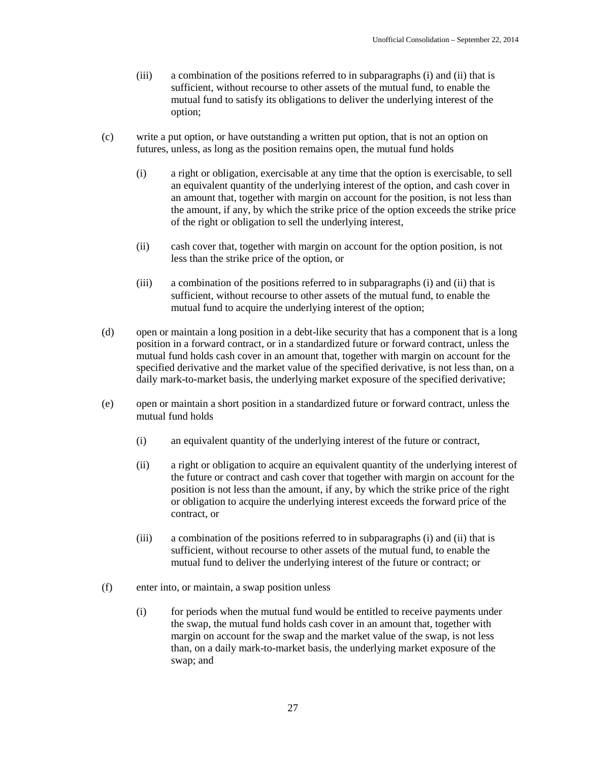(iii) a combination of the positions referred to in subparagraphs (i) and (ii) that is sufficient, without recourse to other assets of the mutual fund, to enable the mutual fund to satisfy its obligations to deliver the underlying interest of the option;

(c) write a put option, or have outstanding a written put option, that is not an option on futures, unless, as long as the position remains open, the mutual fund holds

(i) a right or obligation, exercisable at any time that the option is exercisable, to sell an equivalent quantity of the underlying interest of the option, and cash cover in an amount that, together with margin on account for the position, is not less than the amount, if any, by which the strike price of the option exceeds the strike price of the right or obligation to sell the underlying interest,

(ii) cash cover that, together with margin on account for the option position, is not less than the strike price of the option, or

(iii) a combination of the positions referred to in subparagraphs (i) and (ii) that is sufficient, without recourse to other assets of the mutual fund, to enable the mutual fund to acquire the underlying interest of the option;

(d) open or maintain a long position in a debt-like security that has a component that is a long position in a forward contract, or in a standardized future or forward contract, unless the mutual fund holds cash cover in an amount that, together with margin on account for the specified derivative and the market value of the specified derivative, is not less than, on a daily mark-to-market basis, the underlying market exposure of the specified derivative;

(e) open or maintain a short position in a standardized future or forward contract, unless the mutual fund holds

(i) an equivalent quantity of the underlying interest of the future or contract,

(ii) a right or obligation to acquire an equivalent quantity of the underlying interest of the future or contract and cash cover that together with margin on account for the position is not less than the amount, if any, by which the strike price of the right or obligation to acquire the underlying interest exceeds the forward price of the contract, or

(iii) a combination of the positions referred to in subparagraphs (i) and (ii) that is sufficient, without recourse to other assets of the mutual fund, to enable the mutual fund to deliver the underlying interest of the future or contract; or

(f) enter into, or maintain, a swap position unless

(i) for periods when the mutual fund would be entitled to receive payments under the swap, the mutual fund holds cash cover in an amount that, together with margin on account for the swap and the market value of the swap, is not less than, on a daily mark-to-market basis, the underlying market exposure of the swap; and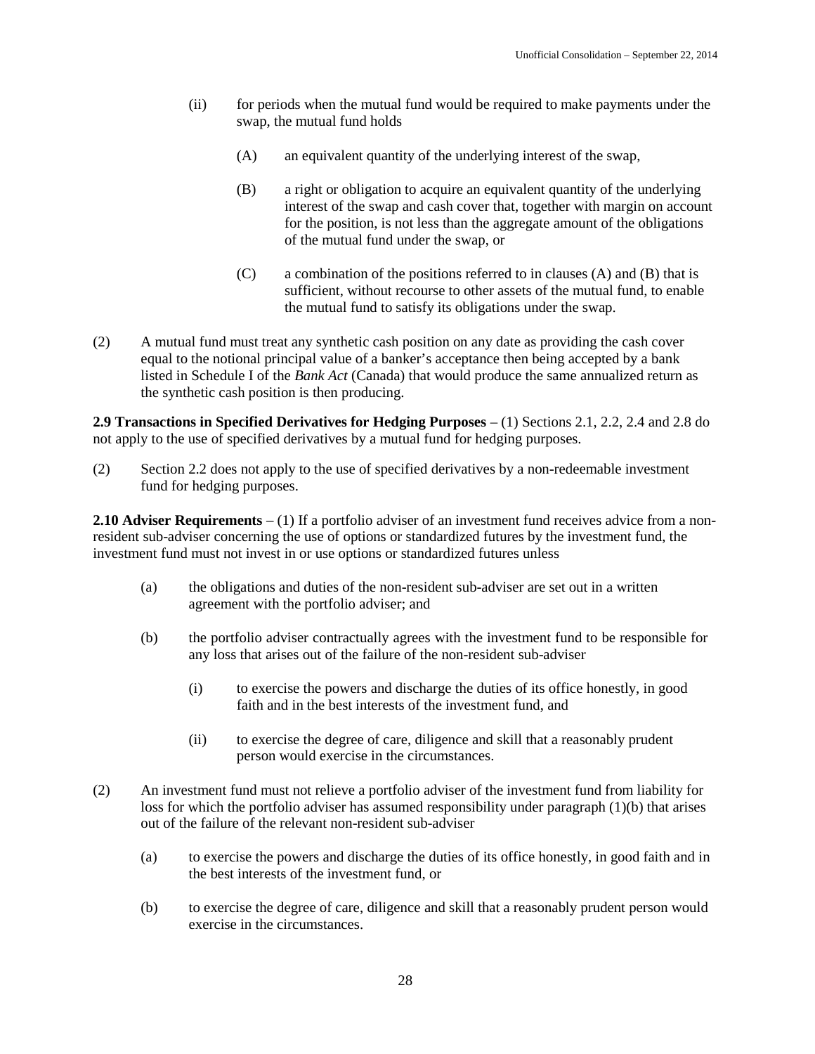(ii) for periods when the mutual fund would be required to make payments under the swap, the mutual fund holds

(A) an equivalent quantity of the underlying interest of the swap,

(B) a right or obligation to acquire an equivalent quantity of the underlying interest of the swap and cash cover that, together with margin on account for the position, is not less than the aggregate amount of the obligations of the mutual fund under the swap, or

(C) a combination of the positions referred to in clauses (A) and (B) that is sufficient, without recourse to other assets of the mutual fund, to enable the mutual fund to satisfy its obligations under the swap.

(2) A mutual fund must treat any synthetic cash position on any date as providing the cash cover equal to the notional principal value of a banker's acceptance then being accepted by a bank listed in Schedule I of the *Bank Act* (Canada) that would produce the same annualized return as the synthetic cash position is then producing.

**2.9 Transactions in Specified Derivatives for Hedging Purposes** – (1) Sections 2.1, 2.2, 2.4 and 2.8 do not apply to the use of specified derivatives by a mutual fund for hedging purposes.

(2) Section 2.2 does not apply to the use of specified derivatives by a non-redeemable investment fund for hedging purposes.

**2.10 Adviser Requirements** – (1) If a portfolio adviser of an investment fund receives advice from a non-resident sub-adviser concerning the use of options or standardized futures by the investment fund, the investment fund must not invest in or use options or standardized futures unless

(a) the obligations and duties of the non-resident sub-adviser are set out in a written agreement with the portfolio adviser; and

(b) the portfolio adviser contractually agrees with the investment fund to be responsible for any loss that arises out of the failure of the non-resident sub-adviser

(i) to exercise the powers and discharge the duties of its office honestly, in good faith and in the best interests of the investment fund, and

(ii) to exercise the degree of care, diligence and skill that a reasonably prudent person would exercise in the circumstances.

(2) An investment fund must not relieve a portfolio adviser of the investment fund from liability for loss for which the portfolio adviser has assumed responsibility under paragraph (1)(b) that arises out of the failure of the relevant non-resident sub-adviser

(a) to exercise the powers and discharge the duties of its office honestly, in good faith and in the best interests of the investment fund, or

(b) to exercise the degree of care, diligence and skill that a reasonably prudent person would exercise in the circumstances.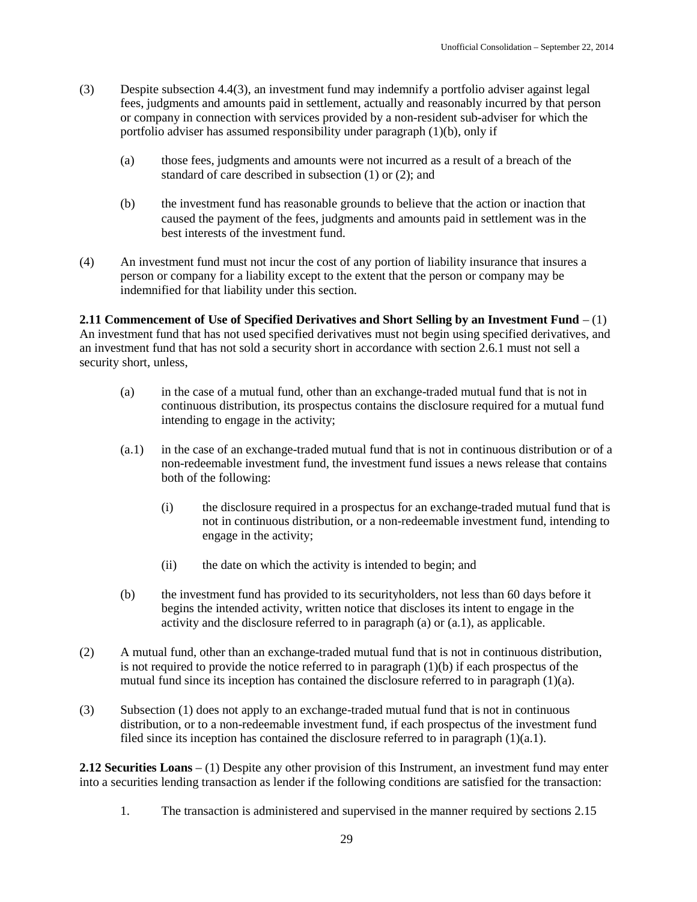(3) Despite subsection 4.4(3), an investment fund may indemnify a portfolio adviser against legal fees, judgments and amounts paid in settlement, actually and reasonably incurred by that person or company in connection with services provided by a non-resident sub-adviser for which the portfolio adviser has assumed responsibility under paragraph (1)(b), only if

(a) those fees, judgments and amounts were not incurred as a result of a breach of the standard of care described in subsection (1) or (2); and

(b) the investment fund has reasonable grounds to believe that the action or inaction that caused the payment of the fees, judgments and amounts paid in settlement was in the best interests of the investment fund.

(4) An investment fund must not incur the cost of any portion of liability insurance that insures a person or company for a liability except to the extent that the person or company may be indemnified for that liability under this section.

**2.11 Commencement of Use of Specified Derivatives and Short Selling by an Investment Fund** – (1) An investment fund that has not used specified derivatives must not begin using specified derivatives, and an investment fund that has not sold a security short in accordance with section 2.6.1 must not sell a security short, unless,

(a) in the case of a mutual fund, other than an exchange-traded mutual fund that is not in continuous distribution, its prospectus contains the disclosure required for a mutual fund intending to engage in the activity;

(a.1) in the case of an exchange-traded mutual fund that is not in continuous distribution or of a non-redeemable investment fund, the investment fund issues a news release that contains both of the following:

(i) the disclosure required in a prospectus for an exchange-traded mutual fund that is not in continuous distribution, or a non-redeemable investment fund, intending to engage in the activity;

(ii) the date on which the activity is intended to begin; and

(b) the investment fund has provided to its securityholders, not less than 60 days before it begins the intended activity, written notice that discloses its intent to engage in the activity and the disclosure referred to in paragraph (a) or (a.1), as applicable.

(2) A mutual fund, other than an exchange-traded mutual fund that is not in continuous distribution, is not required to provide the notice referred to in paragraph (1)(b) if each prospectus of the mutual fund since its inception has contained the disclosure referred to in paragraph (1)(a).

(3) Subsection (1) does not apply to an exchange-traded mutual fund that is not in continuous distribution, or to a non-redeemable investment fund, if each prospectus of the investment fund filed since its inception has contained the disclosure referred to in paragraph (1)(a.1).

**2.12 Securities Loans** – (1) Despite any other provision of this Instrument, an investment fund may enter into a securities lending transaction as lender if the following conditions are satisfied for the transaction:

1. The transaction is administered and supervised in the manner required by sections 2.15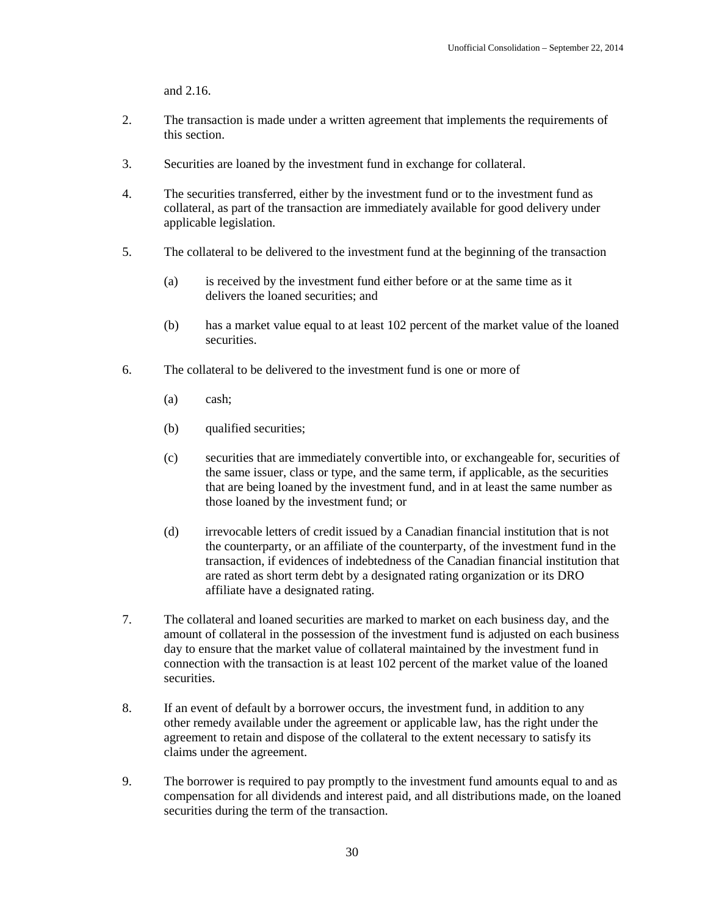and 2.16.

2. The transaction is made under a written agreement that implements the requirements of this section.

3. Securities are loaned by the investment fund in exchange for collateral.

4. The securities transferred, either by the investment fund or to the investment fund as collateral, as part of the transaction are immediately available for good delivery under applicable legislation.

5. The collateral to be delivered to the investment fund at the beginning of the transaction

   (a) is received by the investment fund either before or at the same time as it delivers the loaned securities; and

   (b) has a market value equal to at least 102 percent of the market value of the loaned securities.

6. The collateral to be delivered to the investment fund is one or more of

   (a) cash;

   (b) qualified securities;

   (c) securities that are immediately convertible into, or exchangeable for, securities of the same issuer, class or type, and the same term, if applicable, as the securities that are being loaned by the investment fund, and in at least the same number as those loaned by the investment fund; or

   (d) irrevocable letters of credit issued by a Canadian financial institution that is not the counterparty, or an affiliate of the counterparty, of the investment fund in the transaction, if evidences of indebtedness of the Canadian financial institution that are rated as short term debt by a designated rating organization or its DRO affiliate have a designated rating.

7. The collateral and loaned securities are marked to market on each business day, and the amount of collateral in the possession of the investment fund is adjusted on each business day to ensure that the market value of collateral maintained by the investment fund in connection with the transaction is at least 102 percent of the market value of the loaned securities.

8. If an event of default by a borrower occurs, the investment fund, in addition to any other remedy available under the agreement or applicable law, has the right under the agreement to retain and dispose of the collateral to the extent necessary to satisfy its claims under the agreement.

9. The borrower is required to pay promptly to the investment fund amounts equal to and as compensation for all dividends and interest paid, and all distributions made, on the loaned securities during the term of the transaction.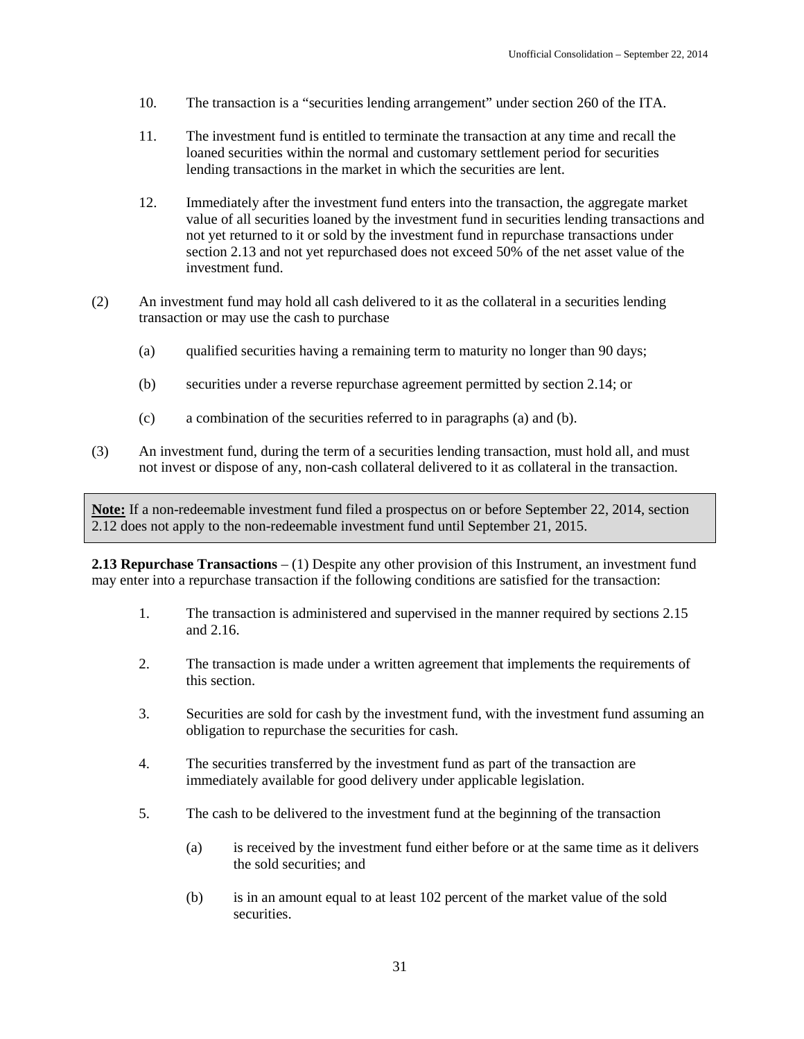10. The transaction is a "securities lending arrangement" under section 260 of the ITA.

11. The investment fund is entitled to terminate the transaction at any time and recall the loaned securities within the normal and customary settlement period for securities lending transactions in the market in which the securities are lent.

12. Immediately after the investment fund enters into the transaction, the aggregate market value of all securities loaned by the investment fund in securities lending transactions and not yet returned to it or sold by the investment fund in repurchase transactions under section 2.13 and not yet repurchased does not exceed 50% of the net asset value of the investment fund.

(2) An investment fund may hold all cash delivered to it as the collateral in a securities lending transaction or may use the cash to purchase

(a) qualified securities having a remaining term to maturity no longer than 90 days;

(b) securities under a reverse repurchase agreement permitted by section 2.14; or

(c) a combination of the securities referred to in paragraphs (a) and (b).

(3) An investment fund, during the term of a securities lending transaction, must hold all, and must not invest or dispose of any, non-cash collateral delivered to it as collateral in the transaction.

**Note:** If a non-redeemable investment fund filed a prospectus on or before September 22, 2014, section 2.12 does not apply to the non-redeemable investment fund until September 21, 2015.

**2.13 Repurchase Transactions** – (1) Despite any other provision of this Instrument, an investment fund may enter into a repurchase transaction if the following conditions are satisfied for the transaction:

1. The transaction is administered and supervised in the manner required by sections 2.15 and 2.16.

2. The transaction is made under a written agreement that implements the requirements of this section.

3. Securities are sold for cash by the investment fund, with the investment fund assuming an obligation to repurchase the securities for cash.

4. The securities transferred by the investment fund as part of the transaction are immediately available for good delivery under applicable legislation.

5. The cash to be delivered to the investment fund at the beginning of the transaction

   (a) is received by the investment fund either before or at the same time as it delivers the sold securities; and

   (b) is in an amount equal to at least 102 percent of the market value of the sold securities.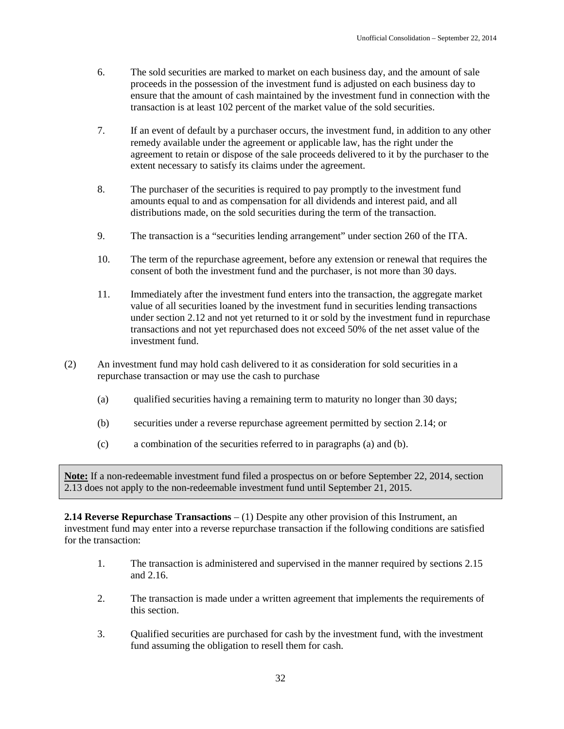6. The sold securities are marked to market on each business day, and the amount of sale proceeds in the possession of the investment fund is adjusted on each business day to ensure that the amount of cash maintained by the investment fund in connection with the transaction is at least 102 percent of the market value of the sold securities.

7. If an event of default by a purchaser occurs, the investment fund, in addition to any other remedy available under the agreement or applicable law, has the right under the agreement to retain or dispose of the sale proceeds delivered to it by the purchaser to the extent necessary to satisfy its claims under the agreement.

8. The purchaser of the securities is required to pay promptly to the investment fund amounts equal to and as compensation for all dividends and interest paid, and all distributions made, on the sold securities during the term of the transaction.

9. The transaction is a "securities lending arrangement" under section 260 of the ITA.

10. The term of the repurchase agreement, before any extension or renewal that requires the consent of both the investment fund and the purchaser, is not more than 30 days.

11. Immediately after the investment fund enters into the transaction, the aggregate market value of all securities loaned by the investment fund in securities lending transactions under section 2.12 and not yet returned to it or sold by the investment fund in repurchase transactions and not yet repurchased does not exceed 50% of the net asset value of the investment fund.

(2) An investment fund may hold cash delivered to it as consideration for sold securities in a repurchase transaction or may use the cash to purchase

(a) qualified securities having a remaining term to maturity no longer than 30 days;

(b) securities under a reverse repurchase agreement permitted by section 2.14; or

(c) a combination of the securities referred to in paragraphs (a) and (b).

**Note:** If a non-redeemable investment fund filed a prospectus on or before September 22, 2014, section 2.13 does not apply to the non-redeemable investment fund until September 21, 2015.

**2.14 Reverse Repurchase Transactions** – (1) Despite any other provision of this Instrument, an investment fund may enter into a reverse repurchase transaction if the following conditions are satisfied for the transaction:

1. The transaction is administered and supervised in the manner required by sections 2.15 and 2.16.

2. The transaction is made under a written agreement that implements the requirements of this section.

3. Qualified securities are purchased for cash by the investment fund, with the investment fund assuming the obligation to resell them for cash.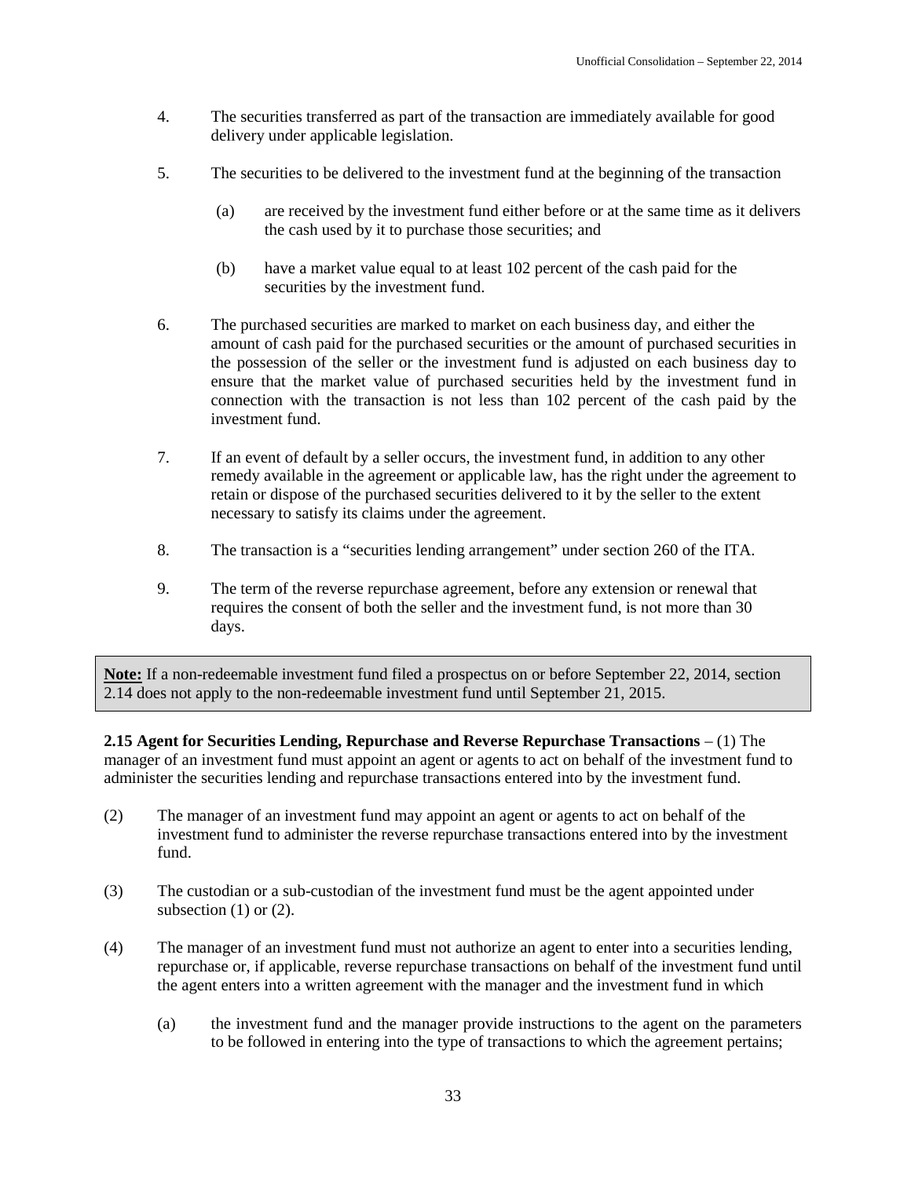4. The securities transferred as part of the transaction are immediately available for good delivery under applicable legislation.

5. The securities to be delivered to the investment fund at the beginning of the transaction

   (a) are received by the investment fund either before or at the same time as it delivers the cash used by it to purchase those securities; and

   (b) have a market value equal to at least 102 percent of the cash paid for the securities by the investment fund.

6. The purchased securities are marked to market on each business day, and either the amount of cash paid for the purchased securities or the amount of purchased securities in the possession of the seller or the investment fund is adjusted on each business day to ensure that the market value of purchased securities held by the investment fund in connection with the transaction is not less than 102 percent of the cash paid by the investment fund.

7. If an event of default by a seller occurs, the investment fund, in addition to any other remedy available in the agreement or applicable law, has the right under the agreement to retain or dispose of the purchased securities delivered to it by the seller to the extent necessary to satisfy its claims under the agreement.

8. The transaction is a "securities lending arrangement" under section 260 of the ITA.

9. The term of the reverse repurchase agreement, before any extension or renewal that requires the consent of both the seller and the investment fund, is not more than 30 days.

> **Note:** If a non-redeemable investment fund filed a prospectus on or before September 22, 2014, section 2.14 does not apply to the non-redeemable investment fund until September 21, 2015.

**2.15 Agent for Securities Lending, Repurchase and Reverse Repurchase Transactions** – (1) The manager of an investment fund must appoint an agent or agents to act on behalf of the investment fund to administer the securities lending and repurchase transactions entered into by the investment fund.

(2) The manager of an investment fund may appoint an agent or agents to act on behalf of the investment fund to administer the reverse repurchase transactions entered into by the investment fund.

(3) The custodian or a sub-custodian of the investment fund must be the agent appointed under subsection (1) or (2).

(4) The manager of an investment fund must not authorize an agent to enter into a securities lending, repurchase or, if applicable, reverse repurchase transactions on behalf of the investment fund until the agent enters into a written agreement with the manager and the investment fund in which

   (a) the investment fund and the manager provide instructions to the agent on the parameters to be followed in entering into the type of transactions to which the agreement pertains;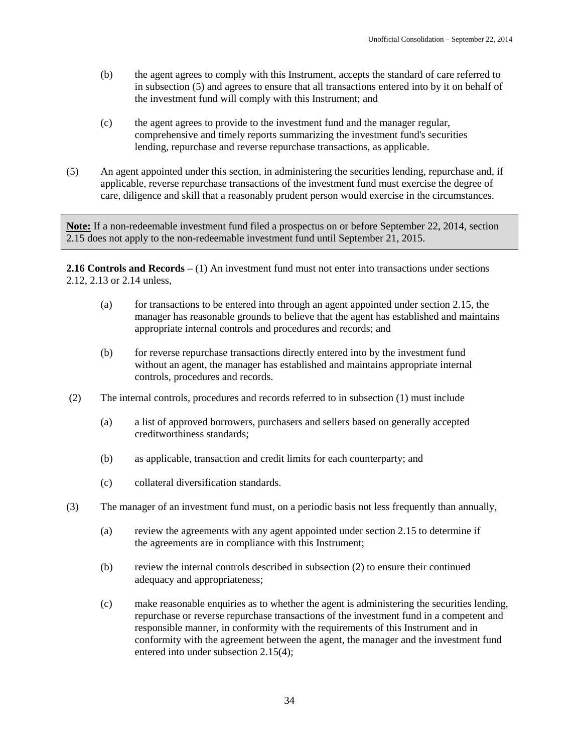(b) the agent agrees to comply with this Instrument, accepts the standard of care referred to in subsection (5) and agrees to ensure that all transactions entered into by it on behalf of the investment fund will comply with this Instrument; and

(c) the agent agrees to provide to the investment fund and the manager regular, comprehensive and timely reports summarizing the investment fund's securities lending, repurchase and reverse repurchase transactions, as applicable.

(5) An agent appointed under this section, in administering the securities lending, repurchase and, if applicable, reverse repurchase transactions of the investment fund must exercise the degree of care, diligence and skill that a reasonably prudent person would exercise in the circumstances.

> **Note:** If a non-redeemable investment fund filed a prospectus on or before September 22, 2014, section 2.15 does not apply to the non-redeemable investment fund until September 21, 2015.

**2.16 Controls and Records** – (1) An investment fund must not enter into transactions under sections 2.12, 2.13 or 2.14 unless,

(a) for transactions to be entered into through an agent appointed under section 2.15, the manager has reasonable grounds to believe that the agent has established and maintains appropriate internal controls and procedures and records; and

(b) for reverse repurchase transactions directly entered into by the investment fund without an agent, the manager has established and maintains appropriate internal controls, procedures and records.

(2) The internal controls, procedures and records referred to in subsection (1) must include

(a) a list of approved borrowers, purchasers and sellers based on generally accepted creditworthiness standards;

(b) as applicable, transaction and credit limits for each counterparty; and

(c) collateral diversification standards.

(3) The manager of an investment fund must, on a periodic basis not less frequently than annually,

(a) review the agreements with any agent appointed under section 2.15 to determine if the agreements are in compliance with this Instrument;

(b) review the internal controls described in subsection (2) to ensure their continued adequacy and appropriateness;

(c) make reasonable enquiries as to whether the agent is administering the securities lending, repurchase or reverse repurchase transactions of the investment fund in a competent and responsible manner, in conformity with the requirements of this Instrument and in conformity with the agreement between the agent, the manager and the investment fund entered into under subsection 2.15(4);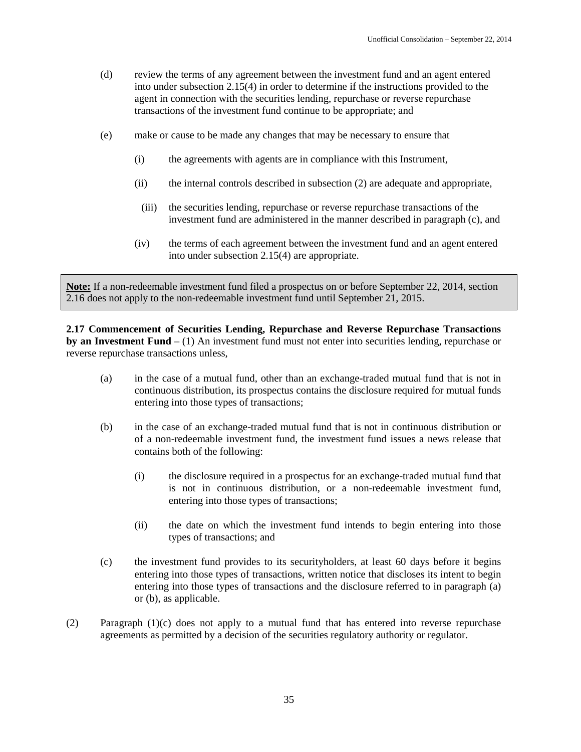(d) review the terms of any agreement between the investment fund and an agent entered into under subsection 2.15(4) in order to determine if the instructions provided to the agent in connection with the securities lending, repurchase or reverse repurchase transactions of the investment fund continue to be appropriate; and

(e) make or cause to be made any changes that may be necessary to ensure that

(i) the agreements with agents are in compliance with this Instrument,

(ii) the internal controls described in subsection (2) are adequate and appropriate,

(iii) the securities lending, repurchase or reverse repurchase transactions of the investment fund are administered in the manner described in paragraph (c), and

(iv) the terms of each agreement between the investment fund and an agent entered into under subsection 2.15(4) are appropriate.

> **Note:** If a non-redeemable investment fund filed a prospectus on or before September 22, 2014, section 2.16 does not apply to the non-redeemable investment fund until September 21, 2015.

**2.17 Commencement of Securities Lending, Repurchase and Reverse Repurchase Transactions by an Investment Fund** – (1) An investment fund must not enter into securities lending, repurchase or reverse repurchase transactions unless,

(a) in the case of a mutual fund, other than an exchange-traded mutual fund that is not in continuous distribution, its prospectus contains the disclosure required for mutual funds entering into those types of transactions;

(b) in the case of an exchange-traded mutual fund that is not in continuous distribution or of a non-redeemable investment fund, the investment fund issues a news release that contains both of the following:

(i) the disclosure required in a prospectus for an exchange-traded mutual fund that is not in continuous distribution, or a non-redeemable investment fund, entering into those types of transactions;

(ii) the date on which the investment fund intends to begin entering into those types of transactions; and

(c) the investment fund provides to its securityholders, at least 60 days before it begins entering into those types of transactions, written notice that discloses its intent to begin entering into those types of transactions and the disclosure referred to in paragraph (a) or (b), as applicable.

(2) Paragraph (1)(c) does not apply to a mutual fund that has entered into reverse repurchase agreements as permitted by a decision of the securities regulatory authority or regulator.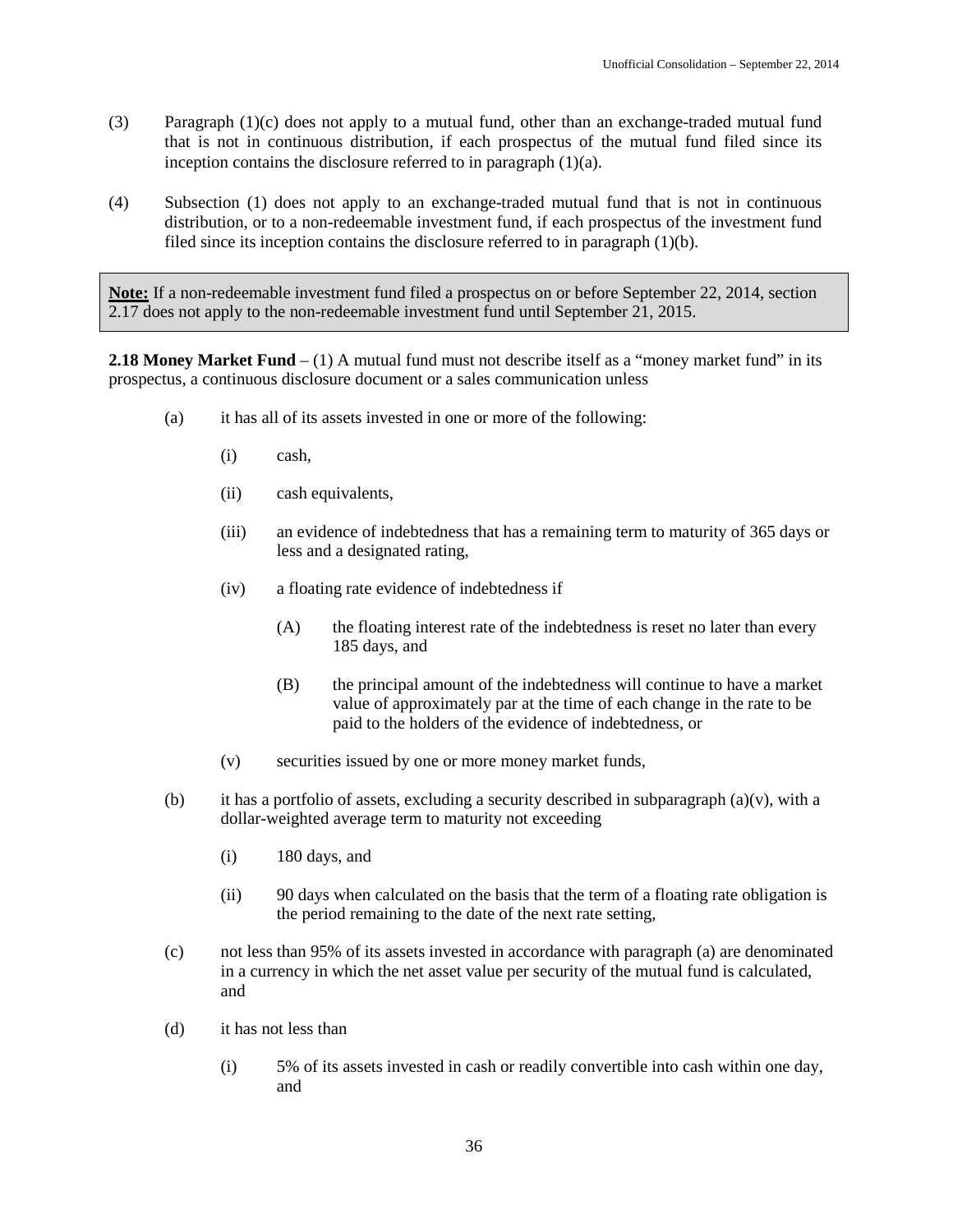(3) Paragraph (1)(c) does not apply to a mutual fund, other than an exchange-traded mutual fund that is not in continuous distribution, if each prospectus of the mutual fund filed since its inception contains the disclosure referred to in paragraph (1)(a).

(4) Subsection (1) does not apply to an exchange-traded mutual fund that is not in continuous distribution, or to a non-redeemable investment fund, if each prospectus of the investment fund filed since its inception contains the disclosure referred to in paragraph (1)(b).

> **Note:** If a non-redeemable investment fund filed a prospectus on or before September 22, 2014, section 2.17 does not apply to the non-redeemable investment fund until September 21, 2015.

**2.18 Money Market Fund** – (1) A mutual fund must not describe itself as a "money market fund" in its prospectus, a continuous disclosure document or a sales communication unless

- (a) it has all of its assets invested in one or more of the following:
  - (i) cash,
  - (ii) cash equivalents,
  - (iii) an evidence of indebtedness that has a remaining term to maturity of 365 days or less and a designated rating,
  - (iv) a floating rate evidence of indebtedness if
    - (A) the floating interest rate of the indebtedness is reset no later than every 185 days, and
    - (B) the principal amount of the indebtedness will continue to have a market value of approximately par at the time of each change in the rate to be paid to the holders of the evidence of indebtedness, or
  - (v) securities issued by one or more money market funds,
- (b) it has a portfolio of assets, excluding a security described in subparagraph (a)(v), with a dollar-weighted average term to maturity not exceeding
  - (i) 180 days, and
  - (ii) 90 days when calculated on the basis that the term of a floating rate obligation is the period remaining to the date of the next rate setting,
- (c) not less than 95% of its assets invested in accordance with paragraph (a) are denominated in a currency in which the net asset value per security of the mutual fund is calculated, and
- (d) it has not less than
  - (i) 5% of its assets invested in cash or readily convertible into cash within one day, and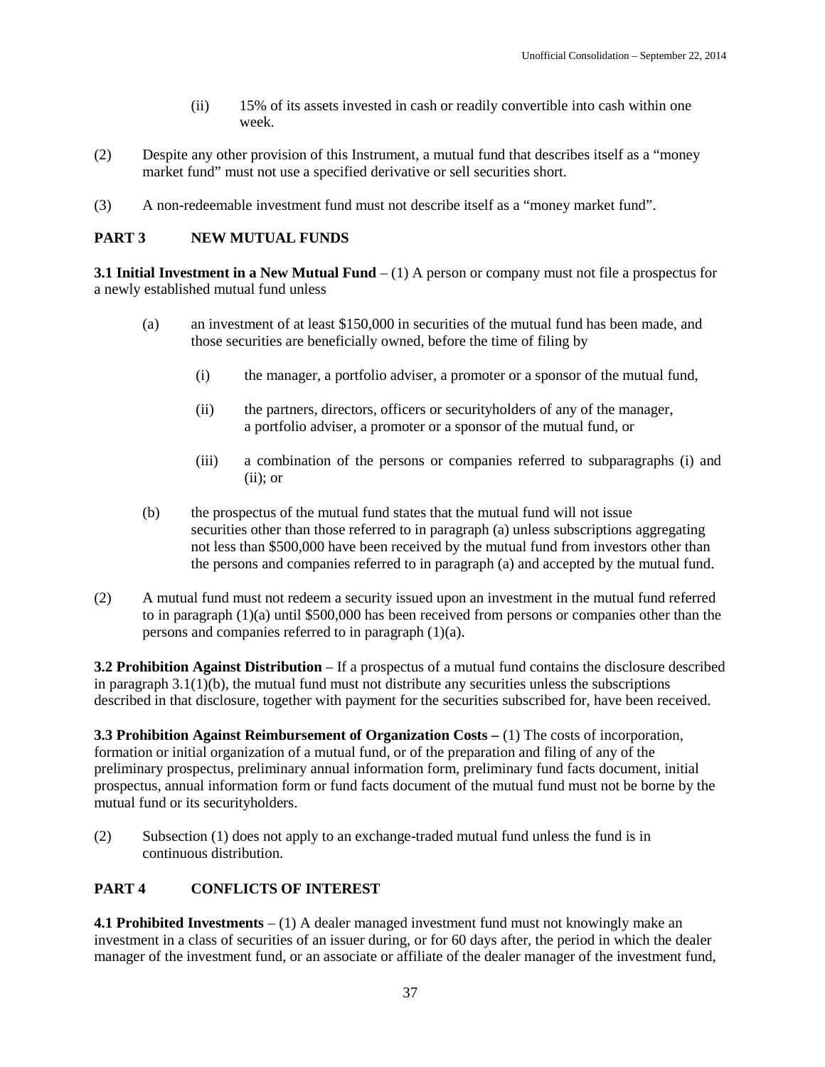(ii) 15% of its assets invested in cash or readily convertible into cash within one week.

(2) Despite any other provision of this Instrument, a mutual fund that describes itself as a "money market fund" must not use a specified derivative or sell securities short.

(3) A non-redeemable investment fund must not describe itself as a "money market fund".

## PART 3 NEW MUTUAL FUNDS

**3.1 Initial Investment in a New Mutual Fund** – (1) A person or company must not file a prospectus for a newly established mutual fund unless

(a) an investment of at least $150,000 in securities of the mutual fund has been made, and those securities are beneficially owned, before the time of filing by

(i) the manager, a portfolio adviser, a promoter or a sponsor of the mutual fund,

(ii) the partners, directors, officers or securityholders of any of the manager, a portfolio adviser, a promoter or a sponsor of the mutual fund, or

(iii) a combination of the persons or companies referred to subparagraphs (i) and (ii); or

(b) the prospectus of the mutual fund states that the mutual fund will not issue securities other than those referred to in paragraph (a) unless subscriptions aggregating not less than $500,000 have been received by the mutual fund from investors other than the persons and companies referred to in paragraph (a) and accepted by the mutual fund.

(2) A mutual fund must not redeem a security issued upon an investment in the mutual fund referred to in paragraph (1)(a) until $500,000 has been received from persons or companies other than the persons and companies referred to in paragraph (1)(a).

**3.2 Prohibition Against Distribution** – If a prospectus of a mutual fund contains the disclosure described in paragraph 3.1(1)(b), the mutual fund must not distribute any securities unless the subscriptions described in that disclosure, together with payment for the securities subscribed for, have been received.

**3.3 Prohibition Against Reimbursement of Organization Costs –** (1) The costs of incorporation, formation or initial organization of a mutual fund, or of the preparation and filing of any of the preliminary prospectus, preliminary annual information form, preliminary fund facts document, initial prospectus, annual information form or fund facts document of the mutual fund must not be borne by the mutual fund or its securityholders.

(2) Subsection (1) does not apply to an exchange-traded mutual fund unless the fund is in continuous distribution.

## PART 4 CONFLICTS OF INTEREST

**4.1 Prohibited Investments** – (1) A dealer managed investment fund must not knowingly make an investment in a class of securities of an issuer during, or for 60 days after, the period in which the dealer manager of the investment fund, or an associate or affiliate of the dealer manager of the investment fund,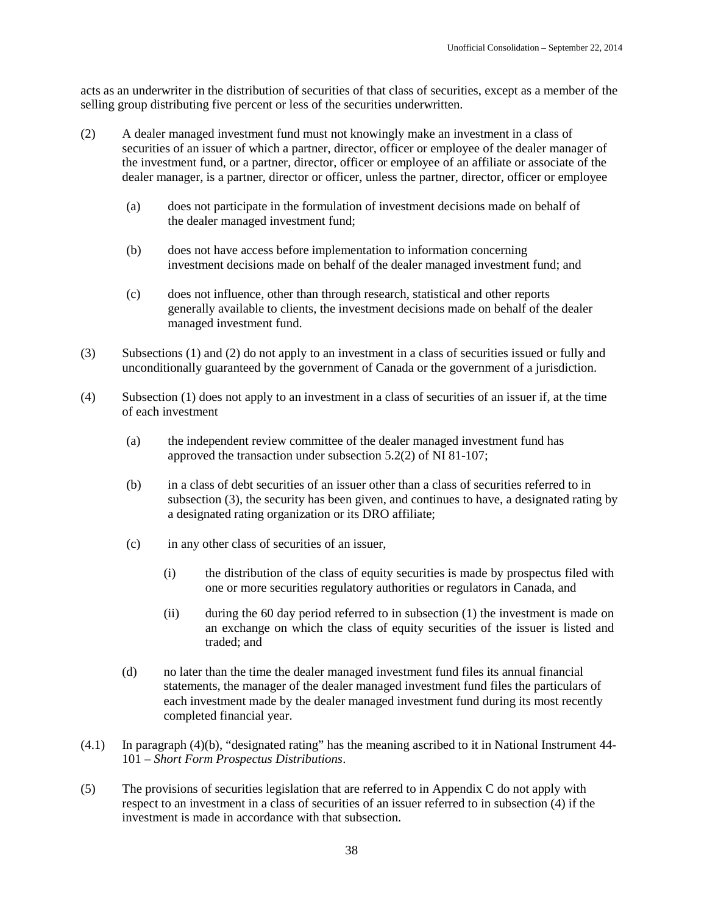acts as an underwriter in the distribution of securities of that class of securities, except as a member of the selling group distributing five percent or less of the securities underwritten.

(2) A dealer managed investment fund must not knowingly make an investment in a class of securities of an issuer of which a partner, director, officer or employee of the dealer manager of the investment fund, or a partner, director, officer or employee of an affiliate or associate of the dealer manager, is a partner, director or officer, unless the partner, director, officer or employee

(a) does not participate in the formulation of investment decisions made on behalf of the dealer managed investment fund;

(b) does not have access before implementation to information concerning investment decisions made on behalf of the dealer managed investment fund; and

(c) does not influence, other than through research, statistical and other reports generally available to clients, the investment decisions made on behalf of the dealer managed investment fund.

(3) Subsections (1) and (2) do not apply to an investment in a class of securities issued or fully and unconditionally guaranteed by the government of Canada or the government of a jurisdiction.

(4) Subsection (1) does not apply to an investment in a class of securities of an issuer if, at the time of each investment

(a) the independent review committee of the dealer managed investment fund has approved the transaction under subsection 5.2(2) of NI 81-107;

(b) in a class of debt securities of an issuer other than a class of securities referred to in subsection (3), the security has been given, and continues to have, a designated rating by a designated rating organization or its DRO affiliate;

(c) in any other class of securities of an issuer,

(i) the distribution of the class of equity securities is made by prospectus filed with one or more securities regulatory authorities or regulators in Canada, and

(ii) during the 60 day period referred to in subsection (1) the investment is made on an exchange on which the class of equity securities of the issuer is listed and traded; and

(d) no later than the time the dealer managed investment fund files its annual financial statements, the manager of the dealer managed investment fund files the particulars of each investment made by the dealer managed investment fund during its most recently completed financial year.

(4.1) In paragraph (4)(b), "designated rating" has the meaning ascribed to it in National Instrument 44-101 – *Short Form Prospectus Distributions*.

(5) The provisions of securities legislation that are referred to in Appendix C do not apply with respect to an investment in a class of securities of an issuer referred to in subsection (4) if the investment is made in accordance with that subsection.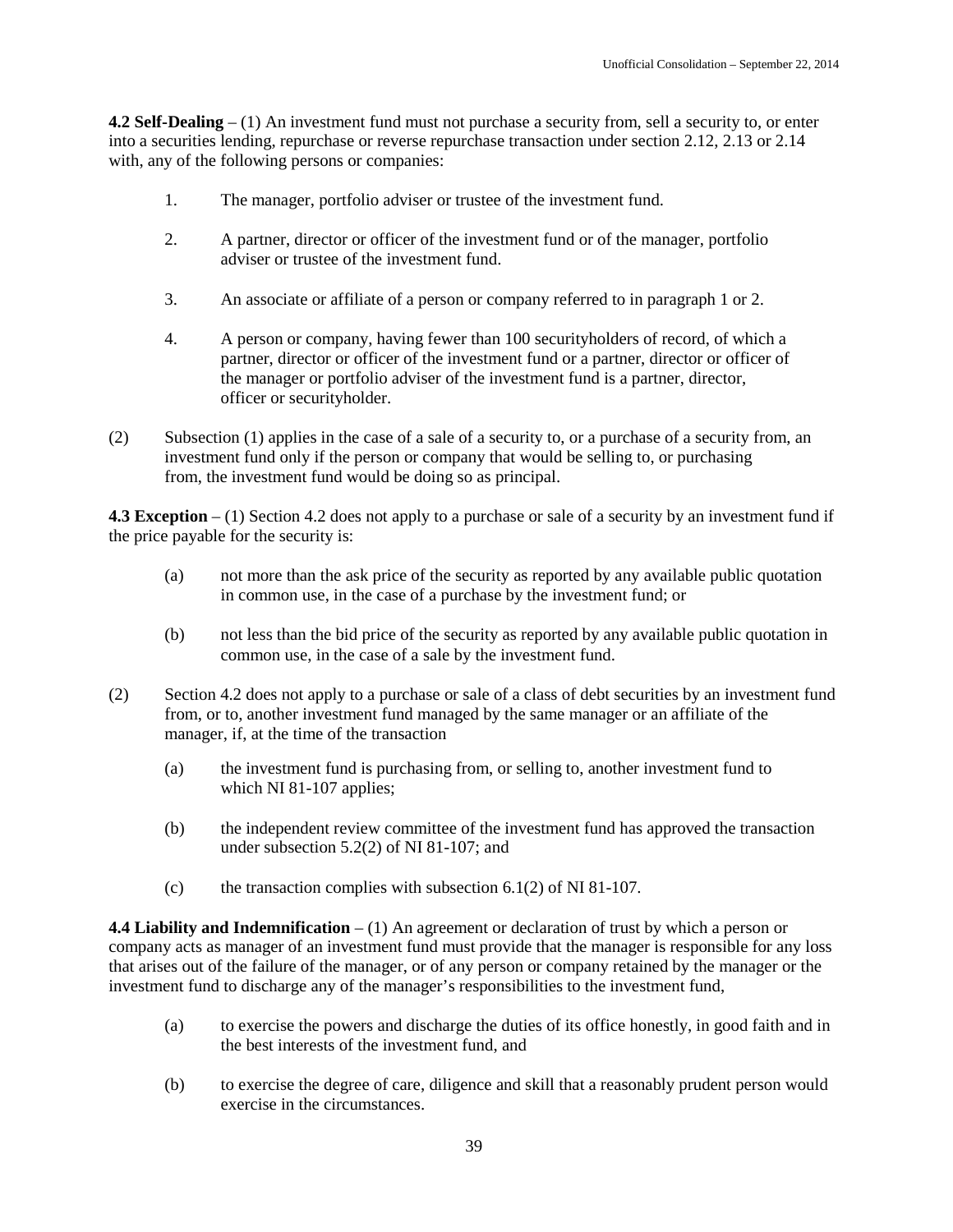**4.2 Self-Dealing** – (1) An investment fund must not purchase a security from, sell a security to, or enter into a securities lending, repurchase or reverse repurchase transaction under section 2.12, 2.13 or 2.14 with, any of the following persons or companies:

1. The manager, portfolio adviser or trustee of the investment fund.

2. A partner, director or officer of the investment fund or of the manager, portfolio adviser or trustee of the investment fund.

3. An associate or affiliate of a person or company referred to in paragraph 1 or 2.

4. A person or company, having fewer than 100 securityholders of record, of which a partner, director or officer of the investment fund or a partner, director or officer of the manager or portfolio adviser of the investment fund is a partner, director, officer or securityholder.

(2) Subsection (1) applies in the case of a sale of a security to, or a purchase of a security from, an investment fund only if the person or company that would be selling to, or purchasing from, the investment fund would be doing so as principal.

**4.3 Exception** – (1) Section 4.2 does not apply to a purchase or sale of a security by an investment fund if the price payable for the security is:

(a) not more than the ask price of the security as reported by any available public quotation in common use, in the case of a purchase by the investment fund; or

(b) not less than the bid price of the security as reported by any available public quotation in common use, in the case of a sale by the investment fund.

(2) Section 4.2 does not apply to a purchase or sale of a class of debt securities by an investment fund from, or to, another investment fund managed by the same manager or an affiliate of the manager, if, at the time of the transaction

(a) the investment fund is purchasing from, or selling to, another investment fund to which NI 81-107 applies;

(b) the independent review committee of the investment fund has approved the transaction under subsection 5.2(2) of NI 81-107; and

(c) the transaction complies with subsection 6.1(2) of NI 81-107.

**4.4 Liability and Indemnification** – (1) An agreement or declaration of trust by which a person or company acts as manager of an investment fund must provide that the manager is responsible for any loss that arises out of the failure of the manager, or of any person or company retained by the manager or the investment fund to discharge any of the manager's responsibilities to the investment fund,

(a) to exercise the powers and discharge the duties of its office honestly, in good faith and in the best interests of the investment fund, and

(b) to exercise the degree of care, diligence and skill that a reasonably prudent person would exercise in the circumstances.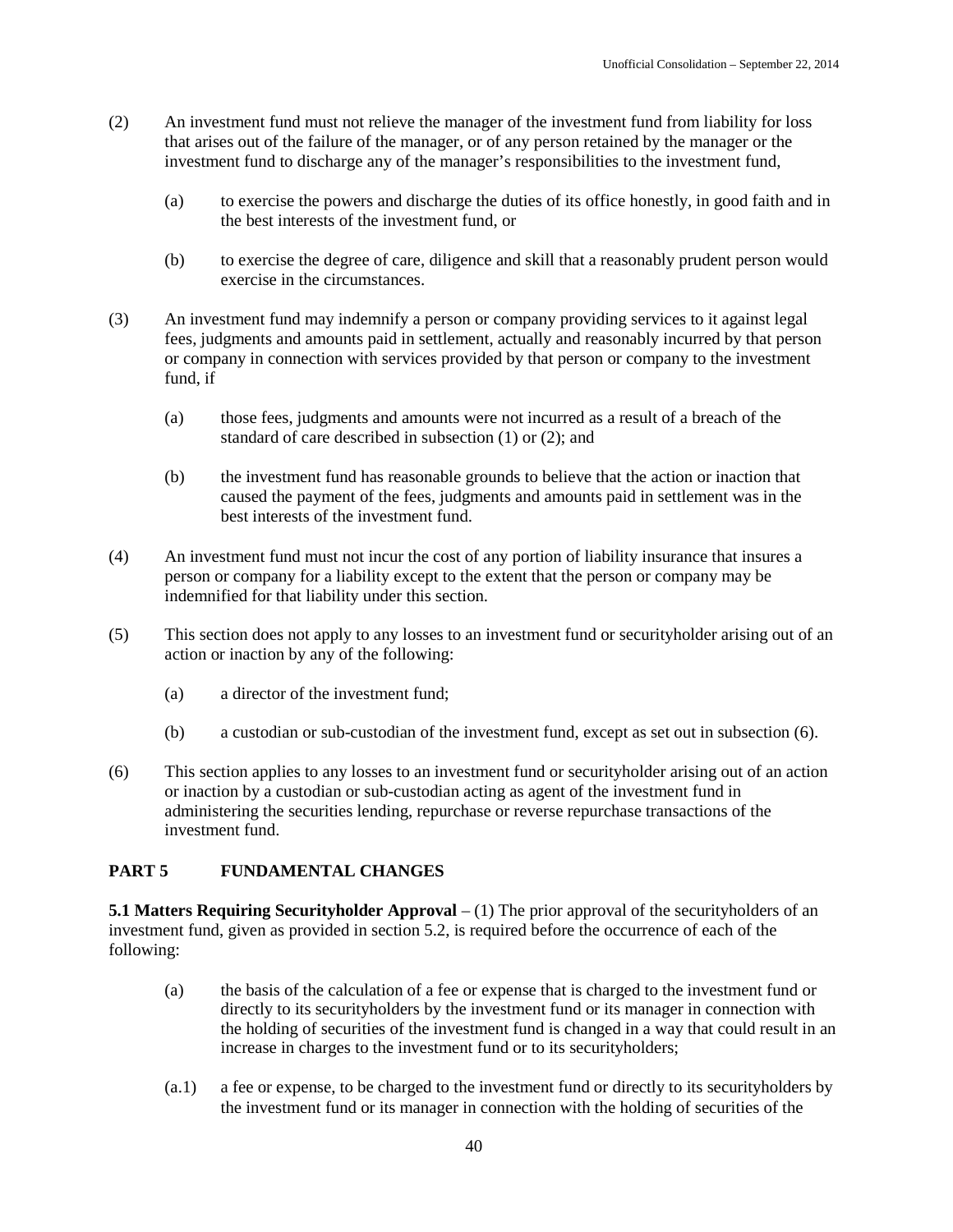(2) An investment fund must not relieve the manager of the investment fund from liability for loss that arises out of the failure of the manager, or of any person retained by the manager or the investment fund to discharge any of the manager's responsibilities to the investment fund,

   (a) to exercise the powers and discharge the duties of its office honestly, in good faith and in the best interests of the investment fund, or

   (b) to exercise the degree of care, diligence and skill that a reasonably prudent person would exercise in the circumstances.

(3) An investment fund may indemnify a person or company providing services to it against legal fees, judgments and amounts paid in settlement, actually and reasonably incurred by that person or company in connection with services provided by that person or company to the investment fund, if

   (a) those fees, judgments and amounts were not incurred as a result of a breach of the standard of care described in subsection (1) or (2); and

   (b) the investment fund has reasonable grounds to believe that the action or inaction that caused the payment of the fees, judgments and amounts paid in settlement was in the best interests of the investment fund.

(4) An investment fund must not incur the cost of any portion of liability insurance that insures a person or company for a liability except to the extent that the person or company may be indemnified for that liability under this section.

(5) This section does not apply to any losses to an investment fund or securityholder arising out of an action or inaction by any of the following:

   (a) a director of the investment fund;

   (b) a custodian or sub-custodian of the investment fund, except as set out in subsection (6).

(6) This section applies to any losses to an investment fund or securityholder arising out of an action or inaction by a custodian or sub-custodian acting as agent of the investment fund in administering the securities lending, repurchase or reverse repurchase transactions of the investment fund.

## PART 5 FUNDAMENTAL CHANGES

**5.1 Matters Requiring Securityholder Approval** – (1) The prior approval of the securityholders of an investment fund, given as provided in section 5.2, is required before the occurrence of each of the following:

   (a) the basis of the calculation of a fee or expense that is charged to the investment fund or directly to its securityholders by the investment fund or its manager in connection with the holding of securities of the investment fund is changed in a way that could result in an increase in charges to the investment fund or to its securityholders;

   (a.1) a fee or expense, to be charged to the investment fund or directly to its securityholders by the investment fund or its manager in connection with the holding of securities of the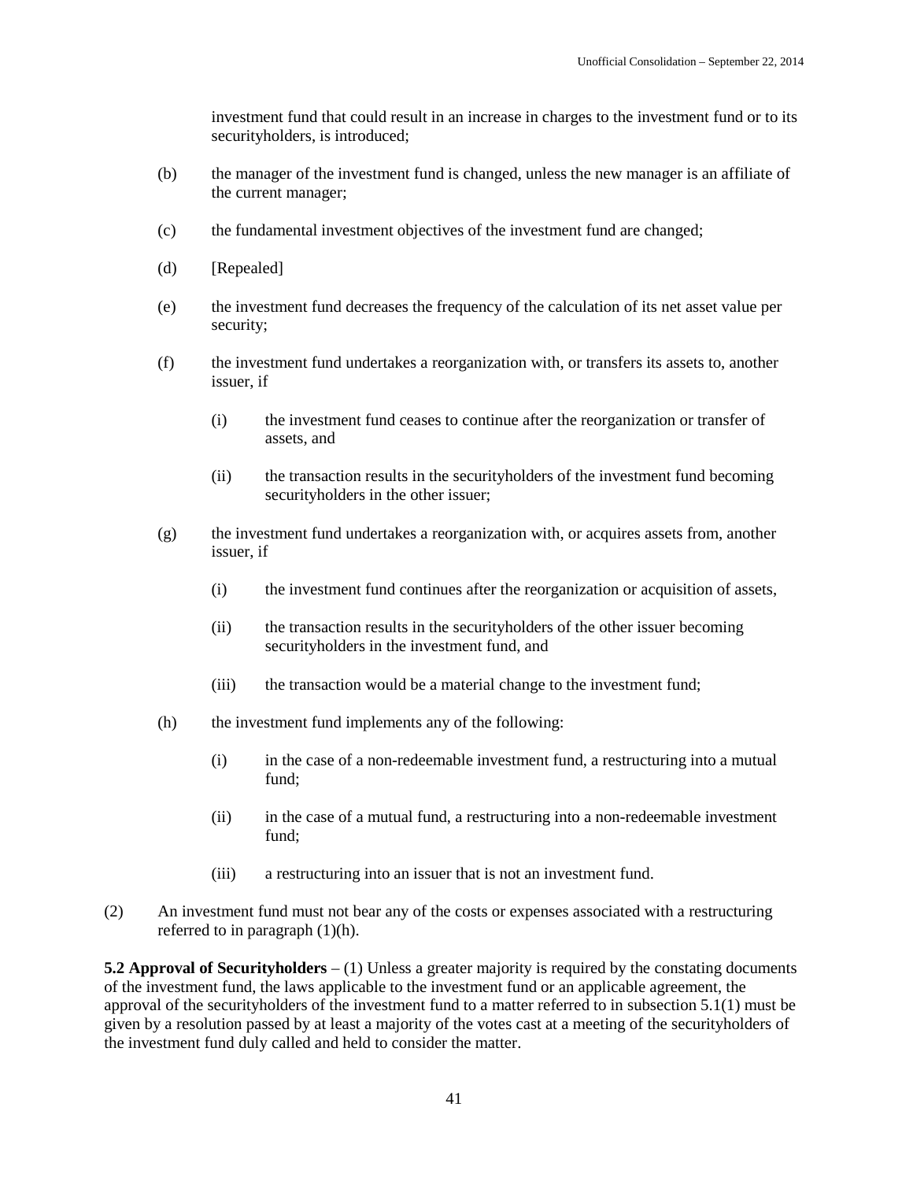investment fund that could result in an increase in charges to the investment fund or to its securityholders, is introduced;

(b) the manager of the investment fund is changed, unless the new manager is an affiliate of the current manager;

(c) the fundamental investment objectives of the investment fund are changed;

(d) [Repealed]

(e) the investment fund decreases the frequency of the calculation of its net asset value per security;

(f) the investment fund undertakes a reorganization with, or transfers its assets to, another issuer, if

(i) the investment fund ceases to continue after the reorganization or transfer of assets, and

(ii) the transaction results in the securityholders of the investment fund becoming securityholders in the other issuer;

(g) the investment fund undertakes a reorganization with, or acquires assets from, another issuer, if

(i) the investment fund continues after the reorganization or acquisition of assets,

(ii) the transaction results in the securityholders of the other issuer becoming securityholders in the investment fund, and

(iii) the transaction would be a material change to the investment fund;

(h) the investment fund implements any of the following:

(i) in the case of a non-redeemable investment fund, a restructuring into a mutual fund;

(ii) in the case of a mutual fund, a restructuring into a non-redeemable investment fund;

(iii) a restructuring into an issuer that is not an investment fund.

(2) An investment fund must not bear any of the costs or expenses associated with a restructuring referred to in paragraph (1)(h).

**5.2 Approval of Securityholders** – (1) Unless a greater majority is required by the constating documents of the investment fund, the laws applicable to the investment fund or an applicable agreement, the approval of the securityholders of the investment fund to a matter referred to in subsection 5.1(1) must be given by a resolution passed by at least a majority of the votes cast at a meeting of the securityholders of the investment fund duly called and held to consider the matter.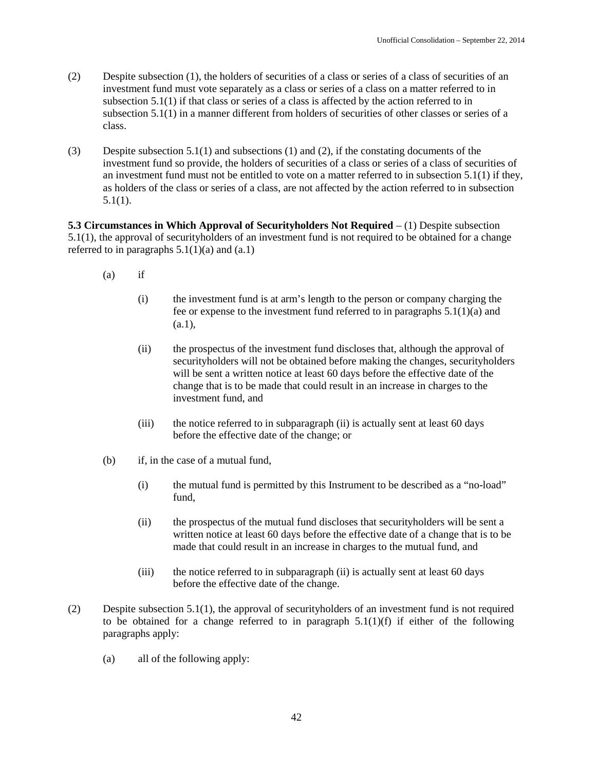(2) Despite subsection (1), the holders of securities of a class or series of a class of securities of an investment fund must vote separately as a class or series of a class on a matter referred to in subsection 5.1(1) if that class or series of a class is affected by the action referred to in subsection 5.1(1) in a manner different from holders of securities of other classes or series of a class.

(3) Despite subsection 5.1(1) and subsections (1) and (2), if the constating documents of the investment fund so provide, the holders of securities of a class or series of a class of securities of an investment fund must not be entitled to vote on a matter referred to in subsection 5.1(1) if they, as holders of the class or series of a class, are not affected by the action referred to in subsection 5.1(1).

**5.3 Circumstances in Which Approval of Securityholders Not Required** – (1) Despite subsection 5.1(1), the approval of securityholders of an investment fund is not required to be obtained for a change referred to in paragraphs 5.1(1)(a) and (a.1)

(a) if

(i) the investment fund is at arm's length to the person or company charging the fee or expense to the investment fund referred to in paragraphs 5.1(1)(a) and (a.1),

(ii) the prospectus of the investment fund discloses that, although the approval of securityholders will not be obtained before making the changes, securityholders will be sent a written notice at least 60 days before the effective date of the change that is to be made that could result in an increase in charges to the investment fund, and

(iii) the notice referred to in subparagraph (ii) is actually sent at least 60 days before the effective date of the change; or

(b) if, in the case of a mutual fund,

(i) the mutual fund is permitted by this Instrument to be described as a "no-load" fund,

(ii) the prospectus of the mutual fund discloses that securityholders will be sent a written notice at least 60 days before the effective date of a change that is to be made that could result in an increase in charges to the mutual fund, and

(iii) the notice referred to in subparagraph (ii) is actually sent at least 60 days before the effective date of the change.

(2) Despite subsection 5.1(1), the approval of securityholders of an investment fund is not required to be obtained for a change referred to in paragraph 5.1(1)(f) if either of the following paragraphs apply:

(a) all of the following apply: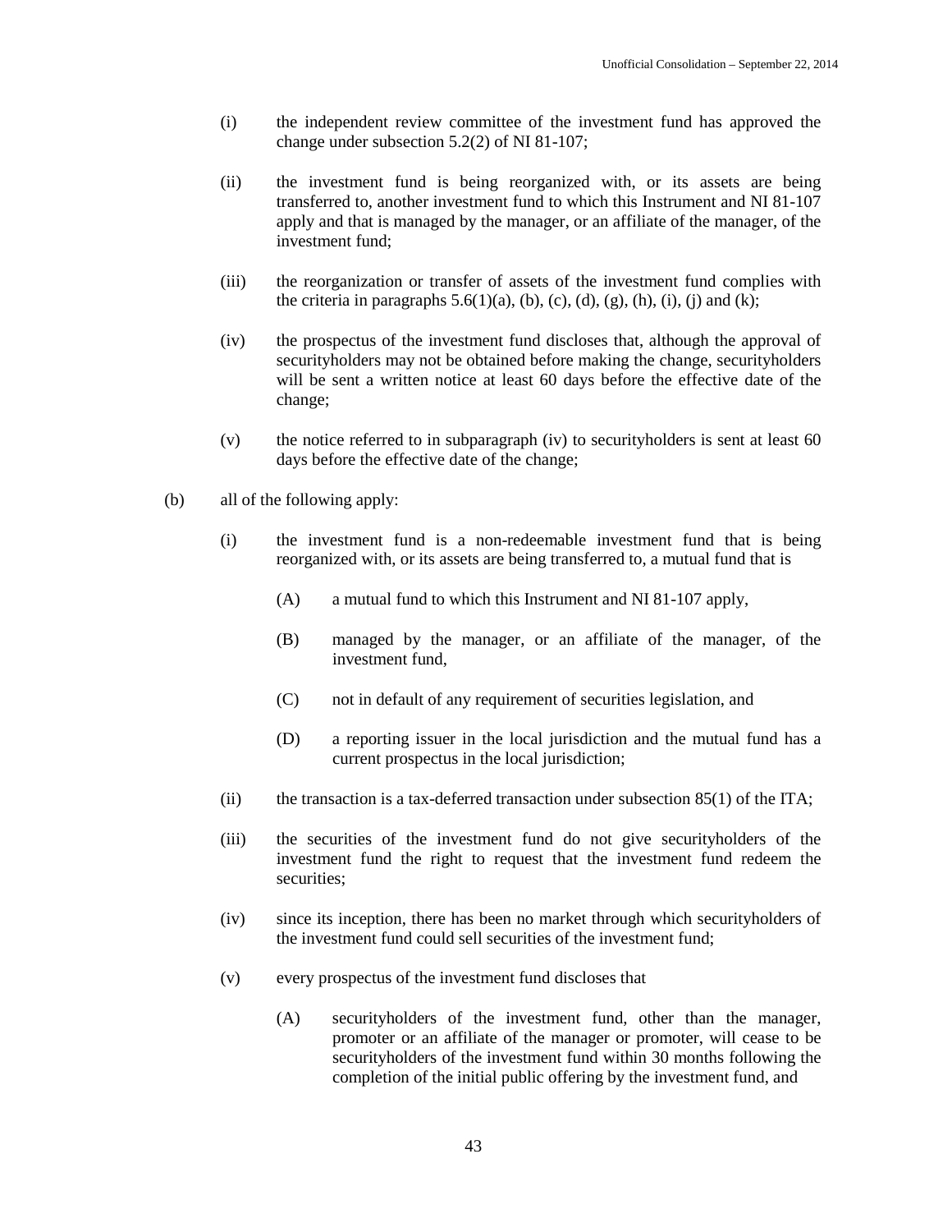(i) the independent review committee of the investment fund has approved the change under subsection 5.2(2) of NI 81-107;

(ii) the investment fund is being reorganized with, or its assets are being transferred to, another investment fund to which this Instrument and NI 81-107 apply and that is managed by the manager, or an affiliate of the manager, of the investment fund;

(iii) the reorganization or transfer of assets of the investment fund complies with the criteria in paragraphs 5.6(1)(a), (b), (c), (d), (g), (h), (i), (j) and (k);

(iv) the prospectus of the investment fund discloses that, although the approval of securityholders may not be obtained before making the change, securityholders will be sent a written notice at least 60 days before the effective date of the change;

(v) the notice referred to in subparagraph (iv) to securityholders is sent at least 60 days before the effective date of the change;

(b) all of the following apply:

(i) the investment fund is a non-redeemable investment fund that is being reorganized with, or its assets are being transferred to, a mutual fund that is

(A) a mutual fund to which this Instrument and NI 81-107 apply,

(B) managed by the manager, or an affiliate of the manager, of the investment fund,

(C) not in default of any requirement of securities legislation, and

(D) a reporting issuer in the local jurisdiction and the mutual fund has a current prospectus in the local jurisdiction;

(ii) the transaction is a tax-deferred transaction under subsection 85(1) of the ITA;

(iii) the securities of the investment fund do not give securityholders of the investment fund the right to request that the investment fund redeem the securities;

(iv) since its inception, there has been no market through which securityholders of the investment fund could sell securities of the investment fund;

(v) every prospectus of the investment fund discloses that

(A) securityholders of the investment fund, other than the manager, promoter or an affiliate of the manager or promoter, will cease to be securityholders of the investment fund within 30 months following the completion of the initial public offering by the investment fund, and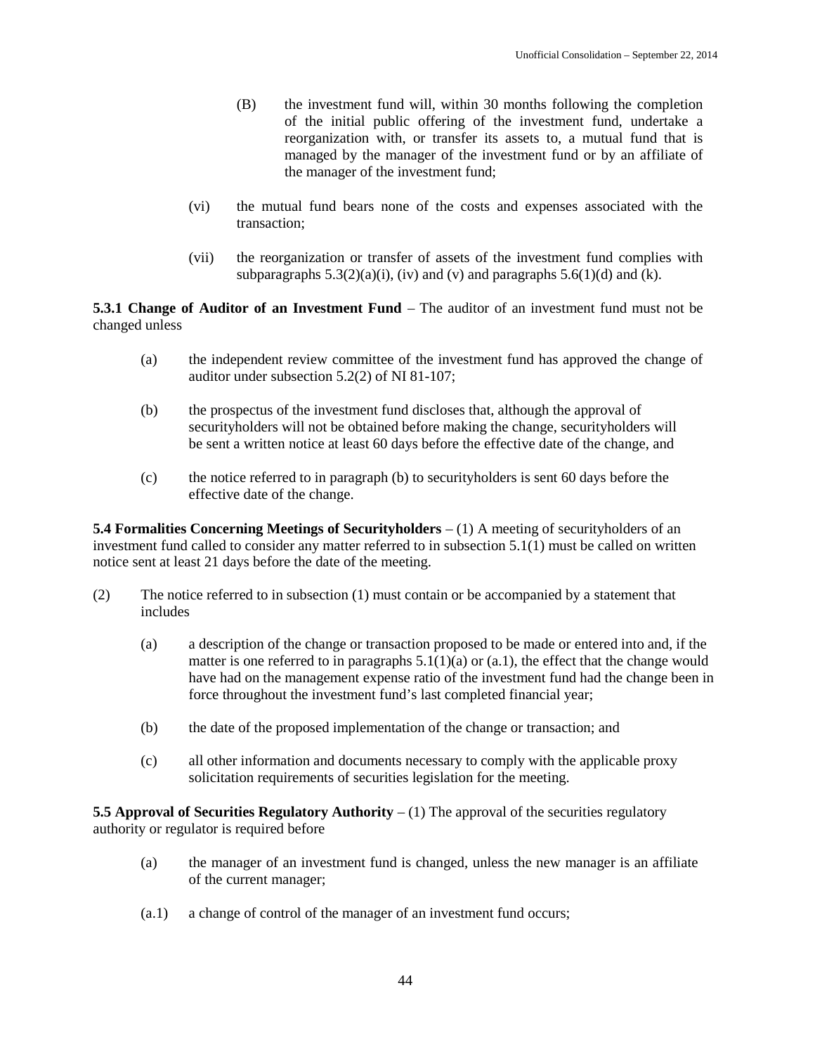(B) the investment fund will, within 30 months following the completion of the initial public offering of the investment fund, undertake a reorganization with, or transfer its assets to, a mutual fund that is managed by the manager of the investment fund or by an affiliate of the manager of the investment fund;

(vi) the mutual fund bears none of the costs and expenses associated with the transaction;

(vii) the reorganization or transfer of assets of the investment fund complies with subparagraphs 5.3(2)(a)(i), (iv) and (v) and paragraphs 5.6(1)(d) and (k).

**5.3.1 Change of Auditor of an Investment Fund** – The auditor of an investment fund must not be changed unless

(a) the independent review committee of the investment fund has approved the change of auditor under subsection 5.2(2) of NI 81-107;

(b) the prospectus of the investment fund discloses that, although the approval of securityholders will not be obtained before making the change, securityholders will be sent a written notice at least 60 days before the effective date of the change, and

(c) the notice referred to in paragraph (b) to securityholders is sent 60 days before the effective date of the change.

**5.4 Formalities Concerning Meetings of Securityholders** – (1) A meeting of securityholders of an investment fund called to consider any matter referred to in subsection 5.1(1) must be called on written notice sent at least 21 days before the date of the meeting.

(2) The notice referred to in subsection (1) must contain or be accompanied by a statement that includes

(a) a description of the change or transaction proposed to be made or entered into and, if the matter is one referred to in paragraphs 5.1(1)(a) or (a.1), the effect that the change would have had on the management expense ratio of the investment fund had the change been in force throughout the investment fund's last completed financial year;

(b) the date of the proposed implementation of the change or transaction; and

(c) all other information and documents necessary to comply with the applicable proxy solicitation requirements of securities legislation for the meeting.

**5.5 Approval of Securities Regulatory Authority** – (1) The approval of the securities regulatory authority or regulator is required before

(a) the manager of an investment fund is changed, unless the new manager is an affiliate of the current manager;

(a.1) a change of control of the manager of an investment fund occurs;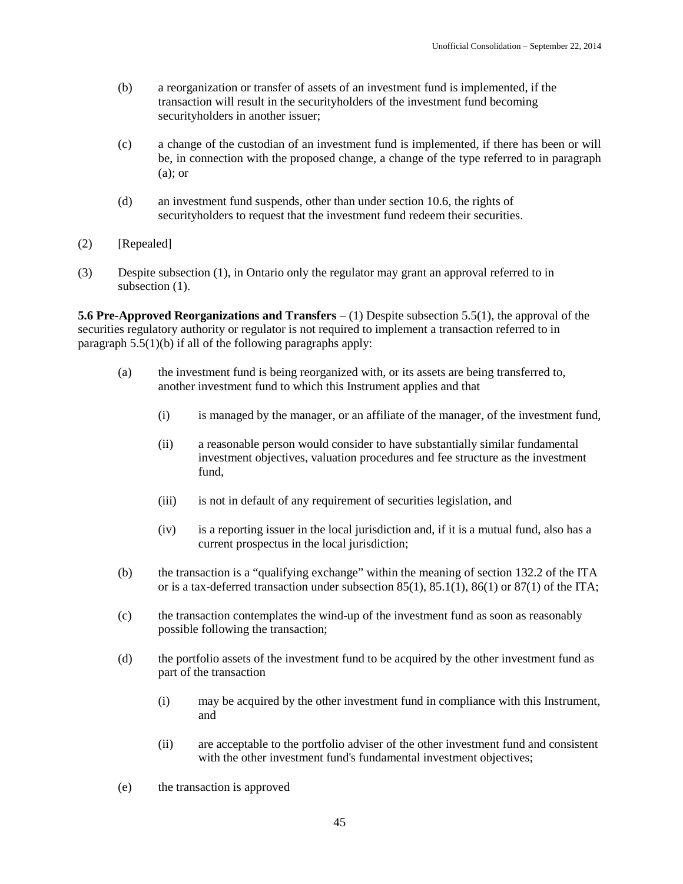(b) a reorganization or transfer of assets of an investment fund is implemented, if the transaction will result in the securityholders of the investment fund becoming securityholders in another issuer;

(c) a change of the custodian of an investment fund is implemented, if there has been or will be, in connection with the proposed change, a change of the type referred to in paragraph (a); or

(d) an investment fund suspends, other than under section 10.6, the rights of securityholders to request that the investment fund redeem their securities.

(2) [Repealed]

(3) Despite subsection (1), in Ontario only the regulator may grant an approval referred to in subsection (1).

**5.6 Pre-Approved Reorganizations and Transfers** – (1) Despite subsection 5.5(1), the approval of the securities regulatory authority or regulator is not required to implement a transaction referred to in paragraph 5.5(1)(b) if all of the following paragraphs apply:

(a) the investment fund is being reorganized with, or its assets are being transferred to, another investment fund to which this Instrument applies and that

   (i) is managed by the manager, or an affiliate of the manager, of the investment fund,

   (ii) a reasonable person would consider to have substantially similar fundamental investment objectives, valuation procedures and fee structure as the investment fund,

   (iii) is not in default of any requirement of securities legislation, and

   (iv) is a reporting issuer in the local jurisdiction and, if it is a mutual fund, also has a current prospectus in the local jurisdiction;

(b) the transaction is a "qualifying exchange" within the meaning of section 132.2 of the ITA or is a tax-deferred transaction under subsection 85(1), 85.1(1), 86(1) or 87(1) of the ITA;

(c) the transaction contemplates the wind-up of the investment fund as soon as reasonably possible following the transaction;

(d) the portfolio assets of the investment fund to be acquired by the other investment fund as part of the transaction

   (i) may be acquired by the other investment fund in compliance with this Instrument, and

   (ii) are acceptable to the portfolio adviser of the other investment fund and consistent with the other investment fund's fundamental investment objectives;

(e) the transaction is approved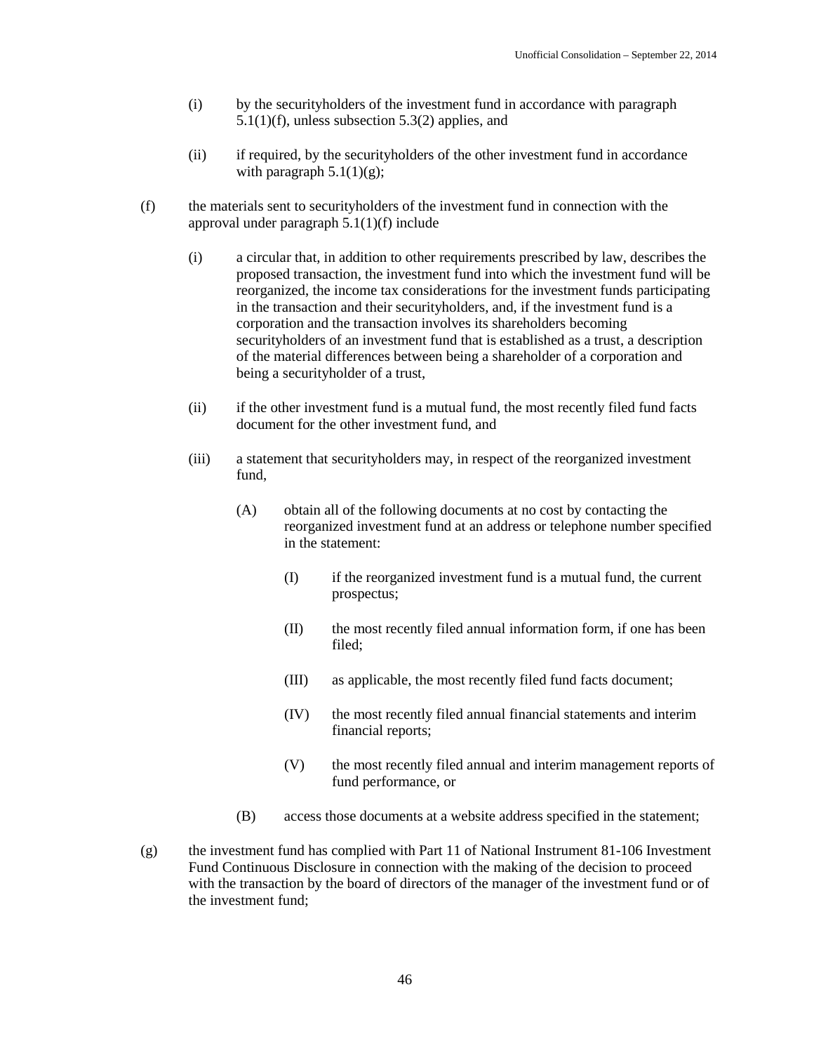(i) by the securityholders of the investment fund in accordance with paragraph 5.1(1)(f), unless subsection 5.3(2) applies, and

(ii) if required, by the securityholders of the other investment fund in accordance with paragraph 5.1(1)(g);

(f) the materials sent to securityholders of the investment fund in connection with the approval under paragraph 5.1(1)(f) include

(i) a circular that, in addition to other requirements prescribed by law, describes the proposed transaction, the investment fund into which the investment fund will be reorganized, the income tax considerations for the investment funds participating in the transaction and their securityholders, and, if the investment fund is a corporation and the transaction involves its shareholders becoming securityholders of an investment fund that is established as a trust, a description of the material differences between being a shareholder of a corporation and being a securityholder of a trust,

(ii) if the other investment fund is a mutual fund, the most recently filed fund facts document for the other investment fund, and

(iii) a statement that securityholders may, in respect of the reorganized investment fund,

(A) obtain all of the following documents at no cost by contacting the reorganized investment fund at an address or telephone number specified in the statement:

(I) if the reorganized investment fund is a mutual fund, the current prospectus;

(II) the most recently filed annual information form, if one has been filed;

(III) as applicable, the most recently filed fund facts document;

(IV) the most recently filed annual financial statements and interim financial reports;

(V) the most recently filed annual and interim management reports of fund performance, or

(B) access those documents at a website address specified in the statement;

(g) the investment fund has complied with Part 11 of National Instrument 81-106 Investment Fund Continuous Disclosure in connection with the making of the decision to proceed with the transaction by the board of directors of the manager of the investment fund or of the investment fund;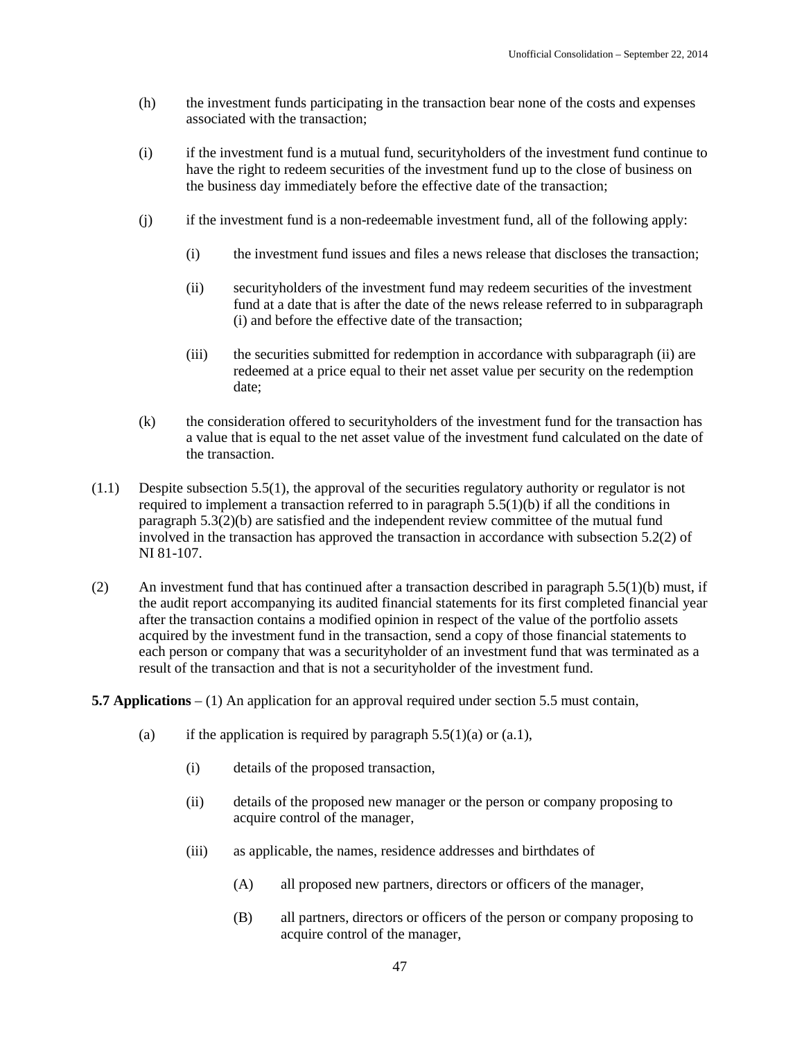(h) the investment funds participating in the transaction bear none of the costs and expenses associated with the transaction;

(i) if the investment fund is a mutual fund, securityholders of the investment fund continue to have the right to redeem securities of the investment fund up to the close of business on the business day immediately before the effective date of the transaction;

(j) if the investment fund is a non-redeemable investment fund, all of the following apply:

  (i) the investment fund issues and files a news release that discloses the transaction;

  (ii) securityholders of the investment fund may redeem securities of the investment fund at a date that is after the date of the news release referred to in subparagraph (i) and before the effective date of the transaction;

  (iii) the securities submitted for redemption in accordance with subparagraph (ii) are redeemed at a price equal to their net asset value per security on the redemption date;

(k) the consideration offered to securityholders of the investment fund for the transaction has a value that is equal to the net asset value of the investment fund calculated on the date of the transaction.

(1.1) Despite subsection 5.5(1), the approval of the securities regulatory authority or regulator is not required to implement a transaction referred to in paragraph 5.5(1)(b) if all the conditions in paragraph 5.3(2)(b) are satisfied and the independent review committee of the mutual fund involved in the transaction has approved the transaction in accordance with subsection 5.2(2) of NI 81-107.

(2) An investment fund that has continued after a transaction described in paragraph 5.5(1)(b) must, if the audit report accompanying its audited financial statements for its first completed financial year after the transaction contains a modified opinion in respect of the value of the portfolio assets acquired by the investment fund in the transaction, send a copy of those financial statements to each person or company that was a securityholder of an investment fund that was terminated as a result of the transaction and that is not a securityholder of the investment fund.

**5.7 Applications** – (1) An application for an approval required under section 5.5 must contain,

(a) if the application is required by paragraph 5.5(1)(a) or (a.1),

  (i) details of the proposed transaction,

  (ii) details of the proposed new manager or the person or company proposing to acquire control of the manager,

  (iii) as applicable, the names, residence addresses and birthdates of

    (A) all proposed new partners, directors or officers of the manager,

    (B) all partners, directors or officers of the person or company proposing to acquire control of the manager,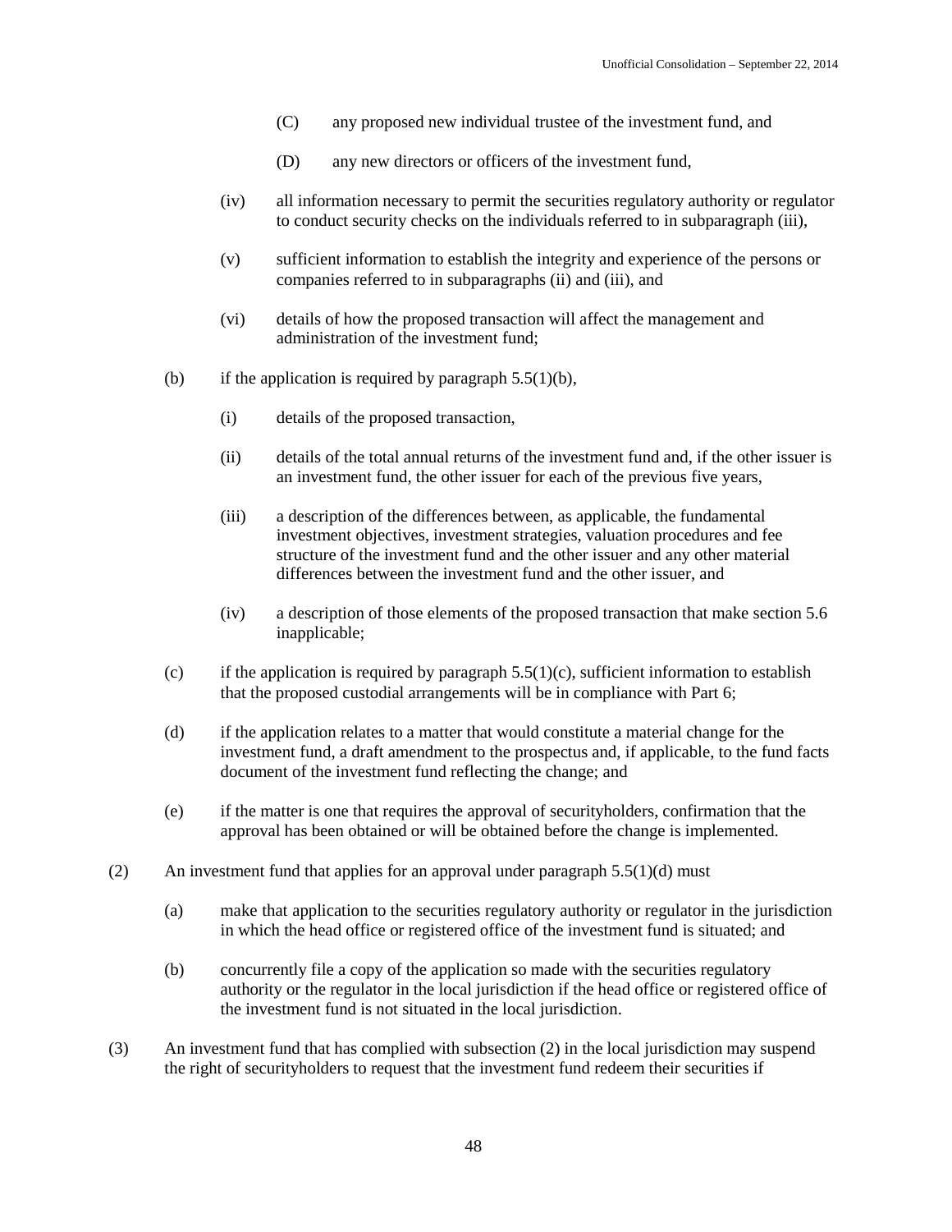(C) any proposed new individual trustee of the investment fund, and

(D) any new directors or officers of the investment fund,

(iv) all information necessary to permit the securities regulatory authority or regulator to conduct security checks on the individuals referred to in subparagraph (iii),

(v) sufficient information to establish the integrity and experience of the persons or companies referred to in subparagraphs (ii) and (iii), and

(vi) details of how the proposed transaction will affect the management and administration of the investment fund;

(b) if the application is required by paragraph 5.5(1)(b),

(i) details of the proposed transaction,

(ii) details of the total annual returns of the investment fund and, if the other issuer is an investment fund, the other issuer for each of the previous five years,

(iii) a description of the differences between, as applicable, the fundamental investment objectives, investment strategies, valuation procedures and fee structure of the investment fund and the other issuer and any other material differences between the investment fund and the other issuer, and

(iv) a description of those elements of the proposed transaction that make section 5.6 inapplicable;

(c) if the application is required by paragraph 5.5(1)(c), sufficient information to establish that the proposed custodial arrangements will be in compliance with Part 6;

(d) if the application relates to a matter that would constitute a material change for the investment fund, a draft amendment to the prospectus and, if applicable, to the fund facts document of the investment fund reflecting the change; and

(e) if the matter is one that requires the approval of securityholders, confirmation that the approval has been obtained or will be obtained before the change is implemented.

(2) An investment fund that applies for an approval under paragraph 5.5(1)(d) must

(a) make that application to the securities regulatory authority or regulator in the jurisdiction in which the head office or registered office of the investment fund is situated; and

(b) concurrently file a copy of the application so made with the securities regulatory authority or the regulator in the local jurisdiction if the head office or registered office of the investment fund is not situated in the local jurisdiction.

(3) An investment fund that has complied with subsection (2) in the local jurisdiction may suspend the right of securityholders to request that the investment fund redeem their securities if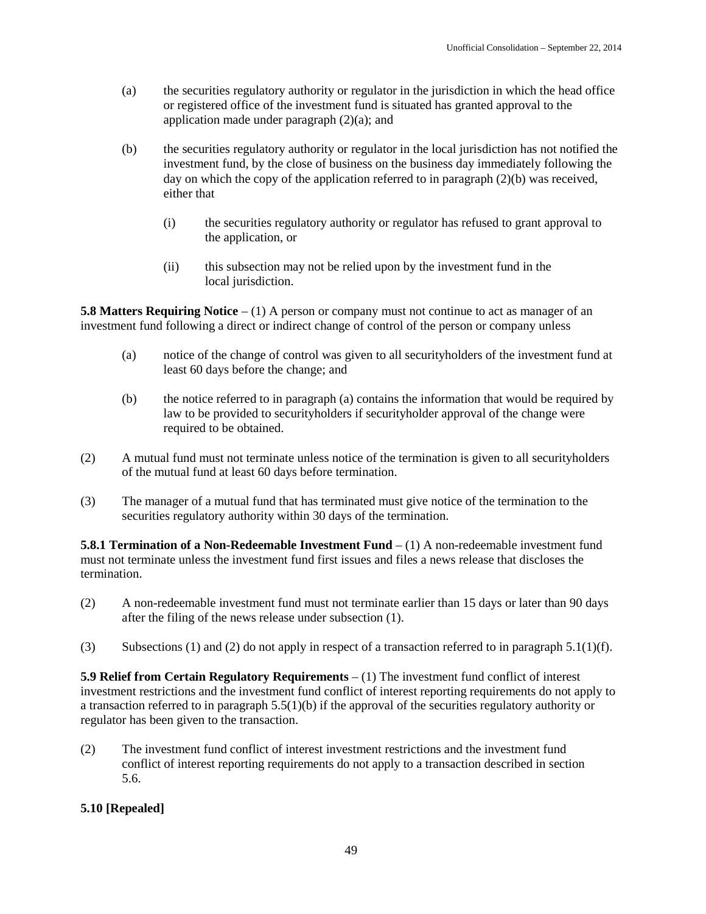(a) the securities regulatory authority or regulator in the jurisdiction in which the head office or registered office of the investment fund is situated has granted approval to the application made under paragraph (2)(a); and

(b) the securities regulatory authority or regulator in the local jurisdiction has not notified the investment fund, by the close of business on the business day immediately following the day on which the copy of the application referred to in paragraph (2)(b) was received, either that

(i) the securities regulatory authority or regulator has refused to grant approval to the application, or

(ii) this subsection may not be relied upon by the investment fund in the local jurisdiction.

**5.8 Matters Requiring Notice** – (1) A person or company must not continue to act as manager of an investment fund following a direct or indirect change of control of the person or company unless

(a) notice of the change of control was given to all securityholders of the investment fund at least 60 days before the change; and

(b) the notice referred to in paragraph (a) contains the information that would be required by law to be provided to securityholders if securityholder approval of the change were required to be obtained.

(2) A mutual fund must not terminate unless notice of the termination is given to all securityholders of the mutual fund at least 60 days before termination.

(3) The manager of a mutual fund that has terminated must give notice of the termination to the securities regulatory authority within 30 days of the termination.

**5.8.1 Termination of a Non-Redeemable Investment Fund** – (1) A non-redeemable investment fund must not terminate unless the investment fund first issues and files a news release that discloses the termination.

(2) A non-redeemable investment fund must not terminate earlier than 15 days or later than 90 days after the filing of the news release under subsection (1).

(3) Subsections (1) and (2) do not apply in respect of a transaction referred to in paragraph 5.1(1)(f).

**5.9 Relief from Certain Regulatory Requirements** – (1) The investment fund conflict of interest investment restrictions and the investment fund conflict of interest reporting requirements do not apply to a transaction referred to in paragraph 5.5(1)(b) if the approval of the securities regulatory authority or regulator has been given to the transaction.

(2) The investment fund conflict of interest investment restrictions and the investment fund conflict of interest reporting requirements do not apply to a transaction described in section 5.6.

**5.10 [Repealed]**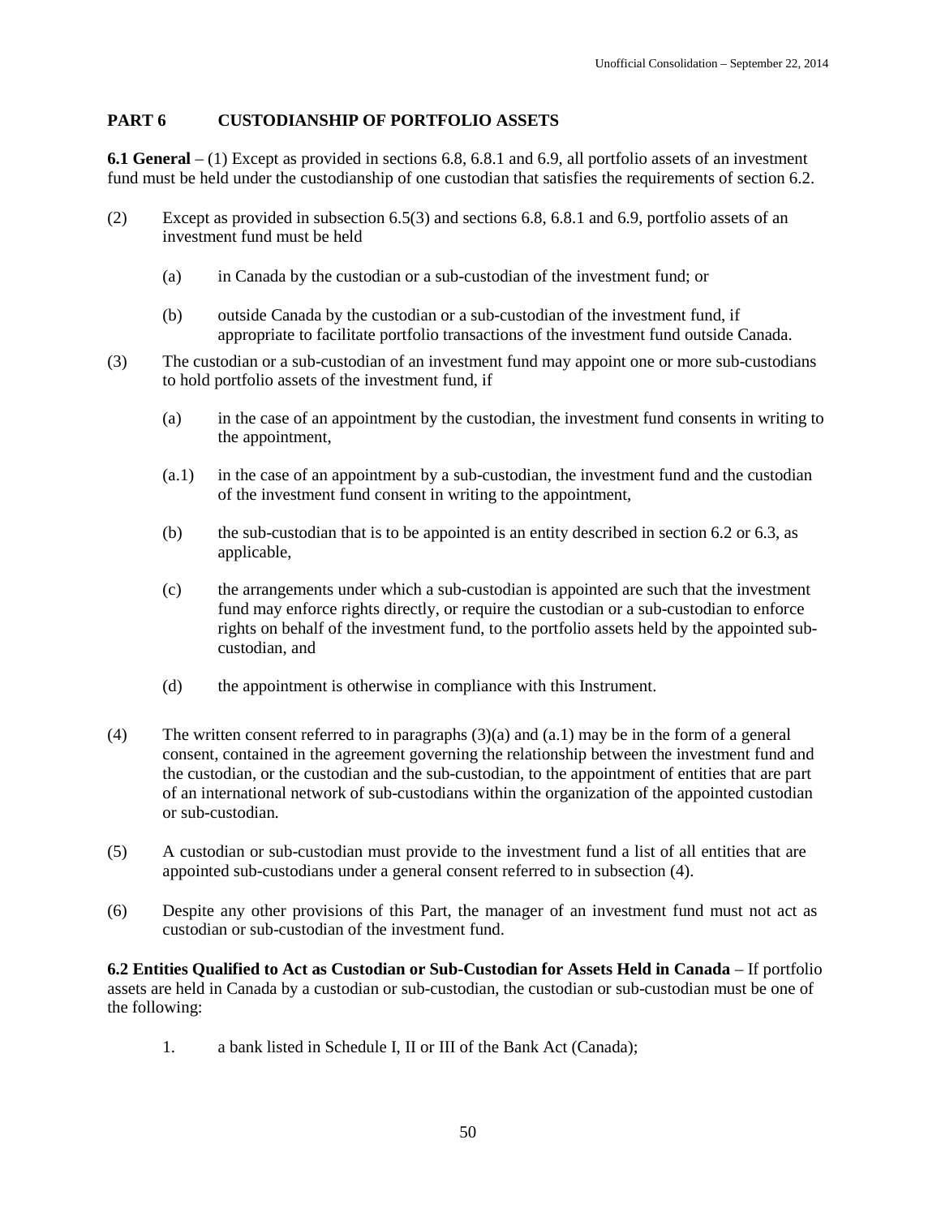## PART 6 CUSTODIANSHIP OF PORTFOLIO ASSETS

**6.1 General** – (1) Except as provided in sections 6.8, 6.8.1 and 6.9, all portfolio assets of an investment fund must be held under the custodianship of one custodian that satisfies the requirements of section 6.2.

(2) Except as provided in subsection 6.5(3) and sections 6.8, 6.8.1 and 6.9, portfolio assets of an investment fund must be held

(a) in Canada by the custodian or a sub-custodian of the investment fund; or

(b) outside Canada by the custodian or a sub-custodian of the investment fund, if appropriate to facilitate portfolio transactions of the investment fund outside Canada.

(3) The custodian or a sub-custodian of an investment fund may appoint one or more sub-custodians to hold portfolio assets of the investment fund, if

(a) in the case of an appointment by the custodian, the investment fund consents in writing to the appointment,

(a.1) in the case of an appointment by a sub-custodian, the investment fund and the custodian of the investment fund consent in writing to the appointment,

(b) the sub-custodian that is to be appointed is an entity described in section 6.2 or 6.3, as applicable,

(c) the arrangements under which a sub-custodian is appointed are such that the investment fund may enforce rights directly, or require the custodian or a sub-custodian to enforce rights on behalf of the investment fund, to the portfolio assets held by the appointed sub-custodian, and

(d) the appointment is otherwise in compliance with this Instrument.

(4) The written consent referred to in paragraphs (3)(a) and (a.1) may be in the form of a general consent, contained in the agreement governing the relationship between the investment fund and the custodian, or the custodian and the sub-custodian, to the appointment of entities that are part of an international network of sub-custodians within the organization of the appointed custodian or sub-custodian.

(5) A custodian or sub-custodian must provide to the investment fund a list of all entities that are appointed sub-custodians under a general consent referred to in subsection (4).

(6) Despite any other provisions of this Part, the manager of an investment fund must not act as custodian or sub-custodian of the investment fund.

**6.2 Entities Qualified to Act as Custodian or Sub-Custodian for Assets Held in Canada** – If portfolio assets are held in Canada by a custodian or sub-custodian, the custodian or sub-custodian must be one of the following:

1. a bank listed in Schedule I, II or III of the Bank Act (Canada);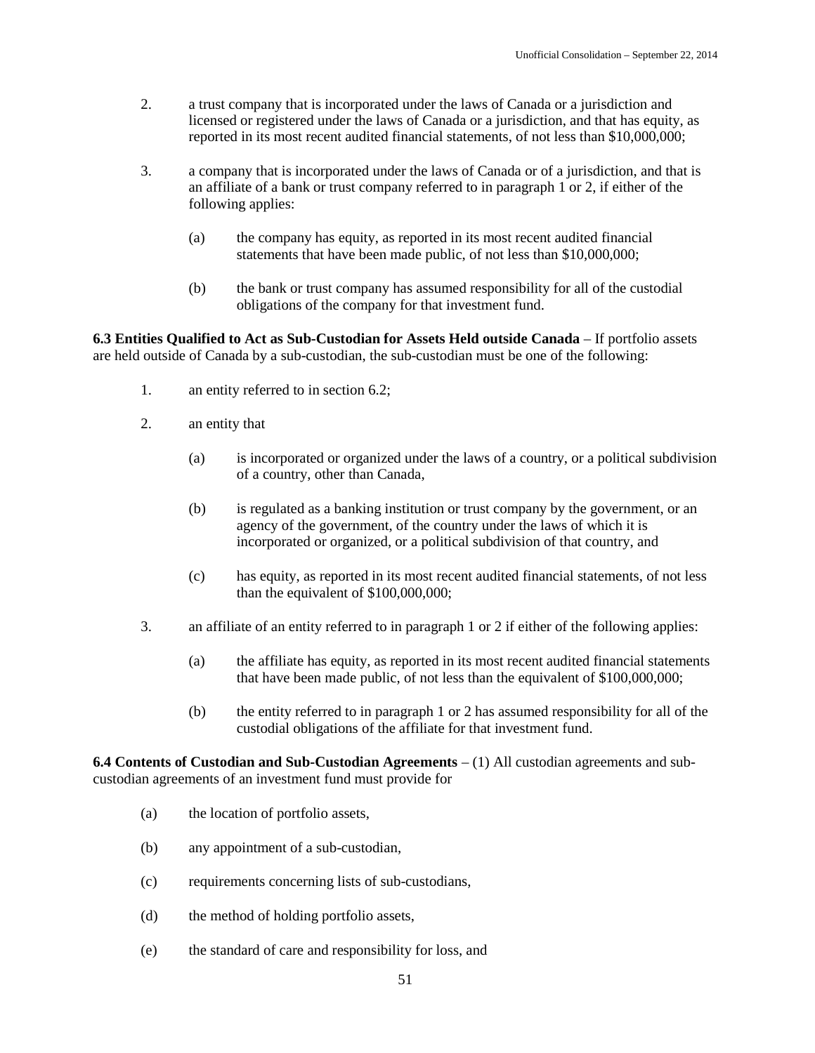2. a trust company that is incorporated under the laws of Canada or a jurisdiction and licensed or registered under the laws of Canada or a jurisdiction, and that has equity, as reported in its most recent audited financial statements, of not less than $10,000,000;

3. a company that is incorporated under the laws of Canada or of a jurisdiction, and that is an affiliate of a bank or trust company referred to in paragraph 1 or 2, if either of the following applies:

   (a) the company has equity, as reported in its most recent audited financial statements that have been made public, of not less than $10,000,000;

   (b) the bank or trust company has assumed responsibility for all of the custodial obligations of the company for that investment fund.

**6.3 Entities Qualified to Act as Sub-Custodian for Assets Held outside Canada** – If portfolio assets are held outside of Canada by a sub-custodian, the sub-custodian must be one of the following:

1. an entity referred to in section 6.2;

2. an entity that

   (a) is incorporated or organized under the laws of a country, or a political subdivision of a country, other than Canada,

   (b) is regulated as a banking institution or trust company by the government, or an agency of the government, of the country under the laws of which it is incorporated or organized, or a political subdivision of that country, and

   (c) has equity, as reported in its most recent audited financial statements, of not less than the equivalent of $100,000,000;

3. an affiliate of an entity referred to in paragraph 1 or 2 if either of the following applies:

   (a) the affiliate has equity, as reported in its most recent audited financial statements that have been made public, of not less than the equivalent of $100,000,000;

   (b) the entity referred to in paragraph 1 or 2 has assumed responsibility for all of the custodial obligations of the affiliate for that investment fund.

**6.4 Contents of Custodian and Sub-Custodian Agreements** – (1) All custodian agreements and sub-custodian agreements of an investment fund must provide for

(a) the location of portfolio assets,

(b) any appointment of a sub-custodian,

(c) requirements concerning lists of sub-custodians,

(d) the method of holding portfolio assets,

(e) the standard of care and responsibility for loss, and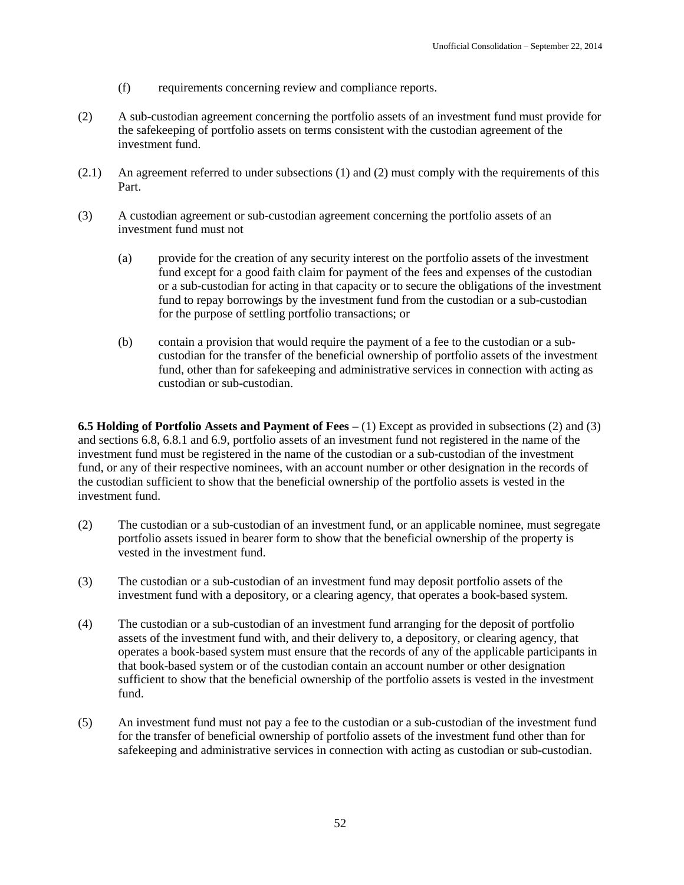(f) requirements concerning review and compliance reports.

(2) A sub-custodian agreement concerning the portfolio assets of an investment fund must provide for the safekeeping of portfolio assets on terms consistent with the custodian agreement of the investment fund.

(2.1) An agreement referred to under subsections (1) and (2) must comply with the requirements of this Part.

(3) A custodian agreement or sub-custodian agreement concerning the portfolio assets of an investment fund must not

(a) provide for the creation of any security interest on the portfolio assets of the investment fund except for a good faith claim for payment of the fees and expenses of the custodian or a sub-custodian for acting in that capacity or to secure the obligations of the investment fund to repay borrowings by the investment fund from the custodian or a sub-custodian for the purpose of settling portfolio transactions; or

(b) contain a provision that would require the payment of a fee to the custodian or a sub-custodian for the transfer of the beneficial ownership of portfolio assets of the investment fund, other than for safekeeping and administrative services in connection with acting as custodian or sub-custodian.

**6.5 Holding of Portfolio Assets and Payment of Fees** – (1) Except as provided in subsections (2) and (3) and sections 6.8, 6.8.1 and 6.9, portfolio assets of an investment fund not registered in the name of the investment fund must be registered in the name of the custodian or a sub-custodian of the investment fund, or any of their respective nominees, with an account number or other designation in the records of the custodian sufficient to show that the beneficial ownership of the portfolio assets is vested in the investment fund.

(2) The custodian or a sub-custodian of an investment fund, or an applicable nominee, must segregate portfolio assets issued in bearer form to show that the beneficial ownership of the property is vested in the investment fund.

(3) The custodian or a sub-custodian of an investment fund may deposit portfolio assets of the investment fund with a depository, or a clearing agency, that operates a book-based system.

(4) The custodian or a sub-custodian of an investment fund arranging for the deposit of portfolio assets of the investment fund with, and their delivery to, a depository, or clearing agency, that operates a book-based system must ensure that the records of any of the applicable participants in that book-based system or of the custodian contain an account number or other designation sufficient to show that the beneficial ownership of the portfolio assets is vested in the investment fund.

(5) An investment fund must not pay a fee to the custodian or a sub-custodian of the investment fund for the transfer of beneficial ownership of portfolio assets of the investment fund other than for safekeeping and administrative services in connection with acting as custodian or sub-custodian.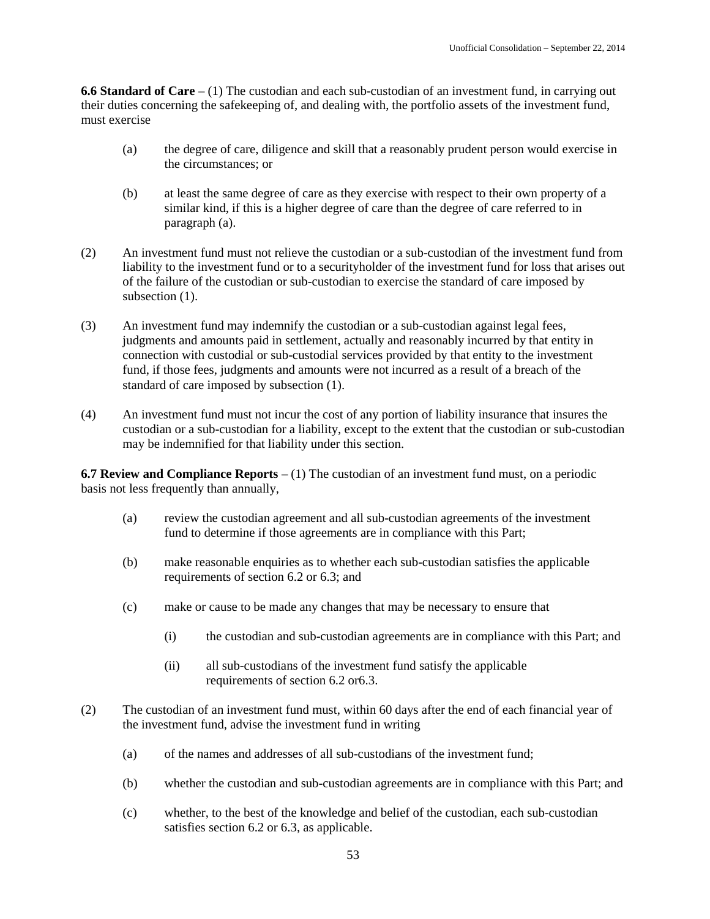**6.6 Standard of Care** – (1) The custodian and each sub-custodian of an investment fund, in carrying out their duties concerning the safekeeping of, and dealing with, the portfolio assets of the investment fund, must exercise

(a) the degree of care, diligence and skill that a reasonably prudent person would exercise in the circumstances; or

(b) at least the same degree of care as they exercise with respect to their own property of a similar kind, if this is a higher degree of care than the degree of care referred to in paragraph (a).

(2) An investment fund must not relieve the custodian or a sub-custodian of the investment fund from liability to the investment fund or to a securityholder of the investment fund for loss that arises out of the failure of the custodian or sub-custodian to exercise the standard of care imposed by subsection (1).

(3) An investment fund may indemnify the custodian or a sub-custodian against legal fees, judgments and amounts paid in settlement, actually and reasonably incurred by that entity in connection with custodial or sub-custodial services provided by that entity to the investment fund, if those fees, judgments and amounts were not incurred as a result of a breach of the standard of care imposed by subsection (1).

(4) An investment fund must not incur the cost of any portion of liability insurance that insures the custodian or a sub-custodian for a liability, except to the extent that the custodian or sub-custodian may be indemnified for that liability under this section.

**6.7 Review and Compliance Reports** – (1) The custodian of an investment fund must, on a periodic basis not less frequently than annually,

(a) review the custodian agreement and all sub-custodian agreements of the investment fund to determine if those agreements are in compliance with this Part;

(b) make reasonable enquiries as to whether each sub-custodian satisfies the applicable requirements of section 6.2 or 6.3; and

(c) make or cause to be made any changes that may be necessary to ensure that

(i) the custodian and sub-custodian agreements are in compliance with this Part; and

(ii) all sub-custodians of the investment fund satisfy the applicable requirements of section 6.2 or6.3.

(2) The custodian of an investment fund must, within 60 days after the end of each financial year of the investment fund, advise the investment fund in writing

(a) of the names and addresses of all sub-custodians of the investment fund;

(b) whether the custodian and sub-custodian agreements are in compliance with this Part; and

(c) whether, to the best of the knowledge and belief of the custodian, each sub-custodian satisfies section 6.2 or 6.3, as applicable.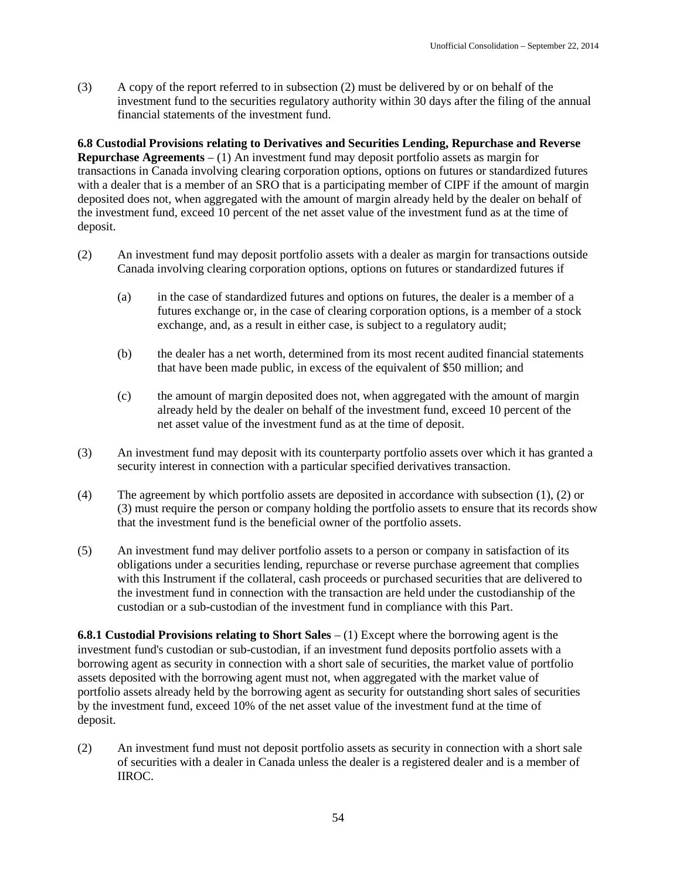(3) A copy of the report referred to in subsection (2) must be delivered by or on behalf of the investment fund to the securities regulatory authority within 30 days after the filing of the annual financial statements of the investment fund.

**6.8 Custodial Provisions relating to Derivatives and Securities Lending, Repurchase and Reverse Repurchase Agreements** – (1) An investment fund may deposit portfolio assets as margin for transactions in Canada involving clearing corporation options, options on futures or standardized futures with a dealer that is a member of an SRO that is a participating member of CIPF if the amount of margin deposited does not, when aggregated with the amount of margin already held by the dealer on behalf of the investment fund, exceed 10 percent of the net asset value of the investment fund as at the time of deposit.

(2) An investment fund may deposit portfolio assets with a dealer as margin for transactions outside Canada involving clearing corporation options, options on futures or standardized futures if

(a) in the case of standardized futures and options on futures, the dealer is a member of a futures exchange or, in the case of clearing corporation options, is a member of a stock exchange, and, as a result in either case, is subject to a regulatory audit;

(b) the dealer has a net worth, determined from its most recent audited financial statements that have been made public, in excess of the equivalent of $50 million; and

(c) the amount of margin deposited does not, when aggregated with the amount of margin already held by the dealer on behalf of the investment fund, exceed 10 percent of the net asset value of the investment fund as at the time of deposit.

(3) An investment fund may deposit with its counterparty portfolio assets over which it has granted a security interest in connection with a particular specified derivatives transaction.

(4) The agreement by which portfolio assets are deposited in accordance with subsection (1), (2) or (3) must require the person or company holding the portfolio assets to ensure that its records show that the investment fund is the beneficial owner of the portfolio assets.

(5) An investment fund may deliver portfolio assets to a person or company in satisfaction of its obligations under a securities lending, repurchase or reverse purchase agreement that complies with this Instrument if the collateral, cash proceeds or purchased securities that are delivered to the investment fund in connection with the transaction are held under the custodianship of the custodian or a sub-custodian of the investment fund in compliance with this Part.

**6.8.1 Custodial Provisions relating to Short Sales** – (1) Except where the borrowing agent is the investment fund's custodian or sub-custodian, if an investment fund deposits portfolio assets with a borrowing agent as security in connection with a short sale of securities, the market value of portfolio assets deposited with the borrowing agent must not, when aggregated with the market value of portfolio assets already held by the borrowing agent as security for outstanding short sales of securities by the investment fund, exceed 10% of the net asset value of the investment fund at the time of deposit.

(2) An investment fund must not deposit portfolio assets as security in connection with a short sale of securities with a dealer in Canada unless the dealer is a registered dealer and is a member of IIROC.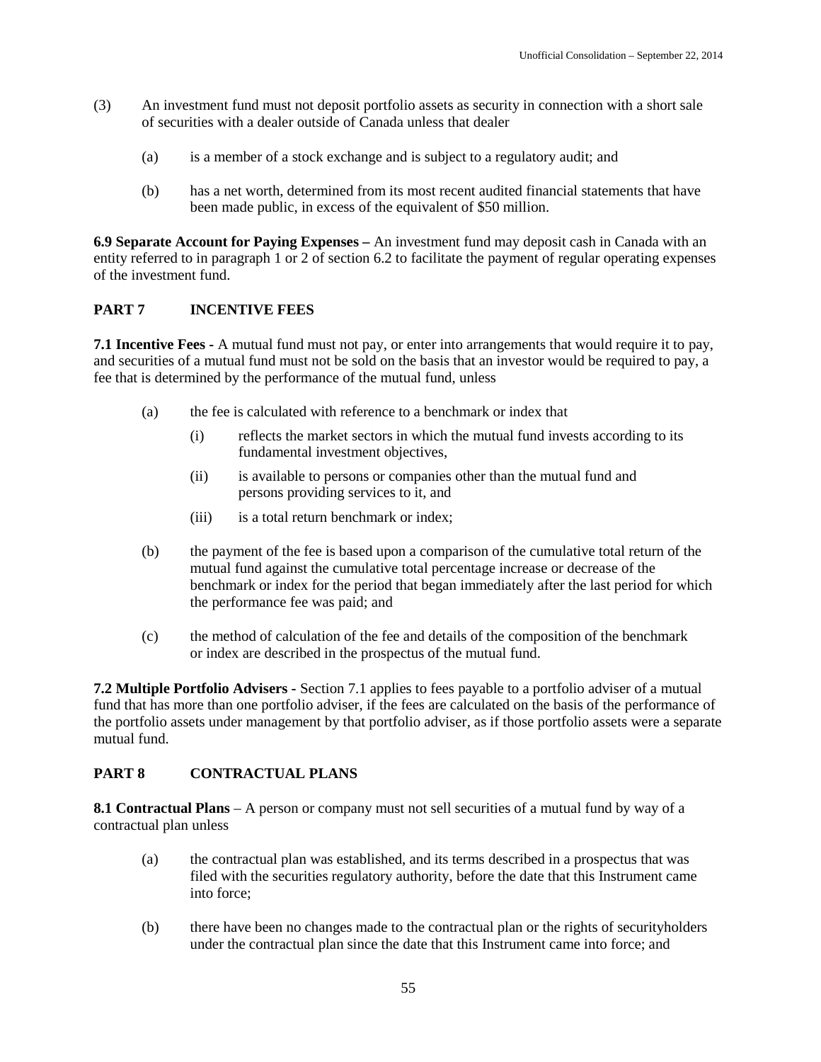(3) An investment fund must not deposit portfolio assets as security in connection with a short sale of securities with a dealer outside of Canada unless that dealer

(a) is a member of a stock exchange and is subject to a regulatory audit; and

(b) has a net worth, determined from its most recent audited financial statements that have been made public, in excess of the equivalent of $50 million.

**6.9 Separate Account for Paying Expenses –** An investment fund may deposit cash in Canada with an entity referred to in paragraph 1 or 2 of section 6.2 to facilitate the payment of regular operating expenses of the investment fund.

## PART 7 INCENTIVE FEES

**7.1 Incentive Fees -** A mutual fund must not pay, or enter into arrangements that would require it to pay, and securities of a mutual fund must not be sold on the basis that an investor would be required to pay, a fee that is determined by the performance of the mutual fund, unless

(a) the fee is calculated with reference to a benchmark or index that

(i) reflects the market sectors in which the mutual fund invests according to its fundamental investment objectives,

(ii) is available to persons or companies other than the mutual fund and persons providing services to it, and

(iii) is a total return benchmark or index;

(b) the payment of the fee is based upon a comparison of the cumulative total return of the mutual fund against the cumulative total percentage increase or decrease of the benchmark or index for the period that began immediately after the last period for which the performance fee was paid; and

(c) the method of calculation of the fee and details of the composition of the benchmark or index are described in the prospectus of the mutual fund.

**7.2 Multiple Portfolio Advisers -** Section 7.1 applies to fees payable to a portfolio adviser of a mutual fund that has more than one portfolio adviser, if the fees are calculated on the basis of the performance of the portfolio assets under management by that portfolio adviser, as if those portfolio assets were a separate mutual fund.

## PART 8 CONTRACTUAL PLANS

**8.1 Contractual Plans** – A person or company must not sell securities of a mutual fund by way of a contractual plan unless

(a) the contractual plan was established, and its terms described in a prospectus that was filed with the securities regulatory authority, before the date that this Instrument came into force;

(b) there have been no changes made to the contractual plan or the rights of securityholders under the contractual plan since the date that this Instrument came into force; and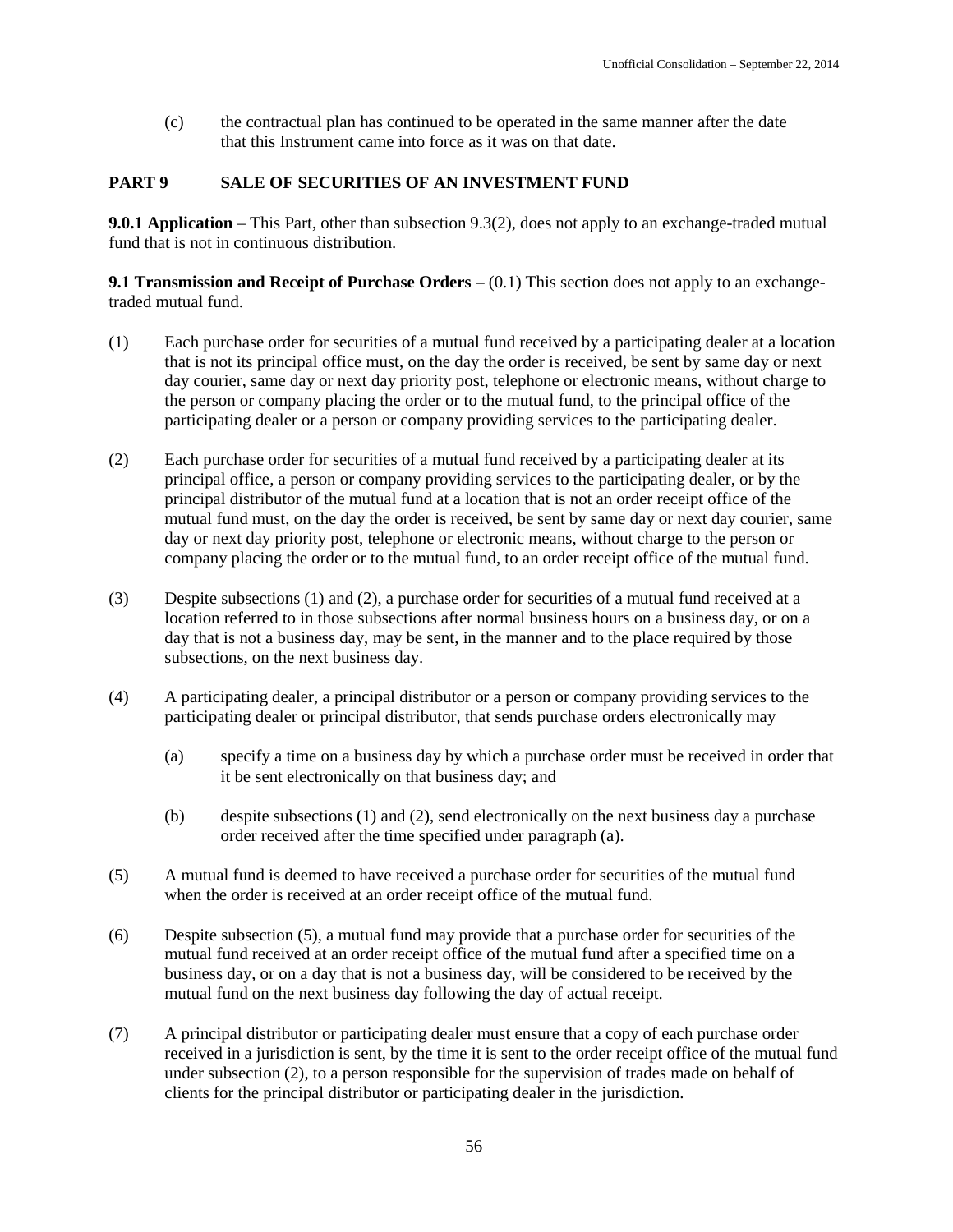(c) the contractual plan has continued to be operated in the same manner after the date that this Instrument came into force as it was on that date.

## PART 9 SALE OF SECURITIES OF AN INVESTMENT FUND

**9.0.1 Application** – This Part, other than subsection 9.3(2), does not apply to an exchange-traded mutual fund that is not in continuous distribution.

**9.1 Transmission and Receipt of Purchase Orders** – (0.1) This section does not apply to an exchange-traded mutual fund.

(1) Each purchase order for securities of a mutual fund received by a participating dealer at a location that is not its principal office must, on the day the order is received, be sent by same day or next day courier, same day or next day priority post, telephone or electronic means, without charge to the person or company placing the order or to the mutual fund, to the principal office of the participating dealer or a person or company providing services to the participating dealer.

(2) Each purchase order for securities of a mutual fund received by a participating dealer at its principal office, a person or company providing services to the participating dealer, or by the principal distributor of the mutual fund at a location that is not an order receipt office of the mutual fund must, on the day the order is received, be sent by same day or next day courier, same day or next day priority post, telephone or electronic means, without charge to the person or company placing the order or to the mutual fund, to an order receipt office of the mutual fund.

(3) Despite subsections (1) and (2), a purchase order for securities of a mutual fund received at a location referred to in those subsections after normal business hours on a business day, or on a day that is not a business day, may be sent, in the manner and to the place required by those subsections, on the next business day.

(4) A participating dealer, a principal distributor or a person or company providing services to the participating dealer or principal distributor, that sends purchase orders electronically may

(a) specify a time on a business day by which a purchase order must be received in order that it be sent electronically on that business day; and

(b) despite subsections (1) and (2), send electronically on the next business day a purchase order received after the time specified under paragraph (a).

(5) A mutual fund is deemed to have received a purchase order for securities of the mutual fund when the order is received at an order receipt office of the mutual fund.

(6) Despite subsection (5), a mutual fund may provide that a purchase order for securities of the mutual fund received at an order receipt office of the mutual fund after a specified time on a business day, or on a day that is not a business day, will be considered to be received by the mutual fund on the next business day following the day of actual receipt.

(7) A principal distributor or participating dealer must ensure that a copy of each purchase order received in a jurisdiction is sent, by the time it is sent to the order receipt office of the mutual fund under subsection (2), to a person responsible for the supervision of trades made on behalf of clients for the principal distributor or participating dealer in the jurisdiction.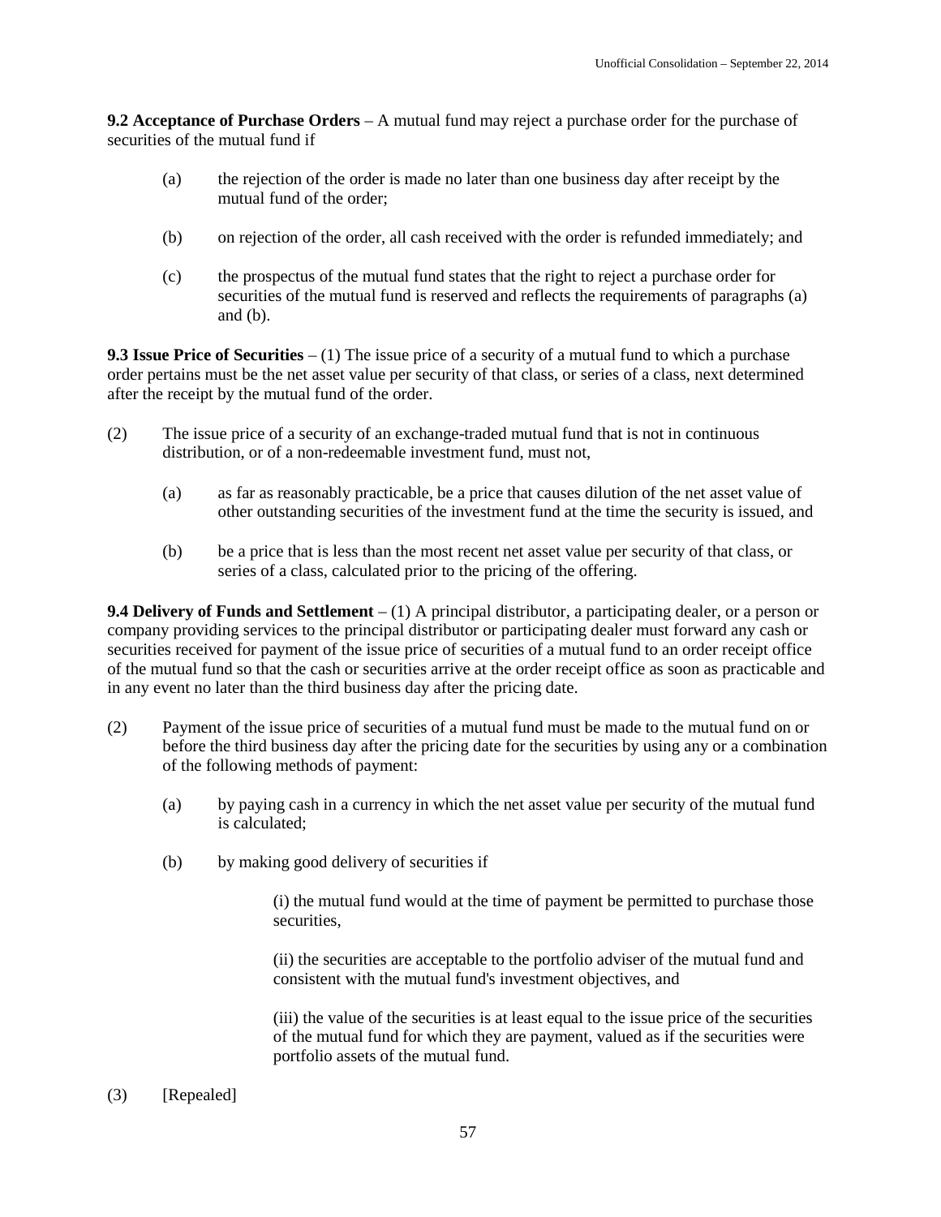**9.2 Acceptance of Purchase Orders** – A mutual fund may reject a purchase order for the purchase of securities of the mutual fund if

(a) the rejection of the order is made no later than one business day after receipt by the mutual fund of the order;

(b) on rejection of the order, all cash received with the order is refunded immediately; and

(c) the prospectus of the mutual fund states that the right to reject a purchase order for securities of the mutual fund is reserved and reflects the requirements of paragraphs (a) and (b).

**9.3 Issue Price of Securities** – (1) The issue price of a security of a mutual fund to which a purchase order pertains must be the net asset value per security of that class, or series of a class, next determined after the receipt by the mutual fund of the order.

(2) The issue price of a security of an exchange-traded mutual fund that is not in continuous distribution, or of a non-redeemable investment fund, must not,

(a) as far as reasonably practicable, be a price that causes dilution of the net asset value of other outstanding securities of the investment fund at the time the security is issued, and

(b) be a price that is less than the most recent net asset value per security of that class, or series of a class, calculated prior to the pricing of the offering.

**9.4 Delivery of Funds and Settlement** – (1) A principal distributor, a participating dealer, or a person or company providing services to the principal distributor or participating dealer must forward any cash or securities received for payment of the issue price of securities of a mutual fund to an order receipt office of the mutual fund so that the cash or securities arrive at the order receipt office as soon as practicable and in any event no later than the third business day after the pricing date.

(2) Payment of the issue price of securities of a mutual fund must be made to the mutual fund on or before the third business day after the pricing date for the securities by using any or a combination of the following methods of payment:

(a) by paying cash in a currency in which the net asset value per security of the mutual fund is calculated;

(b) by making good delivery of securities if

(i) the mutual fund would at the time of payment be permitted to purchase those securities,

(ii) the securities are acceptable to the portfolio adviser of the mutual fund and consistent with the mutual fund's investment objectives, and

(iii) the value of the securities is at least equal to the issue price of the securities of the mutual fund for which they are payment, valued as if the securities were portfolio assets of the mutual fund.

(3) [Repealed]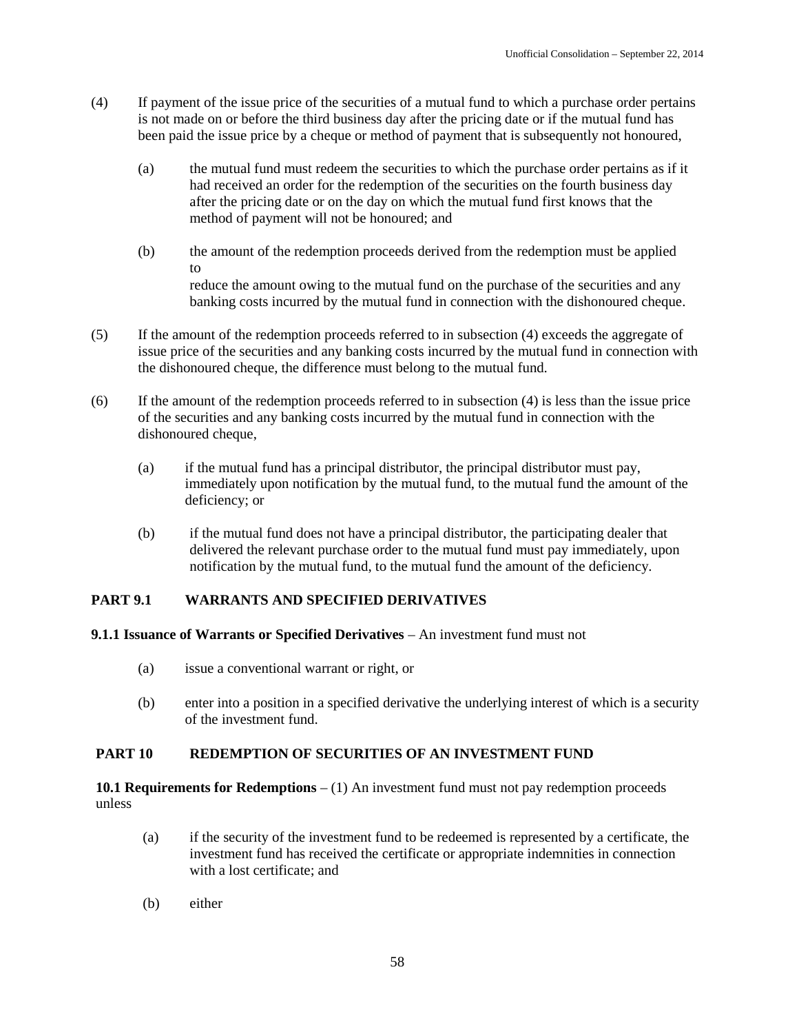(4) If payment of the issue price of the securities of a mutual fund to which a purchase order pertains is not made on or before the third business day after the pricing date or if the mutual fund has been paid the issue price by a cheque or method of payment that is subsequently not honoured,

(a) the mutual fund must redeem the securities to which the purchase order pertains as if it had received an order for the redemption of the securities on the fourth business day after the pricing date or on the day on which the mutual fund first knows that the method of payment will not be honoured; and

(b) the amount of the redemption proceeds derived from the redemption must be applied to reduce the amount owing to the mutual fund on the purchase of the securities and any banking costs incurred by the mutual fund in connection with the dishonoured cheque.

(5) If the amount of the redemption proceeds referred to in subsection (4) exceeds the aggregate of issue price of the securities and any banking costs incurred by the mutual fund in connection with the dishonoured cheque, the difference must belong to the mutual fund.

(6) If the amount of the redemption proceeds referred to in subsection (4) is less than the issue price of the securities and any banking costs incurred by the mutual fund in connection with the dishonoured cheque,

(a) if the mutual fund has a principal distributor, the principal distributor must pay, immediately upon notification by the mutual fund, to the mutual fund the amount of the deficiency; or

(b) if the mutual fund does not have a principal distributor, the participating dealer that delivered the relevant purchase order to the mutual fund must pay immediately, upon notification by the mutual fund, to the mutual fund the amount of the deficiency.

## PART 9.1 WARRANTS AND SPECIFIED DERIVATIVES

**9.1.1 Issuance of Warrants or Specified Derivatives** – An investment fund must not

(a) issue a conventional warrant or right, or

(b) enter into a position in a specified derivative the underlying interest of which is a security of the investment fund.

## PART 10 REDEMPTION OF SECURITIES OF AN INVESTMENT FUND

**10.1 Requirements for Redemptions** – (1) An investment fund must not pay redemption proceeds unless

(a) if the security of the investment fund to be redeemed is represented by a certificate, the investment fund has received the certificate or appropriate indemnities in connection with a lost certificate; and

(b) either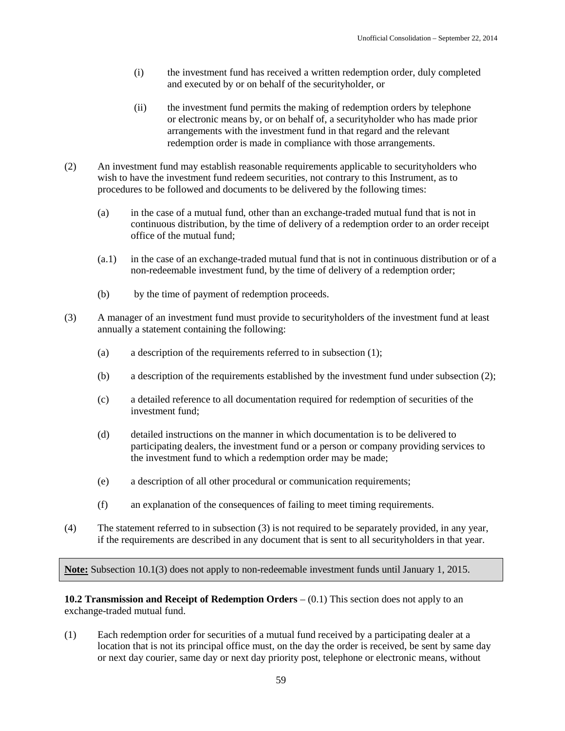(i) the investment fund has received a written redemption order, duly completed and executed by or on behalf of the securityholder, or

(ii) the investment fund permits the making of redemption orders by telephone or electronic means by, or on behalf of, a securityholder who has made prior arrangements with the investment fund in that regard and the relevant redemption order is made in compliance with those arrangements.

(2) An investment fund may establish reasonable requirements applicable to securityholders who wish to have the investment fund redeem securities, not contrary to this Instrument, as to procedures to be followed and documents to be delivered by the following times:

(a) in the case of a mutual fund, other than an exchange-traded mutual fund that is not in continuous distribution, by the time of delivery of a redemption order to an order receipt office of the mutual fund;

(a.1) in the case of an exchange-traded mutual fund that is not in continuous distribution or of a non-redeemable investment fund, by the time of delivery of a redemption order;

(b) by the time of payment of redemption proceeds.

(3) A manager of an investment fund must provide to securityholders of the investment fund at least annually a statement containing the following:

(a) a description of the requirements referred to in subsection (1);

(b) a description of the requirements established by the investment fund under subsection (2);

(c) a detailed reference to all documentation required for redemption of securities of the investment fund;

(d) detailed instructions on the manner in which documentation is to be delivered to participating dealers, the investment fund or a person or company providing services to the investment fund to which a redemption order may be made;

(e) a description of all other procedural or communication requirements;

(f) an explanation of the consequences of failing to meet timing requirements.

(4) The statement referred to in subsection (3) is not required to be separately provided, in any year, if the requirements are described in any document that is sent to all securityholders in that year.

**Note:** Subsection 10.1(3) does not apply to non-redeemable investment funds until January 1, 2015.

**10.2 Transmission and Receipt of Redemption Orders** – (0.1) This section does not apply to an exchange-traded mutual fund.

(1) Each redemption order for securities of a mutual fund received by a participating dealer at a location that is not its principal office must, on the day the order is received, be sent by same day or next day courier, same day or next day priority post, telephone or electronic means, without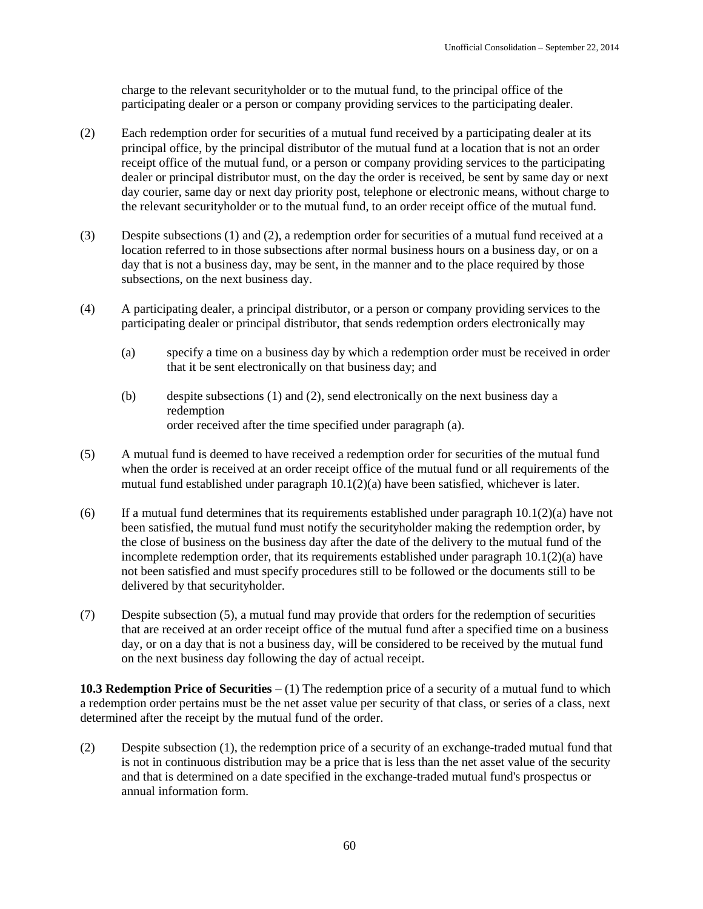charge to the relevant securityholder or to the mutual fund, to the principal office of the participating dealer or a person or company providing services to the participating dealer.

(2) Each redemption order for securities of a mutual fund received by a participating dealer at its principal office, by the principal distributor of the mutual fund at a location that is not an order receipt office of the mutual fund, or a person or company providing services to the participating dealer or principal distributor must, on the day the order is received, be sent by same day or next day courier, same day or next day priority post, telephone or electronic means, without charge to the relevant securityholder or to the mutual fund, to an order receipt office of the mutual fund.

(3) Despite subsections (1) and (2), a redemption order for securities of a mutual fund received at a location referred to in those subsections after normal business hours on a business day, or on a day that is not a business day, may be sent, in the manner and to the place required by those subsections, on the next business day.

(4) A participating dealer, a principal distributor, or a person or company providing services to the participating dealer or principal distributor, that sends redemption orders electronically may

(a) specify a time on a business day by which a redemption order must be received in order that it be sent electronically on that business day; and

(b) despite subsections (1) and (2), send electronically on the next business day a redemption order received after the time specified under paragraph (a).

(5) A mutual fund is deemed to have received a redemption order for securities of the mutual fund when the order is received at an order receipt office of the mutual fund or all requirements of the mutual fund established under paragraph 10.1(2)(a) have been satisfied, whichever is later.

(6) If a mutual fund determines that its requirements established under paragraph 10.1(2)(a) have not been satisfied, the mutual fund must notify the securityholder making the redemption order, by the close of business on the business day after the date of the delivery to the mutual fund of the incomplete redemption order, that its requirements established under paragraph 10.1(2)(a) have not been satisfied and must specify procedures still to be followed or the documents still to be delivered by that securityholder.

(7) Despite subsection (5), a mutual fund may provide that orders for the redemption of securities that are received at an order receipt office of the mutual fund after a specified time on a business day, or on a day that is not a business day, will be considered to be received by the mutual fund on the next business day following the day of actual receipt.

**10.3 Redemption Price of Securities** – (1) The redemption price of a security of a mutual fund to which a redemption order pertains must be the net asset value per security of that class, or series of a class, next determined after the receipt by the mutual fund of the order.

(2) Despite subsection (1), the redemption price of a security of an exchange-traded mutual fund that is not in continuous distribution may be a price that is less than the net asset value of the security and that is determined on a date specified in the exchange-traded mutual fund's prospectus or annual information form.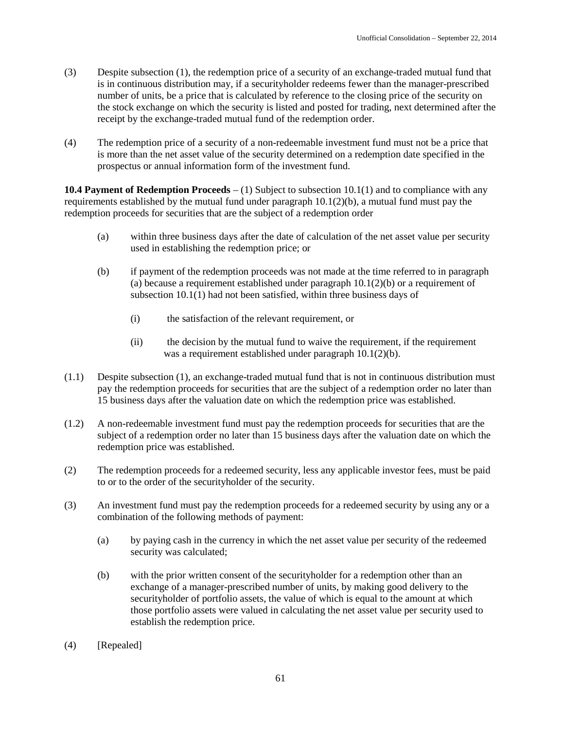(3) Despite subsection (1), the redemption price of a security of an exchange-traded mutual fund that is in continuous distribution may, if a securityholder redeems fewer than the manager-prescribed number of units, be a price that is calculated by reference to the closing price of the security on the stock exchange on which the security is listed and posted for trading, next determined after the receipt by the exchange-traded mutual fund of the redemption order.

(4) The redemption price of a security of a non-redeemable investment fund must not be a price that is more than the net asset value of the security determined on a redemption date specified in the prospectus or annual information form of the investment fund.

**10.4 Payment of Redemption Proceeds** – (1) Subject to subsection 10.1(1) and to compliance with any requirements established by the mutual fund under paragraph 10.1(2)(b), a mutual fund must pay the redemption proceeds for securities that are the subject of a redemption order

(a) within three business days after the date of calculation of the net asset value per security used in establishing the redemption price; or

(b) if payment of the redemption proceeds was not made at the time referred to in paragraph (a) because a requirement established under paragraph 10.1(2)(b) or a requirement of subsection 10.1(1) had not been satisfied, within three business days of

(i) the satisfaction of the relevant requirement, or

(ii) the decision by the mutual fund to waive the requirement, if the requirement was a requirement established under paragraph 10.1(2)(b).

(1.1) Despite subsection (1), an exchange-traded mutual fund that is not in continuous distribution must pay the redemption proceeds for securities that are the subject of a redemption order no later than 15 business days after the valuation date on which the redemption price was established.

(1.2) A non-redeemable investment fund must pay the redemption proceeds for securities that are the subject of a redemption order no later than 15 business days after the valuation date on which the redemption price was established.

(2) The redemption proceeds for a redeemed security, less any applicable investor fees, must be paid to or to the order of the securityholder of the security.

(3) An investment fund must pay the redemption proceeds for a redeemed security by using any or a combination of the following methods of payment:

(a) by paying cash in the currency in which the net asset value per security of the redeemed security was calculated;

(b) with the prior written consent of the securityholder for a redemption other than an exchange of a manager-prescribed number of units, by making good delivery to the securityholder of portfolio assets, the value of which is equal to the amount at which those portfolio assets were valued in calculating the net asset value per security used to establish the redemption price.

(4) [Repealed]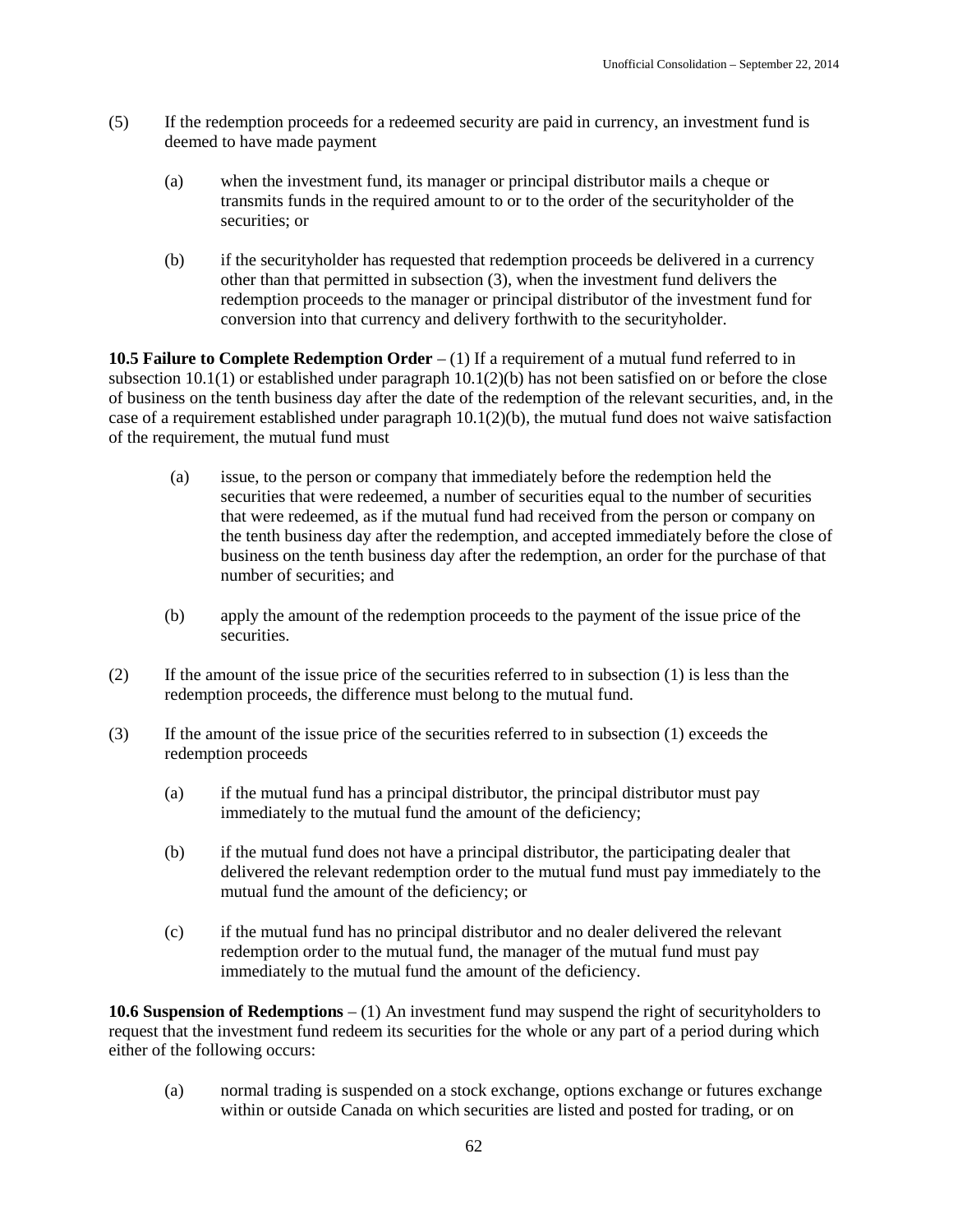(5) If the redemption proceeds for a redeemed security are paid in currency, an investment fund is deemed to have made payment

(a) when the investment fund, its manager or principal distributor mails a cheque or transmits funds in the required amount to or to the order of the securityholder of the securities; or

(b) if the securityholder has requested that redemption proceeds be delivered in a currency other than that permitted in subsection (3), when the investment fund delivers the redemption proceeds to the manager or principal distributor of the investment fund for conversion into that currency and delivery forthwith to the securityholder.

**10.5 Failure to Complete Redemption Order** – (1) If a requirement of a mutual fund referred to in subsection 10.1(1) or established under paragraph 10.1(2)(b) has not been satisfied on or before the close of business on the tenth business day after the date of the redemption of the relevant securities, and, in the case of a requirement established under paragraph 10.1(2)(b), the mutual fund does not waive satisfaction of the requirement, the mutual fund must

(a) issue, to the person or company that immediately before the redemption held the securities that were redeemed, a number of securities equal to the number of securities that were redeemed, as if the mutual fund had received from the person or company on the tenth business day after the redemption, and accepted immediately before the close of business on the tenth business day after the redemption, an order for the purchase of that number of securities; and

(b) apply the amount of the redemption proceeds to the payment of the issue price of the securities.

(2) If the amount of the issue price of the securities referred to in subsection (1) is less than the redemption proceeds, the difference must belong to the mutual fund.

(3) If the amount of the issue price of the securities referred to in subsection (1) exceeds the redemption proceeds

(a) if the mutual fund has a principal distributor, the principal distributor must pay immediately to the mutual fund the amount of the deficiency;

(b) if the mutual fund does not have a principal distributor, the participating dealer that delivered the relevant redemption order to the mutual fund must pay immediately to the mutual fund the amount of the deficiency; or

(c) if the mutual fund has no principal distributor and no dealer delivered the relevant redemption order to the mutual fund, the manager of the mutual fund must pay immediately to the mutual fund the amount of the deficiency.

**10.6 Suspension of Redemptions** – (1) An investment fund may suspend the right of securityholders to request that the investment fund redeem its securities for the whole or any part of a period during which either of the following occurs:

(a) normal trading is suspended on a stock exchange, options exchange or futures exchange within or outside Canada on which securities are listed and posted for trading, or on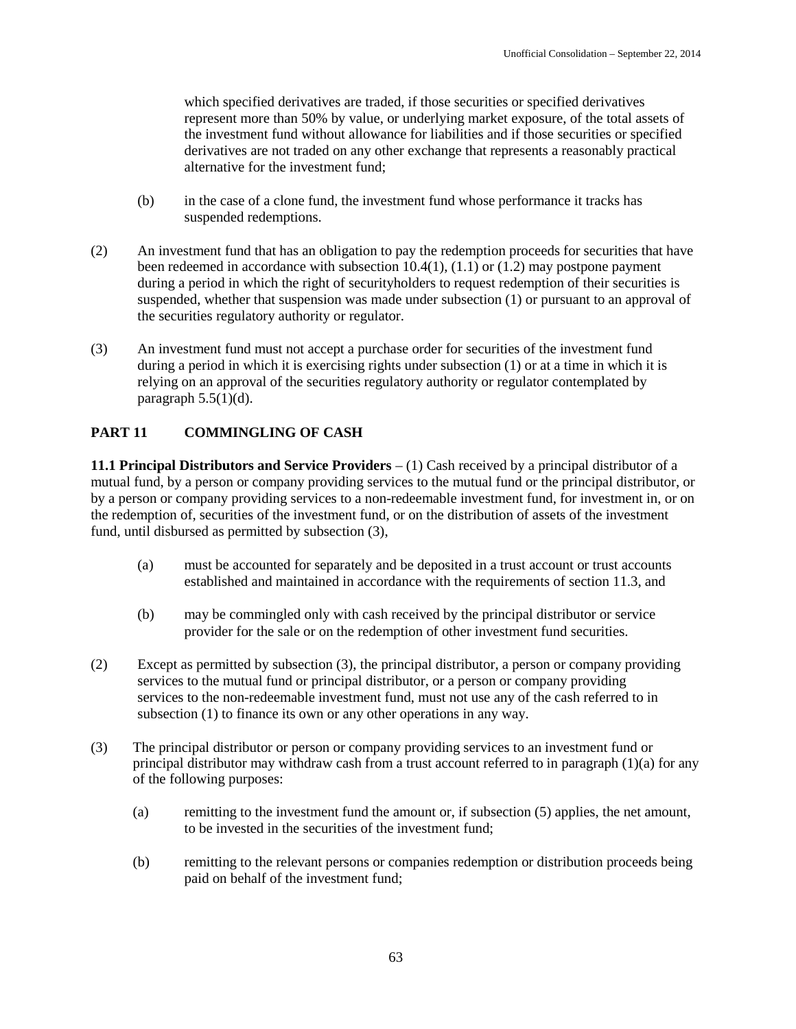which specified derivatives are traded, if those securities or specified derivatives represent more than 50% by value, or underlying market exposure, of the total assets of the investment fund without allowance for liabilities and if those securities or specified derivatives are not traded on any other exchange that represents a reasonably practical alternative for the investment fund;

(b) in the case of a clone fund, the investment fund whose performance it tracks has suspended redemptions.

(2) An investment fund that has an obligation to pay the redemption proceeds for securities that have been redeemed in accordance with subsection 10.4(1), (1.1) or (1.2) may postpone payment during a period in which the right of securityholders to request redemption of their securities is suspended, whether that suspension was made under subsection (1) or pursuant to an approval of the securities regulatory authority or regulator.

(3) An investment fund must not accept a purchase order for securities of the investment fund during a period in which it is exercising rights under subsection (1) or at a time in which it is relying on an approval of the securities regulatory authority or regulator contemplated by paragraph 5.5(1)(d).

## PART 11 COMMINGLING OF CASH

**11.1 Principal Distributors and Service Providers** – (1) Cash received by a principal distributor of a mutual fund, by a person or company providing services to the mutual fund or the principal distributor, or by a person or company providing services to a non-redeemable investment fund, for investment in, or on the redemption of, securities of the investment fund, or on the distribution of assets of the investment fund, until disbursed as permitted by subsection (3),

(a) must be accounted for separately and be deposited in a trust account or trust accounts established and maintained in accordance with the requirements of section 11.3, and

(b) may be commingled only with cash received by the principal distributor or service provider for the sale or on the redemption of other investment fund securities.

(2) Except as permitted by subsection (3), the principal distributor, a person or company providing services to the mutual fund or principal distributor, or a person or company providing services to the non-redeemable investment fund, must not use any of the cash referred to in subsection (1) to finance its own or any other operations in any way.

(3) The principal distributor or person or company providing services to an investment fund or principal distributor may withdraw cash from a trust account referred to in paragraph (1)(a) for any of the following purposes:

(a) remitting to the investment fund the amount or, if subsection (5) applies, the net amount, to be invested in the securities of the investment fund;

(b) remitting to the relevant persons or companies redemption or distribution proceeds being paid on behalf of the investment fund;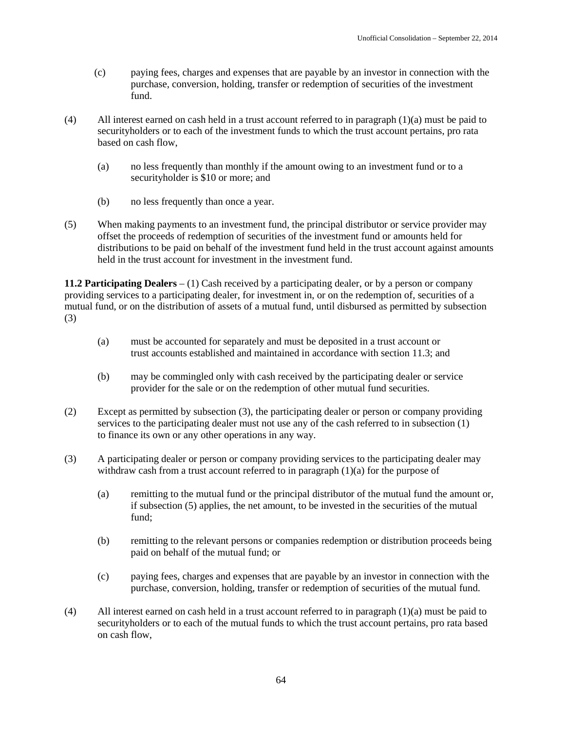(c) paying fees, charges and expenses that are payable by an investor in connection with the purchase, conversion, holding, transfer or redemption of securities of the investment fund.

(4) All interest earned on cash held in a trust account referred to in paragraph (1)(a) must be paid to securityholders or to each of the investment funds to which the trust account pertains, pro rata based on cash flow,

(a) no less frequently than monthly if the amount owing to an investment fund or to a securityholder is $10 or more; and

(b) no less frequently than once a year.

(5) When making payments to an investment fund, the principal distributor or service provider may offset the proceeds of redemption of securities of the investment fund or amounts held for distributions to be paid on behalf of the investment fund held in the trust account against amounts held in the trust account for investment in the investment fund.

**11.2 Participating Dealers** – (1) Cash received by a participating dealer, or by a person or company providing services to a participating dealer, for investment in, or on the redemption of, securities of a mutual fund, or on the distribution of assets of a mutual fund, until disbursed as permitted by subsection (3)

(a) must be accounted for separately and must be deposited in a trust account or trust accounts established and maintained in accordance with section 11.3; and

(b) may be commingled only with cash received by the participating dealer or service provider for the sale or on the redemption of other mutual fund securities.

(2) Except as permitted by subsection (3), the participating dealer or person or company providing services to the participating dealer must not use any of the cash referred to in subsection (1) to finance its own or any other operations in any way.

(3) A participating dealer or person or company providing services to the participating dealer may withdraw cash from a trust account referred to in paragraph (1)(a) for the purpose of

(a) remitting to the mutual fund or the principal distributor of the mutual fund the amount or, if subsection (5) applies, the net amount, to be invested in the securities of the mutual fund;

(b) remitting to the relevant persons or companies redemption or distribution proceeds being paid on behalf of the mutual fund; or

(c) paying fees, charges and expenses that are payable by an investor in connection with the purchase, conversion, holding, transfer or redemption of securities of the mutual fund.

(4) All interest earned on cash held in a trust account referred to in paragraph (1)(a) must be paid to securityholders or to each of the mutual funds to which the trust account pertains, pro rata based on cash flow,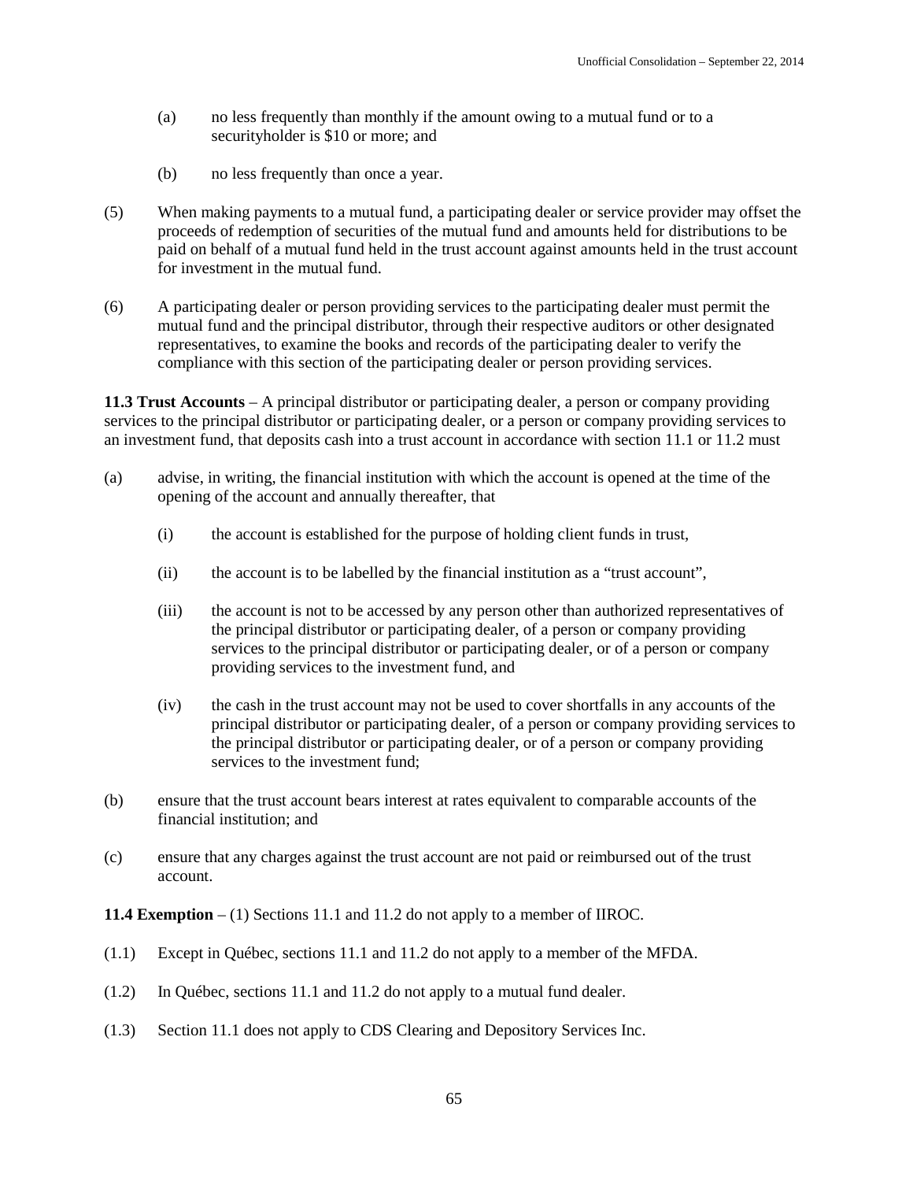(a) no less frequently than monthly if the amount owing to a mutual fund or to a securityholder is $10 or more; and

(b) no less frequently than once a year.

(5) When making payments to a mutual fund, a participating dealer or service provider may offset the proceeds of redemption of securities of the mutual fund and amounts held for distributions to be paid on behalf of a mutual fund held in the trust account against amounts held in the trust account for investment in the mutual fund.

(6) A participating dealer or person providing services to the participating dealer must permit the mutual fund and the principal distributor, through their respective auditors or other designated representatives, to examine the books and records of the participating dealer to verify the compliance with this section of the participating dealer or person providing services.

**11.3 Trust Accounts** – A principal distributor or participating dealer, a person or company providing services to the principal distributor or participating dealer, or a person or company providing services to an investment fund, that deposits cash into a trust account in accordance with section 11.1 or 11.2 must

(a) advise, in writing, the financial institution with which the account is opened at the time of the opening of the account and annually thereafter, that

(i) the account is established for the purpose of holding client funds in trust,

(ii) the account is to be labelled by the financial institution as a "trust account",

(iii) the account is not to be accessed by any person other than authorized representatives of the principal distributor or participating dealer, of a person or company providing services to the principal distributor or participating dealer, or of a person or company providing services to the investment fund, and

(iv) the cash in the trust account may not be used to cover shortfalls in any accounts of the principal distributor or participating dealer, of a person or company providing services to the principal distributor or participating dealer, or of a person or company providing services to the investment fund;

(b) ensure that the trust account bears interest at rates equivalent to comparable accounts of the financial institution; and

(c) ensure that any charges against the trust account are not paid or reimbursed out of the trust account.

**11.4 Exemption** – (1) Sections 11.1 and 11.2 do not apply to a member of IIROC.

(1.1) Except in Québec, sections 11.1 and 11.2 do not apply to a member of the MFDA.

(1.2) In Québec, sections 11.1 and 11.2 do not apply to a mutual fund dealer.

(1.3) Section 11.1 does not apply to CDS Clearing and Depository Services Inc.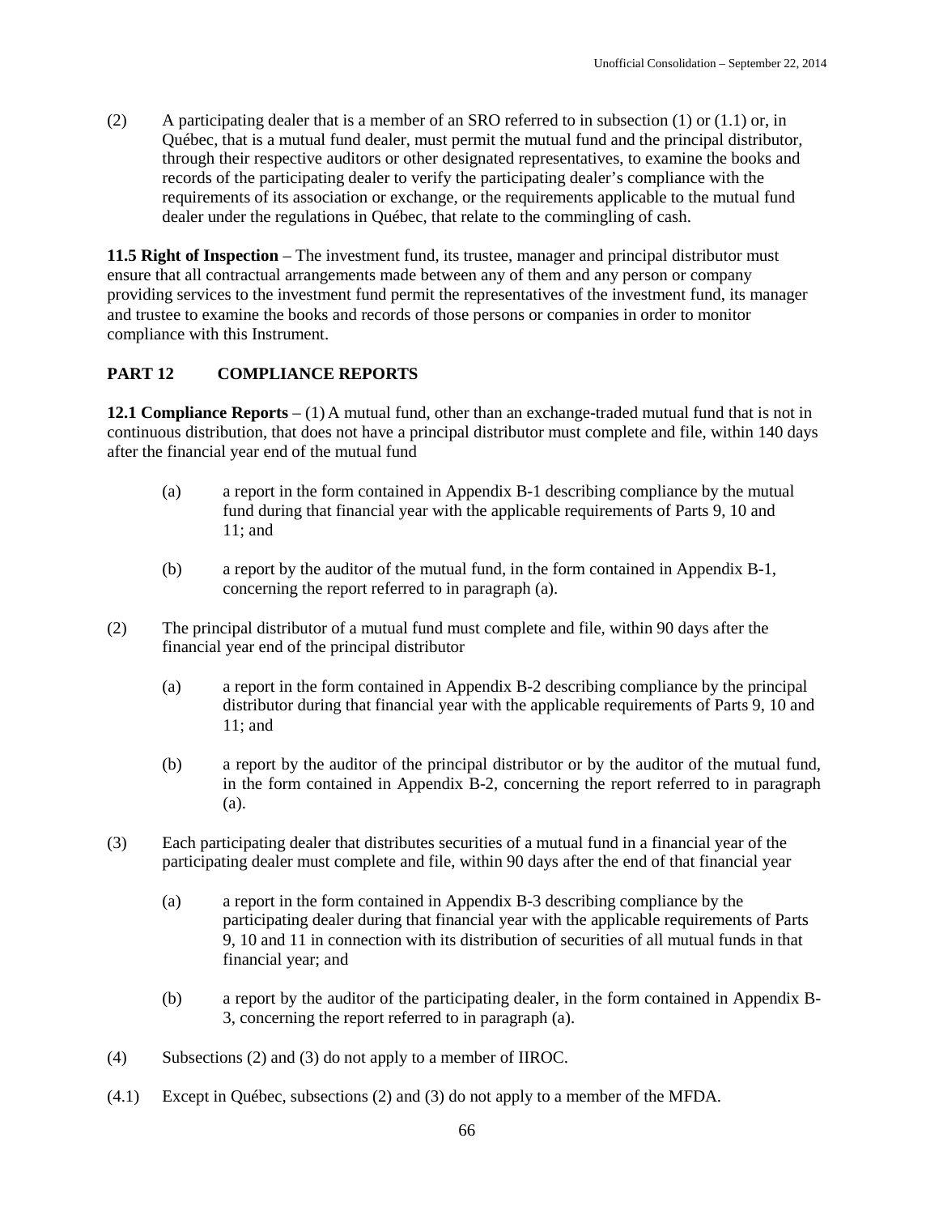(2) A participating dealer that is a member of an SRO referred to in subsection (1) or (1.1) or, in Québec, that is a mutual fund dealer, must permit the mutual fund and the principal distributor, through their respective auditors or other designated representatives, to examine the books and records of the participating dealer to verify the participating dealer's compliance with the requirements of its association or exchange, or the requirements applicable to the mutual fund dealer under the regulations in Québec, that relate to the commingling of cash.

**11.5 Right of Inspection** – The investment fund, its trustee, manager and principal distributor must ensure that all contractual arrangements made between any of them and any person or company providing services to the investment fund permit the representatives of the investment fund, its manager and trustee to examine the books and records of those persons or companies in order to monitor compliance with this Instrument.

## PART 12 COMPLIANCE REPORTS

**12.1 Compliance Reports** – (1) A mutual fund, other than an exchange-traded mutual fund that is not in continuous distribution, that does not have a principal distributor must complete and file, within 140 days after the financial year end of the mutual fund

(a) a report in the form contained in Appendix B-1 describing compliance by the mutual fund during that financial year with the applicable requirements of Parts 9, 10 and 11; and

(b) a report by the auditor of the mutual fund, in the form contained in Appendix B-1, concerning the report referred to in paragraph (a).

(2) The principal distributor of a mutual fund must complete and file, within 90 days after the financial year end of the principal distributor

(a) a report in the form contained in Appendix B-2 describing compliance by the principal distributor during that financial year with the applicable requirements of Parts 9, 10 and 11; and

(b) a report by the auditor of the principal distributor or by the auditor of the mutual fund, in the form contained in Appendix B-2, concerning the report referred to in paragraph (a).

(3) Each participating dealer that distributes securities of a mutual fund in a financial year of the participating dealer must complete and file, within 90 days after the end of that financial year

(a) a report in the form contained in Appendix B-3 describing compliance by the participating dealer during that financial year with the applicable requirements of Parts 9, 10 and 11 in connection with its distribution of securities of all mutual funds in that financial year; and

(b) a report by the auditor of the participating dealer, in the form contained in Appendix B-3, concerning the report referred to in paragraph (a).

(4) Subsections (2) and (3) do not apply to a member of IIROC.

(4.1) Except in Québec, subsections (2) and (3) do not apply to a member of the MFDA.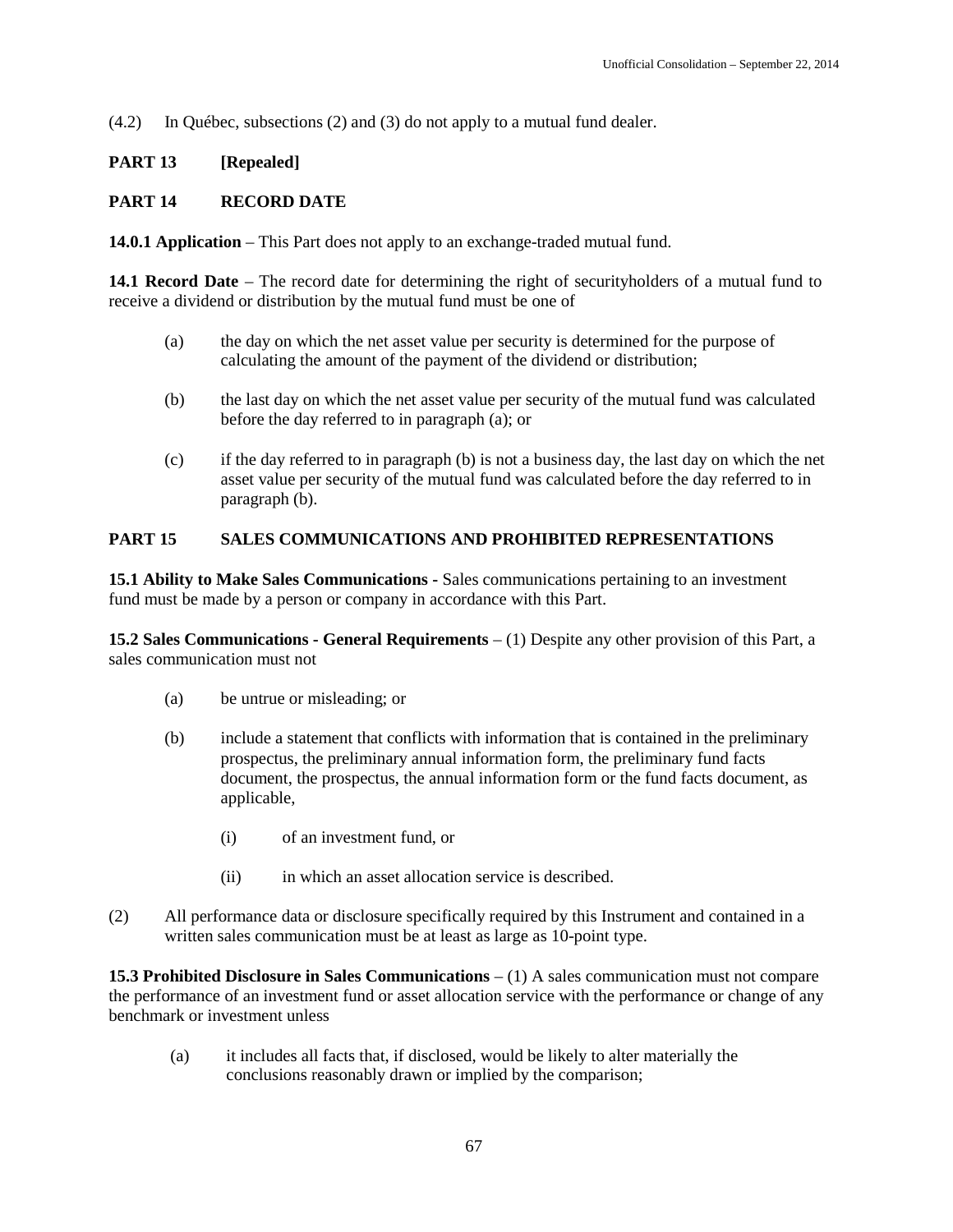(4.2) In Québec, subsections (2) and (3) do not apply to a mutual fund dealer.

## PART 13 [Repealed]

## PART 14 RECORD DATE

**14.0.1 Application** – This Part does not apply to an exchange-traded mutual fund.

**14.1 Record Date** – The record date for determining the right of securityholders of a mutual fund to receive a dividend or distribution by the mutual fund must be one of

(a) the day on which the net asset value per security is determined for the purpose of calculating the amount of the payment of the dividend or distribution;

(b) the last day on which the net asset value per security of the mutual fund was calculated before the day referred to in paragraph (a); or

(c) if the day referred to in paragraph (b) is not a business day, the last day on which the net asset value per security of the mutual fund was calculated before the day referred to in paragraph (b).

## PART 15 SALES COMMUNICATIONS AND PROHIBITED REPRESENTATIONS

**15.1 Ability to Make Sales Communications** - Sales communications pertaining to an investment fund must be made by a person or company in accordance with this Part.

**15.2 Sales Communications - General Requirements** – (1) Despite any other provision of this Part, a sales communication must not

(a) be untrue or misleading; or

(b) include a statement that conflicts with information that is contained in the preliminary prospectus, the preliminary annual information form, the preliminary fund facts document, the prospectus, the annual information form or the fund facts document, as applicable,

(i) of an investment fund, or

(ii) in which an asset allocation service is described.

(2) All performance data or disclosure specifically required by this Instrument and contained in a written sales communication must be at least as large as 10-point type.

**15.3 Prohibited Disclosure in Sales Communications** – (1) A sales communication must not compare the performance of an investment fund or asset allocation service with the performance or change of any benchmark or investment unless

(a) it includes all facts that, if disclosed, would be likely to alter materially the conclusions reasonably drawn or implied by the comparison;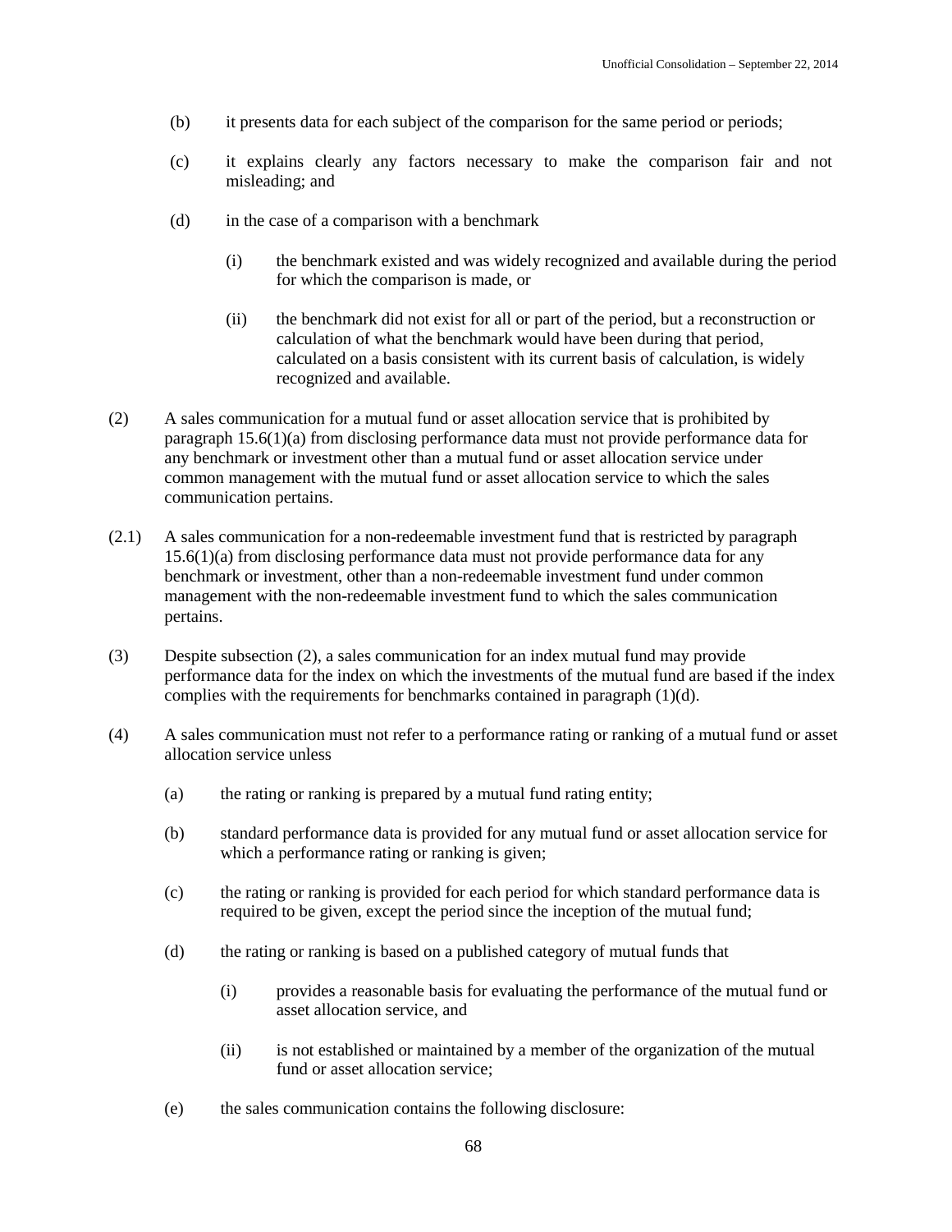(b) it presents data for each subject of the comparison for the same period or periods;

(c) it explains clearly any factors necessary to make the comparison fair and not misleading; and

(d) in the case of a comparison with a benchmark

(i) the benchmark existed and was widely recognized and available during the period for which the comparison is made, or

(ii) the benchmark did not exist for all or part of the period, but a reconstruction or calculation of what the benchmark would have been during that period, calculated on a basis consistent with its current basis of calculation, is widely recognized and available.

(2) A sales communication for a mutual fund or asset allocation service that is prohibited by paragraph 15.6(1)(a) from disclosing performance data must not provide performance data for any benchmark or investment other than a mutual fund or asset allocation service under common management with the mutual fund or asset allocation service to which the sales communication pertains.

(2.1) A sales communication for a non-redeemable investment fund that is restricted by paragraph 15.6(1)(a) from disclosing performance data must not provide performance data for any benchmark or investment, other than a non-redeemable investment fund under common management with the non-redeemable investment fund to which the sales communication pertains.

(3) Despite subsection (2), a sales communication for an index mutual fund may provide performance data for the index on which the investments of the mutual fund are based if the index complies with the requirements for benchmarks contained in paragraph (1)(d).

(4) A sales communication must not refer to a performance rating or ranking of a mutual fund or asset allocation service unless

(a) the rating or ranking is prepared by a mutual fund rating entity;

(b) standard performance data is provided for any mutual fund or asset allocation service for which a performance rating or ranking is given;

(c) the rating or ranking is provided for each period for which standard performance data is required to be given, except the period since the inception of the mutual fund;

(d) the rating or ranking is based on a published category of mutual funds that

(i) provides a reasonable basis for evaluating the performance of the mutual fund or asset allocation service, and

(ii) is not established or maintained by a member of the organization of the mutual fund or asset allocation service;

(e) the sales communication contains the following disclosure: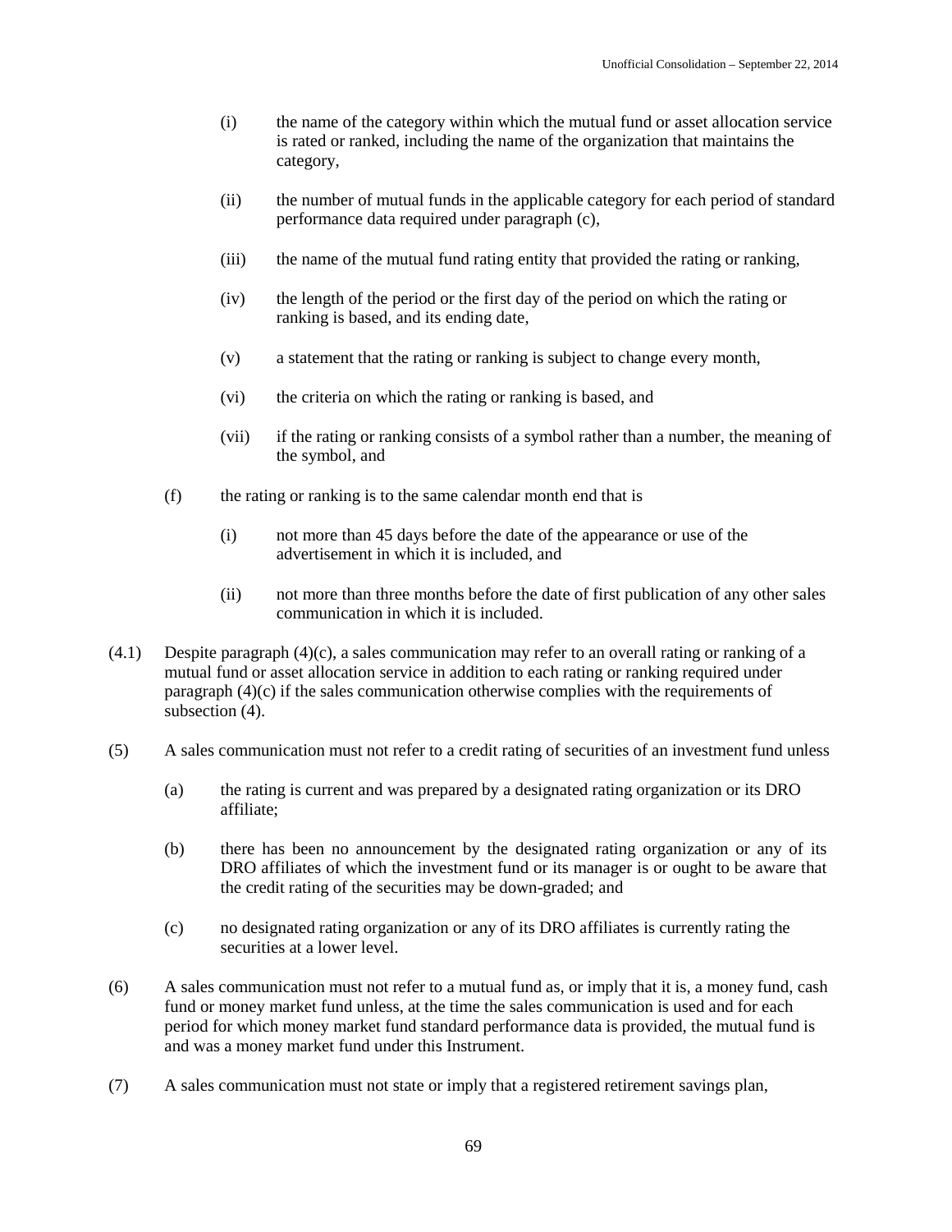(i) the name of the category within which the mutual fund or asset allocation service is rated or ranked, including the name of the organization that maintains the category,

(ii) the number of mutual funds in the applicable category for each period of standard performance data required under paragraph (c),

(iii) the name of the mutual fund rating entity that provided the rating or ranking,

(iv) the length of the period or the first day of the period on which the rating or ranking is based, and its ending date,

(v) a statement that the rating or ranking is subject to change every month,

(vi) the criteria on which the rating or ranking is based, and

(vii) if the rating or ranking consists of a symbol rather than a number, the meaning of the symbol, and

(f) the rating or ranking is to the same calendar month end that is

(i) not more than 45 days before the date of the appearance or use of the advertisement in which it is included, and

(ii) not more than three months before the date of first publication of any other sales communication in which it is included.

(4.1) Despite paragraph (4)(c), a sales communication may refer to an overall rating or ranking of a mutual fund or asset allocation service in addition to each rating or ranking required under paragraph (4)(c) if the sales communication otherwise complies with the requirements of subsection (4).

(5) A sales communication must not refer to a credit rating of securities of an investment fund unless

(a) the rating is current and was prepared by a designated rating organization or its DRO affiliate;

(b) there has been no announcement by the designated rating organization or any of its DRO affiliates of which the investment fund or its manager is or ought to be aware that the credit rating of the securities may be down-graded; and

(c) no designated rating organization or any of its DRO affiliates is currently rating the securities at a lower level.

(6) A sales communication must not refer to a mutual fund as, or imply that it is, a money fund, cash fund or money market fund unless, at the time the sales communication is used and for each period for which money market fund standard performance data is provided, the mutual fund is and was a money market fund under this Instrument.

(7) A sales communication must not state or imply that a registered retirement savings plan,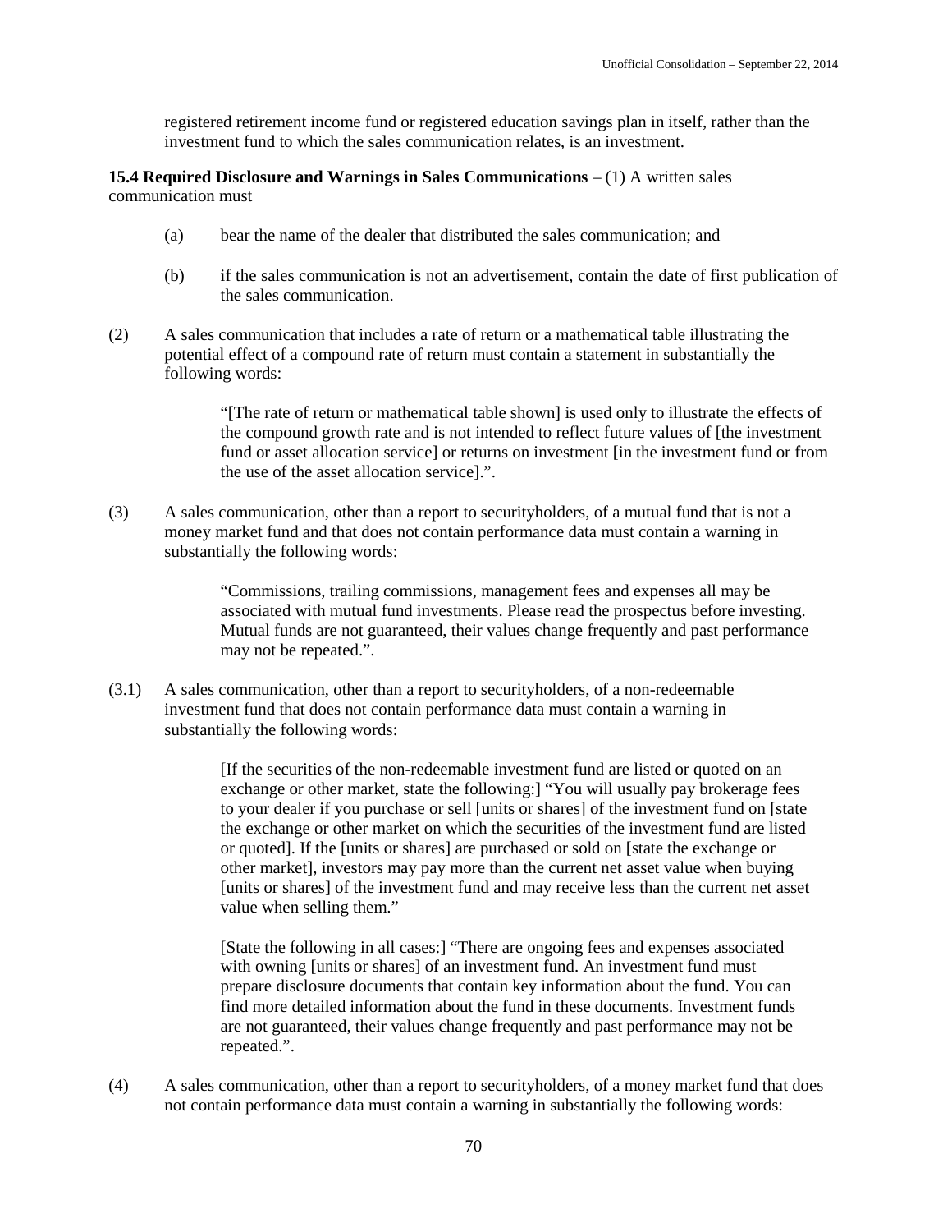registered retirement income fund or registered education savings plan in itself, rather than the investment fund to which the sales communication relates, is an investment.

**15.4 Required Disclosure and Warnings in Sales Communications** – (1) A written sales communication must

(a) bear the name of the dealer that distributed the sales communication; and

(b) if the sales communication is not an advertisement, contain the date of first publication of the sales communication.

(2) A sales communication that includes a rate of return or a mathematical table illustrating the potential effect of a compound rate of return must contain a statement in substantially the following words:

> "[The rate of return or mathematical table shown] is used only to illustrate the effects of the compound growth rate and is not intended to reflect future values of [the investment fund or asset allocation service] or returns on investment [in the investment fund or from the use of the asset allocation service].".

(3) A sales communication, other than a report to securityholders, of a mutual fund that is not a money market fund and that does not contain performance data must contain a warning in substantially the following words:

> "Commissions, trailing commissions, management fees and expenses all may be associated with mutual fund investments. Please read the prospectus before investing. Mutual funds are not guaranteed, their values change frequently and past performance may not be repeated.".

(3.1) A sales communication, other than a report to securityholders, of a non-redeemable investment fund that does not contain performance data must contain a warning in substantially the following words:

> [If the securities of the non-redeemable investment fund are listed or quoted on an exchange or other market, state the following:] "You will usually pay brokerage fees to your dealer if you purchase or sell [units or shares] of the investment fund on [state the exchange or other market on which the securities of the investment fund are listed or quoted]. If the [units or shares] are purchased or sold on [state the exchange or other market], investors may pay more than the current net asset value when buying [units or shares] of the investment fund and may receive less than the current net asset value when selling them."
>
> [State the following in all cases:] "There are ongoing fees and expenses associated with owning [units or shares] of an investment fund. An investment fund must prepare disclosure documents that contain key information about the fund. You can find more detailed information about the fund in these documents. Investment funds are not guaranteed, their values change frequently and past performance may not be repeated.".

(4) A sales communication, other than a report to securityholders, of a money market fund that does not contain performance data must contain a warning in substantially the following words: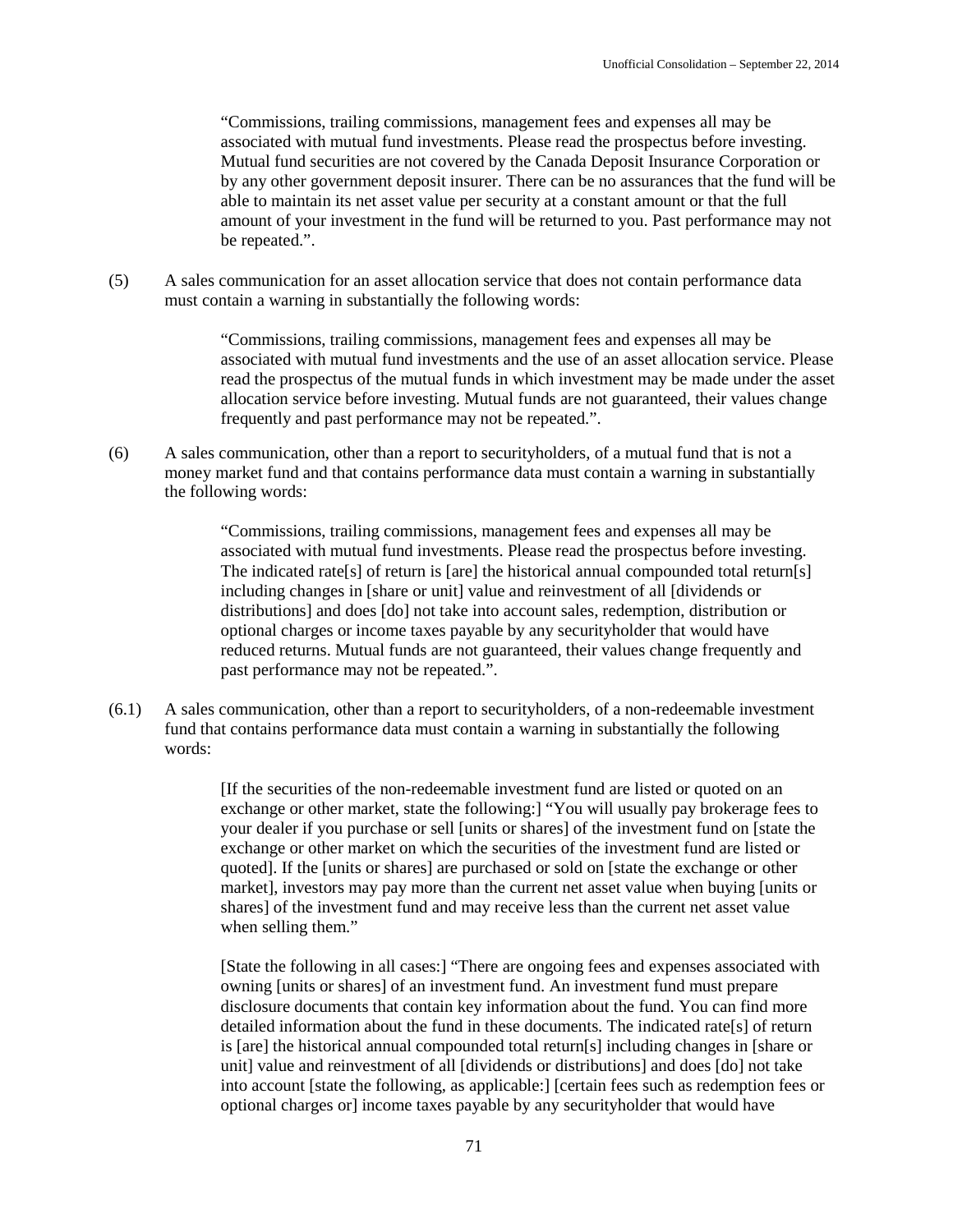> "Commissions, trailing commissions, management fees and expenses all may be associated with mutual fund investments. Please read the prospectus before investing. Mutual fund securities are not covered by the Canada Deposit Insurance Corporation or by any other government deposit insurer. There can be no assurances that the fund will be able to maintain its net asset value per security at a constant amount or that the full amount of your investment in the fund will be returned to you. Past performance may not be repeated.".

(5) A sales communication for an asset allocation service that does not contain performance data must contain a warning in substantially the following words:

> "Commissions, trailing commissions, management fees and expenses all may be associated with mutual fund investments and the use of an asset allocation service. Please read the prospectus of the mutual funds in which investment may be made under the asset allocation service before investing. Mutual funds are not guaranteed, their values change frequently and past performance may not be repeated.".

(6) A sales communication, other than a report to securityholders, of a mutual fund that is not a money market fund and that contains performance data must contain a warning in substantially the following words:

> "Commissions, trailing commissions, management fees and expenses all may be associated with mutual fund investments. Please read the prospectus before investing. The indicated rate[s] of return is [are] the historical annual compounded total return[s] including changes in [share or unit] value and reinvestment of all [dividends or distributions] and does [do] not take into account sales, redemption, distribution or optional charges or income taxes payable by any securityholder that would have reduced returns. Mutual funds are not guaranteed, their values change frequently and past performance may not be repeated.".

(6.1) A sales communication, other than a report to securityholders, of a non-redeemable investment fund that contains performance data must contain a warning in substantially the following words:

> [If the securities of the non-redeemable investment fund are listed or quoted on an exchange or other market, state the following:] "You will usually pay brokerage fees to your dealer if you purchase or sell [units or shares] of the investment fund on [state the exchange or other market on which the securities of the investment fund are listed or quoted]. If the [units or shares] are purchased or sold on [state the exchange or other market], investors may pay more than the current net asset value when buying [units or shares] of the investment fund and may receive less than the current net asset value when selling them."
>
> [State the following in all cases:] "There are ongoing fees and expenses associated with owning [units or shares] of an investment fund. An investment fund must prepare disclosure documents that contain key information about the fund. You can find more detailed information about the fund in these documents. The indicated rate[s] of return is [are] the historical annual compounded total return[s] including changes in [share or unit] value and reinvestment of all [dividends or distributions] and does [do] not take into account [state the following, as applicable:] [certain fees such as redemption fees or optional charges or] income taxes payable by any securityholder that would have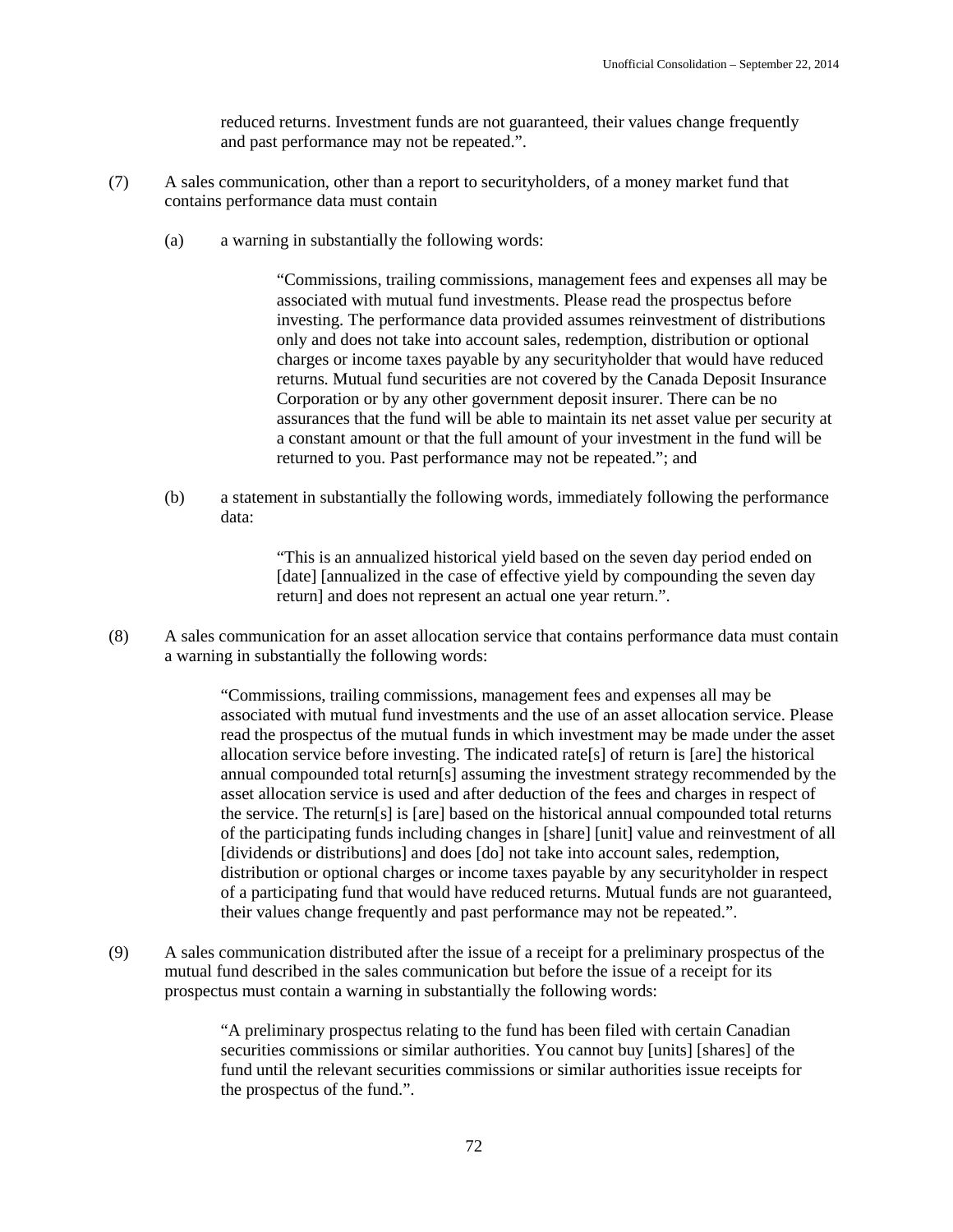reduced returns. Investment funds are not guaranteed, their values change frequently and past performance may not be repeated.".

(7) A sales communication, other than a report to securityholders, of a money market fund that contains performance data must contain

(a) a warning in substantially the following words:

> "Commissions, trailing commissions, management fees and expenses all may be associated with mutual fund investments. Please read the prospectus before investing. The performance data provided assumes reinvestment of distributions only and does not take into account sales, redemption, distribution or optional charges or income taxes payable by any securityholder that would have reduced returns. Mutual fund securities are not covered by the Canada Deposit Insurance Corporation or by any other government deposit insurer. There can be no assurances that the fund will be able to maintain its net asset value per security at a constant amount or that the full amount of your investment in the fund will be returned to you. Past performance may not be repeated."; and

(b) a statement in substantially the following words, immediately following the performance data:

> "This is an annualized historical yield based on the seven day period ended on [date] [annualized in the case of effective yield by compounding the seven day return] and does not represent an actual one year return.".

(8) A sales communication for an asset allocation service that contains performance data must contain a warning in substantially the following words:

> "Commissions, trailing commissions, management fees and expenses all may be associated with mutual fund investments and the use of an asset allocation service. Please read the prospectus of the mutual funds in which investment may be made under the asset allocation service before investing. The indicated rate[s] of return is [are] the historical annual compounded total return[s] assuming the investment strategy recommended by the asset allocation service is used and after deduction of the fees and charges in respect of the service. The return[s] is [are] based on the historical annual compounded total returns of the participating funds including changes in [share] [unit] value and reinvestment of all [dividends or distributions] and does [do] not take into account sales, redemption, distribution or optional charges or income taxes payable by any securityholder in respect of a participating fund that would have reduced returns. Mutual funds are not guaranteed, their values change frequently and past performance may not be repeated.".

(9) A sales communication distributed after the issue of a receipt for a preliminary prospectus of the mutual fund described in the sales communication but before the issue of a receipt for its prospectus must contain a warning in substantially the following words:

> "A preliminary prospectus relating to the fund has been filed with certain Canadian securities commissions or similar authorities. You cannot buy [units] [shares] of the fund until the relevant securities commissions or similar authorities issue receipts for the prospectus of the fund.".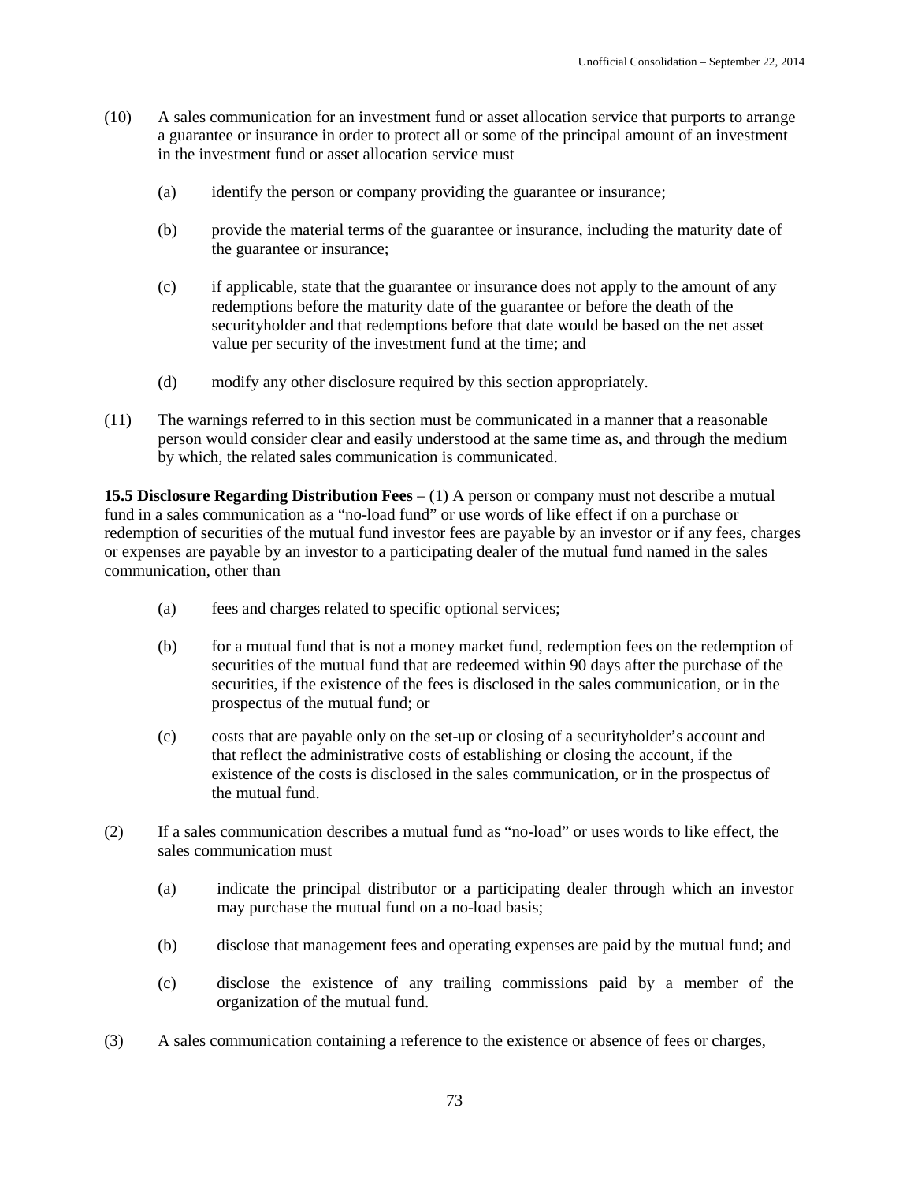(10) A sales communication for an investment fund or asset allocation service that purports to arrange a guarantee or insurance in order to protect all or some of the principal amount of an investment in the investment fund or asset allocation service must

(a) identify the person or company providing the guarantee or insurance;

(b) provide the material terms of the guarantee or insurance, including the maturity date of the guarantee or insurance;

(c) if applicable, state that the guarantee or insurance does not apply to the amount of any redemptions before the maturity date of the guarantee or before the death of the securityholder and that redemptions before that date would be based on the net asset value per security of the investment fund at the time; and

(d) modify any other disclosure required by this section appropriately.

(11) The warnings referred to in this section must be communicated in a manner that a reasonable person would consider clear and easily understood at the same time as, and through the medium by which, the related sales communication is communicated.

**15.5 Disclosure Regarding Distribution Fees** – (1) A person or company must not describe a mutual fund in a sales communication as a "no-load fund" or use words of like effect if on a purchase or redemption of securities of the mutual fund investor fees are payable by an investor or if any fees, charges or expenses are payable by an investor to a participating dealer of the mutual fund named in the sales communication, other than

(a) fees and charges related to specific optional services;

(b) for a mutual fund that is not a money market fund, redemption fees on the redemption of securities of the mutual fund that are redeemed within 90 days after the purchase of the securities, if the existence of the fees is disclosed in the sales communication, or in the prospectus of the mutual fund; or

(c) costs that are payable only on the set-up or closing of a securityholder's account and that reflect the administrative costs of establishing or closing the account, if the existence of the costs is disclosed in the sales communication, or in the prospectus of the mutual fund.

(2) If a sales communication describes a mutual fund as "no-load" or uses words to like effect, the sales communication must

(a) indicate the principal distributor or a participating dealer through which an investor may purchase the mutual fund on a no-load basis;

(b) disclose that management fees and operating expenses are paid by the mutual fund; and

(c) disclose the existence of any trailing commissions paid by a member of the organization of the mutual fund.

(3) A sales communication containing a reference to the existence or absence of fees or charges,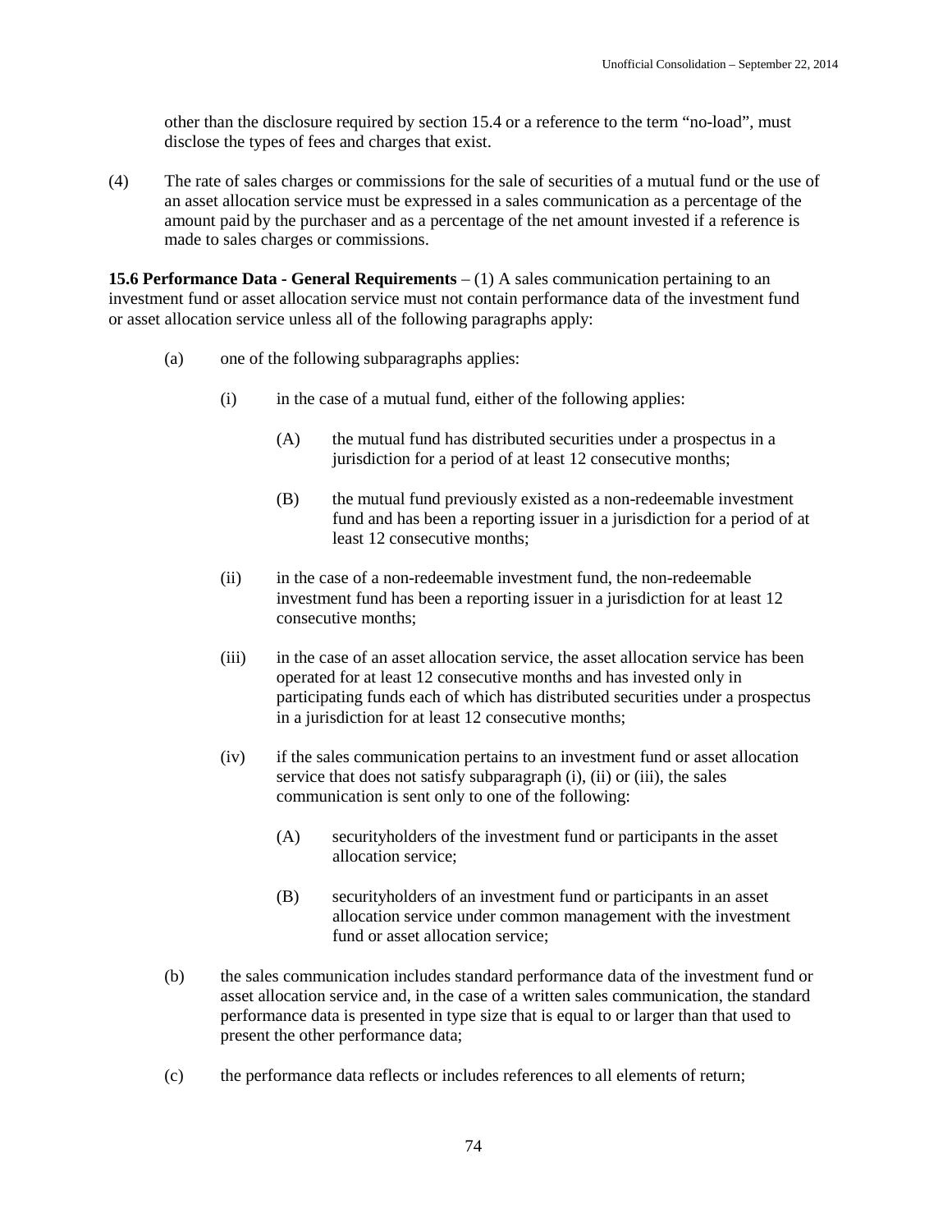other than the disclosure required by section 15.4 or a reference to the term "no-load", must disclose the types of fees and charges that exist.

(4) The rate of sales charges or commissions for the sale of securities of a mutual fund or the use of an asset allocation service must be expressed in a sales communication as a percentage of the amount paid by the purchaser and as a percentage of the net amount invested if a reference is made to sales charges or commissions.

**15.6 Performance Data - General Requirements** – (1) A sales communication pertaining to an investment fund or asset allocation service must not contain performance data of the investment fund or asset allocation service unless all of the following paragraphs apply:

(a) one of the following subparagraphs applies:

(i) in the case of a mutual fund, either of the following applies:

(A) the mutual fund has distributed securities under a prospectus in a jurisdiction for a period of at least 12 consecutive months;

(B) the mutual fund previously existed as a non-redeemable investment fund and has been a reporting issuer in a jurisdiction for a period of at least 12 consecutive months;

(ii) in the case of a non-redeemable investment fund, the non-redeemable investment fund has been a reporting issuer in a jurisdiction for at least 12 consecutive months;

(iii) in the case of an asset allocation service, the asset allocation service has been operated for at least 12 consecutive months and has invested only in participating funds each of which has distributed securities under a prospectus in a jurisdiction for at least 12 consecutive months;

(iv) if the sales communication pertains to an investment fund or asset allocation service that does not satisfy subparagraph (i), (ii) or (iii), the sales communication is sent only to one of the following:

(A) securityholders of the investment fund or participants in the asset allocation service;

(B) securityholders of an investment fund or participants in an asset allocation service under common management with the investment fund or asset allocation service;

(b) the sales communication includes standard performance data of the investment fund or asset allocation service and, in the case of a written sales communication, the standard performance data is presented in type size that is equal to or larger than that used to present the other performance data;

(c) the performance data reflects or includes references to all elements of return;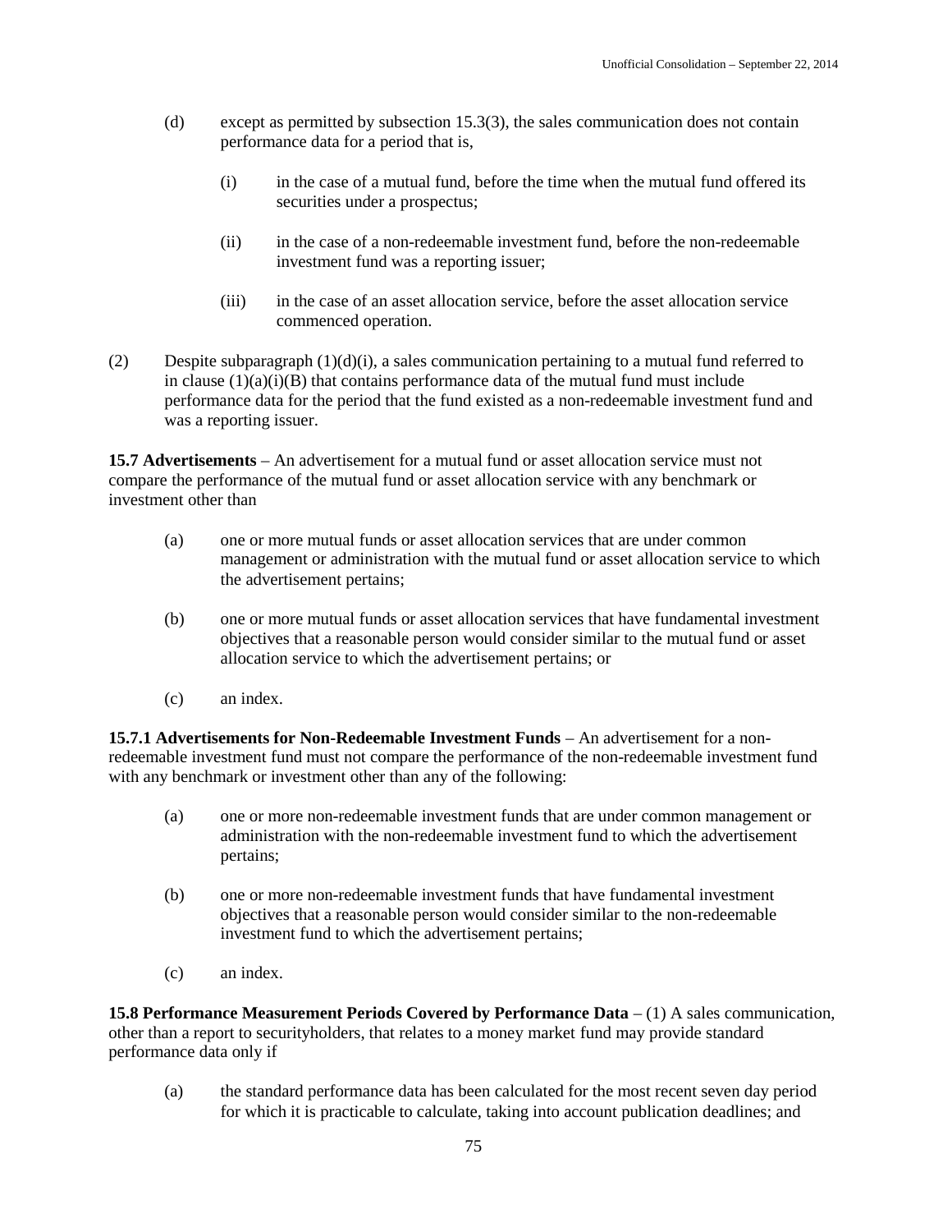(d) except as permitted by subsection 15.3(3), the sales communication does not contain performance data for a period that is,

   (i) in the case of a mutual fund, before the time when the mutual fund offered its securities under a prospectus;

   (ii) in the case of a non-redeemable investment fund, before the non-redeemable investment fund was a reporting issuer;

   (iii) in the case of an asset allocation service, before the asset allocation service commenced operation.

(2) Despite subparagraph (1)(d)(i), a sales communication pertaining to a mutual fund referred to in clause (1)(a)(i)(B) that contains performance data of the mutual fund must include performance data for the period that the fund existed as a non-redeemable investment fund and was a reporting issuer.

**15.7 Advertisements** – An advertisement for a mutual fund or asset allocation service must not compare the performance of the mutual fund or asset allocation service with any benchmark or investment other than

(a) one or more mutual funds or asset allocation services that are under common management or administration with the mutual fund or asset allocation service to which the advertisement pertains;

(b) one or more mutual funds or asset allocation services that have fundamental investment objectives that a reasonable person would consider similar to the mutual fund or asset allocation service to which the advertisement pertains; or

(c) an index.

**15.7.1 Advertisements for Non-Redeemable Investment Funds** – An advertisement for a non-redeemable investment fund must not compare the performance of the non-redeemable investment fund with any benchmark or investment other than any of the following:

(a) one or more non-redeemable investment funds that are under common management or administration with the non-redeemable investment fund to which the advertisement pertains;

(b) one or more non-redeemable investment funds that have fundamental investment objectives that a reasonable person would consider similar to the non-redeemable investment fund to which the advertisement pertains;

(c) an index.

**15.8 Performance Measurement Periods Covered by Performance Data** – (1) A sales communication, other than a report to securityholders, that relates to a money market fund may provide standard performance data only if

(a) the standard performance data has been calculated for the most recent seven day period for which it is practicable to calculate, taking into account publication deadlines; and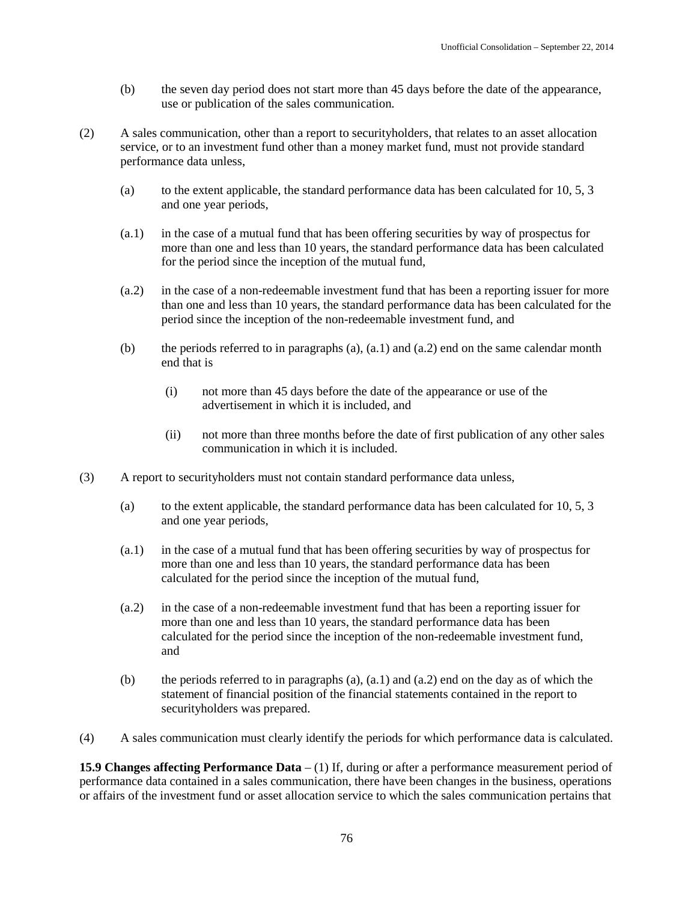(b) the seven day period does not start more than 45 days before the date of the appearance, use or publication of the sales communication.

(2) A sales communication, other than a report to securityholders, that relates to an asset allocation service, or to an investment fund other than a money market fund, must not provide standard performance data unless,

(a) to the extent applicable, the standard performance data has been calculated for 10, 5, 3 and one year periods,

(a.1) in the case of a mutual fund that has been offering securities by way of prospectus for more than one and less than 10 years, the standard performance data has been calculated for the period since the inception of the mutual fund,

(a.2) in the case of a non-redeemable investment fund that has been a reporting issuer for more than one and less than 10 years, the standard performance data has been calculated for the period since the inception of the non-redeemable investment fund, and

(b) the periods referred to in paragraphs (a), (a.1) and (a.2) end on the same calendar month end that is

(i) not more than 45 days before the date of the appearance or use of the advertisement in which it is included, and

(ii) not more than three months before the date of first publication of any other sales communication in which it is included.

(3) A report to securityholders must not contain standard performance data unless,

(a) to the extent applicable, the standard performance data has been calculated for 10, 5, 3 and one year periods,

(a.1) in the case of a mutual fund that has been offering securities by way of prospectus for more than one and less than 10 years, the standard performance data has been calculated for the period since the inception of the mutual fund,

(a.2) in the case of a non-redeemable investment fund that has been a reporting issuer for more than one and less than 10 years, the standard performance data has been calculated for the period since the inception of the non-redeemable investment fund, and

(b) the periods referred to in paragraphs (a), (a.1) and (a.2) end on the day as of which the statement of financial position of the financial statements contained in the report to securityholders was prepared.

(4) A sales communication must clearly identify the periods for which performance data is calculated.

**15.9 Changes affecting Performance Data** – (1) If, during or after a performance measurement period of performance data contained in a sales communication, there have been changes in the business, operations or affairs of the investment fund or asset allocation service to which the sales communication pertains that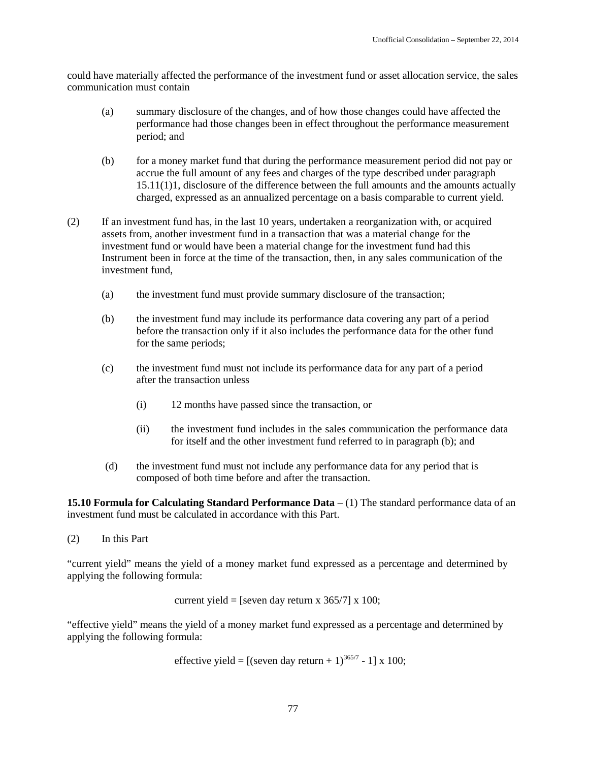could have materially affected the performance of the investment fund or asset allocation service, the sales communication must contain

(a) summary disclosure of the changes, and of how those changes could have affected the performance had those changes been in effect throughout the performance measurement period; and

(b) for a money market fund that during the performance measurement period did not pay or accrue the full amount of any fees and charges of the type described under paragraph 15.11(1)1, disclosure of the difference between the full amounts and the amounts actually charged, expressed as an annualized percentage on a basis comparable to current yield.

(2) If an investment fund has, in the last 10 years, undertaken a reorganization with, or acquired assets from, another investment fund in a transaction that was a material change for the investment fund or would have been a material change for the investment fund had this Instrument been in force at the time of the transaction, then, in any sales communication of the investment fund,

(a) the investment fund must provide summary disclosure of the transaction;

(b) the investment fund may include its performance data covering any part of a period before the transaction only if it also includes the performance data for the other fund for the same periods;

(c) the investment fund must not include its performance data for any part of a period after the transaction unless

(i) 12 months have passed since the transaction, or

(ii) the investment fund includes in the sales communication the performance data for itself and the other investment fund referred to in paragraph (b); and

(d) the investment fund must not include any performance data for any period that is composed of both time before and after the transaction.

**15.10 Formula for Calculating Standard Performance Data** – (1) The standard performance data of an investment fund must be calculated in accordance with this Part.

(2) In this Part

"current yield" means the yield of a money market fund expressed as a percentage and determined by applying the following formula:

$$\text{current yield} = [\text{seven day return} \times 365/7] \times 100;$$

"effective yield" means the yield of a money market fund expressed as a percentage and determined by applying the following formula:

$$\text{effective yield} = [(\text{seven day return} + 1)^{365/7} - 1] \times 100;$$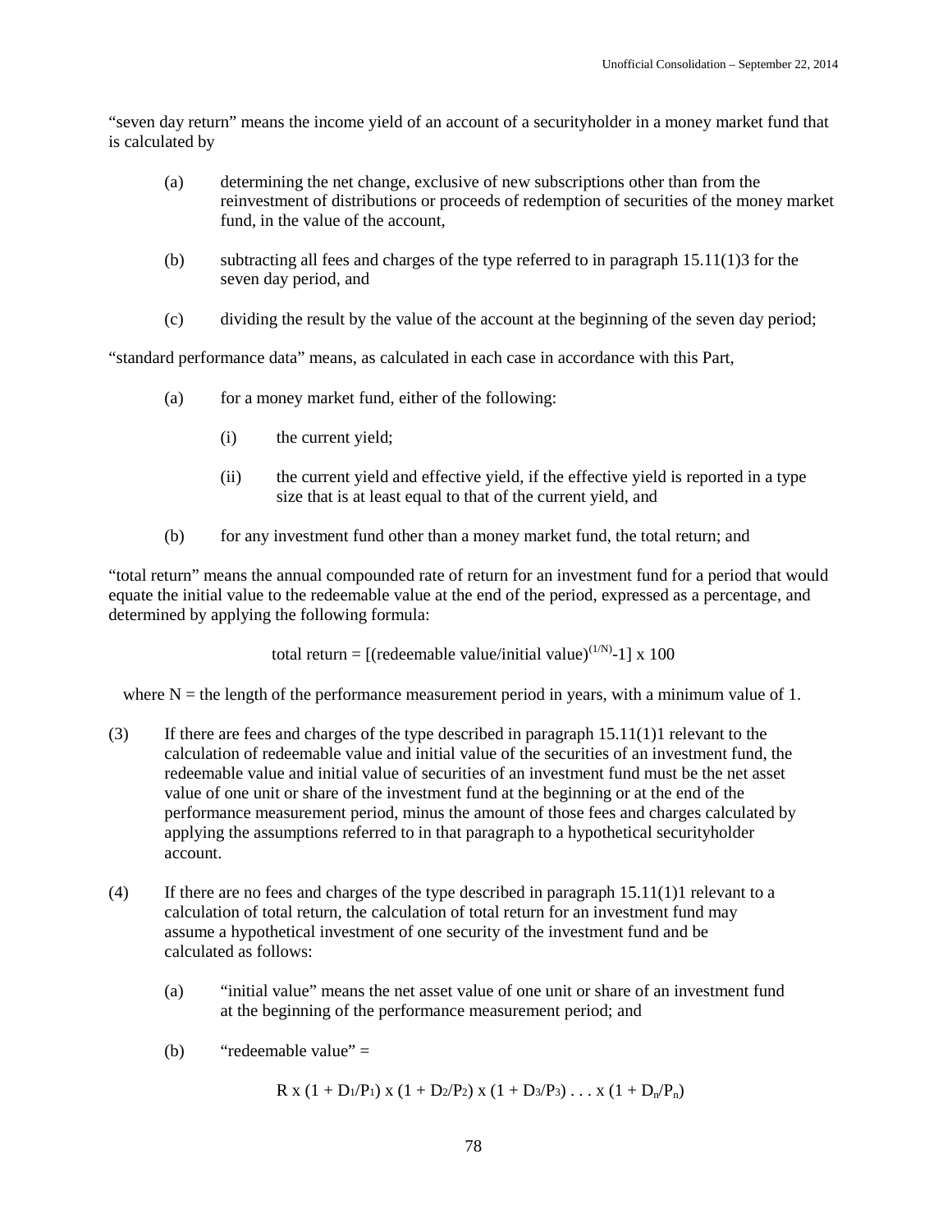"seven day return" means the income yield of an account of a securityholder in a money market fund that is calculated by

(a) determining the net change, exclusive of new subscriptions other than from the reinvestment of distributions or proceeds of redemption of securities of the money market fund, in the value of the account,

(b) subtracting all fees and charges of the type referred to in paragraph 15.11(1)3 for the seven day period, and

(c) dividing the result by the value of the account at the beginning of the seven day period;

"standard performance data" means, as calculated in each case in accordance with this Part,

(a) for a money market fund, either of the following:

  (i) the current yield;

  (ii) the current yield and effective yield, if the effective yield is reported in a type size that is at least equal to that of the current yield, and

(b) for any investment fund other than a money market fund, the total return; and

"total return" means the annual compounded rate of return for an investment fund for a period that would equate the initial value to the redeemable value at the end of the period, expressed as a percentage, and determined by applying the following formula:

$$\text{total return} = [(\text{redeemable value}/\text{initial value})^{(1/N)} - 1] \times 100$$

where N = the length of the performance measurement period in years, with a minimum value of 1.

(3) If there are fees and charges of the type described in paragraph 15.11(1)1 relevant to the calculation of redeemable value and initial value of the securities of an investment fund, the redeemable value and initial value of securities of an investment fund must be the net asset value of one unit or share of the investment fund at the beginning or at the end of the performance measurement period, minus the amount of those fees and charges calculated by applying the assumptions referred to in that paragraph to a hypothetical securityholder account.

(4) If there are no fees and charges of the type described in paragraph 15.11(1)1 relevant to a calculation of total return, the calculation of total return for an investment fund may assume a hypothetical investment of one security of the investment fund and be calculated as follows:

(a) "initial value" means the net asset value of one unit or share of an investment fund at the beginning of the performance measurement period; and

(b) "redeemable value" =

$$R \times (1 + D_1/P_1) \times (1 + D_2/P_2) \times (1 + D_3/P_3) \ldots \times (1 + D_n/P_n)$$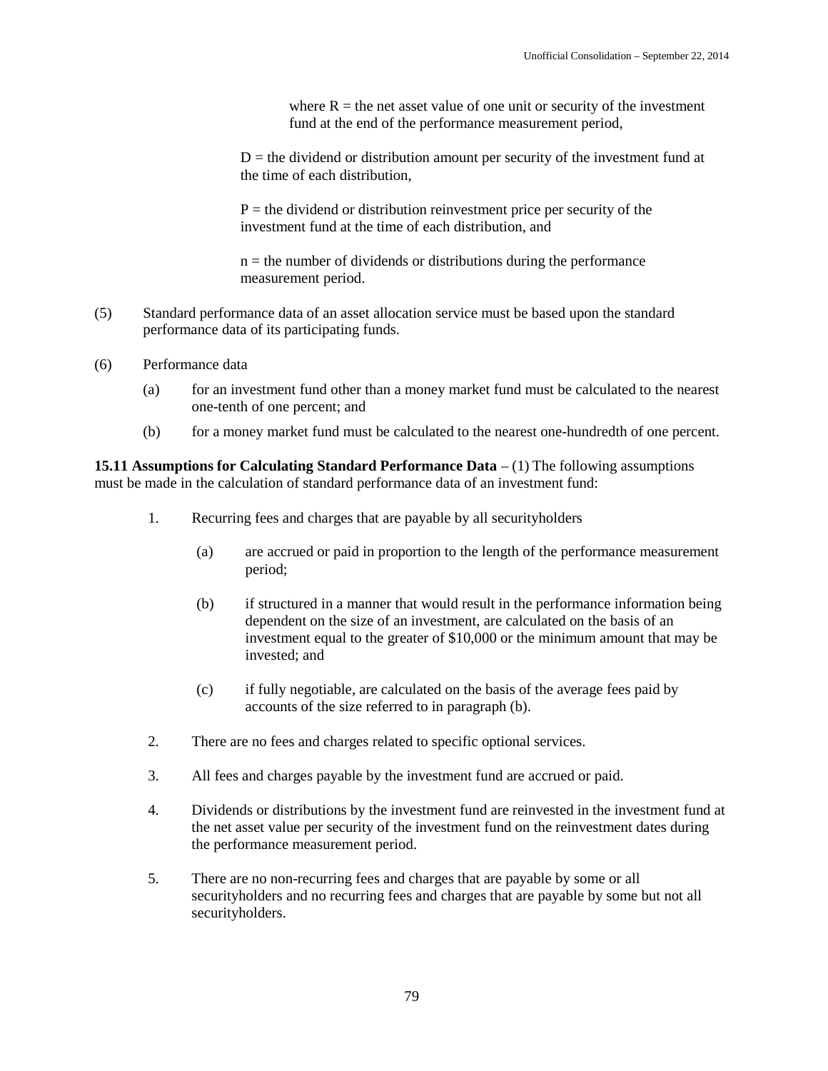where R = the net asset value of one unit or security of the investment fund at the end of the performance measurement period,

D = the dividend or distribution amount per security of the investment fund at the time of each distribution,

P = the dividend or distribution reinvestment price per security of the investment fund at the time of each distribution, and

n = the number of dividends or distributions during the performance measurement period.

(5) Standard performance data of an asset allocation service must be based upon the standard performance data of its participating funds.

(6) Performance data

- (a) for an investment fund other than a money market fund must be calculated to the nearest one-tenth of one percent; and
- (b) for a money market fund must be calculated to the nearest one-hundredth of one percent.

**15.11 Assumptions for Calculating Standard Performance Data** – (1) The following assumptions must be made in the calculation of standard performance data of an investment fund:

1. Recurring fees and charges that are payable by all securityholders
   - (a) are accrued or paid in proportion to the length of the performance measurement period;
   - (b) if structured in a manner that would result in the performance information being dependent on the size of an investment, are calculated on the basis of an investment equal to the greater of $10,000 or the minimum amount that may be invested; and
   - (c) if fully negotiable, are calculated on the basis of the average fees paid by accounts of the size referred to in paragraph (b).
2. There are no fees and charges related to specific optional services.
3. All fees and charges payable by the investment fund are accrued or paid.
4. Dividends or distributions by the investment fund are reinvested in the investment fund at the net asset value per security of the investment fund on the reinvestment dates during the performance measurement period.
5. There are no non-recurring fees and charges that are payable by some or all securityholders and no recurring fees and charges that are payable by some but not all securityholders.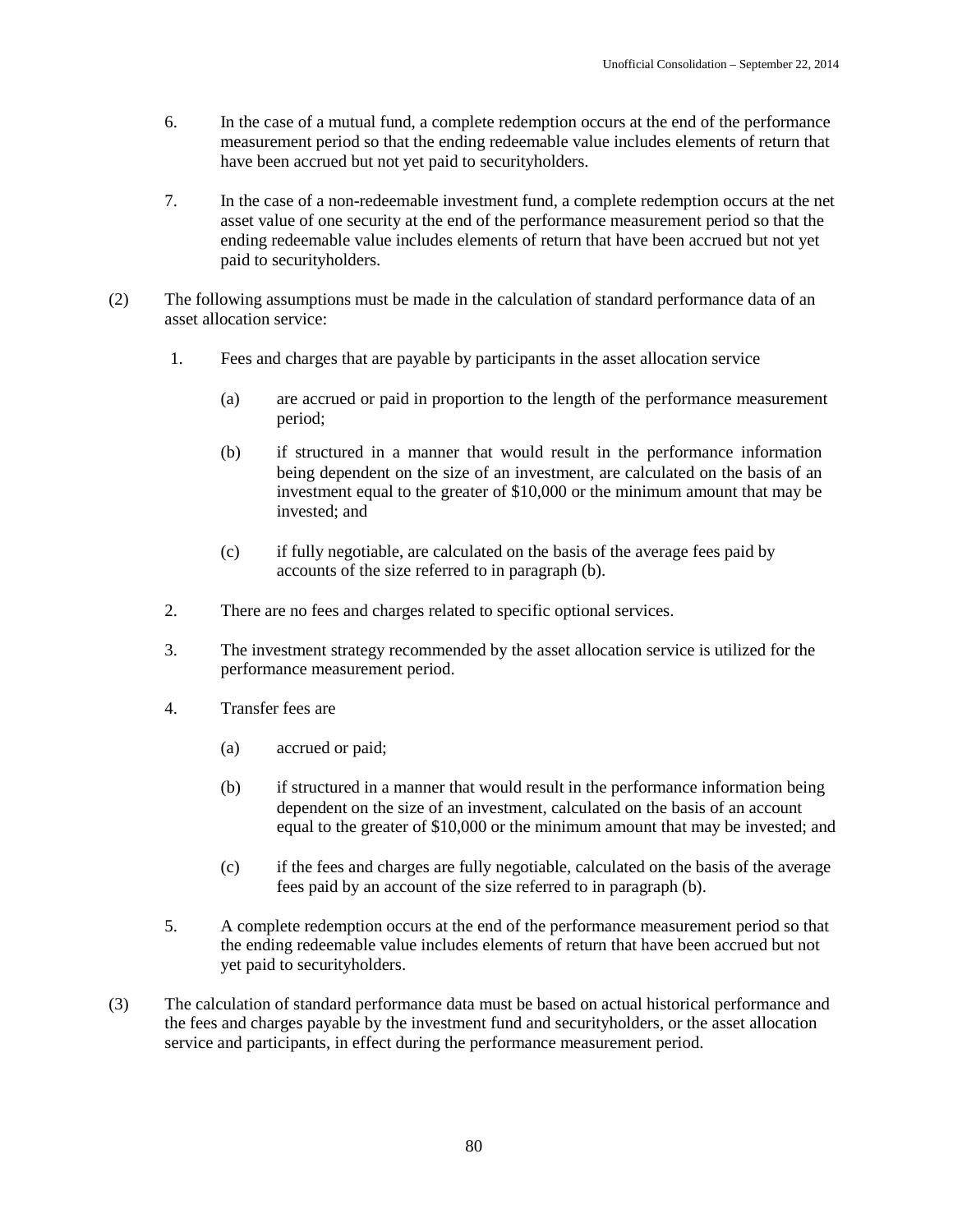6. In the case of a mutual fund, a complete redemption occurs at the end of the performance measurement period so that the ending redeemable value includes elements of return that have been accrued but not yet paid to securityholders.

7. In the case of a non-redeemable investment fund, a complete redemption occurs at the net asset value of one security at the end of the performance measurement period so that the ending redeemable value includes elements of return that have been accrued but not yet paid to securityholders.

(2) The following assumptions must be made in the calculation of standard performance data of an asset allocation service:

1. Fees and charges that are payable by participants in the asset allocation service

   (a) are accrued or paid in proportion to the length of the performance measurement period;

   (b) if structured in a manner that would result in the performance information being dependent on the size of an investment, are calculated on the basis of an investment equal to the greater of $10,000 or the minimum amount that may be invested; and

   (c) if fully negotiable, are calculated on the basis of the average fees paid by accounts of the size referred to in paragraph (b).

2. There are no fees and charges related to specific optional services.

3. The investment strategy recommended by the asset allocation service is utilized for the performance measurement period.

4. Transfer fees are

   (a) accrued or paid;

   (b) if structured in a manner that would result in the performance information being dependent on the size of an investment, calculated on the basis of an account equal to the greater of $10,000 or the minimum amount that may be invested; and

   (c) if the fees and charges are fully negotiable, calculated on the basis of the average fees paid by an account of the size referred to in paragraph (b).

5. A complete redemption occurs at the end of the performance measurement period so that the ending redeemable value includes elements of return that have been accrued but not yet paid to securityholders.

(3) The calculation of standard performance data must be based on actual historical performance and the fees and charges payable by the investment fund and securityholders, or the asset allocation service and participants, in effect during the performance measurement period.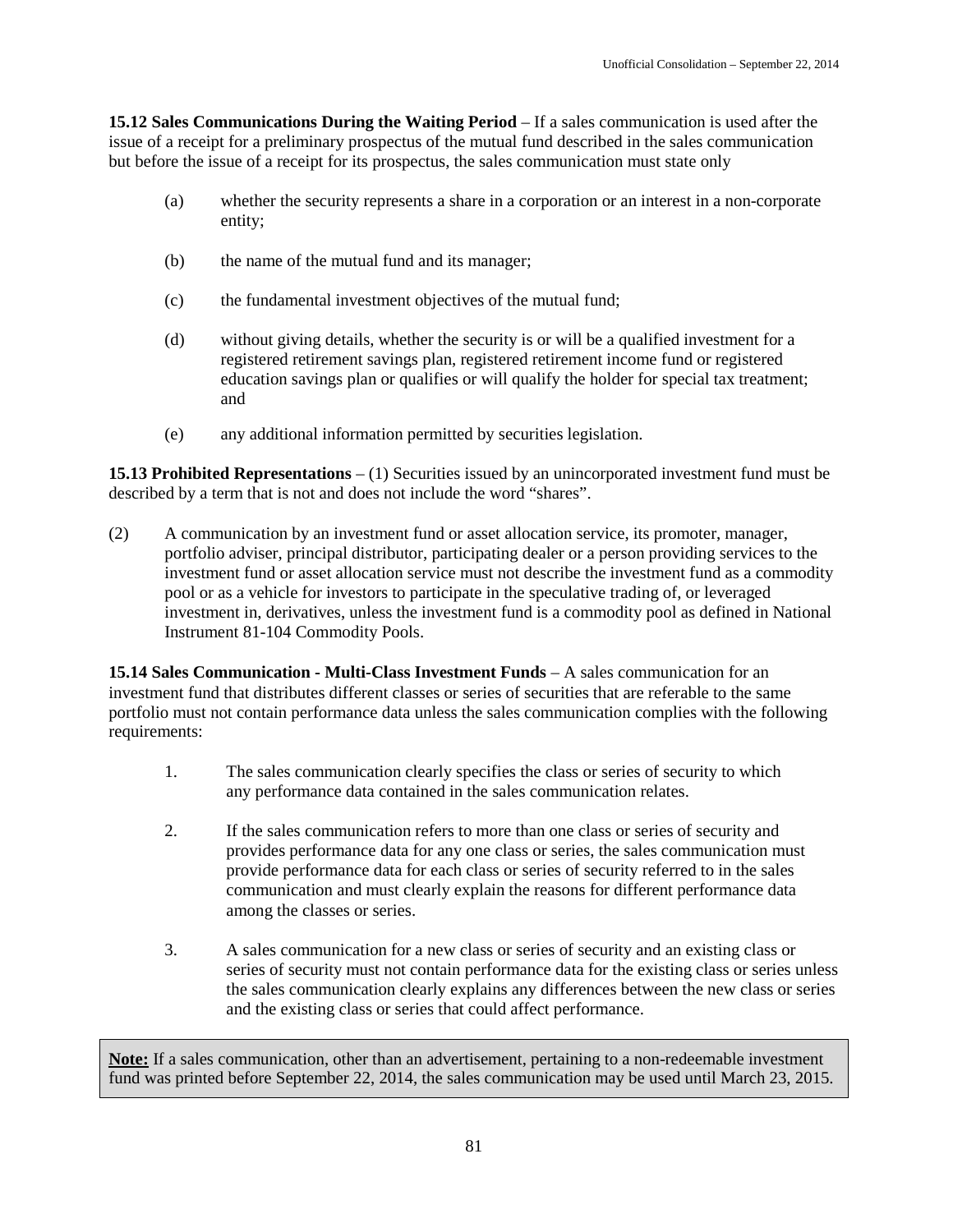**15.12 Sales Communications During the Waiting Period** – If a sales communication is used after the issue of a receipt for a preliminary prospectus of the mutual fund described in the sales communication but before the issue of a receipt for its prospectus, the sales communication must state only

(a) whether the security represents a share in a corporation or an interest in a non-corporate entity;

(b) the name of the mutual fund and its manager;

(c) the fundamental investment objectives of the mutual fund;

(d) without giving details, whether the security is or will be a qualified investment for a registered retirement savings plan, registered retirement income fund or registered education savings plan or qualifies or will qualify the holder for special tax treatment; and

(e) any additional information permitted by securities legislation.

**15.13 Prohibited Representations** – (1) Securities issued by an unincorporated investment fund must be described by a term that is not and does not include the word "shares".

(2) A communication by an investment fund or asset allocation service, its promoter, manager, portfolio adviser, principal distributor, participating dealer or a person providing services to the investment fund or asset allocation service must not describe the investment fund as a commodity pool or as a vehicle for investors to participate in the speculative trading of, or leveraged investment in, derivatives, unless the investment fund is a commodity pool as defined in National Instrument 81-104 Commodity Pools.

**15.14 Sales Communication - Multi-Class Investment Funds** – A sales communication for an investment fund that distributes different classes or series of securities that are referable to the same portfolio must not contain performance data unless the sales communication complies with the following requirements:

1. The sales communication clearly specifies the class or series of security to which any performance data contained in the sales communication relates.

2. If the sales communication refers to more than one class or series of security and provides performance data for any one class or series, the sales communication must provide performance data for each class or series of security referred to in the sales communication and must clearly explain the reasons for different performance data among the classes or series.

3. A sales communication for a new class or series of security and an existing class or series of security must not contain performance data for the existing class or series unless the sales communication clearly explains any differences between the new class or series and the existing class or series that could affect performance.

**Note:** If a sales communication, other than an advertisement, pertaining to a non-redeemable investment fund was printed before September 22, 2014, the sales communication may be used until March 23, 2015.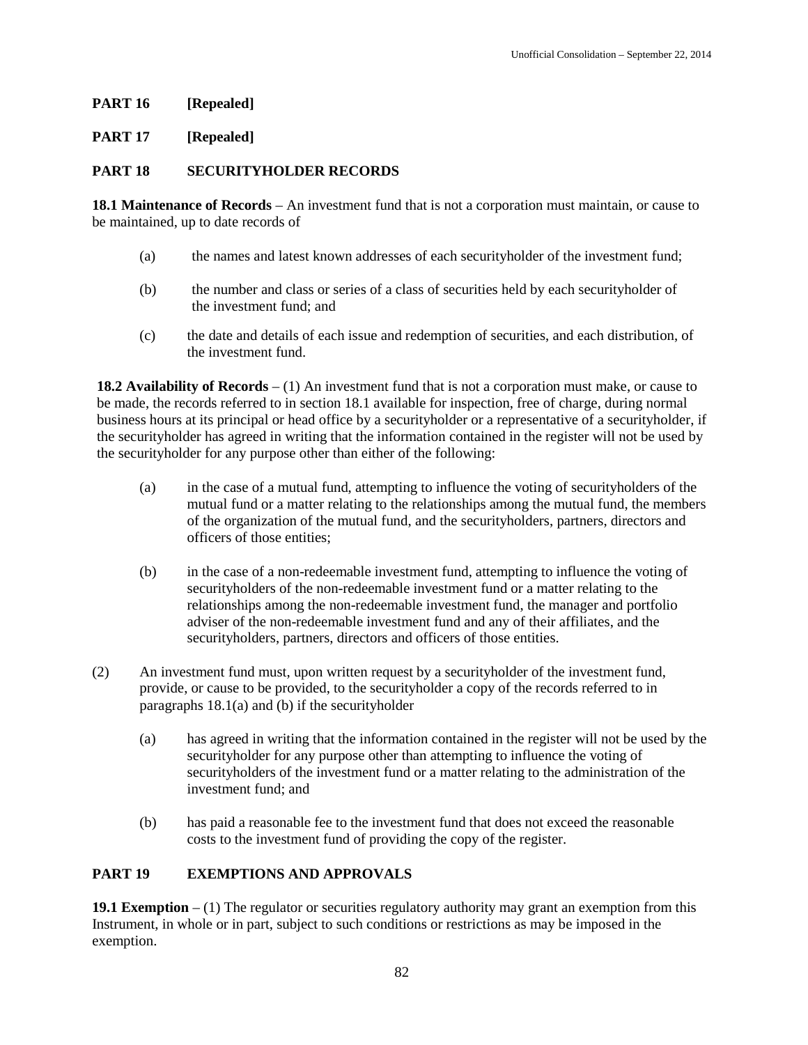## PART 16 [Repealed]

## PART 17 [Repealed]

## PART 18 SECURITYHOLDER RECORDS

**18.1 Maintenance of Records** – An investment fund that is not a corporation must maintain, or cause to be maintained, up to date records of

(a) the names and latest known addresses of each securityholder of the investment fund;

(b) the number and class or series of a class of securities held by each securityholder of the investment fund; and

(c) the date and details of each issue and redemption of securities, and each distribution, of the investment fund.

**18.2 Availability of Records** – (1) An investment fund that is not a corporation must make, or cause to be made, the records referred to in section 18.1 available for inspection, free of charge, during normal business hours at its principal or head office by a securityholder or a representative of a securityholder, if the securityholder has agreed in writing that the information contained in the register will not be used by the securityholder for any purpose other than either of the following:

(a) in the case of a mutual fund, attempting to influence the voting of securityholders of the mutual fund or a matter relating to the relationships among the mutual fund, the members of the organization of the mutual fund, and the securityholders, partners, directors and officers of those entities;

(b) in the case of a non-redeemable investment fund, attempting to influence the voting of securityholders of the non-redeemable investment fund or a matter relating to the relationships among the non-redeemable investment fund, the manager and portfolio adviser of the non-redeemable investment fund and any of their affiliates, and the securityholders, partners, directors and officers of those entities.

(2) An investment fund must, upon written request by a securityholder of the investment fund, provide, or cause to be provided, to the securityholder a copy of the records referred to in paragraphs 18.1(a) and (b) if the securityholder

(a) has agreed in writing that the information contained in the register will not be used by the securityholder for any purpose other than attempting to influence the voting of securityholders of the investment fund or a matter relating to the administration of the investment fund; and

(b) has paid a reasonable fee to the investment fund that does not exceed the reasonable costs to the investment fund of providing the copy of the register.

## PART 19 EXEMPTIONS AND APPROVALS

**19.1 Exemption** – (1) The regulator or securities regulatory authority may grant an exemption from this Instrument, in whole or in part, subject to such conditions or restrictions as may be imposed in the exemption.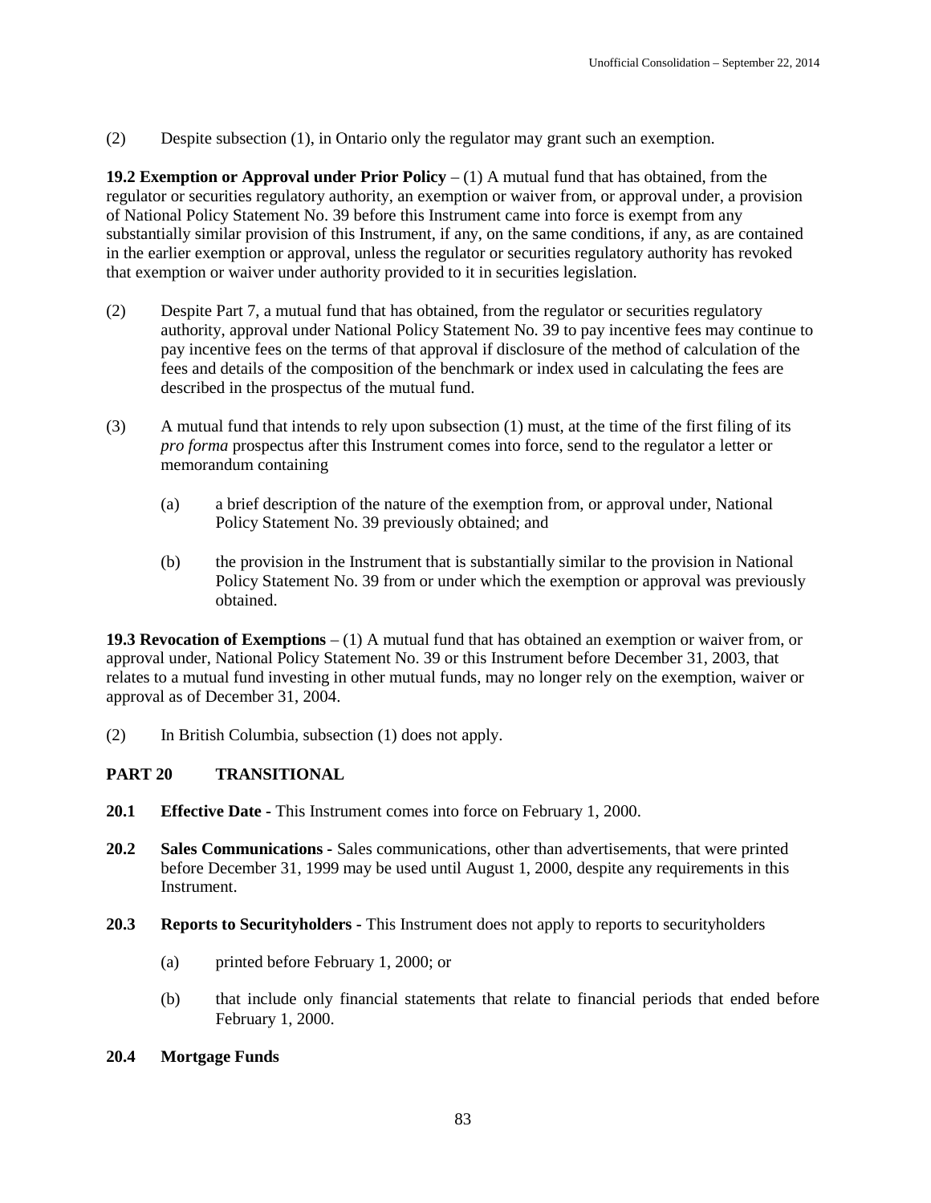(2) Despite subsection (1), in Ontario only the regulator may grant such an exemption.

**19.2 Exemption or Approval under Prior Policy** – (1) A mutual fund that has obtained, from the regulator or securities regulatory authority, an exemption or waiver from, or approval under, a provision of National Policy Statement No. 39 before this Instrument came into force is exempt from any substantially similar provision of this Instrument, if any, on the same conditions, if any, as are contained in the earlier exemption or approval, unless the regulator or securities regulatory authority has revoked that exemption or waiver under authority provided to it in securities legislation.

(2) Despite Part 7, a mutual fund that has obtained, from the regulator or securities regulatory authority, approval under National Policy Statement No. 39 to pay incentive fees may continue to pay incentive fees on the terms of that approval if disclosure of the method of calculation of the fees and details of the composition of the benchmark or index used in calculating the fees are described in the prospectus of the mutual fund.

(3) A mutual fund that intends to rely upon subsection (1) must, at the time of the first filing of its *pro forma* prospectus after this Instrument comes into force, send to the regulator a letter or memorandum containing

- (a) a brief description of the nature of the exemption from, or approval under, National Policy Statement No. 39 previously obtained; and
- (b) the provision in the Instrument that is substantially similar to the provision in National Policy Statement No. 39 from or under which the exemption or approval was previously obtained.

**19.3 Revocation of Exemptions** – (1) A mutual fund that has obtained an exemption or waiver from, or approval under, National Policy Statement No. 39 or this Instrument before December 31, 2003, that relates to a mutual fund investing in other mutual funds, may no longer rely on the exemption, waiver or approval as of December 31, 2004.

(2) In British Columbia, subsection (1) does not apply.

## PART 20 TRANSITIONAL

**20.1 Effective Date** - This Instrument comes into force on February 1, 2000.

**20.2 Sales Communications** - Sales communications, other than advertisements, that were printed before December 31, 1999 may be used until August 1, 2000, despite any requirements in this Instrument.

**20.3 Reports to Securityholders** - This Instrument does not apply to reports to securityholders

- (a) printed before February 1, 2000; or
- (b) that include only financial statements that relate to financial periods that ended before February 1, 2000.

**20.4 Mortgage Funds**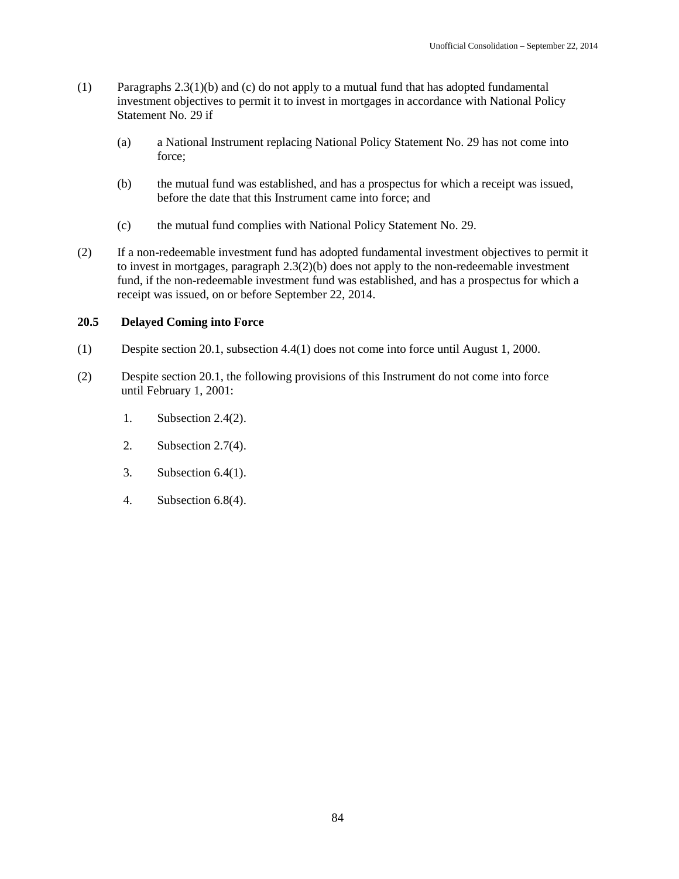(1) Paragraphs 2.3(1)(b) and (c) do not apply to a mutual fund that has adopted fundamental investment objectives to permit it to invest in mortgages in accordance with National Policy Statement No. 29 if

(a) a National Instrument replacing National Policy Statement No. 29 has not come into force;

(b) the mutual fund was established, and has a prospectus for which a receipt was issued, before the date that this Instrument came into force; and

(c) the mutual fund complies with National Policy Statement No. 29.

(2) If a non-redeemable investment fund has adopted fundamental investment objectives to permit it to invest in mortgages, paragraph 2.3(2)(b) does not apply to the non-redeemable investment fund, if the non-redeemable investment fund was established, and has a prospectus for which a receipt was issued, on or before September 22, 2014.

**20.5 Delayed Coming into Force**

(1) Despite section 20.1, subsection 4.4(1) does not come into force until August 1, 2000.

(2) Despite section 20.1, the following provisions of this Instrument do not come into force until February 1, 2001:

1. Subsection 2.4(2).

2. Subsection 2.7(4).

3. Subsection 6.4(1).

4. Subsection 6.8(4).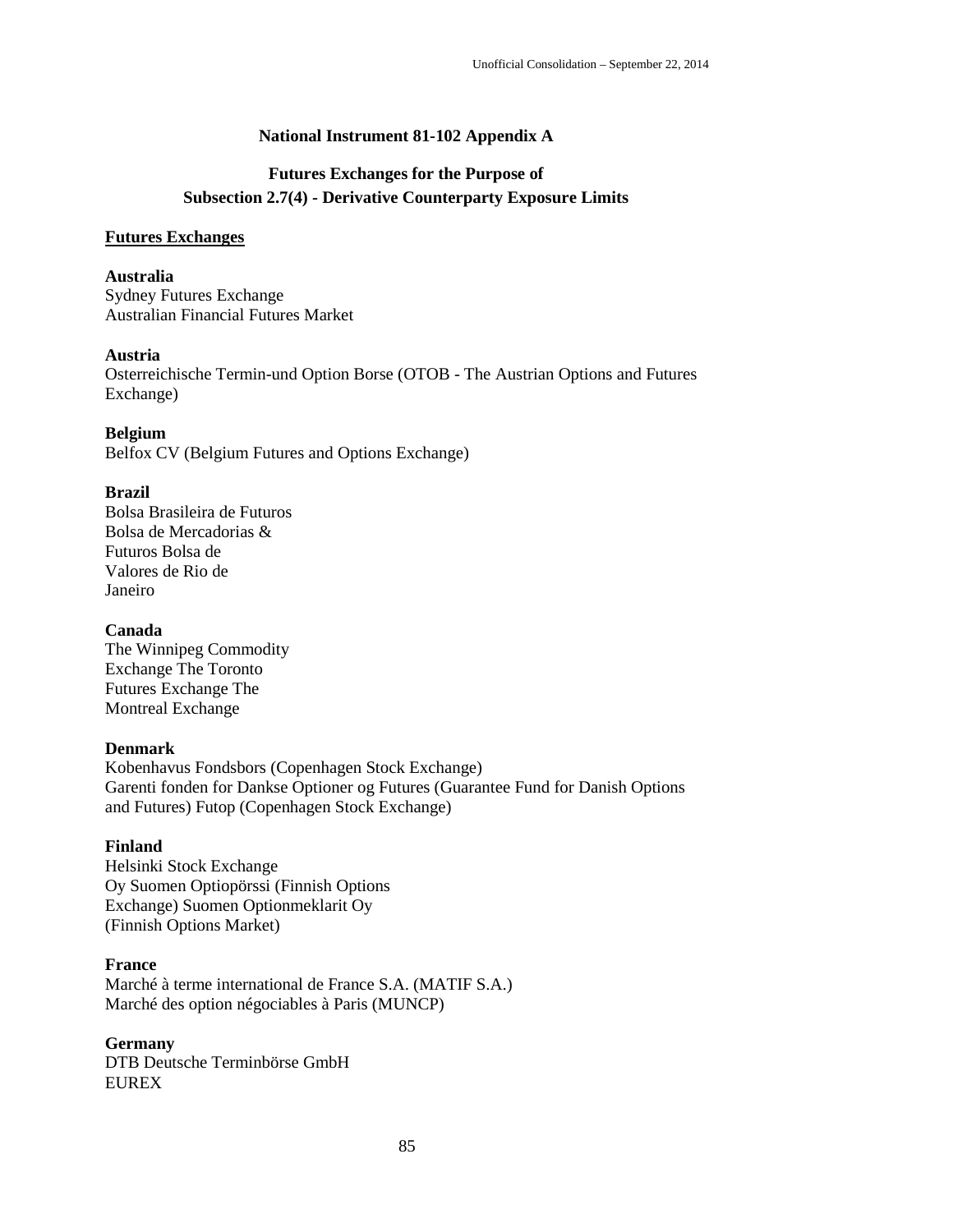**National Instrument 81-102 Appendix A**

**Futures Exchanges for the Purpose of Subsection 2.7(4) - Derivative Counterparty Exposure Limits**

**Futures Exchanges**

**Australia**
Sydney Futures Exchange
Australian Financial Futures Market

**Austria**
Osterreichische Termin-und Option Borse (OTOB - The Austrian Options and Futures Exchange)

**Belgium**
Belfox CV (Belgium Futures and Options Exchange)

**Brazil**
Bolsa Brasileira de Futuros
Bolsa de Mercadorias & Futuros Bolsa de Valores de Rio de Janeiro

**Canada**
The Winnipeg Commodity Exchange The Toronto Futures Exchange The Montreal Exchange

**Denmark**
Kobenhavus Fondsbors (Copenhagen Stock Exchange)
Garenti fonden for Dankse Optioner og Futures (Guarantee Fund for Danish Options and Futures) Futop (Copenhagen Stock Exchange)

**Finland**
Helsinki Stock Exchange
Oy Suomen Optiopörssi (Finnish Options Exchange) Suomen Optionmeklarit Oy (Finnish Options Market)

**France**
Marché à terme international de France S.A. (MATIF S.A.)
Marché des option négociables à Paris (MUNCP)

**Germany**
DTB Deutsche Terminbörse GmbH
EUREX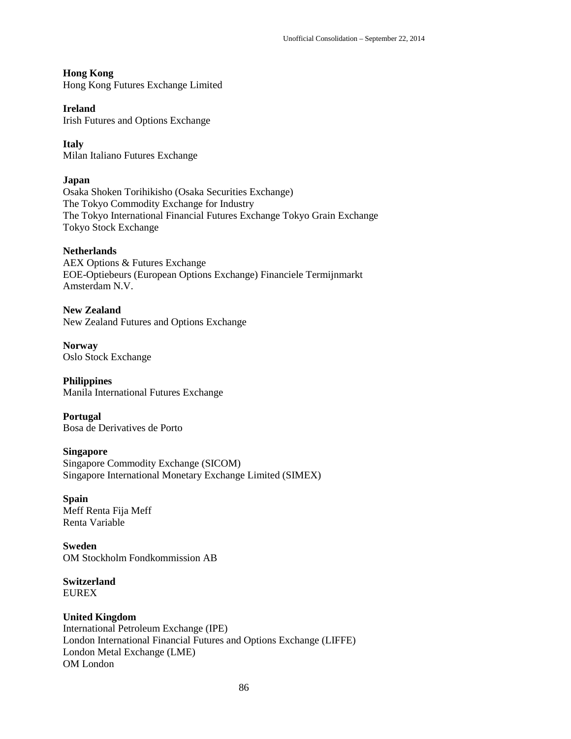**Hong Kong**
Hong Kong Futures Exchange Limited

**Ireland**
Irish Futures and Options Exchange

**Italy**
Milan Italiano Futures Exchange

**Japan**
Osaka Shoken Torihikisho (Osaka Securities Exchange)
The Tokyo Commodity Exchange for Industry
The Tokyo International Financial Futures Exchange Tokyo Grain Exchange
Tokyo Stock Exchange

**Netherlands**
AEX Options & Futures Exchange
EOE-Optiebeurs (European Options Exchange) Financiele Termijnmarkt
Amsterdam N.V.

**New Zealand**
New Zealand Futures and Options Exchange

**Norway**
Oslo Stock Exchange

**Philippines**
Manila International Futures Exchange

**Portugal**
Bosa de Derivatives de Porto

**Singapore**
Singapore Commodity Exchange (SICOM)
Singapore International Monetary Exchange Limited (SIMEX)

**Spain**
Meff Renta Fija Meff
Renta Variable

**Sweden**
OM Stockholm Fondkommission AB

**Switzerland**
EUREX

**United Kingdom**
International Petroleum Exchange (IPE)
London International Financial Futures and Options Exchange (LIFFE)
London Metal Exchange (LME)
OM London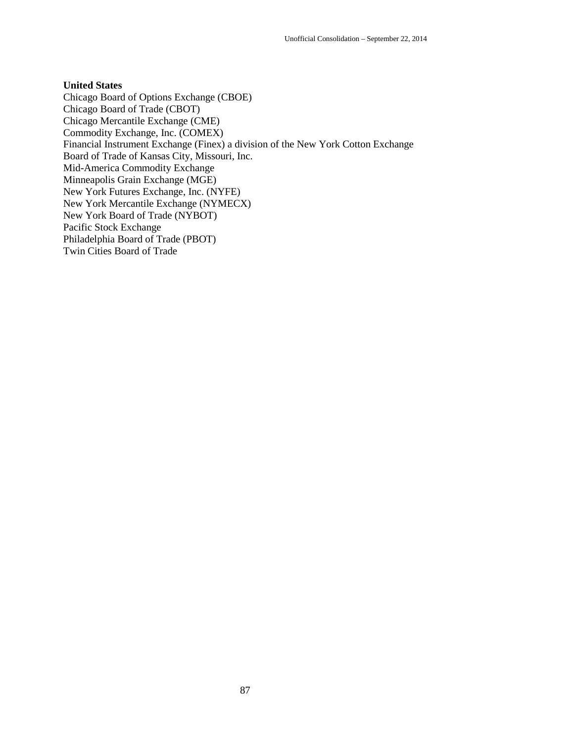**United States**

Chicago Board of Options Exchange (CBOE)
Chicago Board of Trade (CBOT)
Chicago Mercantile Exchange (CME)
Commodity Exchange, Inc. (COMEX)
Financial Instrument Exchange (Finex) a division of the New York Cotton Exchange
Board of Trade of Kansas City, Missouri, Inc.
Mid-America Commodity Exchange
Minneapolis Grain Exchange (MGE)
New York Futures Exchange, Inc. (NYFE)
New York Mercantile Exchange (NYMECX)
New York Board of Trade (NYBOT)
Pacific Stock Exchange
Philadelphia Board of Trade (PBOT)
Twin Cities Board of Trade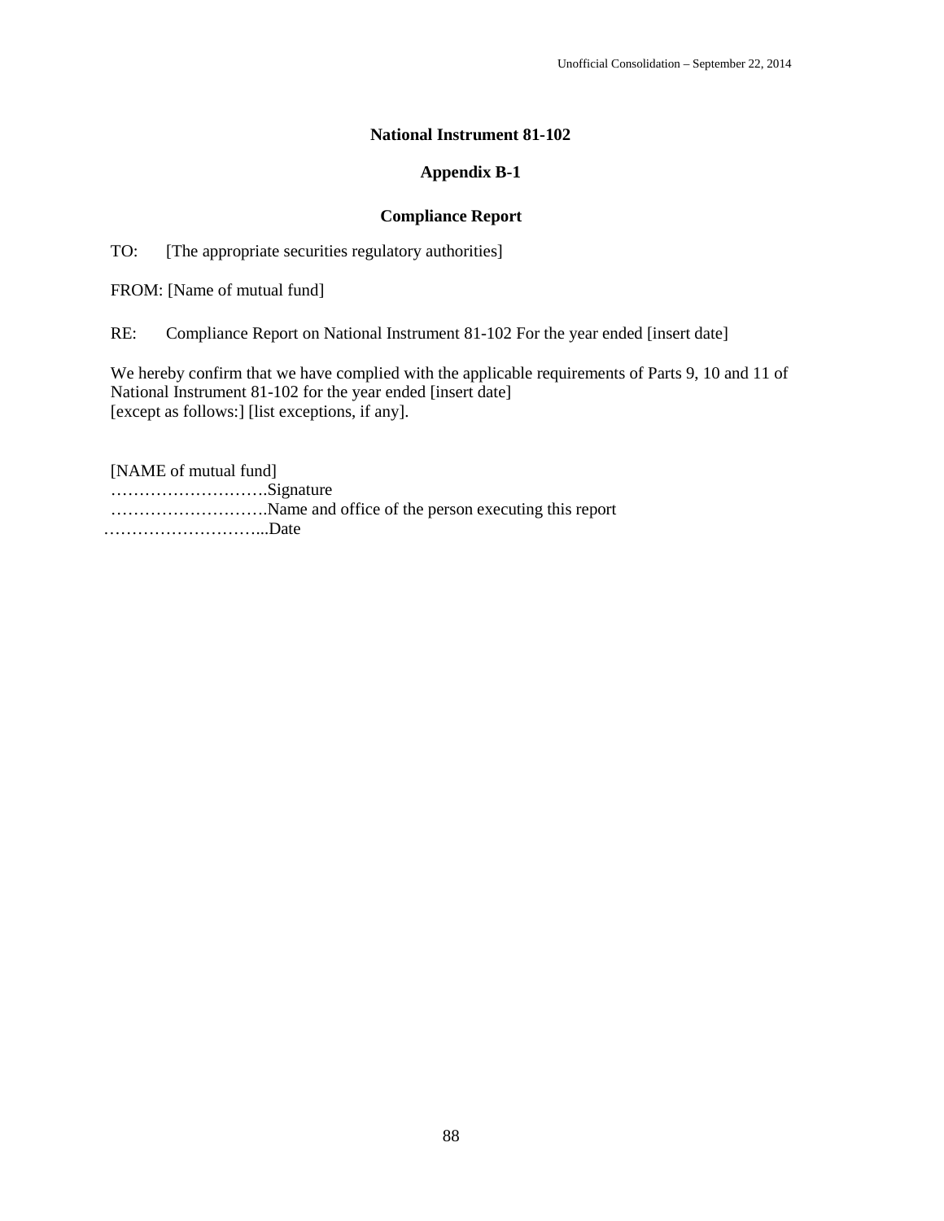**National Instrument 81-102**

**Appendix B-1**

**Compliance Report**

TO: [The appropriate securities regulatory authorities]

FROM: [Name of mutual fund]

RE: Compliance Report on National Instrument 81-102 For the year ended [insert date]

We hereby confirm that we have complied with the applicable requirements of Parts 9, 10 and 11 of National Instrument 81-102 for the year ended [insert date]
[except as follows:] [list exceptions, if any].

[NAME of mutual fund]
……………………….Signature
……………………….Name and office of the person executing this report
………………………...Date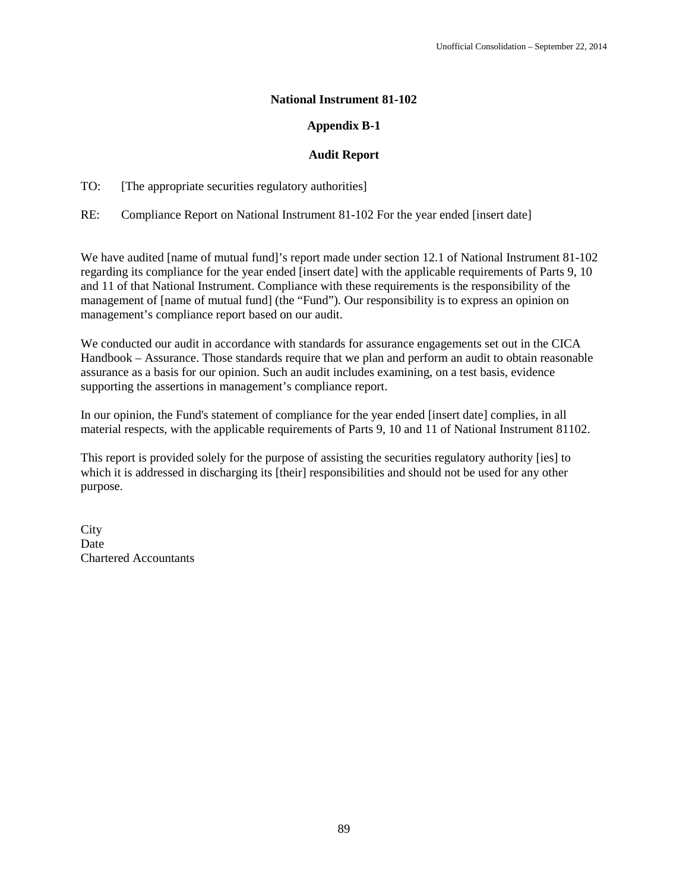# National Instrument 81-102

## Appendix B-1

## Audit Report

TO: [The appropriate securities regulatory authorities]

RE: Compliance Report on National Instrument 81-102 For the year ended [insert date]

We have audited [name of mutual fund]'s report made under section 12.1 of National Instrument 81-102 regarding its compliance for the year ended [insert date] with the applicable requirements of Parts 9, 10 and 11 of that National Instrument. Compliance with these requirements is the responsibility of the management of [name of mutual fund] (the "Fund"). Our responsibility is to express an opinion on management's compliance report based on our audit.

We conducted our audit in accordance with standards for assurance engagements set out in the CICA Handbook – Assurance. Those standards require that we plan and perform an audit to obtain reasonable assurance as a basis for our opinion. Such an audit includes examining, on a test basis, evidence supporting the assertions in management's compliance report.

In our opinion, the Fund's statement of compliance for the year ended [insert date] complies, in all material respects, with the applicable requirements of Parts 9, 10 and 11 of National Instrument 81102.

This report is provided solely for the purpose of assisting the securities regulatory authority [ies] to which it is addressed in discharging its [their] responsibilities and should not be used for any other purpose.

City
Date
Chartered Accountants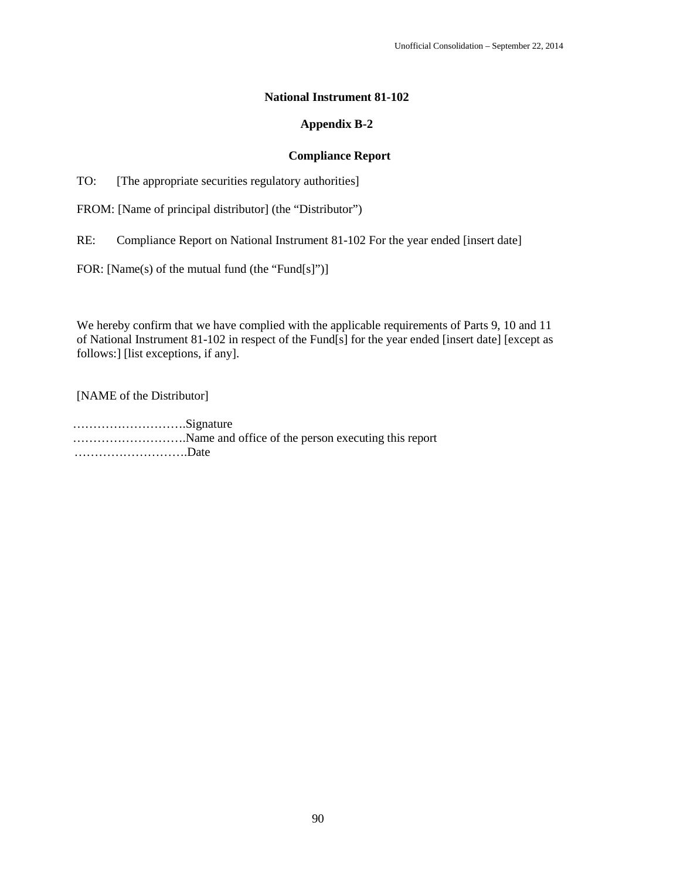**National Instrument 81-102**

**Appendix B-2**

**Compliance Report**

TO: [The appropriate securities regulatory authorities]

FROM: [Name of principal distributor] (the "Distributor")

RE: Compliance Report on National Instrument 81-102 For the year ended [insert date]

FOR: [Name(s) of the mutual fund (the "Fund[s]")]

We hereby confirm that we have complied with the applicable requirements of Parts 9, 10 and 11 of National Instrument 81-102 in respect of the Fund[s] for the year ended [insert date] [except as follows:] [list exceptions, if any].

[NAME of the Distributor]

……………………….Signature
……………………….Name and office of the person executing this report
……………………….Date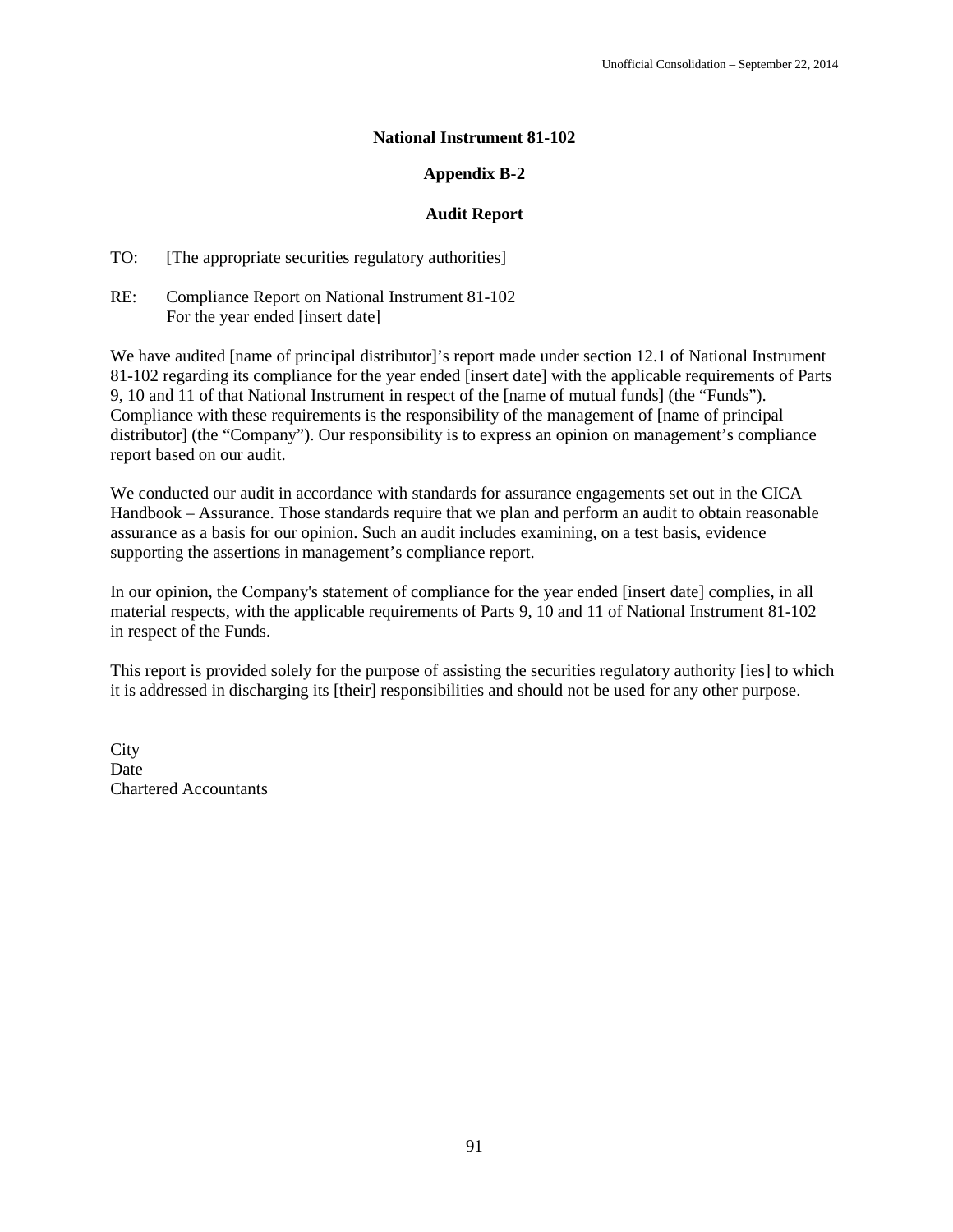**National Instrument 81-102**

**Appendix B-2**

**Audit Report**

TO: [The appropriate securities regulatory authorities]

RE: Compliance Report on National Instrument 81-102
For the year ended [insert date]

We have audited [name of principal distributor]'s report made under section 12.1 of National Instrument 81-102 regarding its compliance for the year ended [insert date] with the applicable requirements of Parts 9, 10 and 11 of that National Instrument in respect of the [name of mutual funds] (the "Funds"). Compliance with these requirements is the responsibility of the management of [name of principal distributor] (the "Company"). Our responsibility is to express an opinion on management's compliance report based on our audit.

We conducted our audit in accordance with standards for assurance engagements set out in the CICA Handbook – Assurance. Those standards require that we plan and perform an audit to obtain reasonable assurance as a basis for our opinion. Such an audit includes examining, on a test basis, evidence supporting the assertions in management's compliance report.

In our opinion, the Company's statement of compliance for the year ended [insert date] complies, in all material respects, with the applicable requirements of Parts 9, 10 and 11 of National Instrument 81-102 in respect of the Funds.

This report is provided solely for the purpose of assisting the securities regulatory authority [ies] to which it is addressed in discharging its [their] responsibilities and should not be used for any other purpose.

City
Date
Chartered Accountants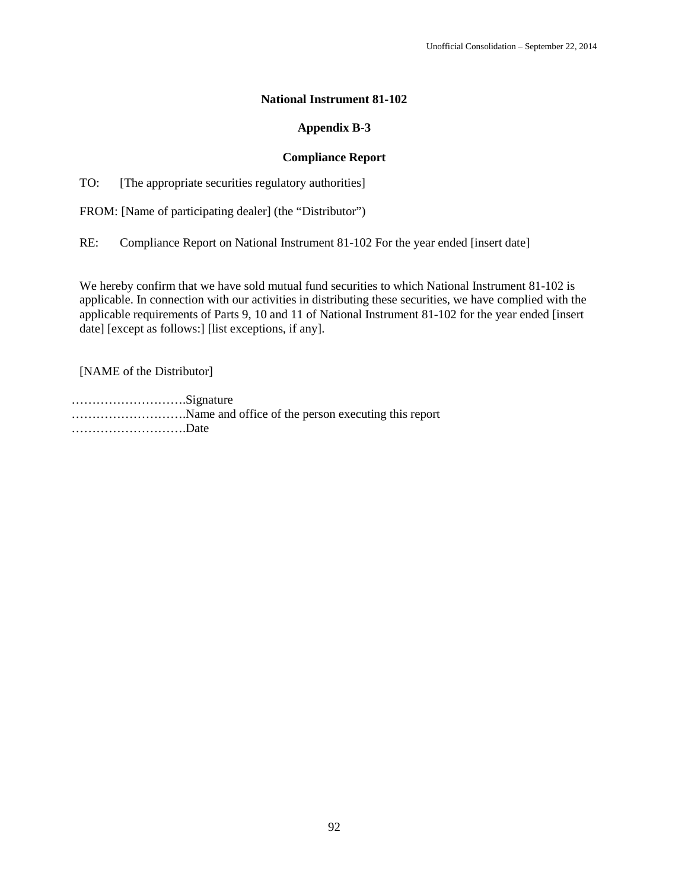# National Instrument 81-102

## Appendix B-3

## Compliance Report

TO: [The appropriate securities regulatory authorities]

FROM: [Name of participating dealer] (the "Distributor")

RE: Compliance Report on National Instrument 81-102 For the year ended [insert date]

We hereby confirm that we have sold mutual fund securities to which National Instrument 81-102 is applicable. In connection with our activities in distributing these securities, we have complied with the applicable requirements of Parts 9, 10 and 11 of National Instrument 81-102 for the year ended [insert date] [except as follows:] [list exceptions, if any].

[NAME of the Distributor]

……………………….Signature
……………………….Name and office of the person executing this report
……………………….Date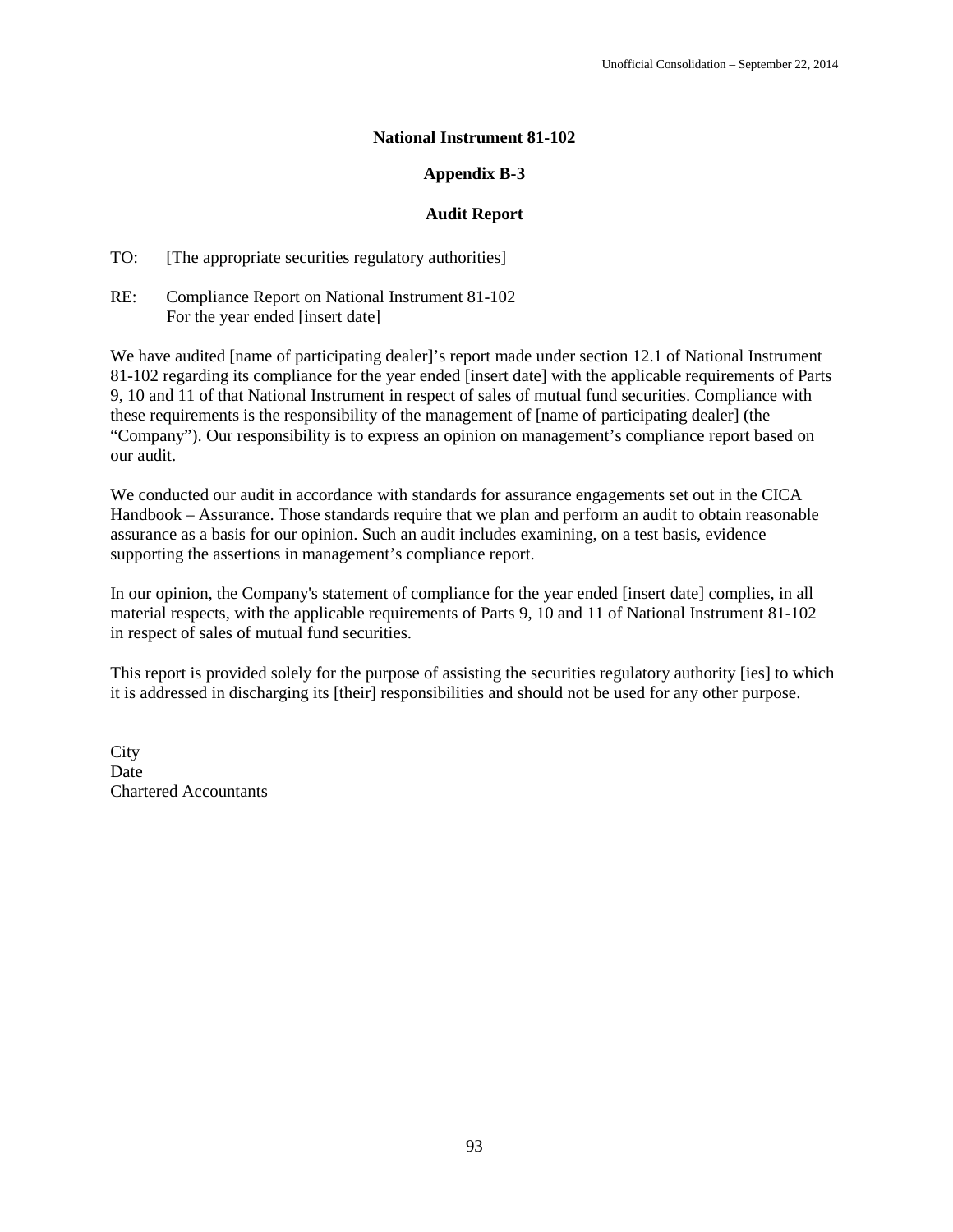**National Instrument 81-102**

**Appendix B-3**

**Audit Report**

TO: [The appropriate securities regulatory authorities]

RE: Compliance Report on National Instrument 81-102
For the year ended [insert date]

We have audited [name of participating dealer]'s report made under section 12.1 of National Instrument 81-102 regarding its compliance for the year ended [insert date] with the applicable requirements of Parts 9, 10 and 11 of that National Instrument in respect of sales of mutual fund securities. Compliance with these requirements is the responsibility of the management of [name of participating dealer] (the "Company"). Our responsibility is to express an opinion on management's compliance report based on our audit.

We conducted our audit in accordance with standards for assurance engagements set out in the CICA Handbook – Assurance. Those standards require that we plan and perform an audit to obtain reasonable assurance as a basis for our opinion. Such an audit includes examining, on a test basis, evidence supporting the assertions in management's compliance report.

In our opinion, the Company's statement of compliance for the year ended [insert date] complies, in all material respects, with the applicable requirements of Parts 9, 10 and 11 of National Instrument 81-102 in respect of sales of mutual fund securities.

This report is provided solely for the purpose of assisting the securities regulatory authority [ies] to which it is addressed in discharging its [their] responsibilities and should not be used for any other purpose.

City
Date
Chartered Accountants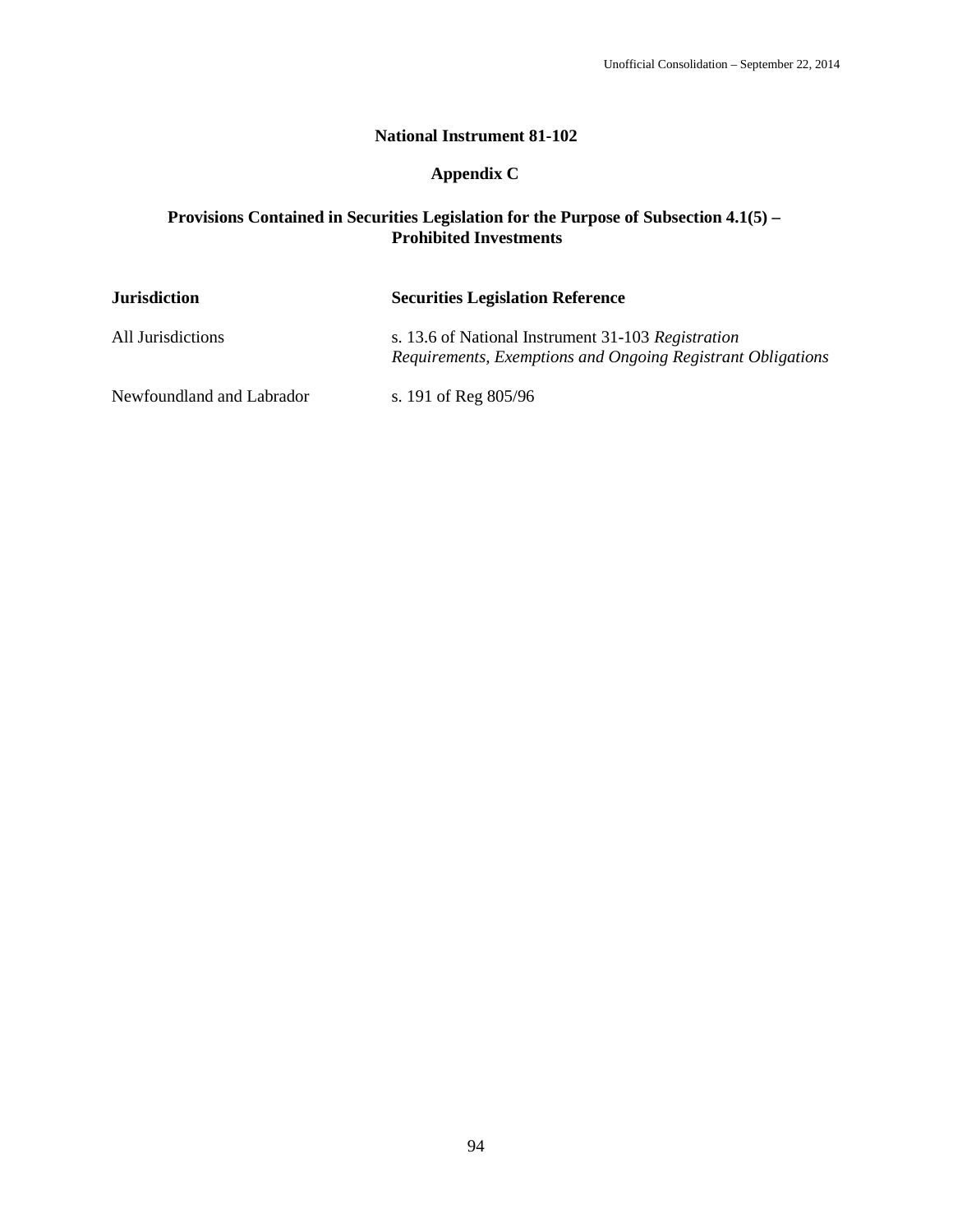## National Instrument 81-102

### Appendix C

### Provisions Contained in Securities Legislation for the Purpose of Subsection 4.1(5) – Prohibited Investments

| Jurisdiction | Securities Legislation Reference |
| --- | --- |
| All Jurisdictions | s. 13.6 of National Instrument 31-103 *Registration Requirements, Exemptions and Ongoing Registrant Obligations* |
| Newfoundland and Labrador | s. 191 of Reg 805/96 |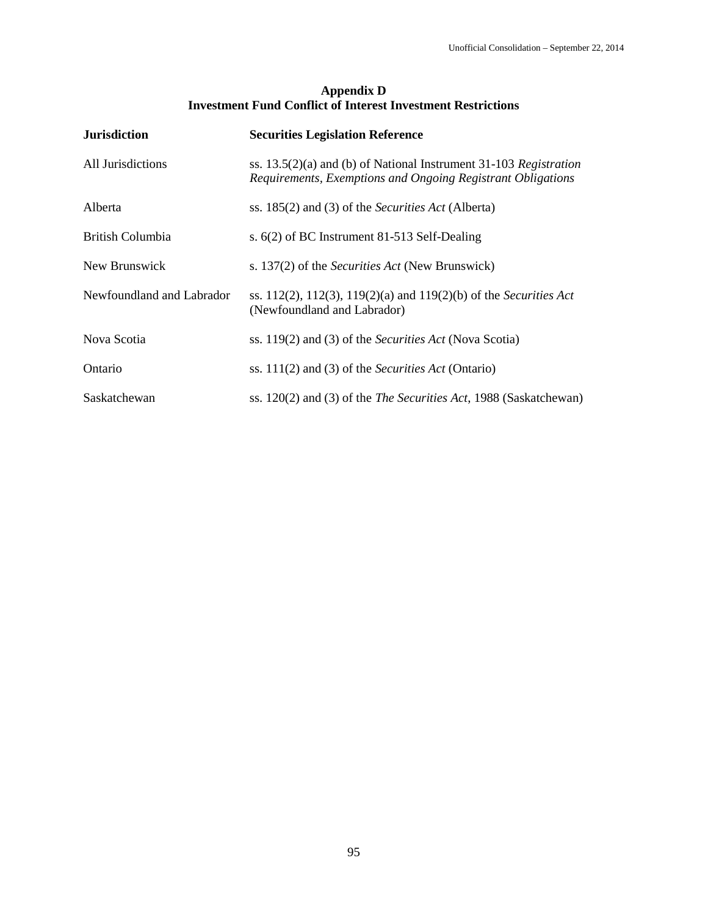# Appendix D
## Investment Fund Conflict of Interest Investment Restrictions

| Jurisdiction | Securities Legislation Reference |
|---|---|
| All Jurisdictions | ss. 13.5(2)(a) and (b) of National Instrument 31-103 *Registration Requirements, Exemptions and Ongoing Registrant Obligations* |
| Alberta | ss. 185(2) and (3) of the *Securities Act* (Alberta) |
| British Columbia | s. 6(2) of BC Instrument 81-513 Self-Dealing |
| New Brunswick | s. 137(2) of the *Securities Act* (New Brunswick) |
| Newfoundland and Labrador | ss. 112(2), 112(3), 119(2)(a) and 119(2)(b) of the *Securities Act* (Newfoundland and Labrador) |
| Nova Scotia | ss. 119(2) and (3) of the *Securities Act* (Nova Scotia) |
| Ontario | ss. 111(2) and (3) of the *Securities Act* (Ontario) |
| Saskatchewan | ss. 120(2) and (3) of the *The Securities Act*, 1988 (Saskatchewan) |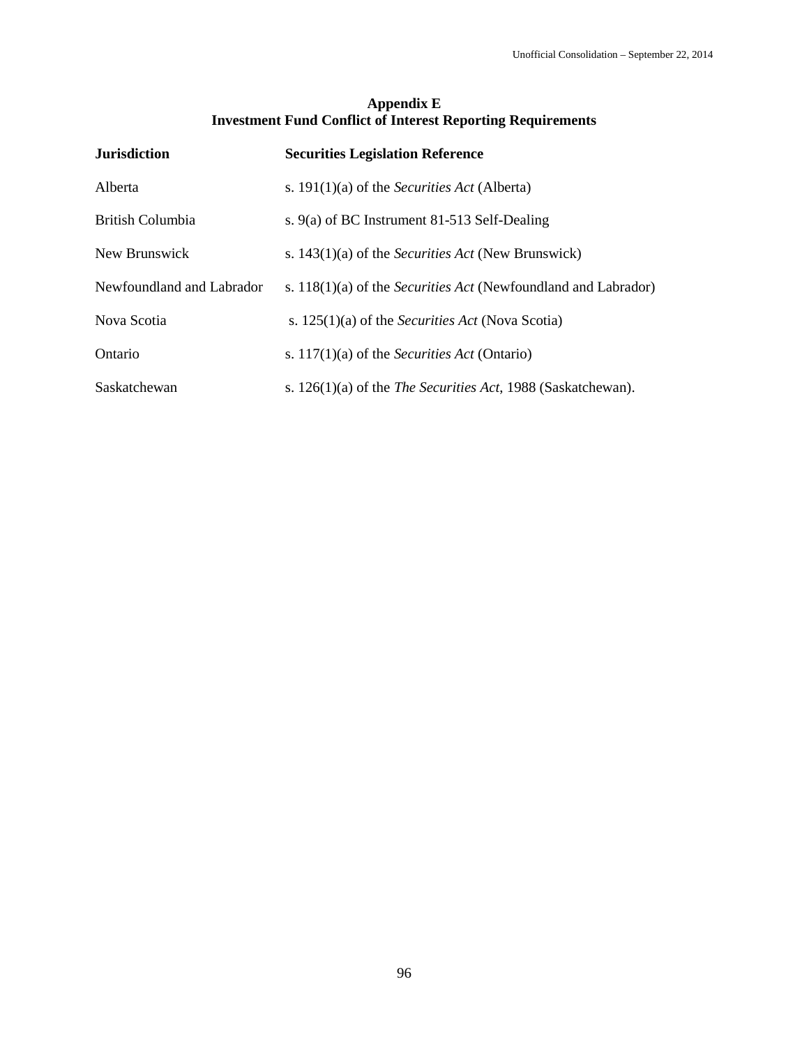## Appendix E
## Investment Fund Conflict of Interest Reporting Requirements

| Jurisdiction | Securities Legislation Reference |
|---|---|
| Alberta | s. 191(1)(a) of the *Securities Act* (Alberta) |
| British Columbia | s. 9(a) of BC Instrument 81-513 Self-Dealing |
| New Brunswick | s. 143(1)(a) of the *Securities Act* (New Brunswick) |
| Newfoundland and Labrador | s. 118(1)(a) of the *Securities Act* (Newfoundland and Labrador) |
| Nova Scotia | s. 125(1)(a) of the *Securities Act* (Nova Scotia) |
| Ontario | s. 117(1)(a) of the *Securities Act* (Ontario) |
| Saskatchewan | s. 126(1)(a) of the *The Securities Act*, 1988 (Saskatchewan). |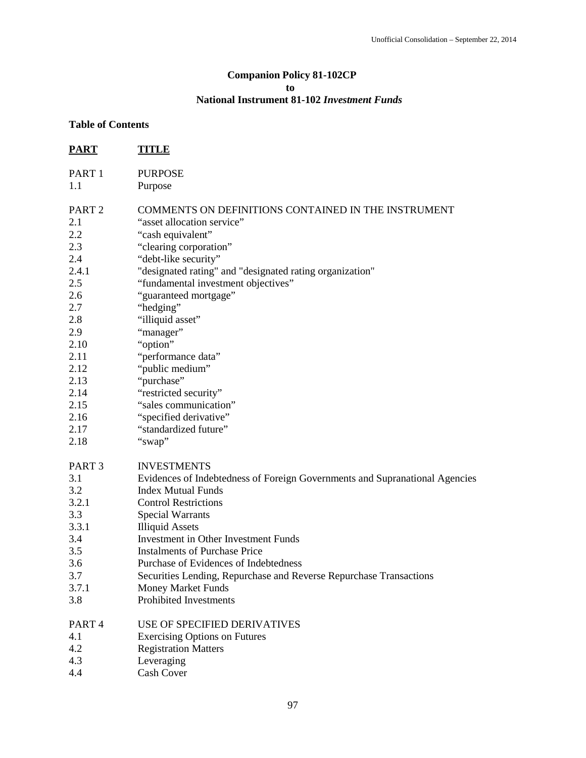**Companion Policy 81-102CP**
**to**
**National Instrument 81-102 *Investment Funds***

**Table of Contents**

| **PART** | **TITLE** |
|---|---|
| PART 1 | PURPOSE |
| 1.1 | Purpose |
| | |
| PART 2 | COMMENTS ON DEFINITIONS CONTAINED IN THE INSTRUMENT |
| 2.1 | "asset allocation service" |
| 2.2 | "cash equivalent" |
| 2.3 | "clearing corporation" |
| 2.4 | "debt-like security" |
| 2.4.1 | "designated rating" and "designated rating organization" |
| 2.5 | "fundamental investment objectives" |
| 2.6 | "guaranteed mortgage" |
| 2.7 | "hedging" |
| 2.8 | "illiquid asset" |
| 2.9 | "manager" |
| 2.10 | "option" |
| 2.11 | "performance data" |
| 2.12 | "public medium" |
| 2.13 | "purchase" |
| 2.14 | "restricted security" |
| 2.15 | "sales communication" |
| 2.16 | "specified derivative" |
| 2.17 | "standardized future" |
| 2.18 | "swap" |
| | |
| PART 3 | INVESTMENTS |
| 3.1 | Evidences of Indebtedness of Foreign Governments and Supranational Agencies |
| 3.2 | Index Mutual Funds |
| 3.2.1 | Control Restrictions |
| 3.3 | Special Warrants |
| 3.3.1 | Illiquid Assets |
| 3.4 | Investment in Other Investment Funds |
| 3.5 | Instalments of Purchase Price |
| 3.6 | Purchase of Evidences of Indebtedness |
| 3.7 | Securities Lending, Repurchase and Reverse Repurchase Transactions |
| 3.7.1 | Money Market Funds |
| 3.8 | Prohibited Investments |
| | |
| PART 4 | USE OF SPECIFIED DERIVATIVES |
| 4.1 | Exercising Options on Futures |
| 4.2 | Registration Matters |
| 4.3 | Leveraging |
| 4.4 | Cash Cover |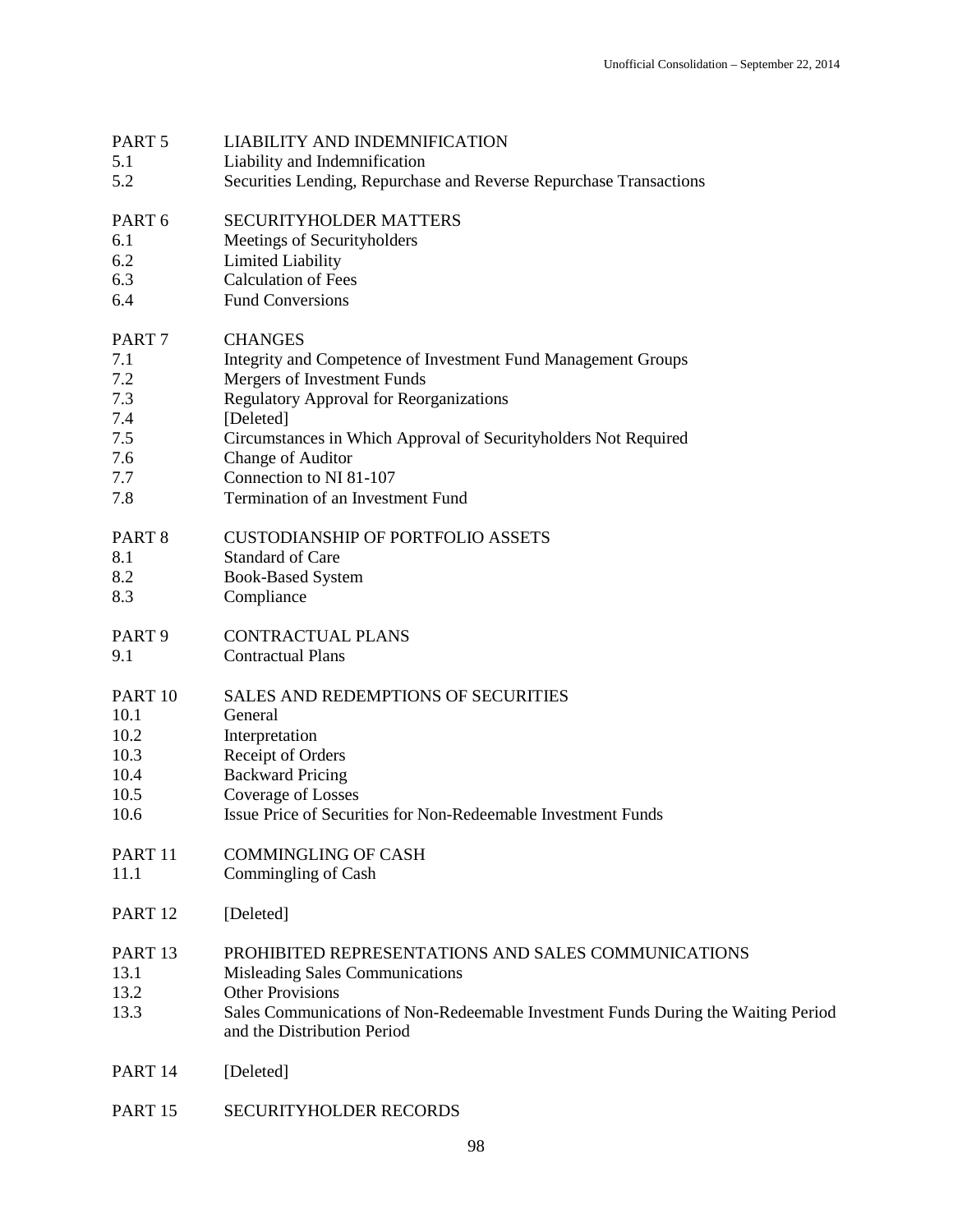PART 5 LIABILITY AND INDEMNIFICATION
5.1 Liability and Indemnification
5.2 Securities Lending, Repurchase and Reverse Repurchase Transactions

PART 6 SECURITYHOLDER MATTERS
6.1 Meetings of Securityholders
6.2 Limited Liability
6.3 Calculation of Fees
6.4 Fund Conversions

PART 7 CHANGES
7.1 Integrity and Competence of Investment Fund Management Groups
7.2 Mergers of Investment Funds
7.3 Regulatory Approval for Reorganizations
7.4 [Deleted]
7.5 Circumstances in Which Approval of Securityholders Not Required
7.6 Change of Auditor
7.7 Connection to NI 81-107
7.8 Termination of an Investment Fund

PART 8 CUSTODIANSHIP OF PORTFOLIO ASSETS
8.1 Standard of Care
8.2 Book-Based System
8.3 Compliance

PART 9 CONTRACTUAL PLANS
9.1 Contractual Plans

PART 10 SALES AND REDEMPTIONS OF SECURITIES
10.1 General
10.2 Interpretation
10.3 Receipt of Orders
10.4 Backward Pricing
10.5 Coverage of Losses
10.6 Issue Price of Securities for Non-Redeemable Investment Funds

PART 11 COMMINGLING OF CASH
11.1 Commingling of Cash

PART 12 [Deleted]

PART 13 PROHIBITED REPRESENTATIONS AND SALES COMMUNICATIONS
13.1 Misleading Sales Communications
13.2 Other Provisions
13.3 Sales Communications of Non-Redeemable Investment Funds During the Waiting Period and the Distribution Period

PART 14 [Deleted]

PART 15 SECURITYHOLDER RECORDS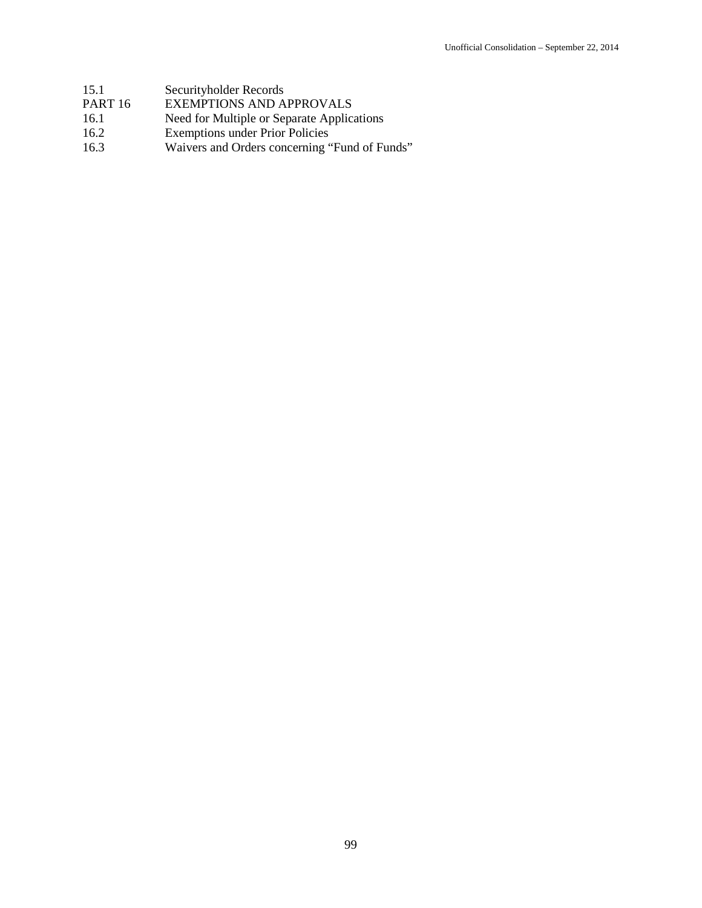15.1 Securityholder Records

PART 16 EXEMPTIONS AND APPROVALS

16.1 Need for Multiple or Separate Applications

16.2 Exemptions under Prior Policies

16.3 Waivers and Orders concerning "Fund of Funds"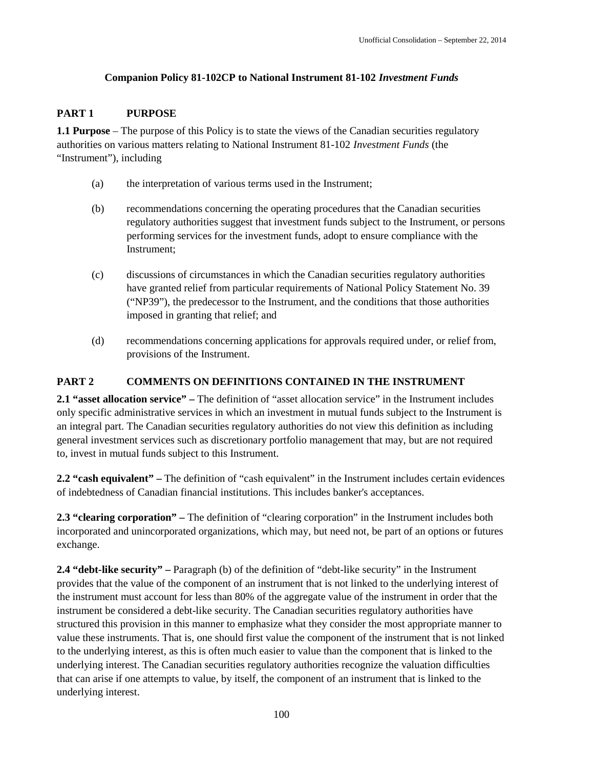**Companion Policy 81-102CP to National Instrument 81-102 *Investment Funds***

## PART 1 PURPOSE

**1.1 Purpose** – The purpose of this Policy is to state the views of the Canadian securities regulatory authorities on various matters relating to National Instrument 81-102 *Investment Funds* (the "Instrument"), including

(a) the interpretation of various terms used in the Instrument;

(b) recommendations concerning the operating procedures that the Canadian securities regulatory authorities suggest that investment funds subject to the Instrument, or persons performing services for the investment funds, adopt to ensure compliance with the Instrument;

(c) discussions of circumstances in which the Canadian securities regulatory authorities have granted relief from particular requirements of National Policy Statement No. 39 ("NP39"), the predecessor to the Instrument, and the conditions that those authorities imposed in granting that relief; and

(d) recommendations concerning applications for approvals required under, or relief from, provisions of the Instrument.

## PART 2 COMMENTS ON DEFINITIONS CONTAINED IN THE INSTRUMENT

**2.1 "asset allocation service" –** The definition of "asset allocation service" in the Instrument includes only specific administrative services in which an investment in mutual funds subject to the Instrument is an integral part. The Canadian securities regulatory authorities do not view this definition as including general investment services such as discretionary portfolio management that may, but are not required to, invest in mutual funds subject to this Instrument.

**2.2 "cash equivalent" –** The definition of "cash equivalent" in the Instrument includes certain evidences of indebtedness of Canadian financial institutions. This includes banker's acceptances.

**2.3 "clearing corporation" –** The definition of "clearing corporation" in the Instrument includes both incorporated and unincorporated organizations, which may, but need not, be part of an options or futures exchange.

**2.4 "debt-like security" –** Paragraph (b) of the definition of "debt-like security" in the Instrument provides that the value of the component of an instrument that is not linked to the underlying interest of the instrument must account for less than 80% of the aggregate value of the instrument in order that the instrument be considered a debt-like security. The Canadian securities regulatory authorities have structured this provision in this manner to emphasize what they consider the most appropriate manner to value these instruments. That is, one should first value the component of the instrument that is not linked to the underlying interest, as this is often much easier to value than the component that is linked to the underlying interest. The Canadian securities regulatory authorities recognize the valuation difficulties that can arise if one attempts to value, by itself, the component of an instrument that is linked to the underlying interest.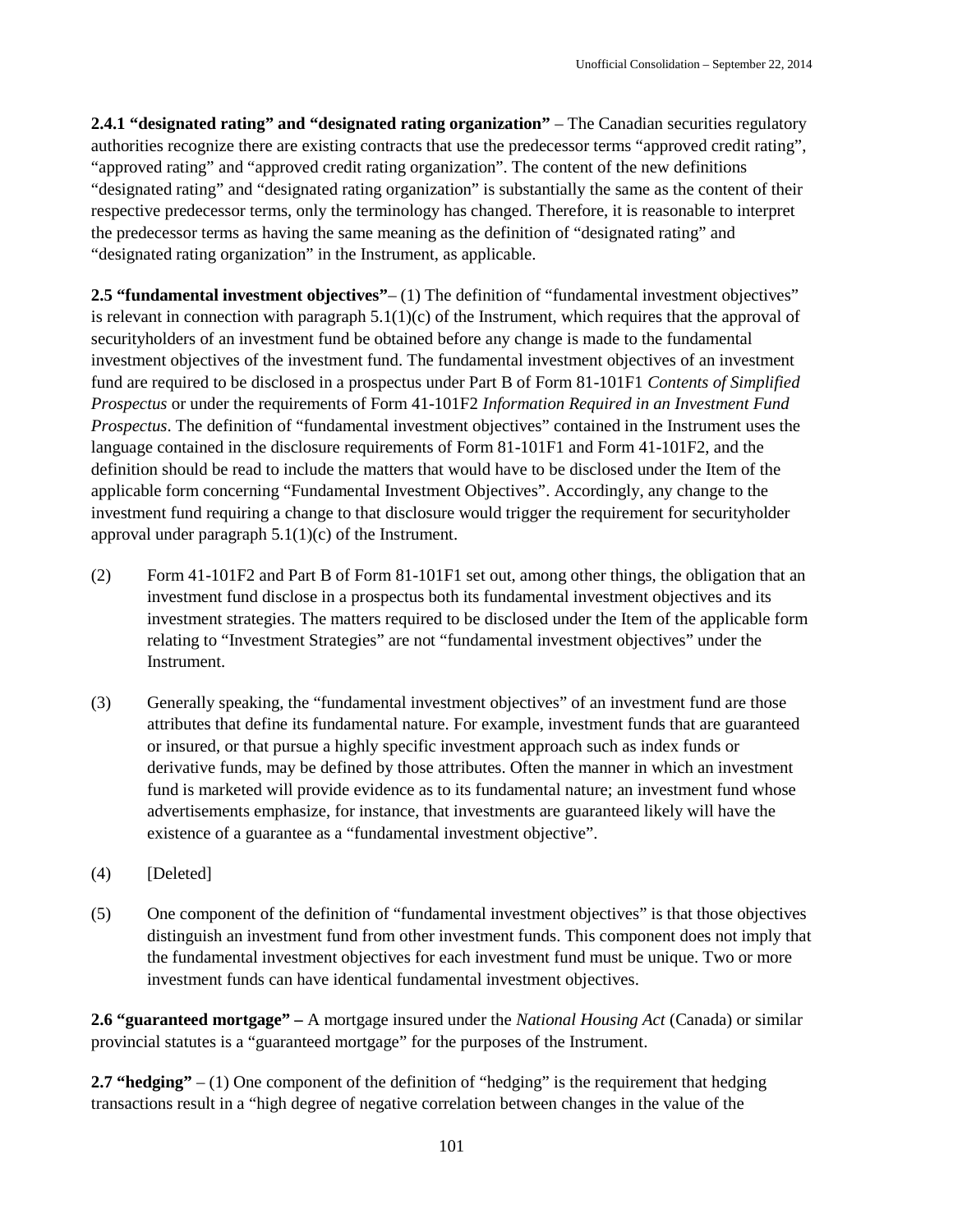**2.4.1 "designated rating" and "designated rating organization"** – The Canadian securities regulatory authorities recognize there are existing contracts that use the predecessor terms "approved credit rating", "approved rating" and "approved credit rating organization". The content of the new definitions "designated rating" and "designated rating organization" is substantially the same as the content of their respective predecessor terms, only the terminology has changed. Therefore, it is reasonable to interpret the predecessor terms as having the same meaning as the definition of "designated rating" and "designated rating organization" in the Instrument, as applicable.

**2.5 "fundamental investment objectives"**– (1) The definition of "fundamental investment objectives" is relevant in connection with paragraph 5.1(1)(c) of the Instrument, which requires that the approval of securityholders of an investment fund be obtained before any change is made to the fundamental investment objectives of the investment fund. The fundamental investment objectives of an investment fund are required to be disclosed in a prospectus under Part B of Form 81-101F1 *Contents of Simplified Prospectus* or under the requirements of Form 41-101F2 *Information Required in an Investment Fund Prospectus*. The definition of "fundamental investment objectives" contained in the Instrument uses the language contained in the disclosure requirements of Form 81-101F1 and Form 41-101F2, and the definition should be read to include the matters that would have to be disclosed under the Item of the applicable form concerning "Fundamental Investment Objectives". Accordingly, any change to the investment fund requiring a change to that disclosure would trigger the requirement for securityholder approval under paragraph 5.1(1)(c) of the Instrument.

(2) Form 41-101F2 and Part B of Form 81-101F1 set out, among other things, the obligation that an investment fund disclose in a prospectus both its fundamental investment objectives and its investment strategies. The matters required to be disclosed under the Item of the applicable form relating to "Investment Strategies" are not "fundamental investment objectives" under the Instrument.

(3) Generally speaking, the "fundamental investment objectives" of an investment fund are those attributes that define its fundamental nature. For example, investment funds that are guaranteed or insured, or that pursue a highly specific investment approach such as index funds or derivative funds, may be defined by those attributes. Often the manner in which an investment fund is marketed will provide evidence as to its fundamental nature; an investment fund whose advertisements emphasize, for instance, that investments are guaranteed likely will have the existence of a guarantee as a "fundamental investment objective".

(4) [Deleted]

(5) One component of the definition of "fundamental investment objectives" is that those objectives distinguish an investment fund from other investment funds. This component does not imply that the fundamental investment objectives for each investment fund must be unique. Two or more investment funds can have identical fundamental investment objectives.

**2.6 "guaranteed mortgage" –** A mortgage insured under the *National Housing Act* (Canada) or similar provincial statutes is a "guaranteed mortgage" for the purposes of the Instrument.

**2.7 "hedging"** – (1) One component of the definition of "hedging" is the requirement that hedging transactions result in a "high degree of negative correlation between changes in the value of the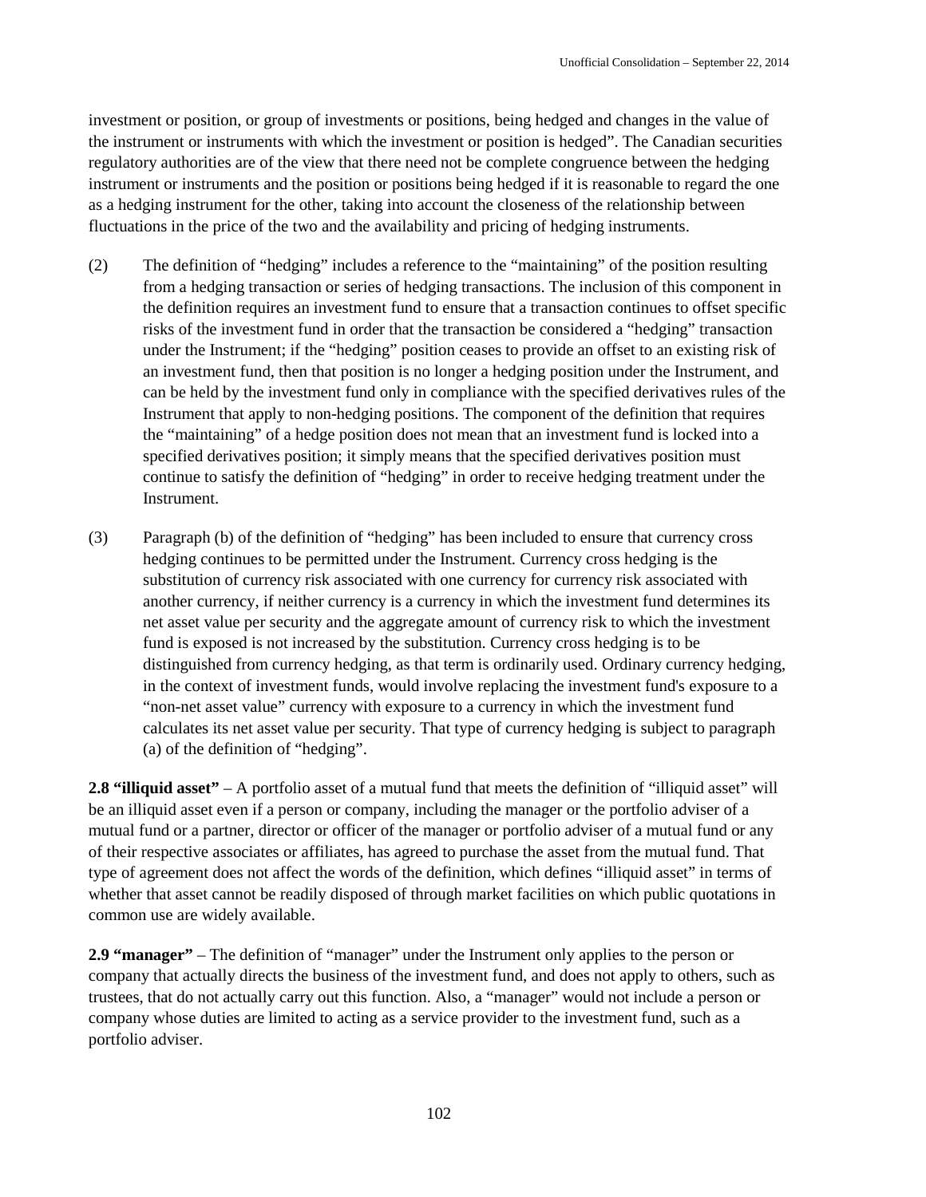investment or position, or group of investments or positions, being hedged and changes in the value of the instrument or instruments with which the investment or position is hedged". The Canadian securities regulatory authorities are of the view that there need not be complete congruence between the hedging instrument or instruments and the position or positions being hedged if it is reasonable to regard the one as a hedging instrument for the other, taking into account the closeness of the relationship between fluctuations in the price of the two and the availability and pricing of hedging instruments.

(2) The definition of "hedging" includes a reference to the "maintaining" of the position resulting from a hedging transaction or series of hedging transactions. The inclusion of this component in the definition requires an investment fund to ensure that a transaction continues to offset specific risks of the investment fund in order that the transaction be considered a "hedging" transaction under the Instrument; if the "hedging" position ceases to provide an offset to an existing risk of an investment fund, then that position is no longer a hedging position under the Instrument, and can be held by the investment fund only in compliance with the specified derivatives rules of the Instrument that apply to non-hedging positions. The component of the definition that requires the "maintaining" of a hedge position does not mean that an investment fund is locked into a specified derivatives position; it simply means that the specified derivatives position must continue to satisfy the definition of "hedging" in order to receive hedging treatment under the Instrument.

(3) Paragraph (b) of the definition of "hedging" has been included to ensure that currency cross hedging continues to be permitted under the Instrument. Currency cross hedging is the substitution of currency risk associated with one currency for currency risk associated with another currency, if neither currency is a currency in which the investment fund determines its net asset value per security and the aggregate amount of currency risk to which the investment fund is exposed is not increased by the substitution. Currency cross hedging is to be distinguished from currency hedging, as that term is ordinarily used. Ordinary currency hedging, in the context of investment funds, would involve replacing the investment fund's exposure to a "non-net asset value" currency with exposure to a currency in which the investment fund calculates its net asset value per security. That type of currency hedging is subject to paragraph (a) of the definition of "hedging".

**2.8 "illiquid asset"** – A portfolio asset of a mutual fund that meets the definition of "illiquid asset" will be an illiquid asset even if a person or company, including the manager or the portfolio adviser of a mutual fund or a partner, director or officer of the manager or portfolio adviser of a mutual fund or any of their respective associates or affiliates, has agreed to purchase the asset from the mutual fund. That type of agreement does not affect the words of the definition, which defines "illiquid asset" in terms of whether that asset cannot be readily disposed of through market facilities on which public quotations in common use are widely available.

**2.9 "manager"** – The definition of "manager" under the Instrument only applies to the person or company that actually directs the business of the investment fund, and does not apply to others, such as trustees, that do not actually carry out this function. Also, a "manager" would not include a person or company whose duties are limited to acting as a service provider to the investment fund, such as a portfolio adviser.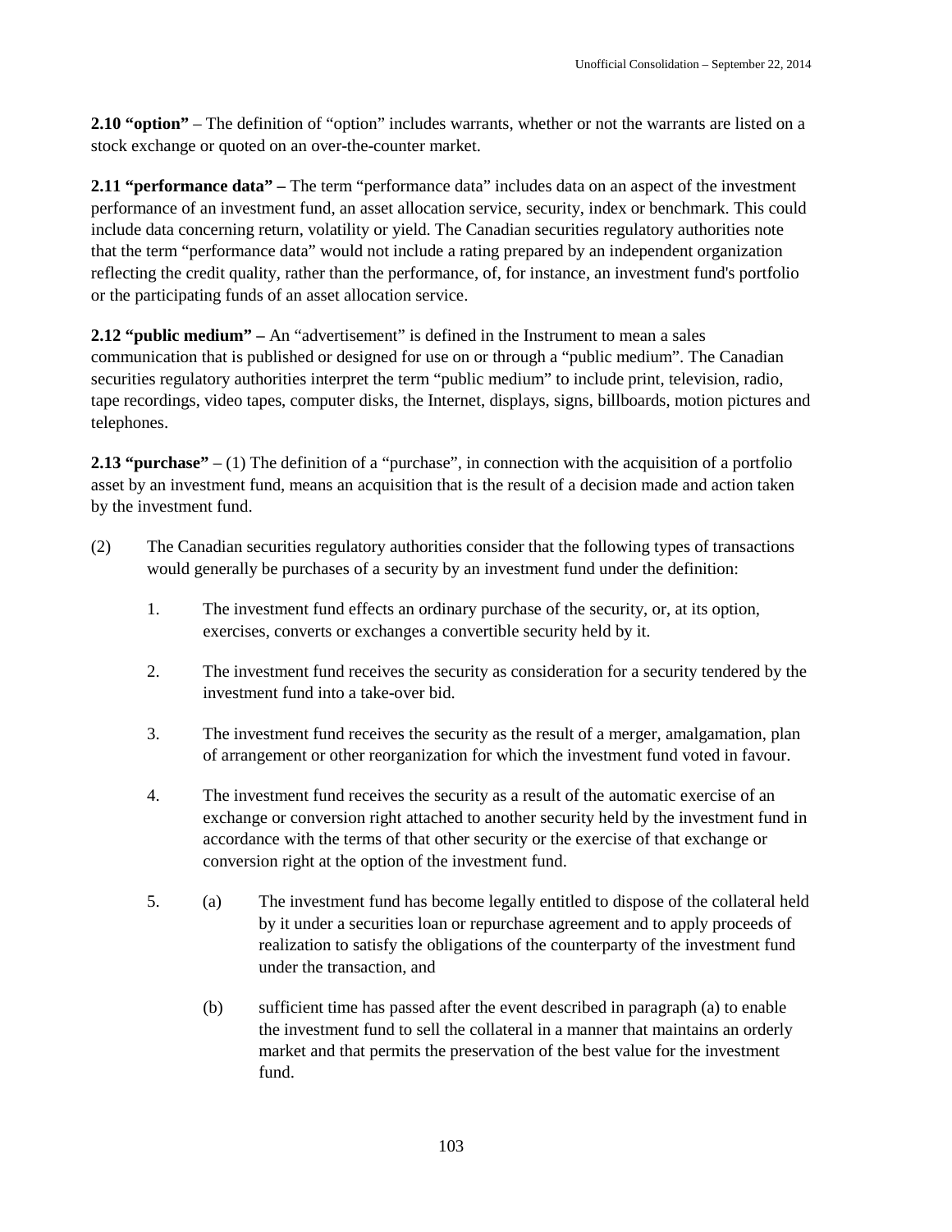**2.10 “option”** – The definition of “option” includes warrants, whether or not the warrants are listed on a stock exchange or quoted on an over-the-counter market.

**2.11 “performance data” –** The term “performance data” includes data on an aspect of the investment performance of an investment fund, an asset allocation service, security, index or benchmark. This could include data concerning return, volatility or yield. The Canadian securities regulatory authorities note that the term “performance data” would not include a rating prepared by an independent organization reflecting the credit quality, rather than the performance, of, for instance, an investment fund's portfolio or the participating funds of an asset allocation service.

**2.12 “public medium” –** An “advertisement” is defined in the Instrument to mean a sales communication that is published or designed for use on or through a “public medium”. The Canadian securities regulatory authorities interpret the term “public medium” to include print, television, radio, tape recordings, video tapes, computer disks, the Internet, displays, signs, billboards, motion pictures and telephones.

**2.13 “purchase”** – (1) The definition of a “purchase”, in connection with the acquisition of a portfolio asset by an investment fund, means an acquisition that is the result of a decision made and action taken by the investment fund.

(2) The Canadian securities regulatory authorities consider that the following types of transactions would generally be purchases of a security by an investment fund under the definition:

1. The investment fund effects an ordinary purchase of the security, or, at its option, exercises, converts or exchanges a convertible security held by it.

2. The investment fund receives the security as consideration for a security tendered by the investment fund into a take-over bid.

3. The investment fund receives the security as the result of a merger, amalgamation, plan of arrangement or other reorganization for which the investment fund voted in favour.

4. The investment fund receives the security as a result of the automatic exercise of an exchange or conversion right attached to another security held by the investment fund in accordance with the terms of that other security or the exercise of that exchange or conversion right at the option of the investment fund.

5. (a) The investment fund has become legally entitled to dispose of the collateral held by it under a securities loan or repurchase agreement and to apply proceeds of realization to satisfy the obligations of the counterparty of the investment fund under the transaction, and

   (b) sufficient time has passed after the event described in paragraph (a) to enable the investment fund to sell the collateral in a manner that maintains an orderly market and that permits the preservation of the best value for the investment fund.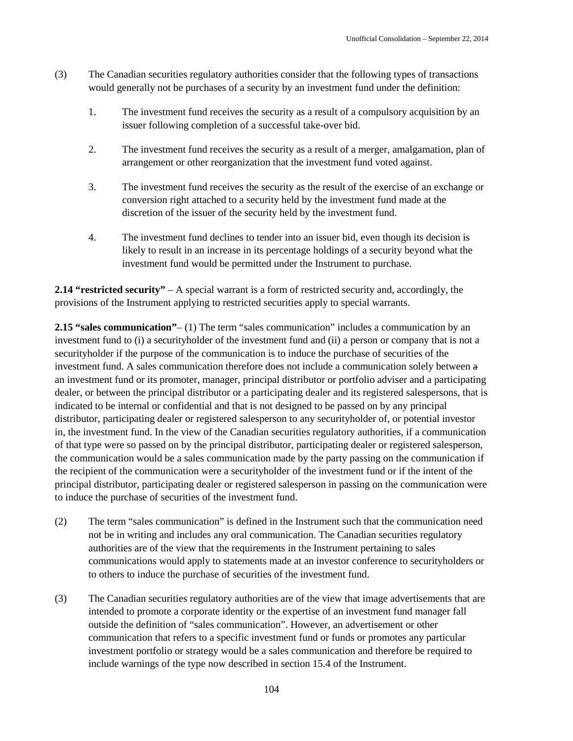(3) The Canadian securities regulatory authorities consider that the following types of transactions would generally not be purchases of a security by an investment fund under the definition:

1. The investment fund receives the security as a result of a compulsory acquisition by an issuer following completion of a successful take-over bid.

2. The investment fund receives the security as a result of a merger, amalgamation, plan of arrangement or other reorganization that the investment fund voted against.

3. The investment fund receives the security as the result of the exercise of an exchange or conversion right attached to a security held by the investment fund made at the discretion of the issuer of the security held by the investment fund.

4. The investment fund declines to tender into an issuer bid, even though its decision is likely to result in an increase in its percentage holdings of a security beyond what the investment fund would be permitted under the Instrument to purchase.

**2.14 "restricted security"** – A special warrant is a form of restricted security and, accordingly, the provisions of the Instrument applying to restricted securities apply to special warrants.

**2.15 "sales communication"**– (1) The term "sales communication" includes a communication by an investment fund to (i) a securityholder of the investment fund and (ii) a person or company that is not a securityholder if the purpose of the communication is to induce the purchase of securities of the investment fund. A sales communication therefore does not include a communication solely between ~~a~~ an investment fund or its promoter, manager, principal distributor or portfolio adviser and a participating dealer, or between the principal distributor or a participating dealer and its registered salespersons, that is indicated to be internal or confidential and that is not designed to be passed on by any principal distributor, participating dealer or registered salesperson to any securityholder of, or potential investor in, the investment fund. In the view of the Canadian securities regulatory authorities, if a communication of that type were so passed on by the principal distributor, participating dealer or registered salesperson, the communication would be a sales communication made by the party passing on the communication if the recipient of the communication were a securityholder of the investment fund or if the intent of the principal distributor, participating dealer or registered salesperson in passing on the communication were to induce the purchase of securities of the investment fund.

(2) The term "sales communication" is defined in the Instrument such that the communication need not be in writing and includes any oral communication. The Canadian securities regulatory authorities are of the view that the requirements in the Instrument pertaining to sales communications would apply to statements made at an investor conference to securityholders or to others to induce the purchase of securities of the investment fund.

(3) The Canadian securities regulatory authorities are of the view that image advertisements that are intended to promote a corporate identity or the expertise of an investment fund manager fall outside the definition of "sales communication". However, an advertisement or other communication that refers to a specific investment fund or funds or promotes any particular investment portfolio or strategy would be a sales communication and therefore be required to include warnings of the type now described in section 15.4 of the Instrument.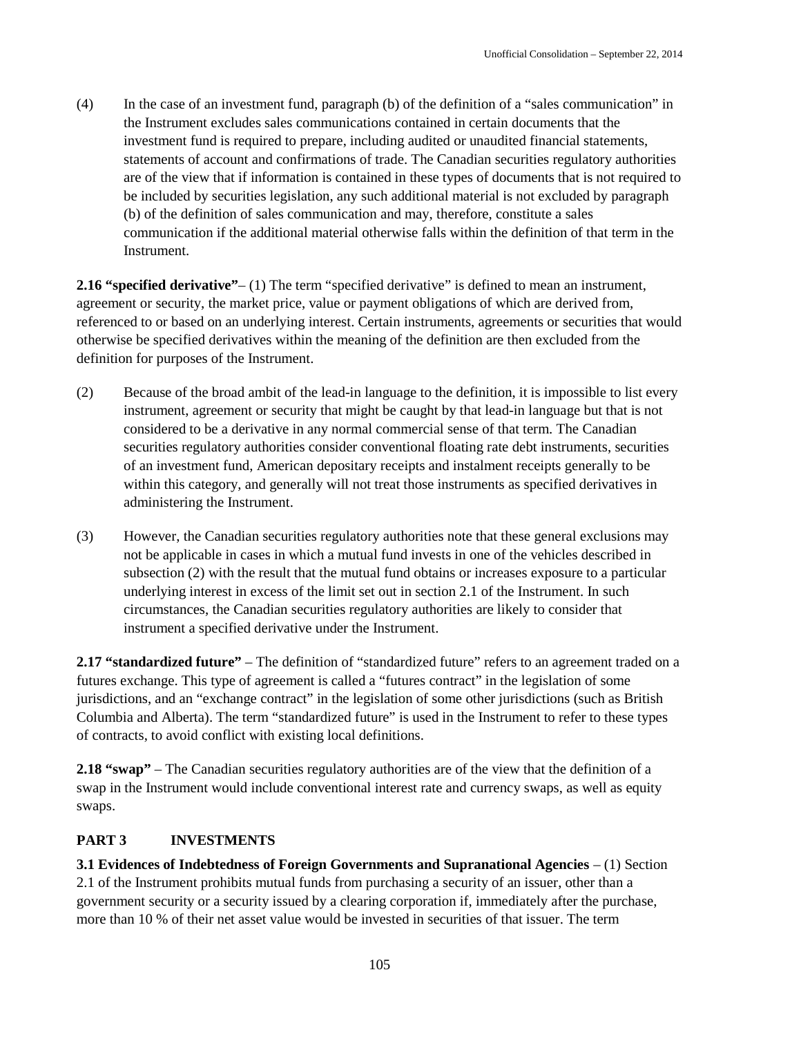(4) In the case of an investment fund, paragraph (b) of the definition of a "sales communication" in the Instrument excludes sales communications contained in certain documents that the investment fund is required to prepare, including audited or unaudited financial statements, statements of account and confirmations of trade. The Canadian securities regulatory authorities are of the view that if information is contained in these types of documents that is not required to be included by securities legislation, any such additional material is not excluded by paragraph (b) of the definition of sales communication and may, therefore, constitute a sales communication if the additional material otherwise falls within the definition of that term in the Instrument.

**2.16 "specified derivative"**– (1) The term "specified derivative" is defined to mean an instrument, agreement or security, the market price, value or payment obligations of which are derived from, referenced to or based on an underlying interest. Certain instruments, agreements or securities that would otherwise be specified derivatives within the meaning of the definition are then excluded from the definition for purposes of the Instrument.

(2) Because of the broad ambit of the lead-in language to the definition, it is impossible to list every instrument, agreement or security that might be caught by that lead-in language but that is not considered to be a derivative in any normal commercial sense of that term. The Canadian securities regulatory authorities consider conventional floating rate debt instruments, securities of an investment fund, American depositary receipts and instalment receipts generally to be within this category, and generally will not treat those instruments as specified derivatives in administering the Instrument.

(3) However, the Canadian securities regulatory authorities note that these general exclusions may not be applicable in cases in which a mutual fund invests in one of the vehicles described in subsection (2) with the result that the mutual fund obtains or increases exposure to a particular underlying interest in excess of the limit set out in section 2.1 of the Instrument. In such circumstances, the Canadian securities regulatory authorities are likely to consider that instrument a specified derivative under the Instrument.

**2.17 "standardized future"** – The definition of "standardized future" refers to an agreement traded on a futures exchange. This type of agreement is called a "futures contract" in the legislation of some jurisdictions, and an "exchange contract" in the legislation of some other jurisdictions (such as British Columbia and Alberta). The term "standardized future" is used in the Instrument to refer to these types of contracts, to avoid conflict with existing local definitions.

**2.18 "swap"** – The Canadian securities regulatory authorities are of the view that the definition of a swap in the Instrument would include conventional interest rate and currency swaps, as well as equity swaps.

## PART 3 INVESTMENTS

**3.1 Evidences of Indebtedness of Foreign Governments and Supranational Agencies** – (1) Section 2.1 of the Instrument prohibits mutual funds from purchasing a security of an issuer, other than a government security or a security issued by a clearing corporation if, immediately after the purchase, more than 10 % of their net asset value would be invested in securities of that issuer. The term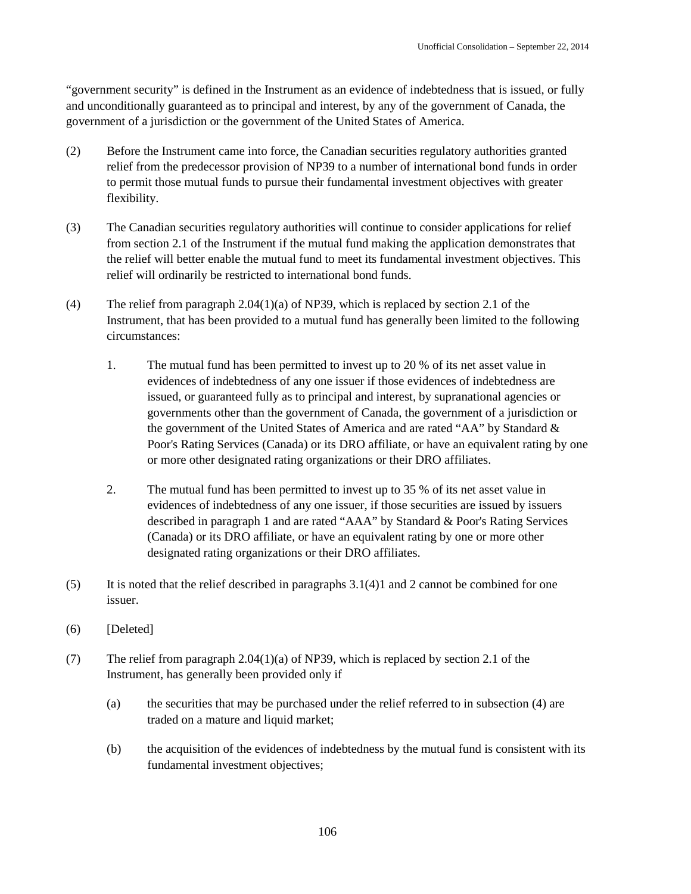"government security" is defined in the Instrument as an evidence of indebtedness that is issued, or fully and unconditionally guaranteed as to principal and interest, by any of the government of Canada, the government of a jurisdiction or the government of the United States of America.

(2) Before the Instrument came into force, the Canadian securities regulatory authorities granted relief from the predecessor provision of NP39 to a number of international bond funds in order to permit those mutual funds to pursue their fundamental investment objectives with greater flexibility.

(3) The Canadian securities regulatory authorities will continue to consider applications for relief from section 2.1 of the Instrument if the mutual fund making the application demonstrates that the relief will better enable the mutual fund to meet its fundamental investment objectives. This relief will ordinarily be restricted to international bond funds.

(4) The relief from paragraph 2.04(1)(a) of NP39, which is replaced by section 2.1 of the Instrument, that has been provided to a mutual fund has generally been limited to the following circumstances:

1. The mutual fund has been permitted to invest up to 20 % of its net asset value in evidences of indebtedness of any one issuer if those evidences of indebtedness are issued, or guaranteed fully as to principal and interest, by supranational agencies or governments other than the government of Canada, the government of a jurisdiction or the government of the United States of America and are rated "AA" by Standard & Poor's Rating Services (Canada) or its DRO affiliate, or have an equivalent rating by one or more other designated rating organizations or their DRO affiliates.

2. The mutual fund has been permitted to invest up to 35 % of its net asset value in evidences of indebtedness of any one issuer, if those securities are issued by issuers described in paragraph 1 and are rated "AAA" by Standard & Poor's Rating Services (Canada) or its DRO affiliate, or have an equivalent rating by one or more other designated rating organizations or their DRO affiliates.

(5) It is noted that the relief described in paragraphs 3.1(4)1 and 2 cannot be combined for one issuer.

(6) [Deleted]

(7) The relief from paragraph 2.04(1)(a) of NP39, which is replaced by section 2.1 of the Instrument, has generally been provided only if

(a) the securities that may be purchased under the relief referred to in subsection (4) are traded on a mature and liquid market;

(b) the acquisition of the evidences of indebtedness by the mutual fund is consistent with its fundamental investment objectives;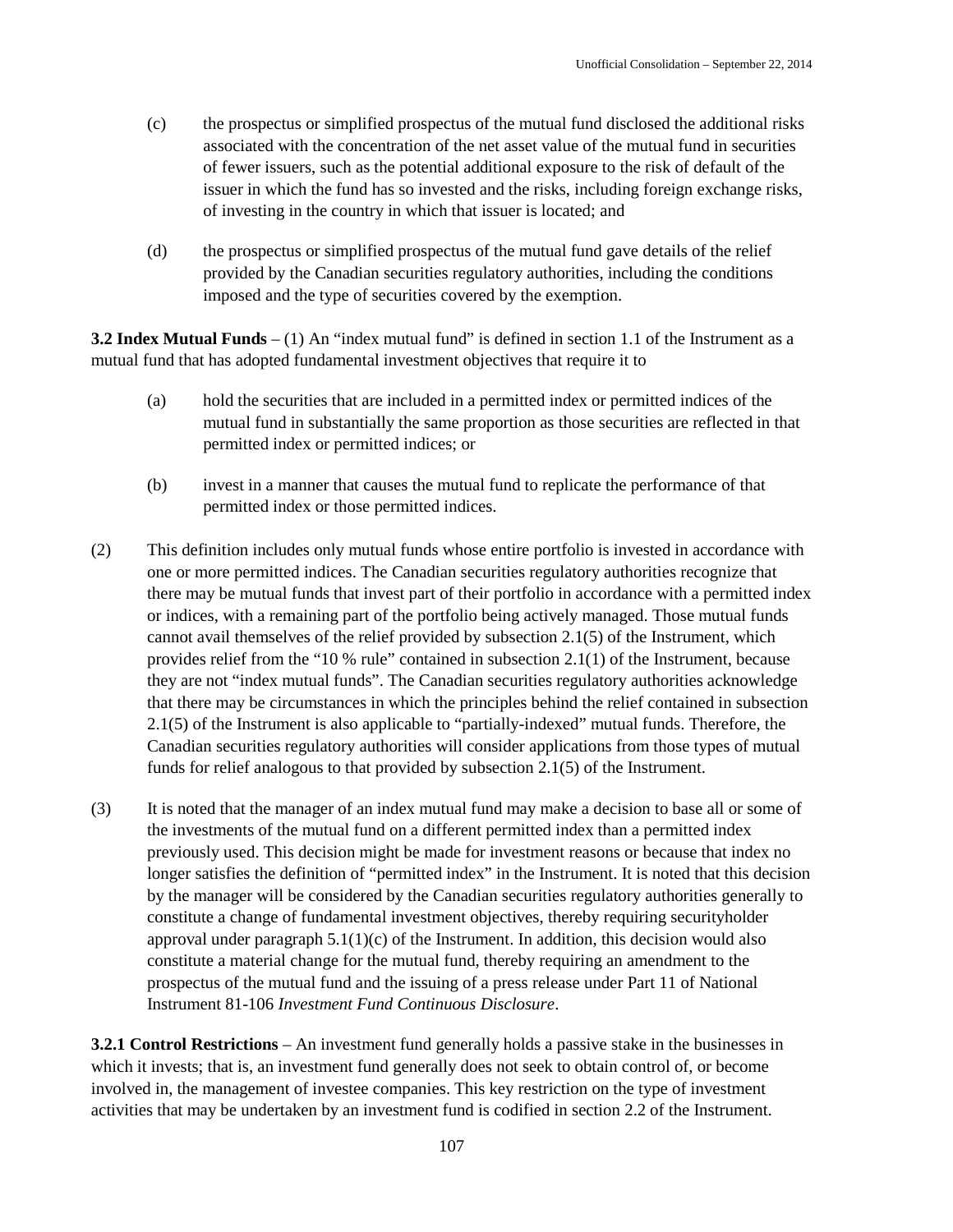(c) the prospectus or simplified prospectus of the mutual fund disclosed the additional risks associated with the concentration of the net asset value of the mutual fund in securities of fewer issuers, such as the potential additional exposure to the risk of default of the issuer in which the fund has so invested and the risks, including foreign exchange risks, of investing in the country in which that issuer is located; and

(d) the prospectus or simplified prospectus of the mutual fund gave details of the relief provided by the Canadian securities regulatory authorities, including the conditions imposed and the type of securities covered by the exemption.

**3.2 Index Mutual Funds** – (1) An "index mutual fund" is defined in section 1.1 of the Instrument as a mutual fund that has adopted fundamental investment objectives that require it to

(a) hold the securities that are included in a permitted index or permitted indices of the mutual fund in substantially the same proportion as those securities are reflected in that permitted index or permitted indices; or

(b) invest in a manner that causes the mutual fund to replicate the performance of that permitted index or those permitted indices.

(2) This definition includes only mutual funds whose entire portfolio is invested in accordance with one or more permitted indices. The Canadian securities regulatory authorities recognize that there may be mutual funds that invest part of their portfolio in accordance with a permitted index or indices, with a remaining part of the portfolio being actively managed. Those mutual funds cannot avail themselves of the relief provided by subsection 2.1(5) of the Instrument, which provides relief from the "10 % rule" contained in subsection 2.1(1) of the Instrument, because they are not "index mutual funds". The Canadian securities regulatory authorities acknowledge that there may be circumstances in which the principles behind the relief contained in subsection 2.1(5) of the Instrument is also applicable to "partially-indexed" mutual funds. Therefore, the Canadian securities regulatory authorities will consider applications from those types of mutual funds for relief analogous to that provided by subsection 2.1(5) of the Instrument.

(3) It is noted that the manager of an index mutual fund may make a decision to base all or some of the investments of the mutual fund on a different permitted index than a permitted index previously used. This decision might be made for investment reasons or because that index no longer satisfies the definition of "permitted index" in the Instrument. It is noted that this decision by the manager will be considered by the Canadian securities regulatory authorities generally to constitute a change of fundamental investment objectives, thereby requiring securityholder approval under paragraph 5.1(1)(c) of the Instrument. In addition, this decision would also constitute a material change for the mutual fund, thereby requiring an amendment to the prospectus of the mutual fund and the issuing of a press release under Part 11 of National Instrument 81-106 *Investment Fund Continuous Disclosure*.

**3.2.1 Control Restrictions** – An investment fund generally holds a passive stake in the businesses in which it invests; that is, an investment fund generally does not seek to obtain control of, or become involved in, the management of investee companies. This key restriction on the type of investment activities that may be undertaken by an investment fund is codified in section 2.2 of the Instrument.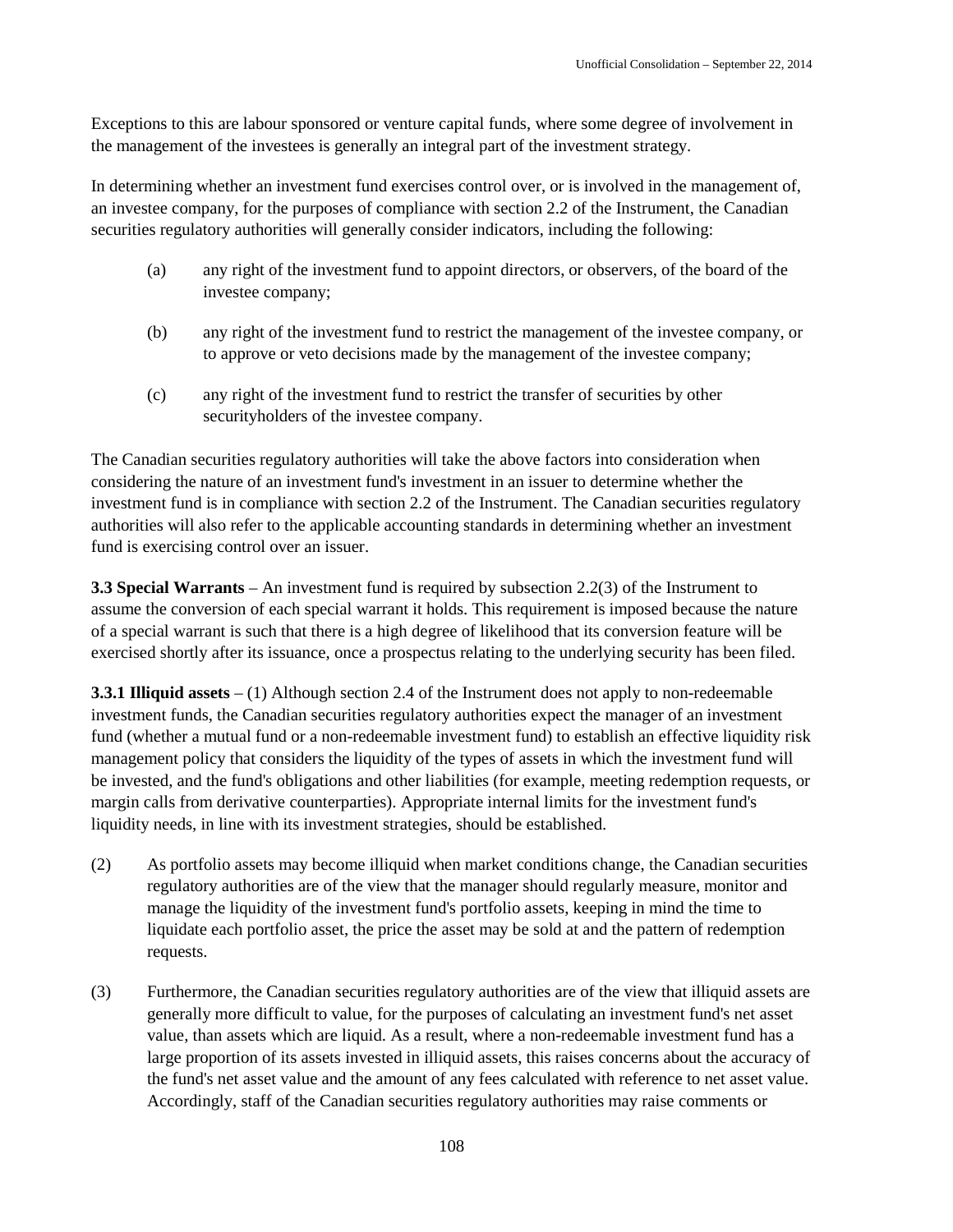Exceptions to this are labour sponsored or venture capital funds, where some degree of involvement in the management of the investees is generally an integral part of the investment strategy.

In determining whether an investment fund exercises control over, or is involved in the management of, an investee company, for the purposes of compliance with section 2.2 of the Instrument, the Canadian securities regulatory authorities will generally consider indicators, including the following:

(a) any right of the investment fund to appoint directors, or observers, of the board of the investee company;

(b) any right of the investment fund to restrict the management of the investee company, or to approve or veto decisions made by the management of the investee company;

(c) any right of the investment fund to restrict the transfer of securities by other securityholders of the investee company.

The Canadian securities regulatory authorities will take the above factors into consideration when considering the nature of an investment fund's investment in an issuer to determine whether the investment fund is in compliance with section 2.2 of the Instrument. The Canadian securities regulatory authorities will also refer to the applicable accounting standards in determining whether an investment fund is exercising control over an issuer.

**3.3 Special Warrants** – An investment fund is required by subsection 2.2(3) of the Instrument to assume the conversion of each special warrant it holds. This requirement is imposed because the nature of a special warrant is such that there is a high degree of likelihood that its conversion feature will be exercised shortly after its issuance, once a prospectus relating to the underlying security has been filed.

**3.3.1 Illiquid assets** – (1) Although section 2.4 of the Instrument does not apply to non-redeemable investment funds, the Canadian securities regulatory authorities expect the manager of an investment fund (whether a mutual fund or a non-redeemable investment fund) to establish an effective liquidity risk management policy that considers the liquidity of the types of assets in which the investment fund will be invested, and the fund's obligations and other liabilities (for example, meeting redemption requests, or margin calls from derivative counterparties). Appropriate internal limits for the investment fund's liquidity needs, in line with its investment strategies, should be established.

(2) As portfolio assets may become illiquid when market conditions change, the Canadian securities regulatory authorities are of the view that the manager should regularly measure, monitor and manage the liquidity of the investment fund's portfolio assets, keeping in mind the time to liquidate each portfolio asset, the price the asset may be sold at and the pattern of redemption requests.

(3) Furthermore, the Canadian securities regulatory authorities are of the view that illiquid assets are generally more difficult to value, for the purposes of calculating an investment fund's net asset value, than assets which are liquid. As a result, where a non-redeemable investment fund has a large proportion of its assets invested in illiquid assets, this raises concerns about the accuracy of the fund's net asset value and the amount of any fees calculated with reference to net asset value. Accordingly, staff of the Canadian securities regulatory authorities may raise comments or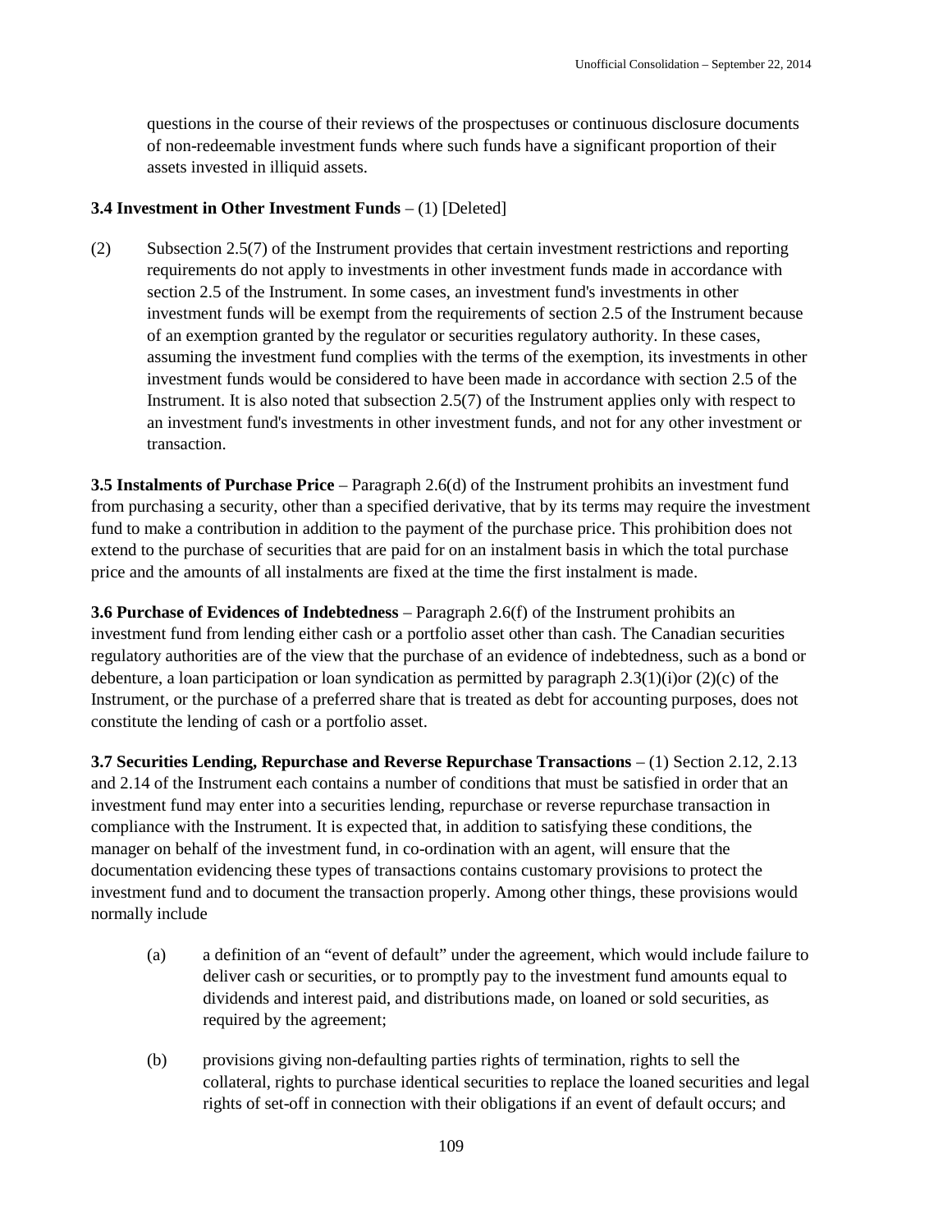questions in the course of their reviews of the prospectuses or continuous disclosure documents of non-redeemable investment funds where such funds have a significant proportion of their assets invested in illiquid assets.

**3.4 Investment in Other Investment Funds** – (1) [Deleted]

(2) Subsection 2.5(7) of the Instrument provides that certain investment restrictions and reporting requirements do not apply to investments in other investment funds made in accordance with section 2.5 of the Instrument. In some cases, an investment fund's investments in other investment funds will be exempt from the requirements of section 2.5 of the Instrument because of an exemption granted by the regulator or securities regulatory authority. In these cases, assuming the investment fund complies with the terms of the exemption, its investments in other investment funds would be considered to have been made in accordance with section 2.5 of the Instrument. It is also noted that subsection 2.5(7) of the Instrument applies only with respect to an investment fund's investments in other investment funds, and not for any other investment or transaction.

**3.5 Instalments of Purchase Price** – Paragraph 2.6(d) of the Instrument prohibits an investment fund from purchasing a security, other than a specified derivative, that by its terms may require the investment fund to make a contribution in addition to the payment of the purchase price. This prohibition does not extend to the purchase of securities that are paid for on an instalment basis in which the total purchase price and the amounts of all instalments are fixed at the time the first instalment is made.

**3.6 Purchase of Evidences of Indebtedness** – Paragraph 2.6(f) of the Instrument prohibits an investment fund from lending either cash or a portfolio asset other than cash. The Canadian securities regulatory authorities are of the view that the purchase of an evidence of indebtedness, such as a bond or debenture, a loan participation or loan syndication as permitted by paragraph 2.3(1)(i)or (2)(c) of the Instrument, or the purchase of a preferred share that is treated as debt for accounting purposes, does not constitute the lending of cash or a portfolio asset.

**3.7 Securities Lending, Repurchase and Reverse Repurchase Transactions** – (1) Section 2.12, 2.13 and 2.14 of the Instrument each contains a number of conditions that must be satisfied in order that an investment fund may enter into a securities lending, repurchase or reverse repurchase transaction in compliance with the Instrument. It is expected that, in addition to satisfying these conditions, the manager on behalf of the investment fund, in co-ordination with an agent, will ensure that the documentation evidencing these types of transactions contains customary provisions to protect the investment fund and to document the transaction properly. Among other things, these provisions would normally include

(a) a definition of an "event of default" under the agreement, which would include failure to deliver cash or securities, or to promptly pay to the investment fund amounts equal to dividends and interest paid, and distributions made, on loaned or sold securities, as required by the agreement;

(b) provisions giving non-defaulting parties rights of termination, rights to sell the collateral, rights to purchase identical securities to replace the loaned securities and legal rights of set-off in connection with their obligations if an event of default occurs; and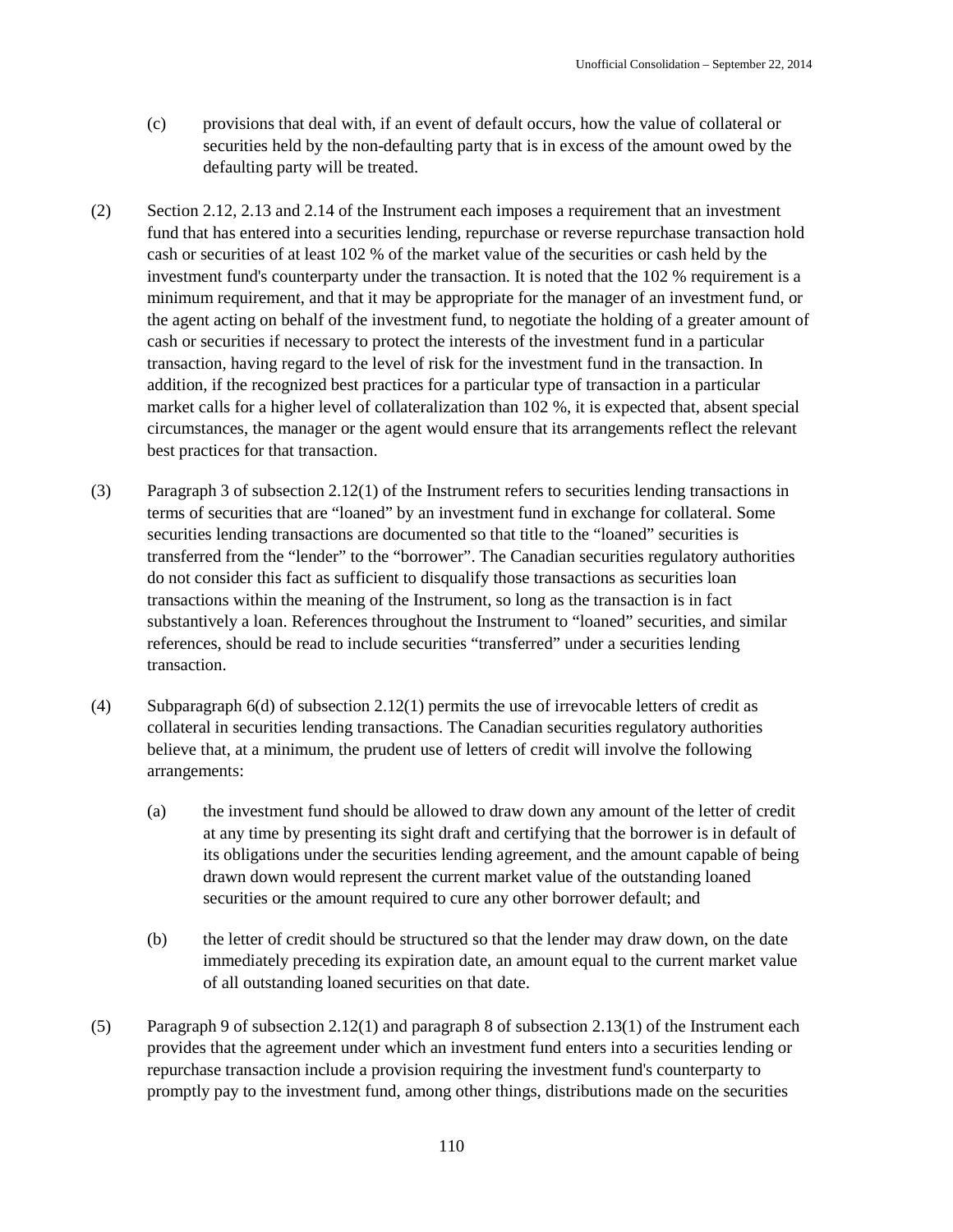(c) provisions that deal with, if an event of default occurs, how the value of collateral or securities held by the non-defaulting party that is in excess of the amount owed by the defaulting party will be treated.

(2) Section 2.12, 2.13 and 2.14 of the Instrument each imposes a requirement that an investment fund that has entered into a securities lending, repurchase or reverse repurchase transaction hold cash or securities of at least 102 % of the market value of the securities or cash held by the investment fund's counterparty under the transaction. It is noted that the 102 % requirement is a minimum requirement, and that it may be appropriate for the manager of an investment fund, or the agent acting on behalf of the investment fund, to negotiate the holding of a greater amount of cash or securities if necessary to protect the interests of the investment fund in a particular transaction, having regard to the level of risk for the investment fund in the transaction. In addition, if the recognized best practices for a particular type of transaction in a particular market calls for a higher level of collateralization than 102 %, it is expected that, absent special circumstances, the manager or the agent would ensure that its arrangements reflect the relevant best practices for that transaction.

(3) Paragraph 3 of subsection 2.12(1) of the Instrument refers to securities lending transactions in terms of securities that are "loaned" by an investment fund in exchange for collateral. Some securities lending transactions are documented so that title to the "loaned" securities is transferred from the "lender" to the "borrower". The Canadian securities regulatory authorities do not consider this fact as sufficient to disqualify those transactions as securities loan transactions within the meaning of the Instrument, so long as the transaction is in fact substantively a loan. References throughout the Instrument to "loaned" securities, and similar references, should be read to include securities "transferred" under a securities lending transaction.

(4) Subparagraph 6(d) of subsection 2.12(1) permits the use of irrevocable letters of credit as collateral in securities lending transactions. The Canadian securities regulatory authorities believe that, at a minimum, the prudent use of letters of credit will involve the following arrangements:

(a) the investment fund should be allowed to draw down any amount of the letter of credit at any time by presenting its sight draft and certifying that the borrower is in default of its obligations under the securities lending agreement, and the amount capable of being drawn down would represent the current market value of the outstanding loaned securities or the amount required to cure any other borrower default; and

(b) the letter of credit should be structured so that the lender may draw down, on the date immediately preceding its expiration date, an amount equal to the current market value of all outstanding loaned securities on that date.

(5) Paragraph 9 of subsection 2.12(1) and paragraph 8 of subsection 2.13(1) of the Instrument each provides that the agreement under which an investment fund enters into a securities lending or repurchase transaction include a provision requiring the investment fund's counterparty to promptly pay to the investment fund, among other things, distributions made on the securities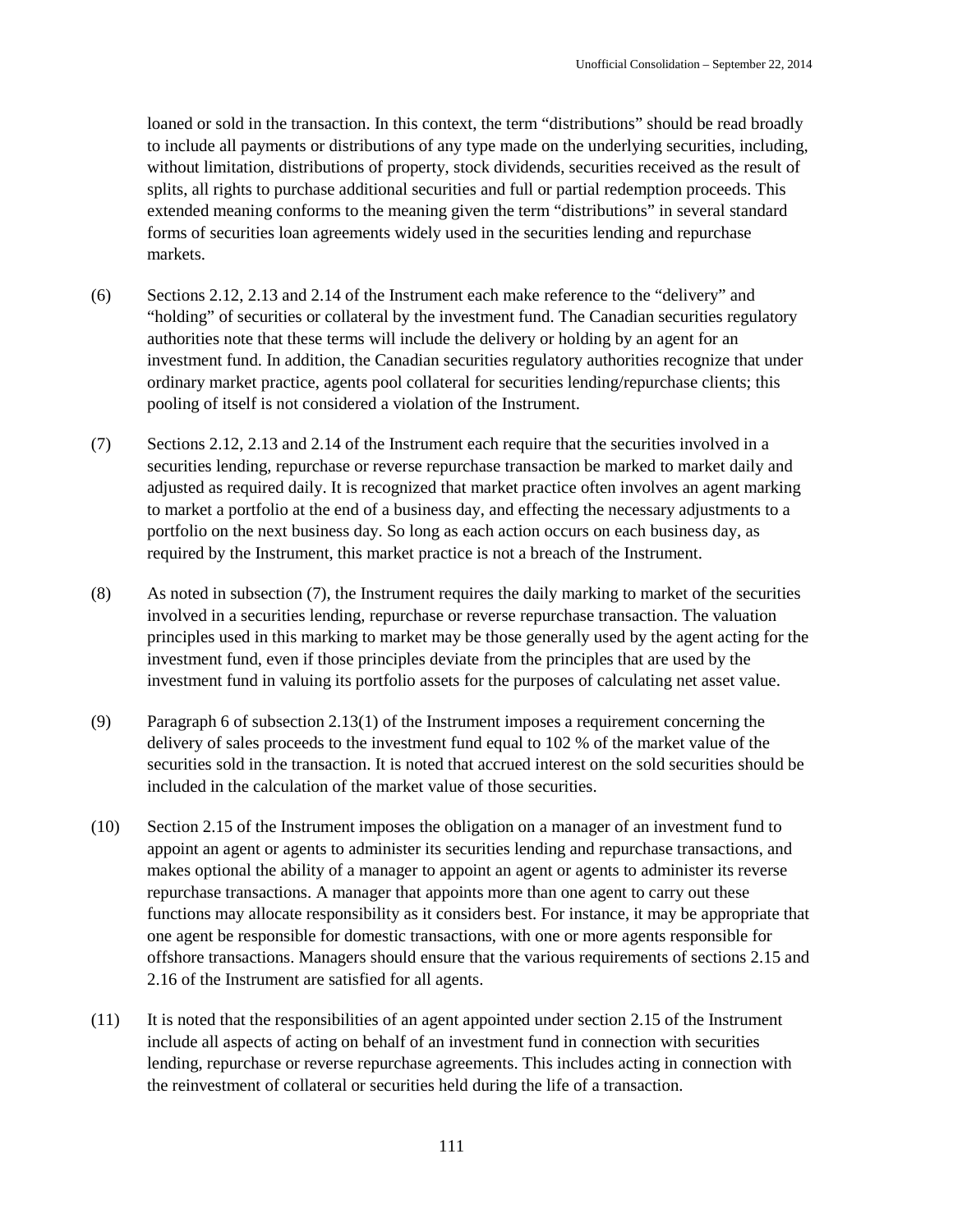loaned or sold in the transaction. In this context, the term "distributions" should be read broadly to include all payments or distributions of any type made on the underlying securities, including, without limitation, distributions of property, stock dividends, securities received as the result of splits, all rights to purchase additional securities and full or partial redemption proceeds. This extended meaning conforms to the meaning given the term "distributions" in several standard forms of securities loan agreements widely used in the securities lending and repurchase markets.

(6) Sections 2.12, 2.13 and 2.14 of the Instrument each make reference to the "delivery" and "holding" of securities or collateral by the investment fund. The Canadian securities regulatory authorities note that these terms will include the delivery or holding by an agent for an investment fund. In addition, the Canadian securities regulatory authorities recognize that under ordinary market practice, agents pool collateral for securities lending/repurchase clients; this pooling of itself is not considered a violation of the Instrument.

(7) Sections 2.12, 2.13 and 2.14 of the Instrument each require that the securities involved in a securities lending, repurchase or reverse repurchase transaction be marked to market daily and adjusted as required daily. It is recognized that market practice often involves an agent marking to market a portfolio at the end of a business day, and effecting the necessary adjustments to a portfolio on the next business day. So long as each action occurs on each business day, as required by the Instrument, this market practice is not a breach of the Instrument.

(8) As noted in subsection (7), the Instrument requires the daily marking to market of the securities involved in a securities lending, repurchase or reverse repurchase transaction. The valuation principles used in this marking to market may be those generally used by the agent acting for the investment fund, even if those principles deviate from the principles that are used by the investment fund in valuing its portfolio assets for the purposes of calculating net asset value.

(9) Paragraph 6 of subsection 2.13(1) of the Instrument imposes a requirement concerning the delivery of sales proceeds to the investment fund equal to 102 % of the market value of the securities sold in the transaction. It is noted that accrued interest on the sold securities should be included in the calculation of the market value of those securities.

(10) Section 2.15 of the Instrument imposes the obligation on a manager of an investment fund to appoint an agent or agents to administer its securities lending and repurchase transactions, and makes optional the ability of a manager to appoint an agent or agents to administer its reverse repurchase transactions. A manager that appoints more than one agent to carry out these functions may allocate responsibility as it considers best. For instance, it may be appropriate that one agent be responsible for domestic transactions, with one or more agents responsible for offshore transactions. Managers should ensure that the various requirements of sections 2.15 and 2.16 of the Instrument are satisfied for all agents.

(11) It is noted that the responsibilities of an agent appointed under section 2.15 of the Instrument include all aspects of acting on behalf of an investment fund in connection with securities lending, repurchase or reverse repurchase agreements. This includes acting in connection with the reinvestment of collateral or securities held during the life of a transaction.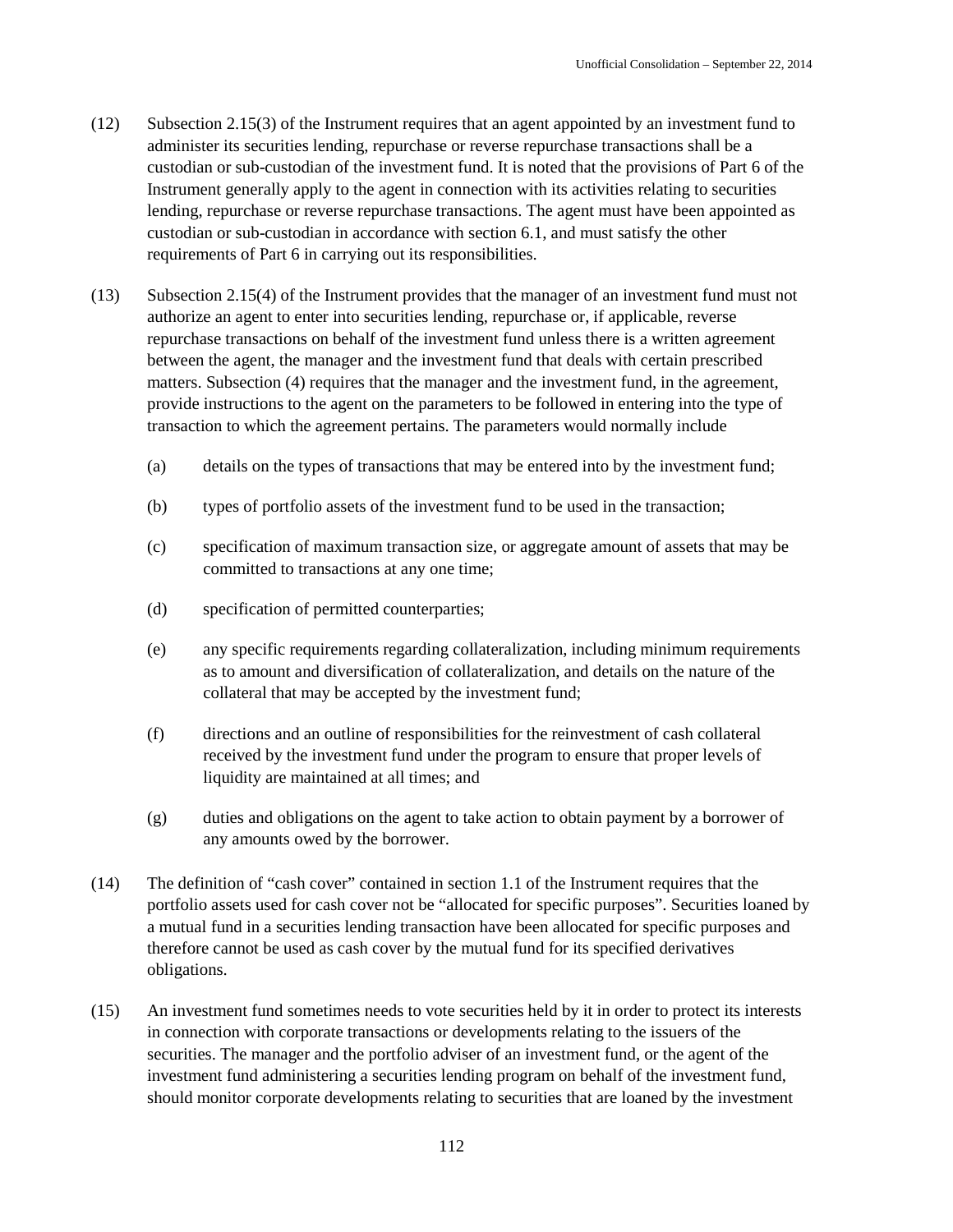(12) Subsection 2.15(3) of the Instrument requires that an agent appointed by an investment fund to administer its securities lending, repurchase or reverse repurchase transactions shall be a custodian or sub-custodian of the investment fund. It is noted that the provisions of Part 6 of the Instrument generally apply to the agent in connection with its activities relating to securities lending, repurchase or reverse repurchase transactions. The agent must have been appointed as custodian or sub-custodian in accordance with section 6.1, and must satisfy the other requirements of Part 6 in carrying out its responsibilities.

(13) Subsection 2.15(4) of the Instrument provides that the manager of an investment fund must not authorize an agent to enter into securities lending, repurchase or, if applicable, reverse repurchase transactions on behalf of the investment fund unless there is a written agreement between the agent, the manager and the investment fund that deals with certain prescribed matters. Subsection (4) requires that the manager and the investment fund, in the agreement, provide instructions to the agent on the parameters to be followed in entering into the type of transaction to which the agreement pertains. The parameters would normally include

(a) details on the types of transactions that may be entered into by the investment fund;

(b) types of portfolio assets of the investment fund to be used in the transaction;

(c) specification of maximum transaction size, or aggregate amount of assets that may be committed to transactions at any one time;

(d) specification of permitted counterparties;

(e) any specific requirements regarding collateralization, including minimum requirements as to amount and diversification of collateralization, and details on the nature of the collateral that may be accepted by the investment fund;

(f) directions and an outline of responsibilities for the reinvestment of cash collateral received by the investment fund under the program to ensure that proper levels of liquidity are maintained at all times; and

(g) duties and obligations on the agent to take action to obtain payment by a borrower of any amounts owed by the borrower.

(14) The definition of "cash cover" contained in section 1.1 of the Instrument requires that the portfolio assets used for cash cover not be "allocated for specific purposes". Securities loaned by a mutual fund in a securities lending transaction have been allocated for specific purposes and therefore cannot be used as cash cover by the mutual fund for its specified derivatives obligations.

(15) An investment fund sometimes needs to vote securities held by it in order to protect its interests in connection with corporate transactions or developments relating to the issuers of the securities. The manager and the portfolio adviser of an investment fund, or the agent of the investment fund administering a securities lending program on behalf of the investment fund, should monitor corporate developments relating to securities that are loaned by the investment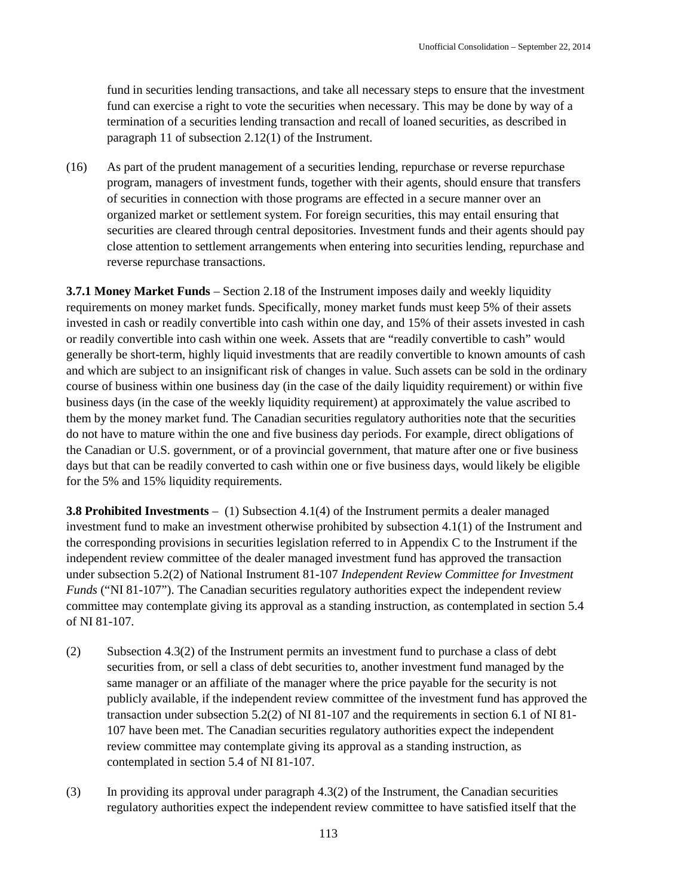fund in securities lending transactions, and take all necessary steps to ensure that the investment fund can exercise a right to vote the securities when necessary. This may be done by way of a termination of a securities lending transaction and recall of loaned securities, as described in paragraph 11 of subsection 2.12(1) of the Instrument.

(16) As part of the prudent management of a securities lending, repurchase or reverse repurchase program, managers of investment funds, together with their agents, should ensure that transfers of securities in connection with those programs are effected in a secure manner over an organized market or settlement system. For foreign securities, this may entail ensuring that securities are cleared through central depositories. Investment funds and their agents should pay close attention to settlement arrangements when entering into securities lending, repurchase and reverse repurchase transactions.

**3.7.1 Money Market Funds** – Section 2.18 of the Instrument imposes daily and weekly liquidity requirements on money market funds. Specifically, money market funds must keep 5% of their assets invested in cash or readily convertible into cash within one day, and 15% of their assets invested in cash or readily convertible into cash within one week. Assets that are "readily convertible to cash" would generally be short-term, highly liquid investments that are readily convertible to known amounts of cash and which are subject to an insignificant risk of changes in value. Such assets can be sold in the ordinary course of business within one business day (in the case of the daily liquidity requirement) or within five business days (in the case of the weekly liquidity requirement) at approximately the value ascribed to them by the money market fund. The Canadian securities regulatory authorities note that the securities do not have to mature within the one and five business day periods. For example, direct obligations of the Canadian or U.S. government, or of a provincial government, that mature after one or five business days but that can be readily converted to cash within one or five business days, would likely be eligible for the 5% and 15% liquidity requirements.

**3.8 Prohibited Investments** – (1) Subsection 4.1(4) of the Instrument permits a dealer managed investment fund to make an investment otherwise prohibited by subsection 4.1(1) of the Instrument and the corresponding provisions in securities legislation referred to in Appendix C to the Instrument if the independent review committee of the dealer managed investment fund has approved the transaction under subsection 5.2(2) of National Instrument 81-107 *Independent Review Committee for Investment Funds* ("NI 81-107"). The Canadian securities regulatory authorities expect the independent review committee may contemplate giving its approval as a standing instruction, as contemplated in section 5.4 of NI 81-107.

(2) Subsection 4.3(2) of the Instrument permits an investment fund to purchase a class of debt securities from, or sell a class of debt securities to, another investment fund managed by the same manager or an affiliate of the manager where the price payable for the security is not publicly available, if the independent review committee of the investment fund has approved the transaction under subsection 5.2(2) of NI 81-107 and the requirements in section 6.1 of NI 81-107 have been met. The Canadian securities regulatory authorities expect the independent review committee may contemplate giving its approval as a standing instruction, as contemplated in section 5.4 of NI 81-107.

(3) In providing its approval under paragraph 4.3(2) of the Instrument, the Canadian securities regulatory authorities expect the independent review committee to have satisfied itself that the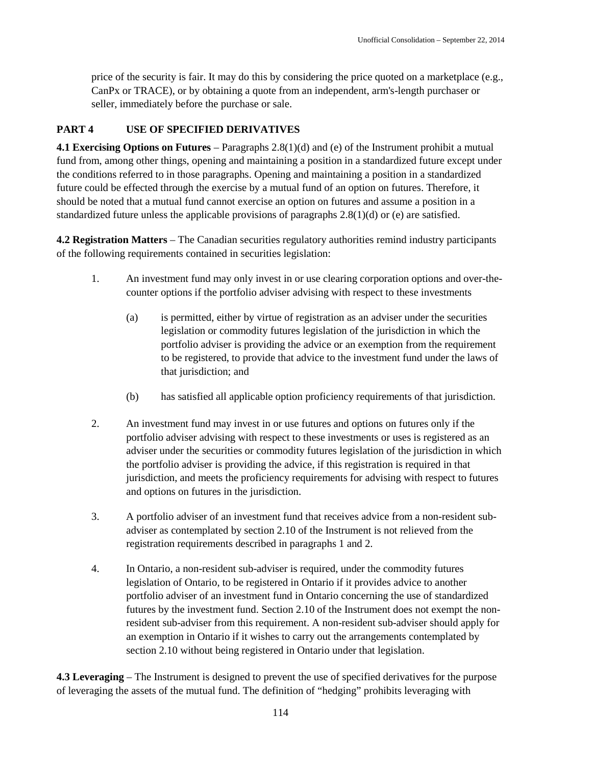price of the security is fair. It may do this by considering the price quoted on a marketplace (e.g., CanPx or TRACE), or by obtaining a quote from an independent, arm's-length purchaser or seller, immediately before the purchase or sale.

## PART 4 USE OF SPECIFIED DERIVATIVES

**4.1 Exercising Options on Futures** – Paragraphs 2.8(1)(d) and (e) of the Instrument prohibit a mutual fund from, among other things, opening and maintaining a position in a standardized future except under the conditions referred to in those paragraphs. Opening and maintaining a position in a standardized future could be effected through the exercise by a mutual fund of an option on futures. Therefore, it should be noted that a mutual fund cannot exercise an option on futures and assume a position in a standardized future unless the applicable provisions of paragraphs 2.8(1)(d) or (e) are satisfied.

**4.2 Registration Matters** – The Canadian securities regulatory authorities remind industry participants of the following requirements contained in securities legislation:

1. An investment fund may only invest in or use clearing corporation options and over-the-counter options if the portfolio adviser advising with respect to these investments

   (a) is permitted, either by virtue of registration as an adviser under the securities legislation or commodity futures legislation of the jurisdiction in which the portfolio adviser is providing the advice or an exemption from the requirement to be registered, to provide that advice to the investment fund under the laws of that jurisdiction; and

   (b) has satisfied all applicable option proficiency requirements of that jurisdiction.

2. An investment fund may invest in or use futures and options on futures only if the portfolio adviser advising with respect to these investments or uses is registered as an adviser under the securities or commodity futures legislation of the jurisdiction in which the portfolio adviser is providing the advice, if this registration is required in that jurisdiction, and meets the proficiency requirements for advising with respect to futures and options on futures in the jurisdiction.

3. A portfolio adviser of an investment fund that receives advice from a non-resident sub-adviser as contemplated by section 2.10 of the Instrument is not relieved from the registration requirements described in paragraphs 1 and 2.

4. In Ontario, a non-resident sub-adviser is required, under the commodity futures legislation of Ontario, to be registered in Ontario if it provides advice to another portfolio adviser of an investment fund in Ontario concerning the use of standardized futures by the investment fund. Section 2.10 of the Instrument does not exempt the non-resident sub-adviser from this requirement. A non-resident sub-adviser should apply for an exemption in Ontario if it wishes to carry out the arrangements contemplated by section 2.10 without being registered in Ontario under that legislation.

**4.3 Leveraging** – The Instrument is designed to prevent the use of specified derivatives for the purpose of leveraging the assets of the mutual fund. The definition of "hedging" prohibits leveraging with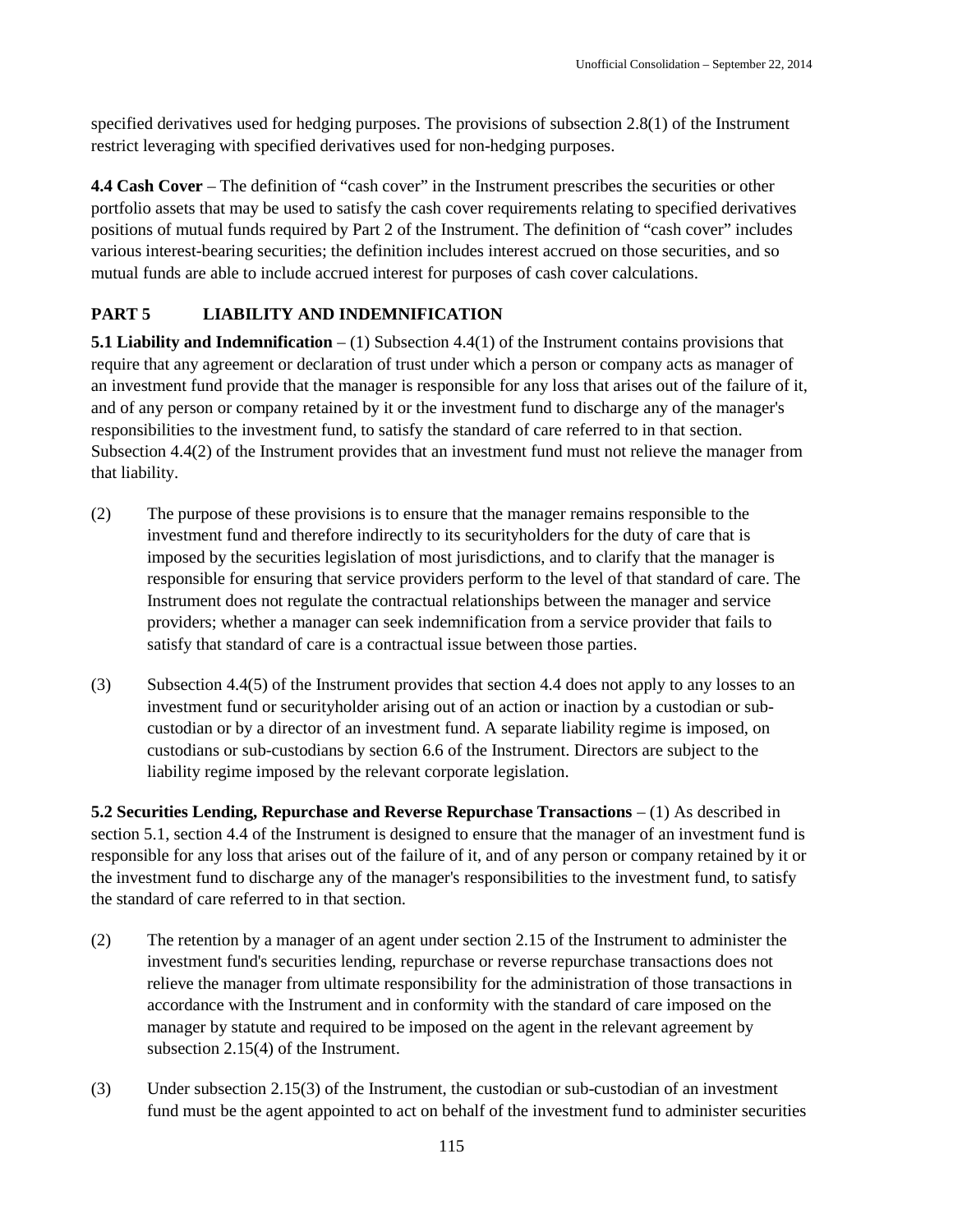specified derivatives used for hedging purposes. The provisions of subsection 2.8(1) of the Instrument restrict leveraging with specified derivatives used for non-hedging purposes.

**4.4 Cash Cover** – The definition of "cash cover" in the Instrument prescribes the securities or other portfolio assets that may be used to satisfy the cash cover requirements relating to specified derivatives positions of mutual funds required by Part 2 of the Instrument. The definition of "cash cover" includes various interest-bearing securities; the definition includes interest accrued on those securities, and so mutual funds are able to include accrued interest for purposes of cash cover calculations.

## PART 5 LIABILITY AND INDEMNIFICATION

**5.1 Liability and Indemnification** – (1) Subsection 4.4(1) of the Instrument contains provisions that require that any agreement or declaration of trust under which a person or company acts as manager of an investment fund provide that the manager is responsible for any loss that arises out of the failure of it, and of any person or company retained by it or the investment fund to discharge any of the manager's responsibilities to the investment fund, to satisfy the standard of care referred to in that section. Subsection 4.4(2) of the Instrument provides that an investment fund must not relieve the manager from that liability.

(2) The purpose of these provisions is to ensure that the manager remains responsible to the investment fund and therefore indirectly to its securityholders for the duty of care that is imposed by the securities legislation of most jurisdictions, and to clarify that the manager is responsible for ensuring that service providers perform to the level of that standard of care. The Instrument does not regulate the contractual relationships between the manager and service providers; whether a manager can seek indemnification from a service provider that fails to satisfy that standard of care is a contractual issue between those parties.

(3) Subsection 4.4(5) of the Instrument provides that section 4.4 does not apply to any losses to an investment fund or securityholder arising out of an action or inaction by a custodian or sub-custodian or by a director of an investment fund. A separate liability regime is imposed, on custodians or sub-custodians by section 6.6 of the Instrument. Directors are subject to the liability regime imposed by the relevant corporate legislation.

**5.2 Securities Lending, Repurchase and Reverse Repurchase Transactions** – (1) As described in section 5.1, section 4.4 of the Instrument is designed to ensure that the manager of an investment fund is responsible for any loss that arises out of the failure of it, and of any person or company retained by it or the investment fund to discharge any of the manager's responsibilities to the investment fund, to satisfy the standard of care referred to in that section.

(2) The retention by a manager of an agent under section 2.15 of the Instrument to administer the investment fund's securities lending, repurchase or reverse repurchase transactions does not relieve the manager from ultimate responsibility for the administration of those transactions in accordance with the Instrument and in conformity with the standard of care imposed on the manager by statute and required to be imposed on the agent in the relevant agreement by subsection 2.15(4) of the Instrument.

(3) Under subsection 2.15(3) of the Instrument, the custodian or sub-custodian of an investment fund must be the agent appointed to act on behalf of the investment fund to administer securities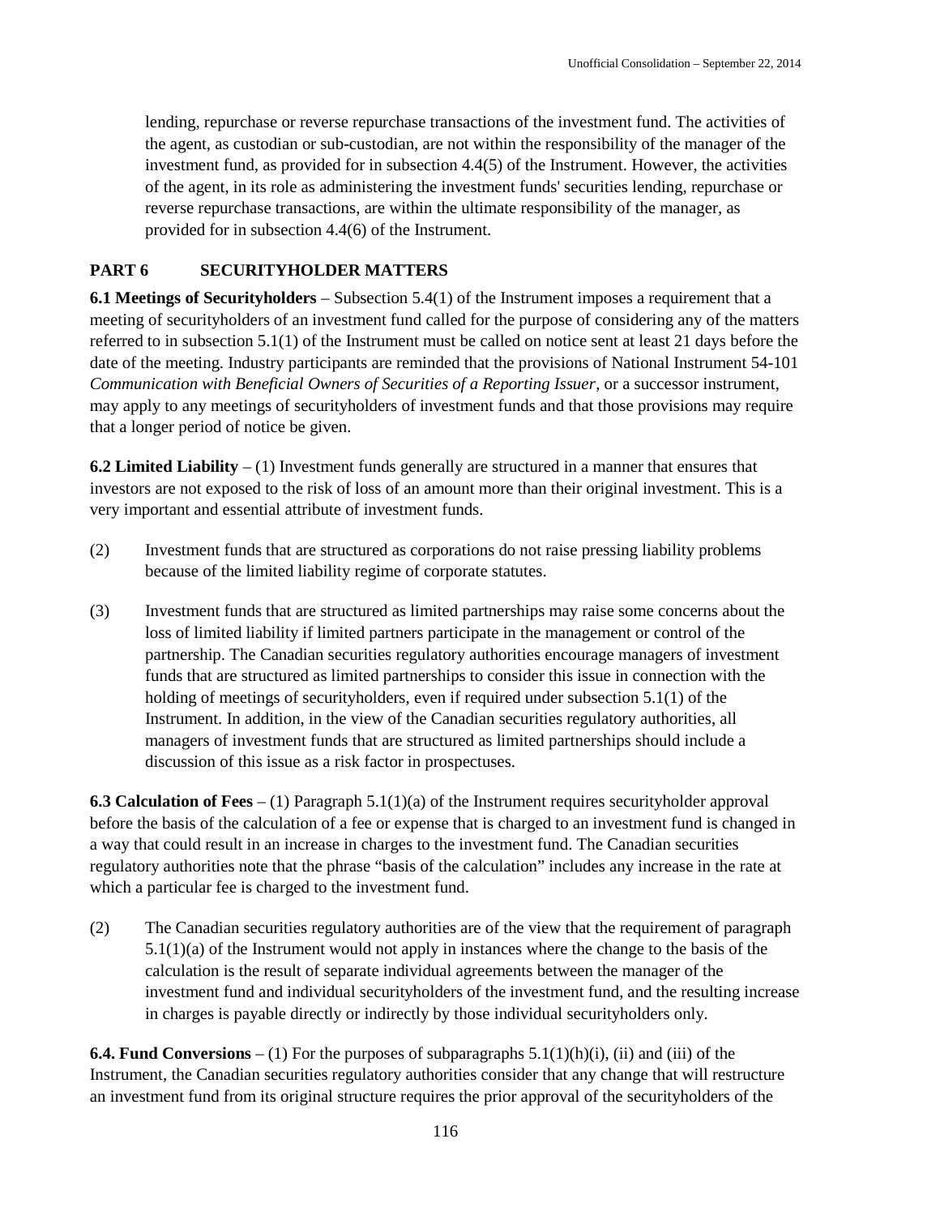lending, repurchase or reverse repurchase transactions of the investment fund. The activities of the agent, as custodian or sub-custodian, are not within the responsibility of the manager of the investment fund, as provided for in subsection 4.4(5) of the Instrument. However, the activities of the agent, in its role as administering the investment funds' securities lending, repurchase or reverse repurchase transactions, are within the ultimate responsibility of the manager, as provided for in subsection 4.4(6) of the Instrument.

## PART 6 SECURITYHOLDER MATTERS

**6.1 Meetings of Securityholders** – Subsection 5.4(1) of the Instrument imposes a requirement that a meeting of securityholders of an investment fund called for the purpose of considering any of the matters referred to in subsection 5.1(1) of the Instrument must be called on notice sent at least 21 days before the date of the meeting. Industry participants are reminded that the provisions of National Instrument 54-101 *Communication with Beneficial Owners of Securities of a Reporting Issuer*, or a successor instrument, may apply to any meetings of securityholders of investment funds and that those provisions may require that a longer period of notice be given.

**6.2 Limited Liability** – (1) Investment funds generally are structured in a manner that ensures that investors are not exposed to the risk of loss of an amount more than their original investment. This is a very important and essential attribute of investment funds.

(2) Investment funds that are structured as corporations do not raise pressing liability problems because of the limited liability regime of corporate statutes.

(3) Investment funds that are structured as limited partnerships may raise some concerns about the loss of limited liability if limited partners participate in the management or control of the partnership. The Canadian securities regulatory authorities encourage managers of investment funds that are structured as limited partnerships to consider this issue in connection with the holding of meetings of securityholders, even if required under subsection 5.1(1) of the Instrument. In addition, in the view of the Canadian securities regulatory authorities, all managers of investment funds that are structured as limited partnerships should include a discussion of this issue as a risk factor in prospectuses.

**6.3 Calculation of Fees** – (1) Paragraph 5.1(1)(a) of the Instrument requires securityholder approval before the basis of the calculation of a fee or expense that is charged to an investment fund is changed in a way that could result in an increase in charges to the investment fund. The Canadian securities regulatory authorities note that the phrase "basis of the calculation" includes any increase in the rate at which a particular fee is charged to the investment fund.

(2) The Canadian securities regulatory authorities are of the view that the requirement of paragraph 5.1(1)(a) of the Instrument would not apply in instances where the change to the basis of the calculation is the result of separate individual agreements between the manager of the investment fund and individual securityholders of the investment fund, and the resulting increase in charges is payable directly or indirectly by those individual securityholders only.

**6.4. Fund Conversions** – (1) For the purposes of subparagraphs 5.1(1)(h)(i), (ii) and (iii) of the Instrument, the Canadian securities regulatory authorities consider that any change that will restructure an investment fund from its original structure requires the prior approval of the securityholders of the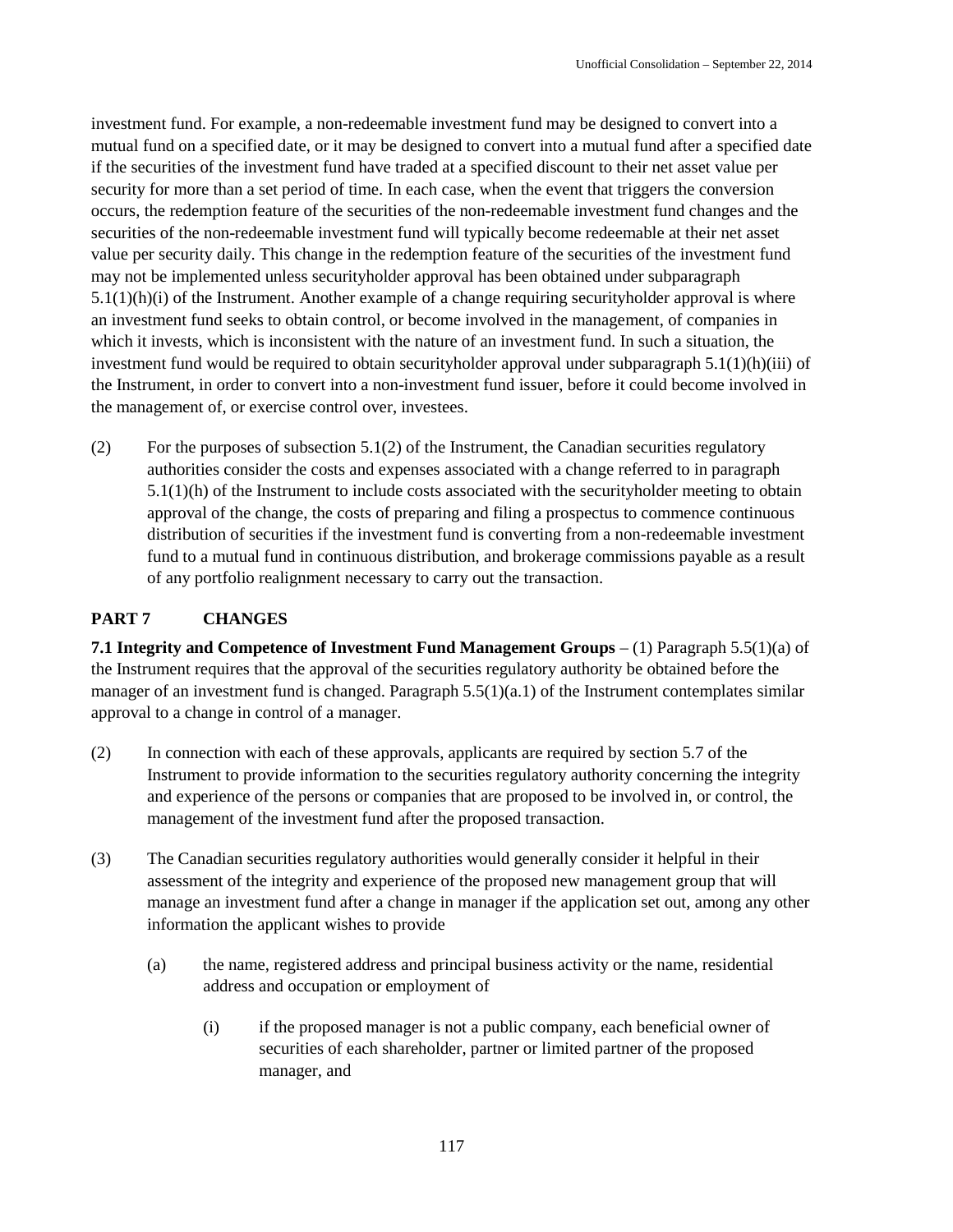investment fund. For example, a non-redeemable investment fund may be designed to convert into a mutual fund on a specified date, or it may be designed to convert into a mutual fund after a specified date if the securities of the investment fund have traded at a specified discount to their net asset value per security for more than a set period of time. In each case, when the event that triggers the conversion occurs, the redemption feature of the securities of the non-redeemable investment fund changes and the securities of the non-redeemable investment fund will typically become redeemable at their net asset value per security daily. This change in the redemption feature of the securities of the investment fund may not be implemented unless securityholder approval has been obtained under subparagraph 5.1(1)(h)(i) of the Instrument. Another example of a change requiring securityholder approval is where an investment fund seeks to obtain control, or become involved in the management, of companies in which it invests, which is inconsistent with the nature of an investment fund. In such a situation, the investment fund would be required to obtain securityholder approval under subparagraph 5.1(1)(h)(iii) of the Instrument, in order to convert into a non-investment fund issuer, before it could become involved in the management of, or exercise control over, investees.

(2) For the purposes of subsection 5.1(2) of the Instrument, the Canadian securities regulatory authorities consider the costs and expenses associated with a change referred to in paragraph 5.1(1)(h) of the Instrument to include costs associated with the securityholder meeting to obtain approval of the change, the costs of preparing and filing a prospectus to commence continuous distribution of securities if the investment fund is converting from a non-redeemable investment fund to a mutual fund in continuous distribution, and brokerage commissions payable as a result of any portfolio realignment necessary to carry out the transaction.

## PART 7 CHANGES

**7.1 Integrity and Competence of Investment Fund Management Groups** – (1) Paragraph 5.5(1)(a) of the Instrument requires that the approval of the securities regulatory authority be obtained before the manager of an investment fund is changed. Paragraph 5.5(1)(a.1) of the Instrument contemplates similar approval to a change in control of a manager.

(2) In connection with each of these approvals, applicants are required by section 5.7 of the Instrument to provide information to the securities regulatory authority concerning the integrity and experience of the persons or companies that are proposed to be involved in, or control, the management of the investment fund after the proposed transaction.

(3) The Canadian securities regulatory authorities would generally consider it helpful in their assessment of the integrity and experience of the proposed new management group that will manage an investment fund after a change in manager if the application set out, among any other information the applicant wishes to provide

(a) the name, registered address and principal business activity or the name, residential address and occupation or employment of

(i) if the proposed manager is not a public company, each beneficial owner of securities of each shareholder, partner or limited partner of the proposed manager, and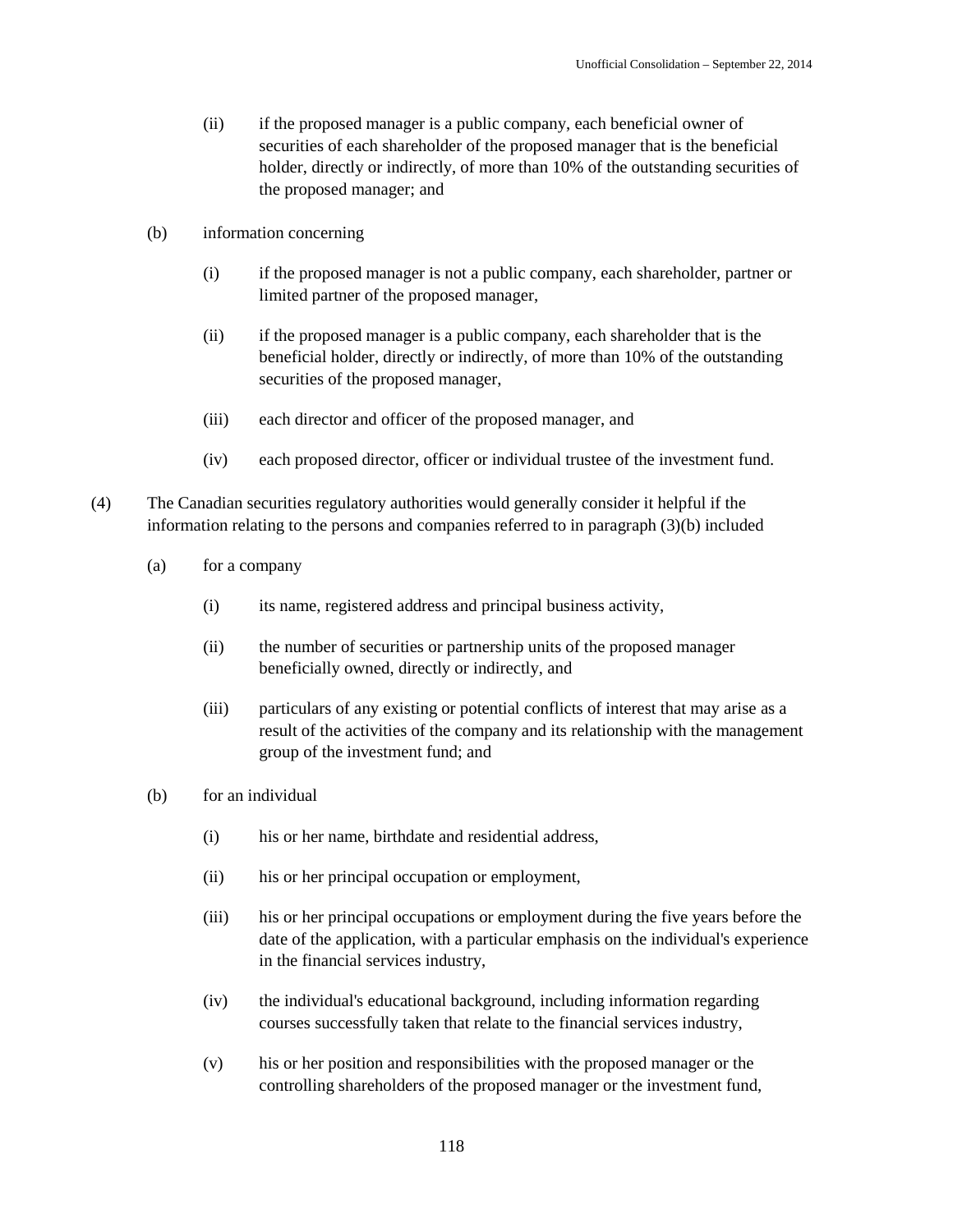(ii) if the proposed manager is a public company, each beneficial owner of securities of each shareholder of the proposed manager that is the beneficial holder, directly or indirectly, of more than 10% of the outstanding securities of the proposed manager; and

(b) information concerning

(i) if the proposed manager is not a public company, each shareholder, partner or limited partner of the proposed manager,

(ii) if the proposed manager is a public company, each shareholder that is the beneficial holder, directly or indirectly, of more than 10% of the outstanding securities of the proposed manager,

(iii) each director and officer of the proposed manager, and

(iv) each proposed director, officer or individual trustee of the investment fund.

(4) The Canadian securities regulatory authorities would generally consider it helpful if the information relating to the persons and companies referred to in paragraph (3)(b) included

(a) for a company

(i) its name, registered address and principal business activity,

(ii) the number of securities or partnership units of the proposed manager beneficially owned, directly or indirectly, and

(iii) particulars of any existing or potential conflicts of interest that may arise as a result of the activities of the company and its relationship with the management group of the investment fund; and

(b) for an individual

(i) his or her name, birthdate and residential address,

(ii) his or her principal occupation or employment,

(iii) his or her principal occupations or employment during the five years before the date of the application, with a particular emphasis on the individual's experience in the financial services industry,

(iv) the individual's educational background, including information regarding courses successfully taken that relate to the financial services industry,

(v) his or her position and responsibilities with the proposed manager or the controlling shareholders of the proposed manager or the investment fund,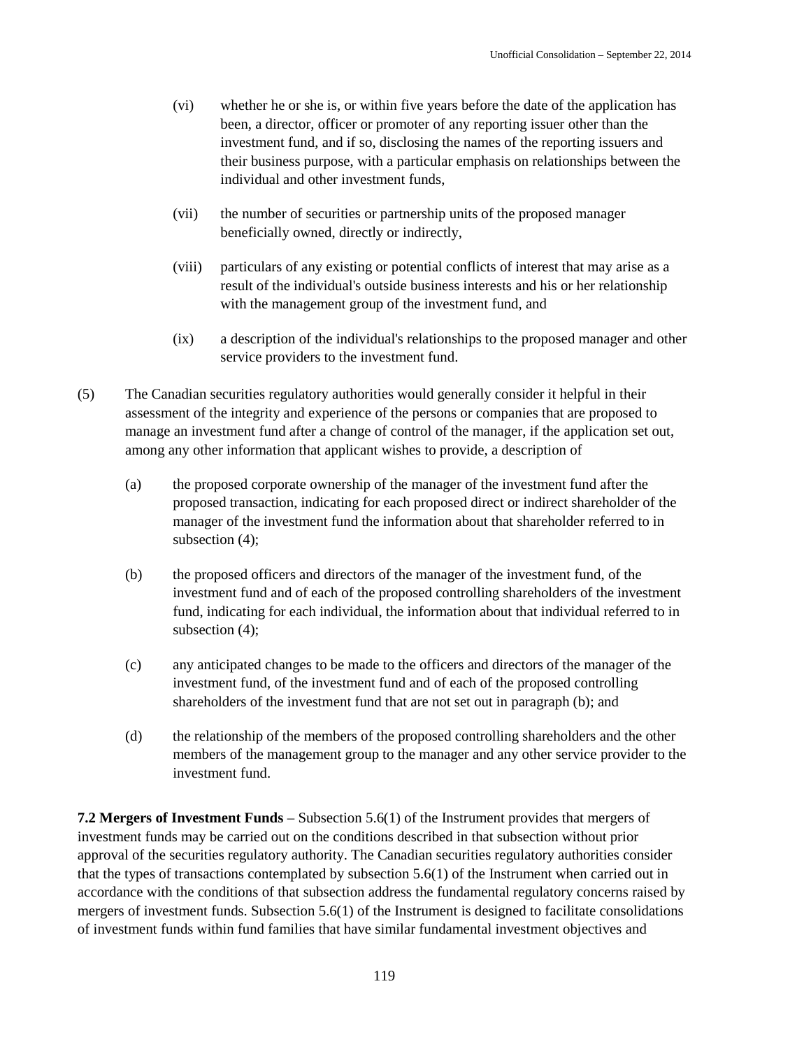(vi) whether he or she is, or within five years before the date of the application has been, a director, officer or promoter of any reporting issuer other than the investment fund, and if so, disclosing the names of the reporting issuers and their business purpose, with a particular emphasis on relationships between the individual and other investment funds,

(vii) the number of securities or partnership units of the proposed manager beneficially owned, directly or indirectly,

(viii) particulars of any existing or potential conflicts of interest that may arise as a result of the individual's outside business interests and his or her relationship with the management group of the investment fund, and

(ix) a description of the individual's relationships to the proposed manager and other service providers to the investment fund.

(5) The Canadian securities regulatory authorities would generally consider it helpful in their assessment of the integrity and experience of the persons or companies that are proposed to manage an investment fund after a change of control of the manager, if the application set out, among any other information that applicant wishes to provide, a description of

(a) the proposed corporate ownership of the manager of the investment fund after the proposed transaction, indicating for each proposed direct or indirect shareholder of the manager of the investment fund the information about that shareholder referred to in subsection (4);

(b) the proposed officers and directors of the manager of the investment fund, of the investment fund and of each of the proposed controlling shareholders of the investment fund, indicating for each individual, the information about that individual referred to in subsection (4);

(c) any anticipated changes to be made to the officers and directors of the manager of the investment fund, of the investment fund and of each of the proposed controlling shareholders of the investment fund that are not set out in paragraph (b); and

(d) the relationship of the members of the proposed controlling shareholders and the other members of the management group to the manager and any other service provider to the investment fund.

**7.2 Mergers of Investment Funds** – Subsection 5.6(1) of the Instrument provides that mergers of investment funds may be carried out on the conditions described in that subsection without prior approval of the securities regulatory authority. The Canadian securities regulatory authorities consider that the types of transactions contemplated by subsection 5.6(1) of the Instrument when carried out in accordance with the conditions of that subsection address the fundamental regulatory concerns raised by mergers of investment funds. Subsection 5.6(1) of the Instrument is designed to facilitate consolidations of investment funds within fund families that have similar fundamental investment objectives and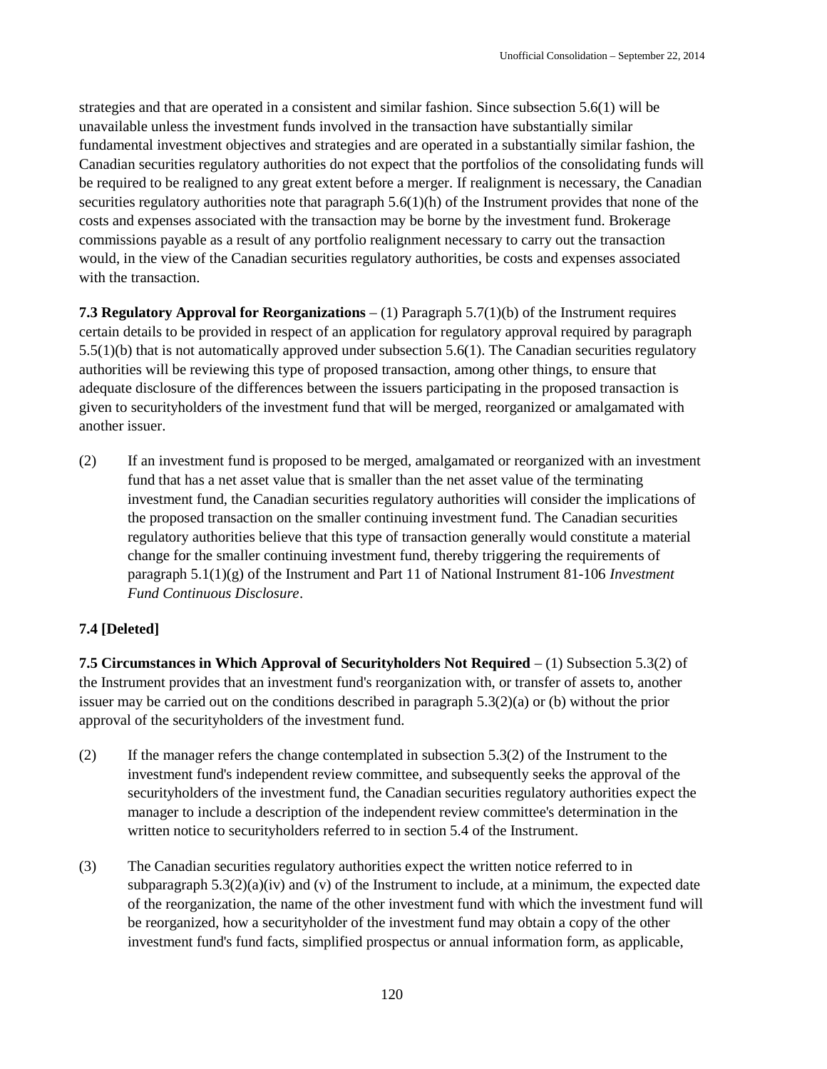strategies and that are operated in a consistent and similar fashion. Since subsection 5.6(1) will be unavailable unless the investment funds involved in the transaction have substantially similar fundamental investment objectives and strategies and are operated in a substantially similar fashion, the Canadian securities regulatory authorities do not expect that the portfolios of the consolidating funds will be required to be realigned to any great extent before a merger. If realignment is necessary, the Canadian securities regulatory authorities note that paragraph 5.6(1)(h) of the Instrument provides that none of the costs and expenses associated with the transaction may be borne by the investment fund. Brokerage commissions payable as a result of any portfolio realignment necessary to carry out the transaction would, in the view of the Canadian securities regulatory authorities, be costs and expenses associated with the transaction.

**7.3 Regulatory Approval for Reorganizations** – (1) Paragraph 5.7(1)(b) of the Instrument requires certain details to be provided in respect of an application for regulatory approval required by paragraph 5.5(1)(b) that is not automatically approved under subsection 5.6(1). The Canadian securities regulatory authorities will be reviewing this type of proposed transaction, among other things, to ensure that adequate disclosure of the differences between the issuers participating in the proposed transaction is given to securityholders of the investment fund that will be merged, reorganized or amalgamated with another issuer.

(2) If an investment fund is proposed to be merged, amalgamated or reorganized with an investment fund that has a net asset value that is smaller than the net asset value of the terminating investment fund, the Canadian securities regulatory authorities will consider the implications of the proposed transaction on the smaller continuing investment fund. The Canadian securities regulatory authorities believe that this type of transaction generally would constitute a material change for the smaller continuing investment fund, thereby triggering the requirements of paragraph 5.1(1)(g) of the Instrument and Part 11 of National Instrument 81-106 *Investment Fund Continuous Disclosure*.

**7.4 [Deleted]**

**7.5 Circumstances in Which Approval of Securityholders Not Required** – (1) Subsection 5.3(2) of the Instrument provides that an investment fund's reorganization with, or transfer of assets to, another issuer may be carried out on the conditions described in paragraph 5.3(2)(a) or (b) without the prior approval of the securityholders of the investment fund.

(2) If the manager refers the change contemplated in subsection 5.3(2) of the Instrument to the investment fund's independent review committee, and subsequently seeks the approval of the securityholders of the investment fund, the Canadian securities regulatory authorities expect the manager to include a description of the independent review committee's determination in the written notice to securityholders referred to in section 5.4 of the Instrument.

(3) The Canadian securities regulatory authorities expect the written notice referred to in subparagraph 5.3(2)(a)(iv) and (v) of the Instrument to include, at a minimum, the expected date of the reorganization, the name of the other investment fund with which the investment fund will be reorganized, how a securityholder of the investment fund may obtain a copy of the other investment fund's fund facts, simplified prospectus or annual information form, as applicable,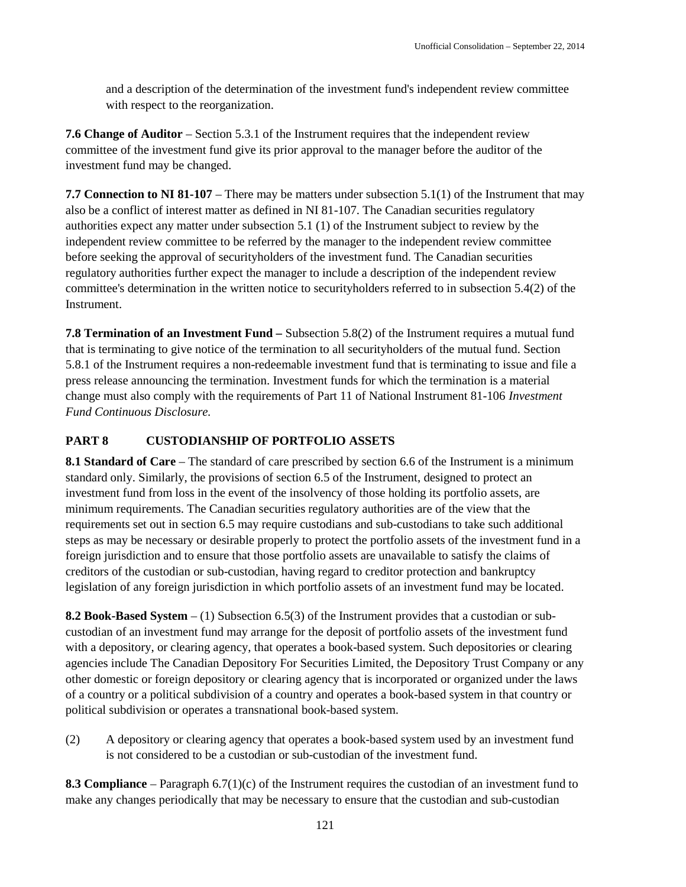and a description of the determination of the investment fund's independent review committee with respect to the reorganization.

**7.6 Change of Auditor** – Section 5.3.1 of the Instrument requires that the independent review committee of the investment fund give its prior approval to the manager before the auditor of the investment fund may be changed.

**7.7 Connection to NI 81-107** – There may be matters under subsection 5.1(1) of the Instrument that may also be a conflict of interest matter as defined in NI 81-107. The Canadian securities regulatory authorities expect any matter under subsection 5.1 (1) of the Instrument subject to review by the independent review committee to be referred by the manager to the independent review committee before seeking the approval of securityholders of the investment fund. The Canadian securities regulatory authorities further expect the manager to include a description of the independent review committee's determination in the written notice to securityholders referred to in subsection 5.4(2) of the Instrument.

**7.8 Termination of an Investment Fund –** Subsection 5.8(2) of the Instrument requires a mutual fund that is terminating to give notice of the termination to all securityholders of the mutual fund. Section 5.8.1 of the Instrument requires a non-redeemable investment fund that is terminating to issue and file a press release announcing the termination. Investment funds for which the termination is a material change must also comply with the requirements of Part 11 of National Instrument 81-106 *Investment Fund Continuous Disclosure.*

## PART 8 CUSTODIANSHIP OF PORTFOLIO ASSETS

**8.1 Standard of Care** – The standard of care prescribed by section 6.6 of the Instrument is a minimum standard only. Similarly, the provisions of section 6.5 of the Instrument, designed to protect an investment fund from loss in the event of the insolvency of those holding its portfolio assets, are minimum requirements. The Canadian securities regulatory authorities are of the view that the requirements set out in section 6.5 may require custodians and sub-custodians to take such additional steps as may be necessary or desirable properly to protect the portfolio assets of the investment fund in a foreign jurisdiction and to ensure that those portfolio assets are unavailable to satisfy the claims of creditors of the custodian or sub-custodian, having regard to creditor protection and bankruptcy legislation of any foreign jurisdiction in which portfolio assets of an investment fund may be located.

**8.2 Book-Based System** – (1) Subsection 6.5(3) of the Instrument provides that a custodian or sub-custodian of an investment fund may arrange for the deposit of portfolio assets of the investment fund with a depository, or clearing agency, that operates a book-based system. Such depositories or clearing agencies include The Canadian Depository For Securities Limited, the Depository Trust Company or any other domestic or foreign depository or clearing agency that is incorporated or organized under the laws of a country or a political subdivision of a country and operates a book-based system in that country or political subdivision or operates a transnational book-based system.

(2) A depository or clearing agency that operates a book-based system used by an investment fund is not considered to be a custodian or sub-custodian of the investment fund.

**8.3 Compliance** – Paragraph 6.7(1)(c) of the Instrument requires the custodian of an investment fund to make any changes periodically that may be necessary to ensure that the custodian and sub-custodian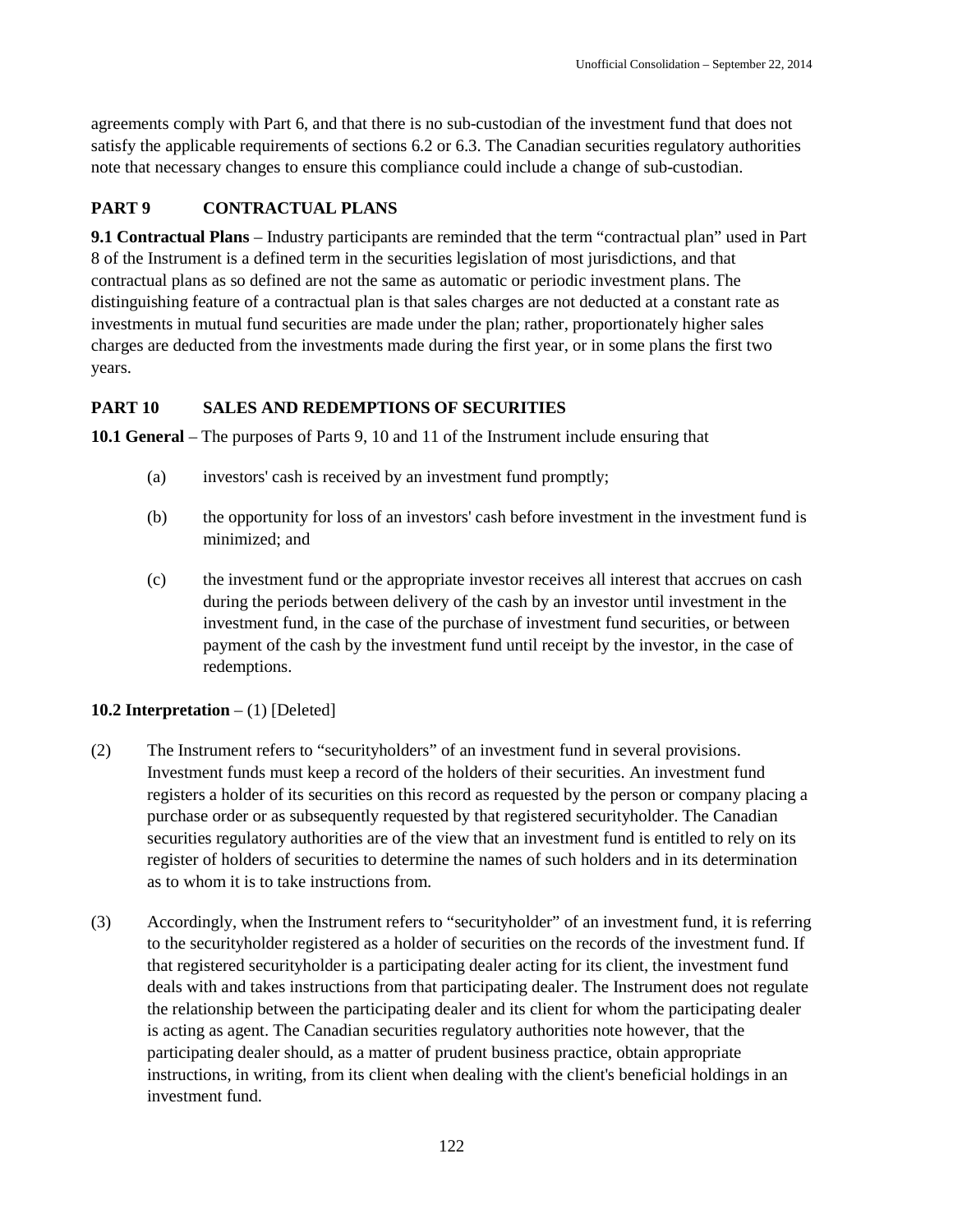agreements comply with Part 6, and that there is no sub-custodian of the investment fund that does not satisfy the applicable requirements of sections 6.2 or 6.3. The Canadian securities regulatory authorities note that necessary changes to ensure this compliance could include a change of sub-custodian.

## PART 9 CONTRACTUAL PLANS

**9.1 Contractual Plans** – Industry participants are reminded that the term "contractual plan" used in Part 8 of the Instrument is a defined term in the securities legislation of most jurisdictions, and that contractual plans as so defined are not the same as automatic or periodic investment plans. The distinguishing feature of a contractual plan is that sales charges are not deducted at a constant rate as investments in mutual fund securities are made under the plan; rather, proportionately higher sales charges are deducted from the investments made during the first year, or in some plans the first two years.

## PART 10 SALES AND REDEMPTIONS OF SECURITIES

**10.1 General** – The purposes of Parts 9, 10 and 11 of the Instrument include ensuring that

(a) investors' cash is received by an investment fund promptly;

(b) the opportunity for loss of an investors' cash before investment in the investment fund is minimized; and

(c) the investment fund or the appropriate investor receives all interest that accrues on cash during the periods between delivery of the cash by an investor until investment in the investment fund, in the case of the purchase of investment fund securities, or between payment of the cash by the investment fund until receipt by the investor, in the case of redemptions.

**10.2 Interpretation** – (1) [Deleted]

(2) The Instrument refers to "securityholders" of an investment fund in several provisions. Investment funds must keep a record of the holders of their securities. An investment fund registers a holder of its securities on this record as requested by the person or company placing a purchase order or as subsequently requested by that registered securityholder. The Canadian securities regulatory authorities are of the view that an investment fund is entitled to rely on its register of holders of securities to determine the names of such holders and in its determination as to whom it is to take instructions from.

(3) Accordingly, when the Instrument refers to "securityholder" of an investment fund, it is referring to the securityholder registered as a holder of securities on the records of the investment fund. If that registered securityholder is a participating dealer acting for its client, the investment fund deals with and takes instructions from that participating dealer. The Instrument does not regulate the relationship between the participating dealer and its client for whom the participating dealer is acting as agent. The Canadian securities regulatory authorities note however, that the participating dealer should, as a matter of prudent business practice, obtain appropriate instructions, in writing, from its client when dealing with the client's beneficial holdings in an investment fund.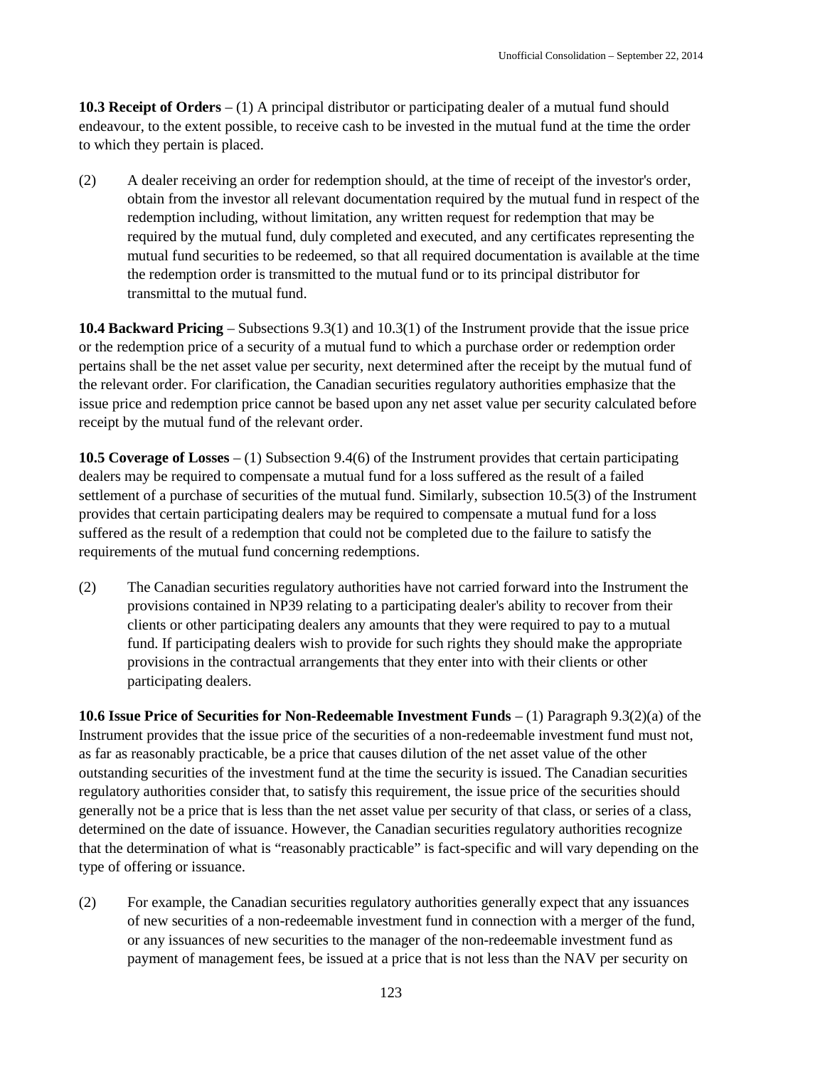**10.3 Receipt of Orders** – (1) A principal distributor or participating dealer of a mutual fund should endeavour, to the extent possible, to receive cash to be invested in the mutual fund at the time the order to which they pertain is placed.

(2) A dealer receiving an order for redemption should, at the time of receipt of the investor's order, obtain from the investor all relevant documentation required by the mutual fund in respect of the redemption including, without limitation, any written request for redemption that may be required by the mutual fund, duly completed and executed, and any certificates representing the mutual fund securities to be redeemed, so that all required documentation is available at the time the redemption order is transmitted to the mutual fund or to its principal distributor for transmittal to the mutual fund.

**10.4 Backward Pricing** – Subsections 9.3(1) and 10.3(1) of the Instrument provide that the issue price or the redemption price of a security of a mutual fund to which a purchase order or redemption order pertains shall be the net asset value per security, next determined after the receipt by the mutual fund of the relevant order. For clarification, the Canadian securities regulatory authorities emphasize that the issue price and redemption price cannot be based upon any net asset value per security calculated before receipt by the mutual fund of the relevant order.

**10.5 Coverage of Losses** – (1) Subsection 9.4(6) of the Instrument provides that certain participating dealers may be required to compensate a mutual fund for a loss suffered as the result of a failed settlement of a purchase of securities of the mutual fund. Similarly, subsection 10.5(3) of the Instrument provides that certain participating dealers may be required to compensate a mutual fund for a loss suffered as the result of a redemption that could not be completed due to the failure to satisfy the requirements of the mutual fund concerning redemptions.

(2) The Canadian securities regulatory authorities have not carried forward into the Instrument the provisions contained in NP39 relating to a participating dealer's ability to recover from their clients or other participating dealers any amounts that they were required to pay to a mutual fund. If participating dealers wish to provide for such rights they should make the appropriate provisions in the contractual arrangements that they enter into with their clients or other participating dealers.

**10.6 Issue Price of Securities for Non-Redeemable Investment Funds** – (1) Paragraph 9.3(2)(a) of the Instrument provides that the issue price of the securities of a non-redeemable investment fund must not, as far as reasonably practicable, be a price that causes dilution of the net asset value of the other outstanding securities of the investment fund at the time the security is issued. The Canadian securities regulatory authorities consider that, to satisfy this requirement, the issue price of the securities should generally not be a price that is less than the net asset value per security of that class, or series of a class, determined on the date of issuance. However, the Canadian securities regulatory authorities recognize that the determination of what is "reasonably practicable" is fact-specific and will vary depending on the type of offering or issuance.

(2) For example, the Canadian securities regulatory authorities generally expect that any issuances of new securities of a non-redeemable investment fund in connection with a merger of the fund, or any issuances of new securities to the manager of the non-redeemable investment fund as payment of management fees, be issued at a price that is not less than the NAV per security on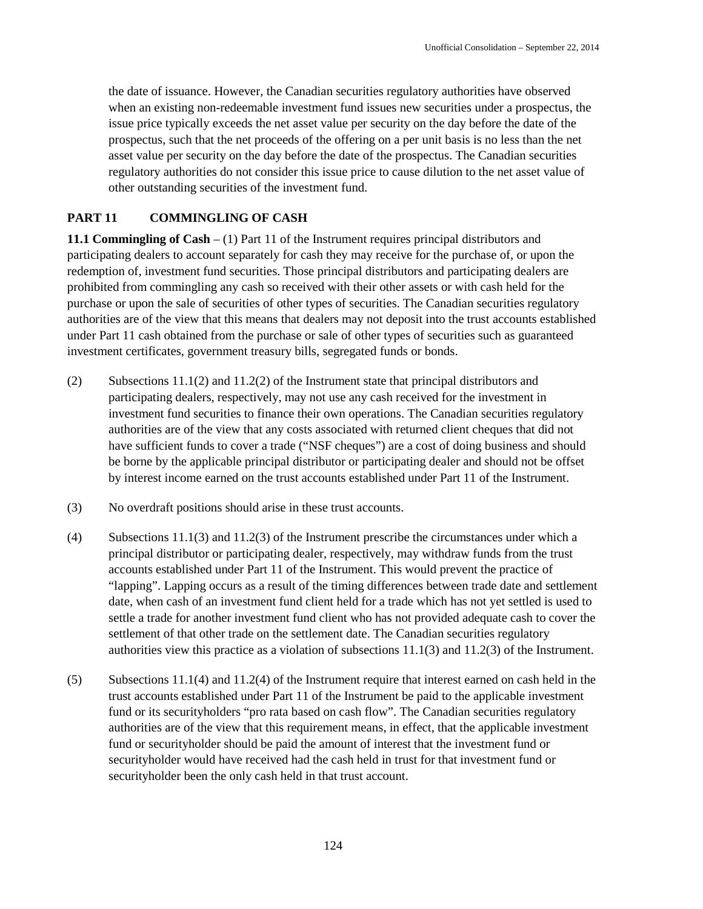the date of issuance. However, the Canadian securities regulatory authorities have observed when an existing non-redeemable investment fund issues new securities under a prospectus, the issue price typically exceeds the net asset value per security on the day before the date of the prospectus, such that the net proceeds of the offering on a per unit basis is no less than the net asset value per security on the day before the date of the prospectus. The Canadian securities regulatory authorities do not consider this issue price to cause dilution to the net asset value of other outstanding securities of the investment fund.

## PART 11 COMMINGLING OF CASH

**11.1 Commingling of Cash** – (1) Part 11 of the Instrument requires principal distributors and participating dealers to account separately for cash they may receive for the purchase of, or upon the redemption of, investment fund securities. Those principal distributors and participating dealers are prohibited from commingling any cash so received with their other assets or with cash held for the purchase or upon the sale of securities of other types of securities. The Canadian securities regulatory authorities are of the view that this means that dealers may not deposit into the trust accounts established under Part 11 cash obtained from the purchase or sale of other types of securities such as guaranteed investment certificates, government treasury bills, segregated funds or bonds.

(2) Subsections 11.1(2) and 11.2(2) of the Instrument state that principal distributors and participating dealers, respectively, may not use any cash received for the investment in investment fund securities to finance their own operations. The Canadian securities regulatory authorities are of the view that any costs associated with returned client cheques that did not have sufficient funds to cover a trade ("NSF cheques") are a cost of doing business and should be borne by the applicable principal distributor or participating dealer and should not be offset by interest income earned on the trust accounts established under Part 11 of the Instrument.

(3) No overdraft positions should arise in these trust accounts.

(4) Subsections 11.1(3) and 11.2(3) of the Instrument prescribe the circumstances under which a principal distributor or participating dealer, respectively, may withdraw funds from the trust accounts established under Part 11 of the Instrument. This would prevent the practice of "lapping". Lapping occurs as a result of the timing differences between trade date and settlement date, when cash of an investment fund client held for a trade which has not yet settled is used to settle a trade for another investment fund client who has not provided adequate cash to cover the settlement of that other trade on the settlement date. The Canadian securities regulatory authorities view this practice as a violation of subsections 11.1(3) and 11.2(3) of the Instrument.

(5) Subsections 11.1(4) and 11.2(4) of the Instrument require that interest earned on cash held in the trust accounts established under Part 11 of the Instrument be paid to the applicable investment fund or its securityholders "pro rata based on cash flow". The Canadian securities regulatory authorities are of the view that this requirement means, in effect, that the applicable investment fund or securityholder should be paid the amount of interest that the investment fund or securityholder would have received had the cash held in trust for that investment fund or securityholder been the only cash held in that trust account.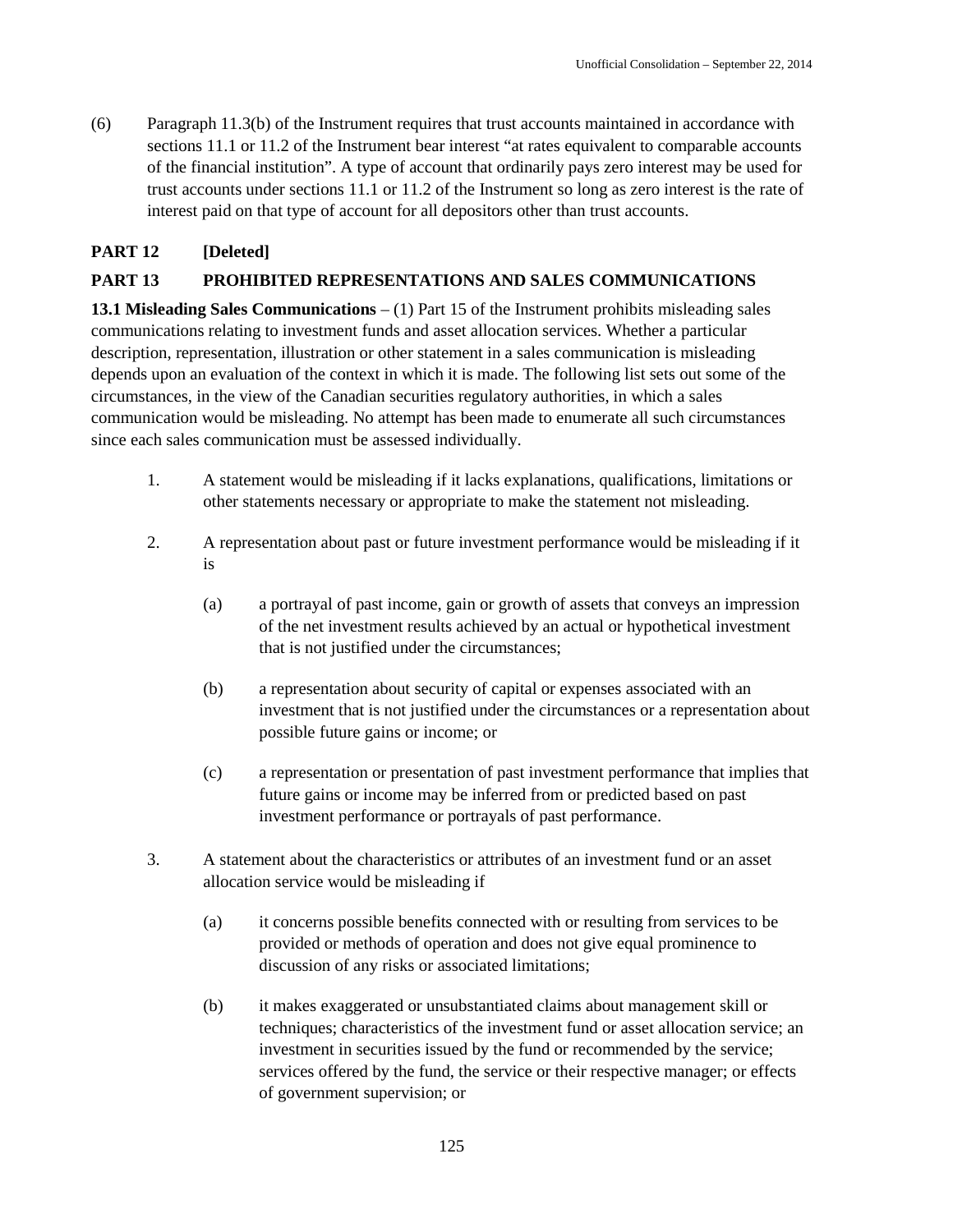(6) Paragraph 11.3(b) of the Instrument requires that trust accounts maintained in accordance with sections 11.1 or 11.2 of the Instrument bear interest "at rates equivalent to comparable accounts of the financial institution". A type of account that ordinarily pays zero interest may be used for trust accounts under sections 11.1 or 11.2 of the Instrument so long as zero interest is the rate of interest paid on that type of account for all depositors other than trust accounts.

## PART 12 [Deleted]

## PART 13 PROHIBITED REPRESENTATIONS AND SALES COMMUNICATIONS

**13.1 Misleading Sales Communications** – (1) Part 15 of the Instrument prohibits misleading sales communications relating to investment funds and asset allocation services. Whether a particular description, representation, illustration or other statement in a sales communication is misleading depends upon an evaluation of the context in which it is made. The following list sets out some of the circumstances, in the view of the Canadian securities regulatory authorities, in which a sales communication would be misleading. No attempt has been made to enumerate all such circumstances since each sales communication must be assessed individually.

1. A statement would be misleading if it lacks explanations, qualifications, limitations or other statements necessary or appropriate to make the statement not misleading.

2. A representation about past or future investment performance would be misleading if it is

   (a) a portrayal of past income, gain or growth of assets that conveys an impression of the net investment results achieved by an actual or hypothetical investment that is not justified under the circumstances;

   (b) a representation about security of capital or expenses associated with an investment that is not justified under the circumstances or a representation about possible future gains or income; or

   (c) a representation or presentation of past investment performance that implies that future gains or income may be inferred from or predicted based on past investment performance or portrayals of past performance.

3. A statement about the characteristics or attributes of an investment fund or an asset allocation service would be misleading if

   (a) it concerns possible benefits connected with or resulting from services to be provided or methods of operation and does not give equal prominence to discussion of any risks or associated limitations;

   (b) it makes exaggerated or unsubstantiated claims about management skill or techniques; characteristics of the investment fund or asset allocation service; an investment in securities issued by the fund or recommended by the service; services offered by the fund, the service or their respective manager; or effects of government supervision; or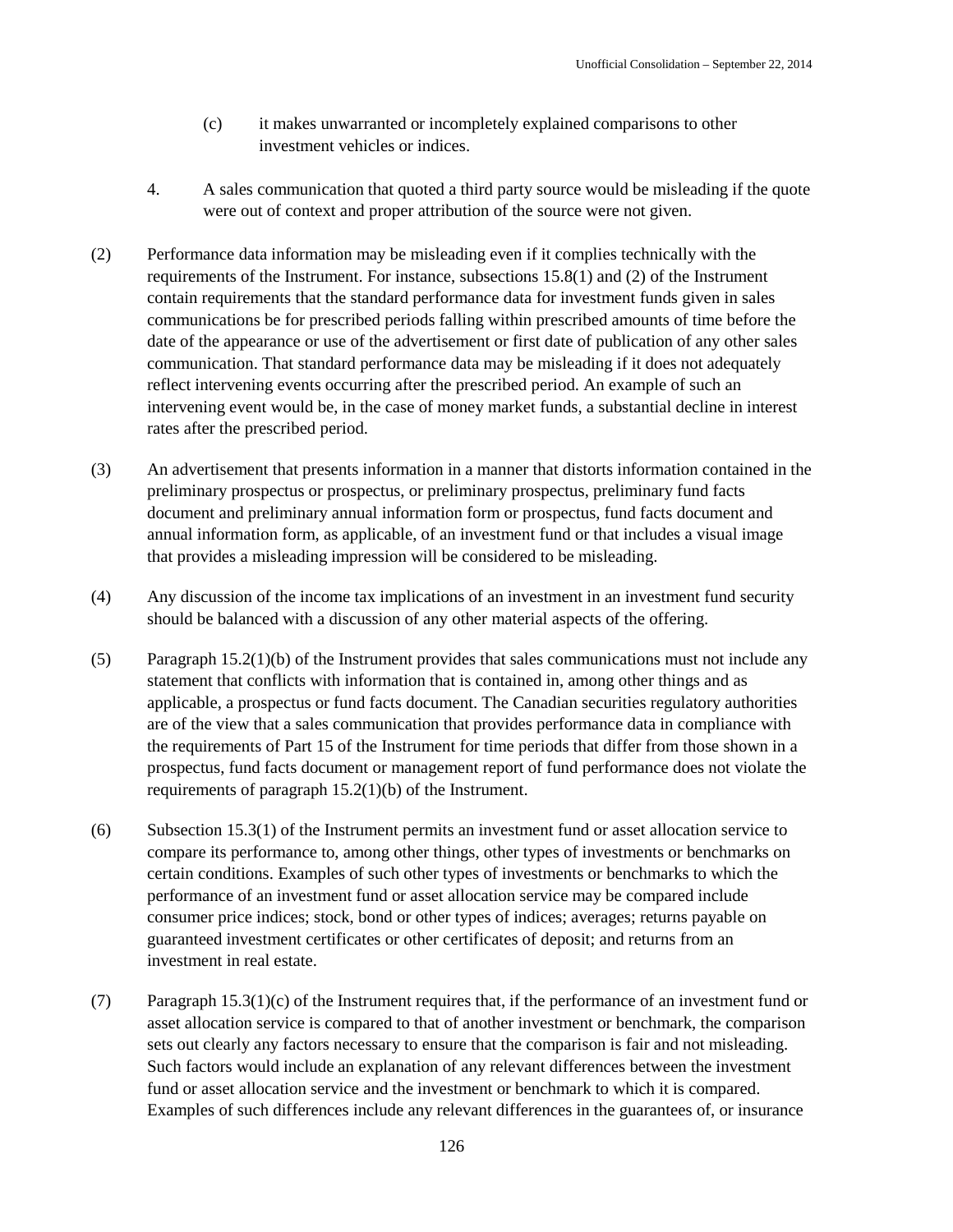(c) it makes unwarranted or incompletely explained comparisons to other investment vehicles or indices.

4. A sales communication that quoted a third party source would be misleading if the quote were out of context and proper attribution of the source were not given.

(2) Performance data information may be misleading even if it complies technically with the requirements of the Instrument. For instance, subsections 15.8(1) and (2) of the Instrument contain requirements that the standard performance data for investment funds given in sales communications be for prescribed periods falling within prescribed amounts of time before the date of the appearance or use of the advertisement or first date of publication of any other sales communication. That standard performance data may be misleading if it does not adequately reflect intervening events occurring after the prescribed period. An example of such an intervening event would be, in the case of money market funds, a substantial decline in interest rates after the prescribed period.

(3) An advertisement that presents information in a manner that distorts information contained in the preliminary prospectus or prospectus, or preliminary prospectus, preliminary fund facts document and preliminary annual information form or prospectus, fund facts document and annual information form, as applicable, of an investment fund or that includes a visual image that provides a misleading impression will be considered to be misleading.

(4) Any discussion of the income tax implications of an investment in an investment fund security should be balanced with a discussion of any other material aspects of the offering.

(5) Paragraph 15.2(1)(b) of the Instrument provides that sales communications must not include any statement that conflicts with information that is contained in, among other things and as applicable, a prospectus or fund facts document. The Canadian securities regulatory authorities are of the view that a sales communication that provides performance data in compliance with the requirements of Part 15 of the Instrument for time periods that differ from those shown in a prospectus, fund facts document or management report of fund performance does not violate the requirements of paragraph 15.2(1)(b) of the Instrument.

(6) Subsection 15.3(1) of the Instrument permits an investment fund or asset allocation service to compare its performance to, among other things, other types of investments or benchmarks on certain conditions. Examples of such other types of investments or benchmarks to which the performance of an investment fund or asset allocation service may be compared include consumer price indices; stock, bond or other types of indices; averages; returns payable on guaranteed investment certificates or other certificates of deposit; and returns from an investment in real estate.

(7) Paragraph 15.3(1)(c) of the Instrument requires that, if the performance of an investment fund or asset allocation service is compared to that of another investment or benchmark, the comparison sets out clearly any factors necessary to ensure that the comparison is fair and not misleading. Such factors would include an explanation of any relevant differences between the investment fund or asset allocation service and the investment or benchmark to which it is compared. Examples of such differences include any relevant differences in the guarantees of, or insurance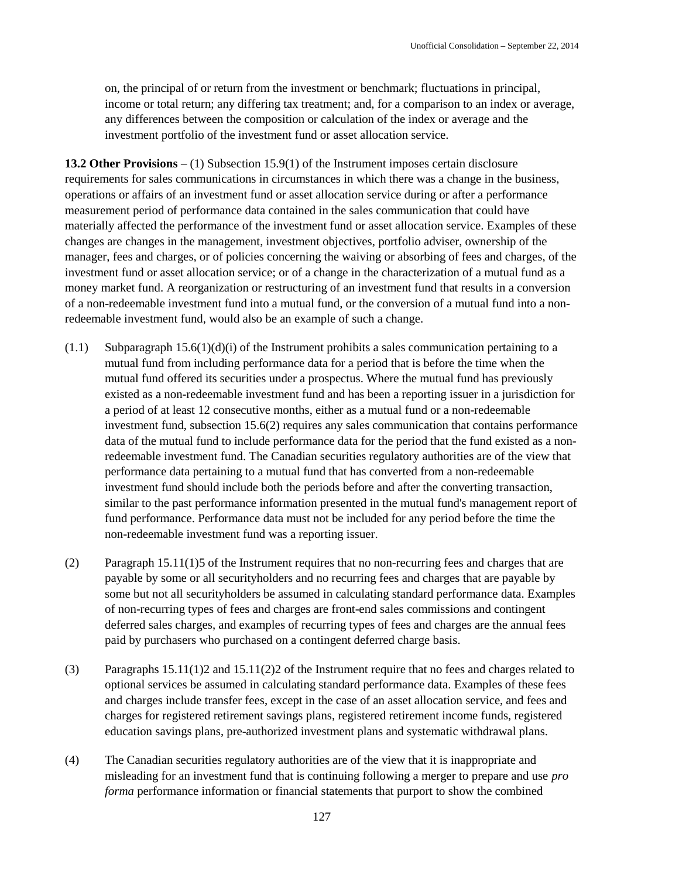on, the principal of or return from the investment or benchmark; fluctuations in principal, income or total return; any differing tax treatment; and, for a comparison to an index or average, any differences between the composition or calculation of the index or average and the investment portfolio of the investment fund or asset allocation service.

**13.2 Other Provisions** – (1) Subsection 15.9(1) of the Instrument imposes certain disclosure requirements for sales communications in circumstances in which there was a change in the business, operations or affairs of an investment fund or asset allocation service during or after a performance measurement period of performance data contained in the sales communication that could have materially affected the performance of the investment fund or asset allocation service. Examples of these changes are changes in the management, investment objectives, portfolio adviser, ownership of the manager, fees and charges, or of policies concerning the waiving or absorbing of fees and charges, of the investment fund or asset allocation service; or of a change in the characterization of a mutual fund as a money market fund. A reorganization or restructuring of an investment fund that results in a conversion of a non-redeemable investment fund into a mutual fund, or the conversion of a mutual fund into a non-redeemable investment fund, would also be an example of such a change.

(1.1) Subparagraph 15.6(1)(d)(i) of the Instrument prohibits a sales communication pertaining to a mutual fund from including performance data for a period that is before the time when the mutual fund offered its securities under a prospectus. Where the mutual fund has previously existed as a non-redeemable investment fund and has been a reporting issuer in a jurisdiction for a period of at least 12 consecutive months, either as a mutual fund or a non-redeemable investment fund, subsection 15.6(2) requires any sales communication that contains performance data of the mutual fund to include performance data for the period that the fund existed as a non-redeemable investment fund. The Canadian securities regulatory authorities are of the view that performance data pertaining to a mutual fund that has converted from a non-redeemable investment fund should include both the periods before and after the converting transaction, similar to the past performance information presented in the mutual fund's management report of fund performance. Performance data must not be included for any period before the time the non-redeemable investment fund was a reporting issuer.

(2) Paragraph 15.11(1)5 of the Instrument requires that no non-recurring fees and charges that are payable by some or all securityholders and no recurring fees and charges that are payable by some but not all securityholders be assumed in calculating standard performance data. Examples of non-recurring types of fees and charges are front-end sales commissions and contingent deferred sales charges, and examples of recurring types of fees and charges are the annual fees paid by purchasers who purchased on a contingent deferred charge basis.

(3) Paragraphs 15.11(1)2 and 15.11(2)2 of the Instrument require that no fees and charges related to optional services be assumed in calculating standard performance data. Examples of these fees and charges include transfer fees, except in the case of an asset allocation service, and fees and charges for registered retirement savings plans, registered retirement income funds, registered education savings plans, pre-authorized investment plans and systematic withdrawal plans.

(4) The Canadian securities regulatory authorities are of the view that it is inappropriate and misleading for an investment fund that is continuing following a merger to prepare and use *pro forma* performance information or financial statements that purport to show the combined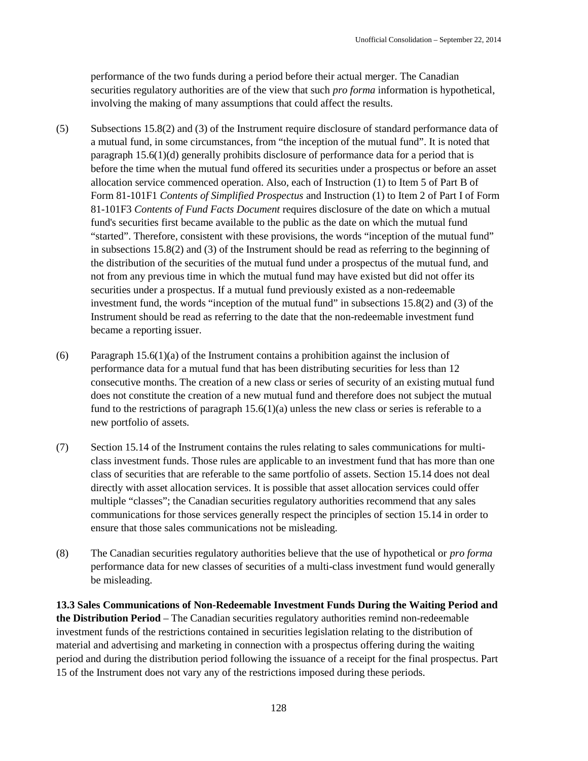performance of the two funds during a period before their actual merger. The Canadian securities regulatory authorities are of the view that such *pro forma* information is hypothetical, involving the making of many assumptions that could affect the results.

(5) Subsections 15.8(2) and (3) of the Instrument require disclosure of standard performance data of a mutual fund, in some circumstances, from "the inception of the mutual fund". It is noted that paragraph 15.6(1)(d) generally prohibits disclosure of performance data for a period that is before the time when the mutual fund offered its securities under a prospectus or before an asset allocation service commenced operation. Also, each of Instruction (1) to Item 5 of Part B of Form 81-101F1 *Contents of Simplified Prospectus* and Instruction (1) to Item 2 of Part I of Form 81-101F3 *Contents of Fund Facts Document* requires disclosure of the date on which a mutual fund's securities first became available to the public as the date on which the mutual fund "started". Therefore, consistent with these provisions, the words "inception of the mutual fund" in subsections 15.8(2) and (3) of the Instrument should be read as referring to the beginning of the distribution of the securities of the mutual fund under a prospectus of the mutual fund, and not from any previous time in which the mutual fund may have existed but did not offer its securities under a prospectus. If a mutual fund previously existed as a non-redeemable investment fund, the words "inception of the mutual fund" in subsections 15.8(2) and (3) of the Instrument should be read as referring to the date that the non-redeemable investment fund became a reporting issuer.

(6) Paragraph 15.6(1)(a) of the Instrument contains a prohibition against the inclusion of performance data for a mutual fund that has been distributing securities for less than 12 consecutive months. The creation of a new class or series of security of an existing mutual fund does not constitute the creation of a new mutual fund and therefore does not subject the mutual fund to the restrictions of paragraph 15.6(1)(a) unless the new class or series is referable to a new portfolio of assets.

(7) Section 15.14 of the Instrument contains the rules relating to sales communications for multi-class investment funds. Those rules are applicable to an investment fund that has more than one class of securities that are referable to the same portfolio of assets. Section 15.14 does not deal directly with asset allocation services. It is possible that asset allocation services could offer multiple "classes"; the Canadian securities regulatory authorities recommend that any sales communications for those services generally respect the principles of section 15.14 in order to ensure that those sales communications not be misleading.

(8) The Canadian securities regulatory authorities believe that the use of hypothetical or *pro forma* performance data for new classes of securities of a multi-class investment fund would generally be misleading.

**13.3 Sales Communications of Non-Redeemable Investment Funds During the Waiting Period and the Distribution Period** – The Canadian securities regulatory authorities remind non-redeemable investment funds of the restrictions contained in securities legislation relating to the distribution of material and advertising and marketing in connection with a prospectus offering during the waiting period and during the distribution period following the issuance of a receipt for the final prospectus. Part 15 of the Instrument does not vary any of the restrictions imposed during these periods.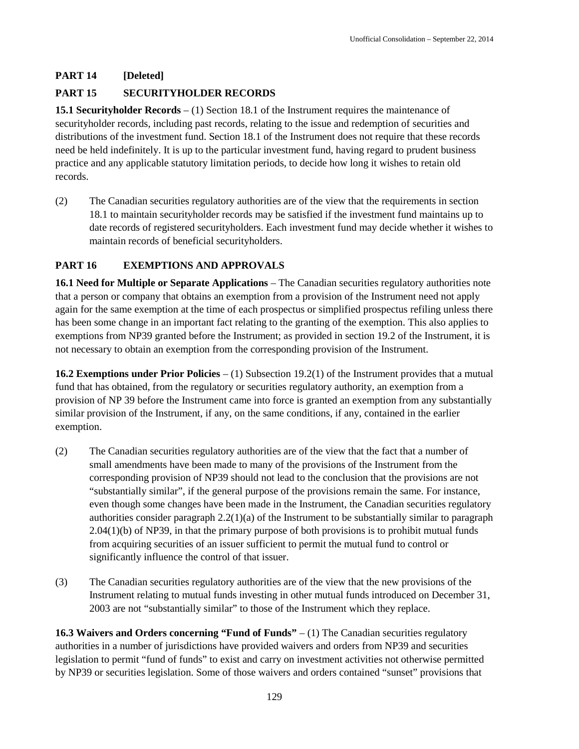## PART 14 [Deleted]

## PART 15 SECURITYHOLDER RECORDS

**15.1 Securityholder Records** – (1) Section 18.1 of the Instrument requires the maintenance of securityholder records, including past records, relating to the issue and redemption of securities and distributions of the investment fund. Section 18.1 of the Instrument does not require that these records need be held indefinitely. It is up to the particular investment fund, having regard to prudent business practice and any applicable statutory limitation periods, to decide how long it wishes to retain old records.

(2) The Canadian securities regulatory authorities are of the view that the requirements in section 18.1 to maintain securityholder records may be satisfied if the investment fund maintains up to date records of registered securityholders. Each investment fund may decide whether it wishes to maintain records of beneficial securityholders.

## PART 16 EXEMPTIONS AND APPROVALS

**16.1 Need for Multiple or Separate Applications** – The Canadian securities regulatory authorities note that a person or company that obtains an exemption from a provision of the Instrument need not apply again for the same exemption at the time of each prospectus or simplified prospectus refiling unless there has been some change in an important fact relating to the granting of the exemption. This also applies to exemptions from NP39 granted before the Instrument; as provided in section 19.2 of the Instrument, it is not necessary to obtain an exemption from the corresponding provision of the Instrument.

**16.2 Exemptions under Prior Policies** – (1) Subsection 19.2(1) of the Instrument provides that a mutual fund that has obtained, from the regulatory or securities regulatory authority, an exemption from a provision of NP 39 before the Instrument came into force is granted an exemption from any substantially similar provision of the Instrument, if any, on the same conditions, if any, contained in the earlier exemption.

(2) The Canadian securities regulatory authorities are of the view that the fact that a number of small amendments have been made to many of the provisions of the Instrument from the corresponding provision of NP39 should not lead to the conclusion that the provisions are not "substantially similar", if the general purpose of the provisions remain the same. For instance, even though some changes have been made in the Instrument, the Canadian securities regulatory authorities consider paragraph 2.2(1)(a) of the Instrument to be substantially similar to paragraph 2.04(1)(b) of NP39, in that the primary purpose of both provisions is to prohibit mutual funds from acquiring securities of an issuer sufficient to permit the mutual fund to control or significantly influence the control of that issuer.

(3) The Canadian securities regulatory authorities are of the view that the new provisions of the Instrument relating to mutual funds investing in other mutual funds introduced on December 31, 2003 are not "substantially similar" to those of the Instrument which they replace.

**16.3 Waivers and Orders concerning "Fund of Funds"** – (1) The Canadian securities regulatory authorities in a number of jurisdictions have provided waivers and orders from NP39 and securities legislation to permit "fund of funds" to exist and carry on investment activities not otherwise permitted by NP39 or securities legislation. Some of those waivers and orders contained "sunset" provisions that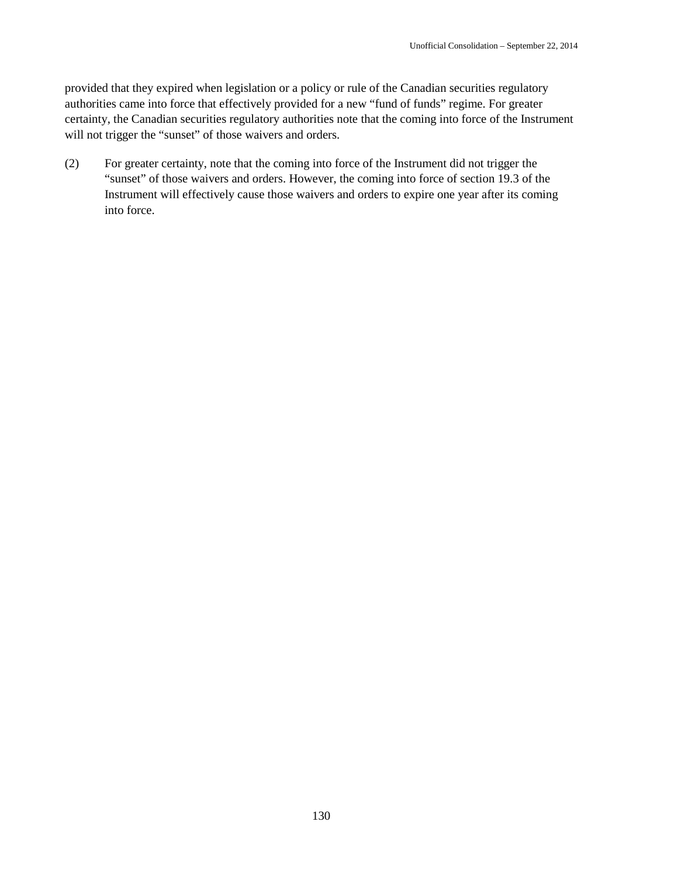provided that they expired when legislation or a policy or rule of the Canadian securities regulatory authorities came into force that effectively provided for a new "fund of funds" regime. For greater certainty, the Canadian securities regulatory authorities note that the coming into force of the Instrument will not trigger the "sunset" of those waivers and orders.

(2) For greater certainty, note that the coming into force of the Instrument did not trigger the "sunset" of those waivers and orders. However, the coming into force of section 19.3 of the Instrument will effectively cause those waivers and orders to expire one year after its coming into force.